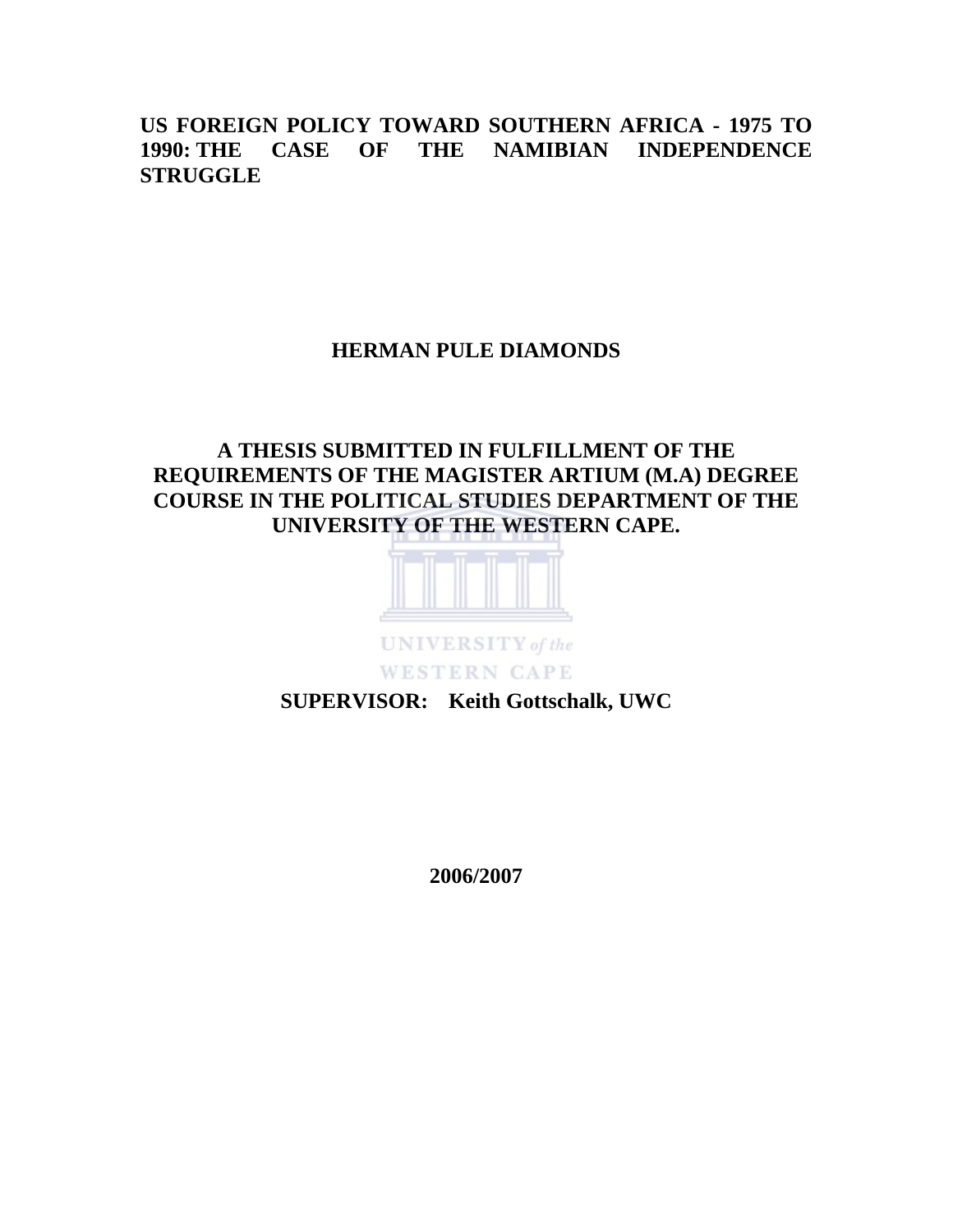# US FOREIGN POLICY TOWARD SOUTHERN AFRICA - 1975 TO 1990: THE CASE OF THE NAMIBIAN INDEPENDENCE STRUGGLE

**HERMAN PULE DIAMONDS**

**A THESIS SUBMITTED IN FULFILLMENT OF THE REQUIREMENTS OF THE MAGISTER ARTIUM (M.A) DEGREE COURSE IN THE POLITICAL STUDIES DEPARTMENT OF THE UNIVERSITY OF THE WESTERN CAPE.**

**SUPERVISOR: Keith Gottschalk, UWC**

**2006/2007**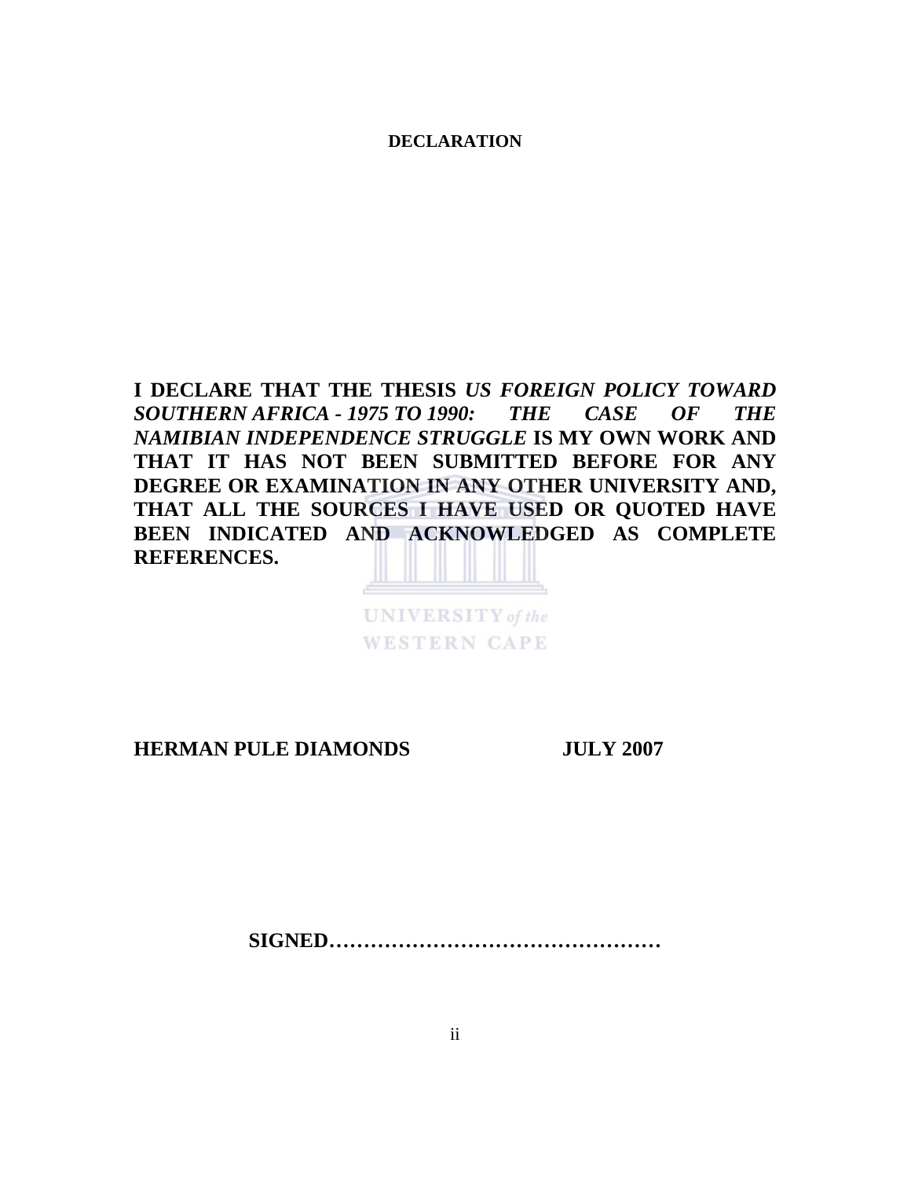# DECLARATION

**I DECLARE THAT THE THESIS *US FOREIGN POLICY TOWARD SOUTHERN AFRICA - 1975 TO 1990: THE CASE OF THE NAMIBIAN INDEPENDENCE STRUGGLE* IS MY OWN WORK AND THAT IT HAS NOT BEEN SUBMITTED BEFORE FOR ANY DEGREE OR EXAMINATION IN ANY OTHER UNIVERSITY AND, THAT ALL THE SOURCES I HAVE USED OR QUOTED HAVE BEEN INDICATED AND ACKNOWLEDGED AS COMPLETE REFERENCES.**

**HERMAN PULE DIAMONDS JULY 2007**

**SIGNED…………………………………………**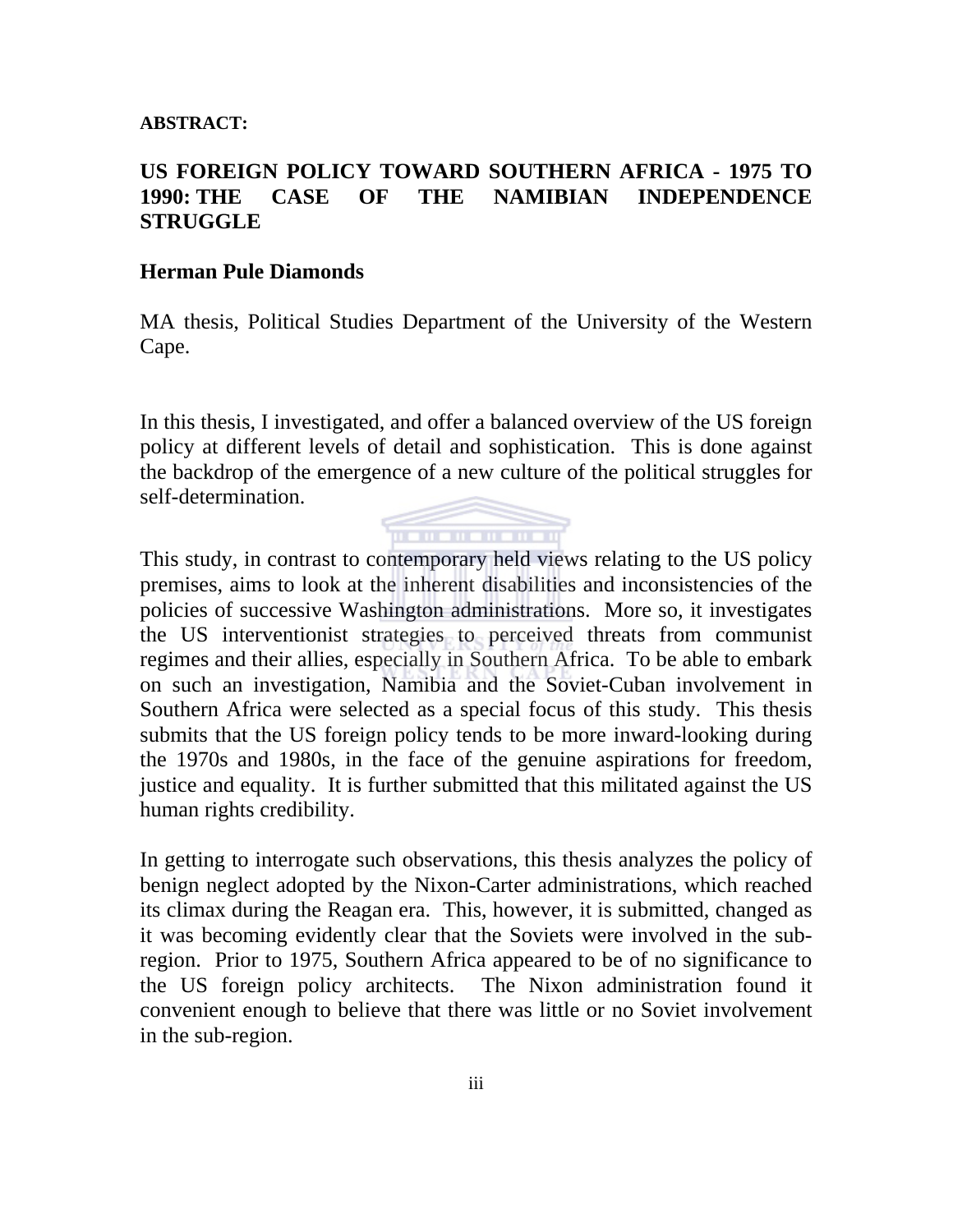**ABSTRACT:**

## US FOREIGN POLICY TOWARD SOUTHERN AFRICA - 1975 TO 1990: THE CASE OF THE NAMIBIAN INDEPENDENCE STRUGGLE

**Herman Pule Diamonds**

MA thesis, Political Studies Department of the University of the Western Cape.

In this thesis, I investigated, and offer a balanced overview of the US foreign policy at different levels of detail and sophistication. This is done against the backdrop of the emergence of a new culture of the political struggles for self-determination.

This study, in contrast to contemporary held views relating to the US policy premises, aims to look at the inherent disabilities and inconsistencies of the policies of successive Washington administrations. More so, it investigates the US interventionist strategies to perceived threats from communist regimes and their allies, especially in Southern Africa. To be able to embark on such an investigation, Namibia and the Soviet-Cuban involvement in Southern Africa were selected as a special focus of this study. This thesis submits that the US foreign policy tends to be more inward-looking during the 1970s and 1980s, in the face of the genuine aspirations for freedom, justice and equality. It is further submitted that this militated against the US human rights credibility.

In getting to interrogate such observations, this thesis analyzes the policy of benign neglect adopted by the Nixon-Carter administrations, which reached its climax during the Reagan era. This, however, it is submitted, changed as it was becoming evidently clear that the Soviets were involved in the sub-region. Prior to 1975, Southern Africa appeared to be of no significance to the US foreign policy architects. The Nixon administration found it convenient enough to believe that there was little or no Soviet involvement in the sub-region.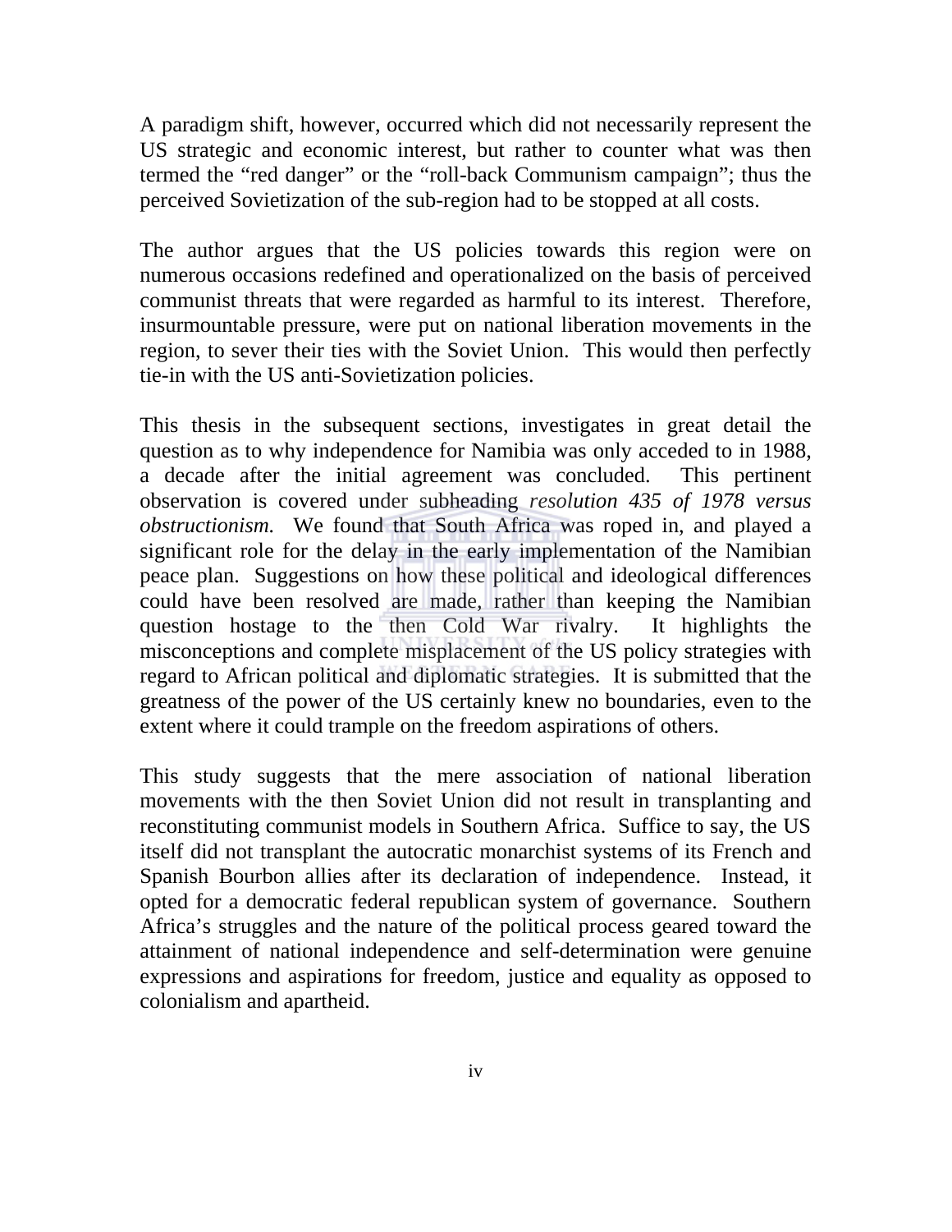A paradigm shift, however, occurred which did not necessarily represent the US strategic and economic interest, but rather to counter what was then termed the "red danger" or the "roll-back Communism campaign"; thus the perceived Sovietization of the sub-region had to be stopped at all costs.

The author argues that the US policies towards this region were on numerous occasions redefined and operationalized on the basis of perceived communist threats that were regarded as harmful to its interest. Therefore, insurmountable pressure, were put on national liberation movements in the region, to sever their ties with the Soviet Union. This would then perfectly tie-in with the US anti-Sovietization policies.

This thesis in the subsequent sections, investigates in great detail the question as to why independence for Namibia was only acceded to in 1988, a decade after the initial agreement was concluded. This pertinent observation is covered under subheading *resolution 435 of 1978 versus obstructionism.* We found that South Africa was roped in, and played a significant role for the delay in the early implementation of the Namibian peace plan. Suggestions on how these political and ideological differences could have been resolved are made, rather than keeping the Namibian question hostage to the then Cold War rivalry. It highlights the misconceptions and complete misplacement of the US policy strategies with regard to African political and diplomatic strategies. It is submitted that the greatness of the power of the US certainly knew no boundaries, even to the extent where it could trample on the freedom aspirations of others.

This study suggests that the mere association of national liberation movements with the then Soviet Union did not result in transplanting and reconstituting communist models in Southern Africa. Suffice to say, the US itself did not transplant the autocratic monarchist systems of its French and Spanish Bourbon allies after its declaration of independence. Instead, it opted for a democratic federal republican system of governance. Southern Africa's struggles and the nature of the political process geared toward the attainment of national independence and self-determination were genuine expressions and aspirations for freedom, justice and equality as opposed to colonialism and apartheid.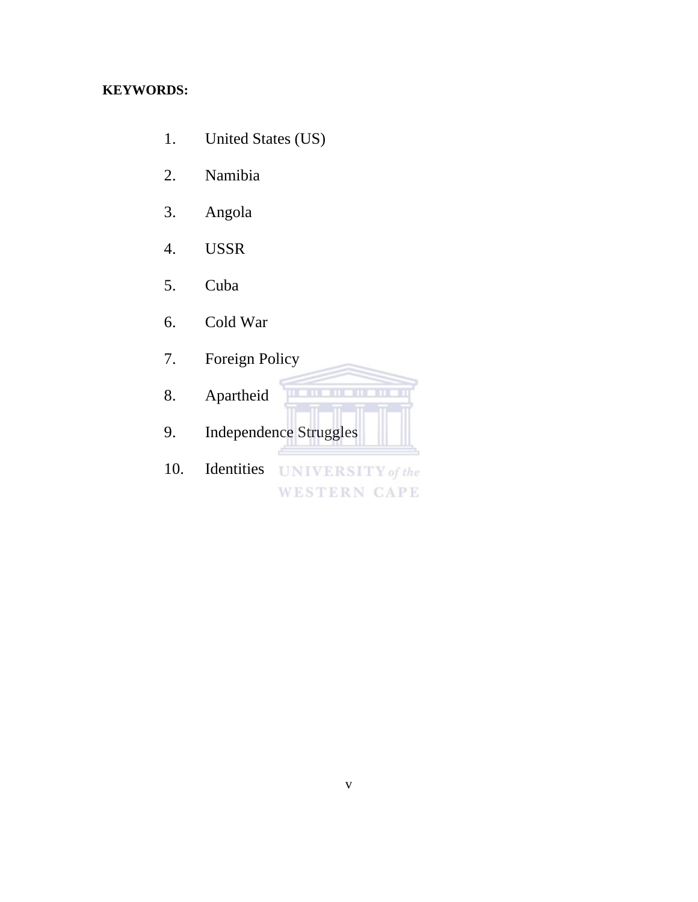**KEYWORDS:**

1. United States (US)
2. Namibia
3. Angola
4. USSR
5. Cuba
6. Cold War
7. Foreign Policy
8. Apartheid
9. Independence Struggles
10. Identities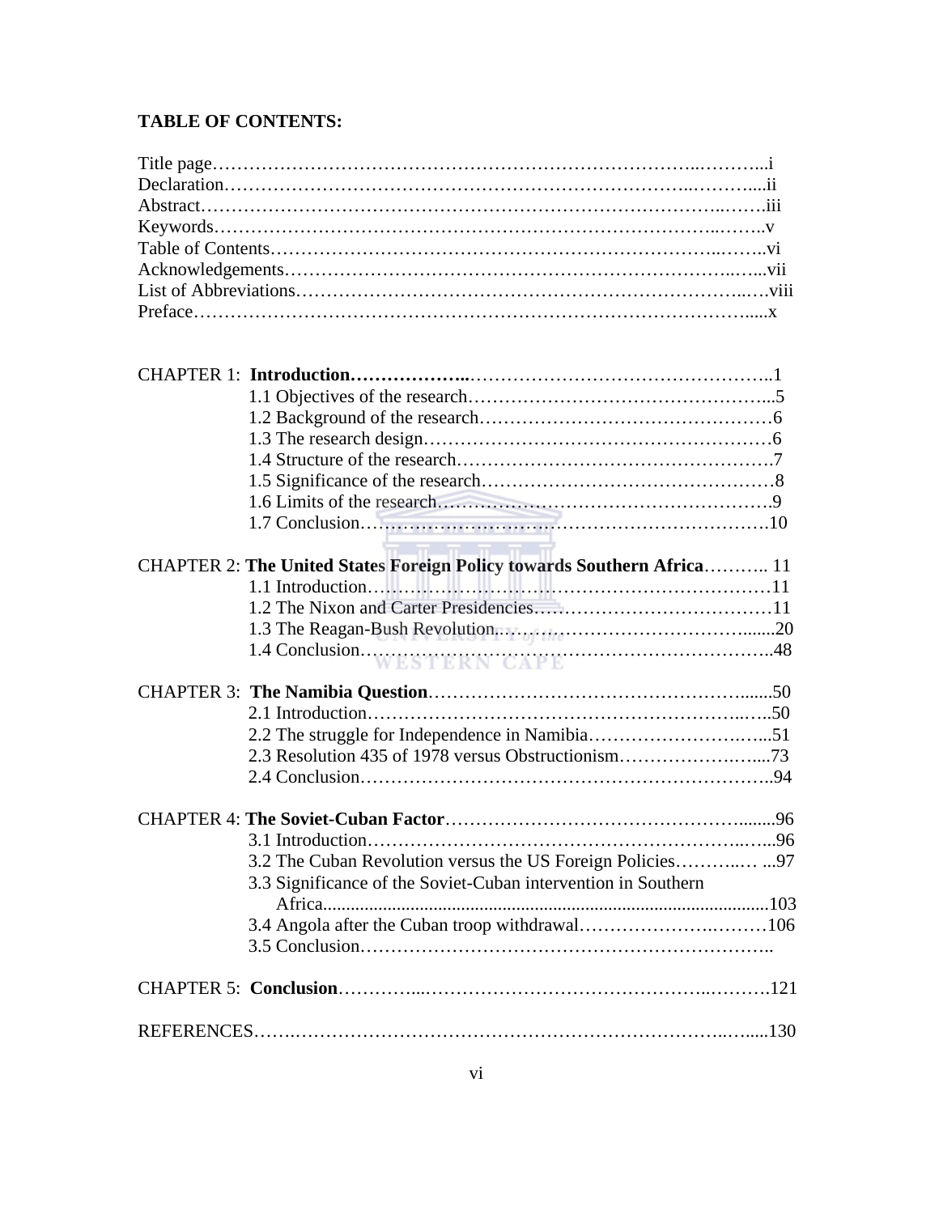**TABLE OF CONTENTS:**

Title page…………………………………………………………………..………...i
Declaration…………………………………………………………………..………....ii
Abstract…………………………………………………………………………..…….iii
Keywords……………………………………………………………………..……..v
Table of Contents…………………………………………………………..……..vi
Acknowledgements……………………………………………………………..…...vii
List of Abbreviations…………………………………………………………..….viii
Preface……………………………………………………………………………….....x

CHAPTER 1: **Introduction………………..**………………………………………..1
1.1 Objectives of the research………………………………………….....5
1.2 Background of the research……………………………………………6
1.3 The research design……………………………………………………6
1.4 Structure of the research…………………………………………….7
1.5 Significance of the research…………………………………………8
1.6 Limits of the research…………………………………………….9
1.7 Conclusion……………………………………………………….10

CHAPTER 2: **The United States Foreign Policy towards Southern Africa**……….. 11
1.1 Introduction……………………………………………………………11
1.2 The Nixon and Carter Presidencies……………………………………11
1.3 The Reagan-Bush Revolution…………………………………….......20
1.4 Conclusion……………………………………………………………..48

CHAPTER 3: **The Namibia Question**……………………………………………......50
2.1 Introduction………………………………………………………..…..50
2.2 The struggle for Independence in Namibia……………………….…...51
2.3 Resolution 435 of 1978 versus Obstructionism…………………….....73
2.4 Conclusion……………………………………………………………..94

CHAPTER 4: **The Soviet-Cuban Factor**……………………………………….........96
3.1 Introduction………………………………………………………..…...96
3.2 The Cuban Revolution versus the US Foreign Policies………..… ...97
3.3 Significance of the Soviet-Cuban intervention in Southern Africa...............................................................................................103
3.4 Angola after the Cuban troop withdrawal…………………….………106
3.5 Conclusion……………………………………………………………..

CHAPTER 5: **Conclusion**…………...…………………………………………..……….121

REFERENCES…….………………………………………………………………..…....130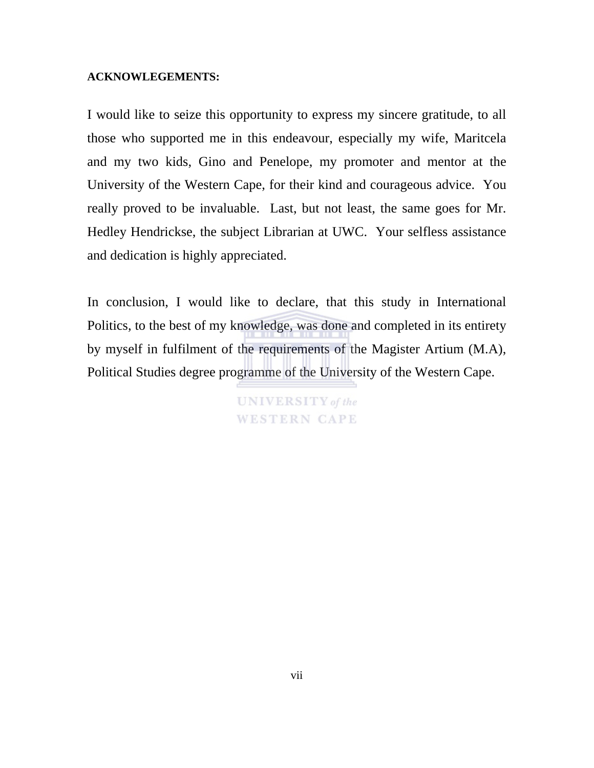**ACKNOWLEGEMENTS:**

I would like to seize this opportunity to express my sincere gratitude, to all those who supported me in this endeavour, especially my wife, Maritcela and my two kids, Gino and Penelope, my promoter and mentor at the University of the Western Cape, for their kind and courageous advice. You really proved to be invaluable. Last, but not least, the same goes for Mr. Hedley Hendrickse, the subject Librarian at UWC. Your selfless assistance and dedication is highly appreciated.

In conclusion, I would like to declare, that this study in International Politics, to the best of my knowledge, was done and completed in its entirety by myself in fulfilment of the requirements of the Magister Artium (M.A), Political Studies degree programme of the University of the Western Cape.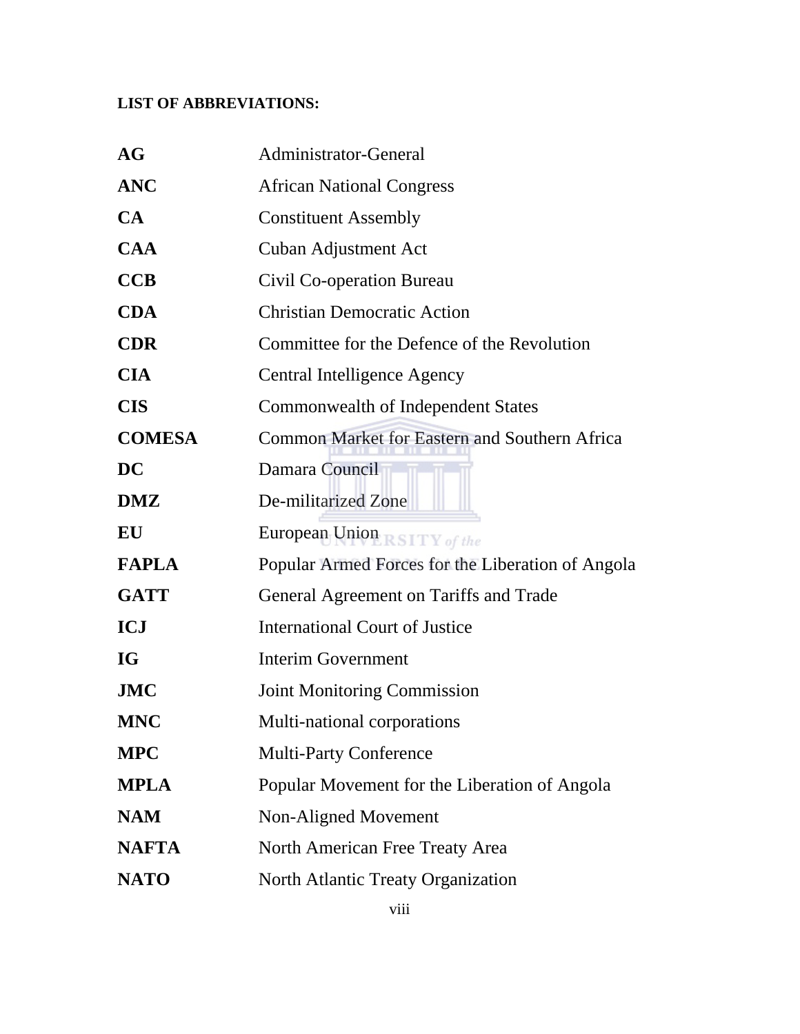**LIST OF ABBREVIATIONS:**

| | |
|---|---|
| **AG** | Administrator-General |
| **ANC** | African National Congress |
| **CA** | Constituent Assembly |
| **CAA** | Cuban Adjustment Act |
| **CCB** | Civil Co-operation Bureau |
| **CDA** | Christian Democratic Action |
| **CDR** | Committee for the Defence of the Revolution |
| **CIA** | Central Intelligence Agency |
| **CIS** | Commonwealth of Independent States |
| **COMESA** | Common Market for Eastern and Southern Africa |
| **DC** | Damara Council |
| **DMZ** | De-militarized Zone |
| **EU** | European Union |
| **FAPLA** | Popular Armed Forces for the Liberation of Angola |
| **GATT** | General Agreement on Tariffs and Trade |
| **ICJ** | International Court of Justice |
| **IG** | Interim Government |
| **JMC** | Joint Monitoring Commission |
| **MNC** | Multi-national corporations |
| **MPC** | Multi-Party Conference |
| **MPLA** | Popular Movement for the Liberation of Angola |
| **NAM** | Non-Aligned Movement |
| **NAFTA** | North American Free Treaty Area |
| **NATO** | North Atlantic Treaty Organization |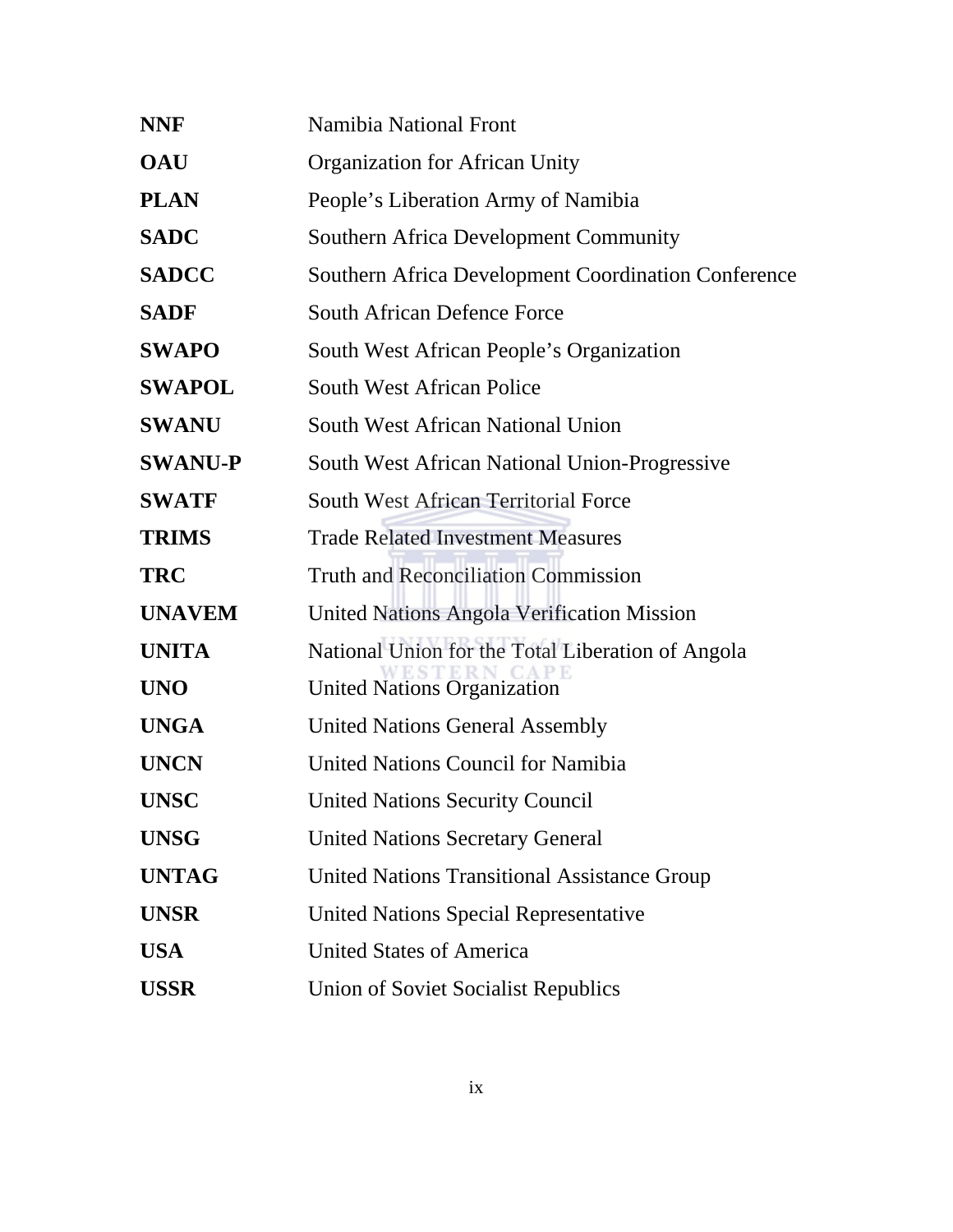| | |
|---|---|
| **NNF** | Namibia National Front |
| **OAU** | Organization for African Unity |
| **PLAN** | People's Liberation Army of Namibia |
| **SADC** | Southern Africa Development Community |
| **SADCC** | Southern Africa Development Coordination Conference |
| **SADF** | South African Defence Force |
| **SWAPO** | South West African People's Organization |
| **SWAPOL** | South West African Police |
| **SWANU** | South West African National Union |
| **SWANU-P** | South West African National Union-Progressive |
| **SWATF** | South West African Territorial Force |
| **TRIMS** | Trade Related Investment Measures |
| **TRC** | Truth and Reconciliation Commission |
| **UNAVEM** | United Nations Angola Verification Mission |
| **UNITA** | National Union for the Total Liberation of Angola |
| **UNO** | United Nations Organization |
| **UNGA** | United Nations General Assembly |
| **UNCN** | United Nations Council for Namibia |
| **UNSC** | United Nations Security Council |
| **UNSG** | United Nations Secretary General |
| **UNTAG** | United Nations Transitional Assistance Group |
| **UNSR** | United Nations Special Representative |
| **USA** | United States of America |
| **USSR** | Union of Soviet Socialist Republics |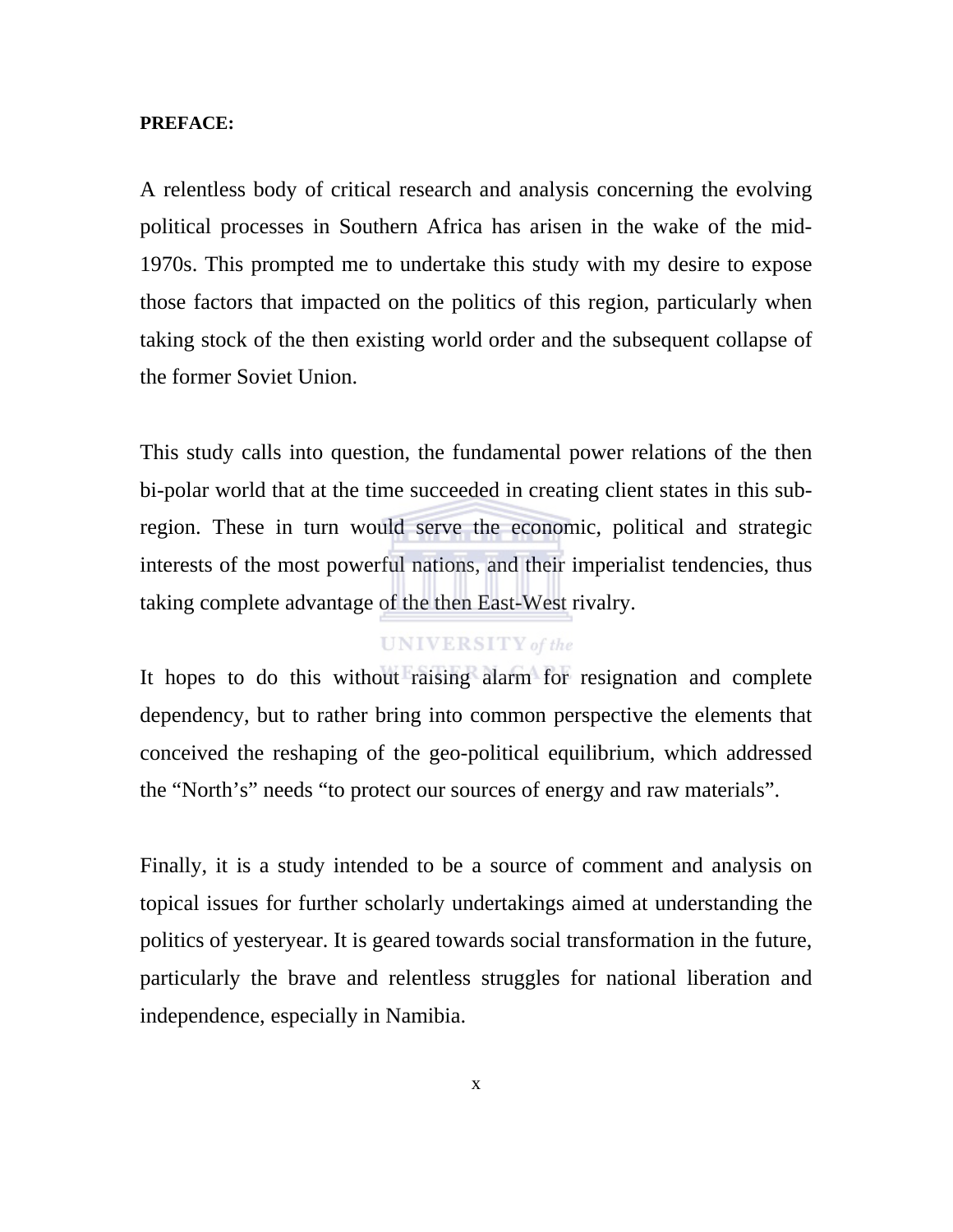**PREFACE:**

A relentless body of critical research and analysis concerning the evolving political processes in Southern Africa has arisen in the wake of the mid-1970s. This prompted me to undertake this study with my desire to expose those factors that impacted on the politics of this region, particularly when taking stock of the then existing world order and the subsequent collapse of the former Soviet Union.

This study calls into question, the fundamental power relations of the then bi-polar world that at the time succeeded in creating client states in this sub-region. These in turn would serve the economic, political and strategic interests of the most powerful nations, and their imperialist tendencies, thus taking complete advantage of the then East-West rivalry.

It hopes to do this without raising alarm for resignation and complete dependency, but to rather bring into common perspective the elements that conceived the reshaping of the geo-political equilibrium, which addressed the "North's" needs "to protect our sources of energy and raw materials".

Finally, it is a study intended to be a source of comment and analysis on topical issues for further scholarly undertakings aimed at understanding the politics of yesteryear. It is geared towards social transformation in the future, particularly the brave and relentless struggles for national liberation and independence, especially in Namibia.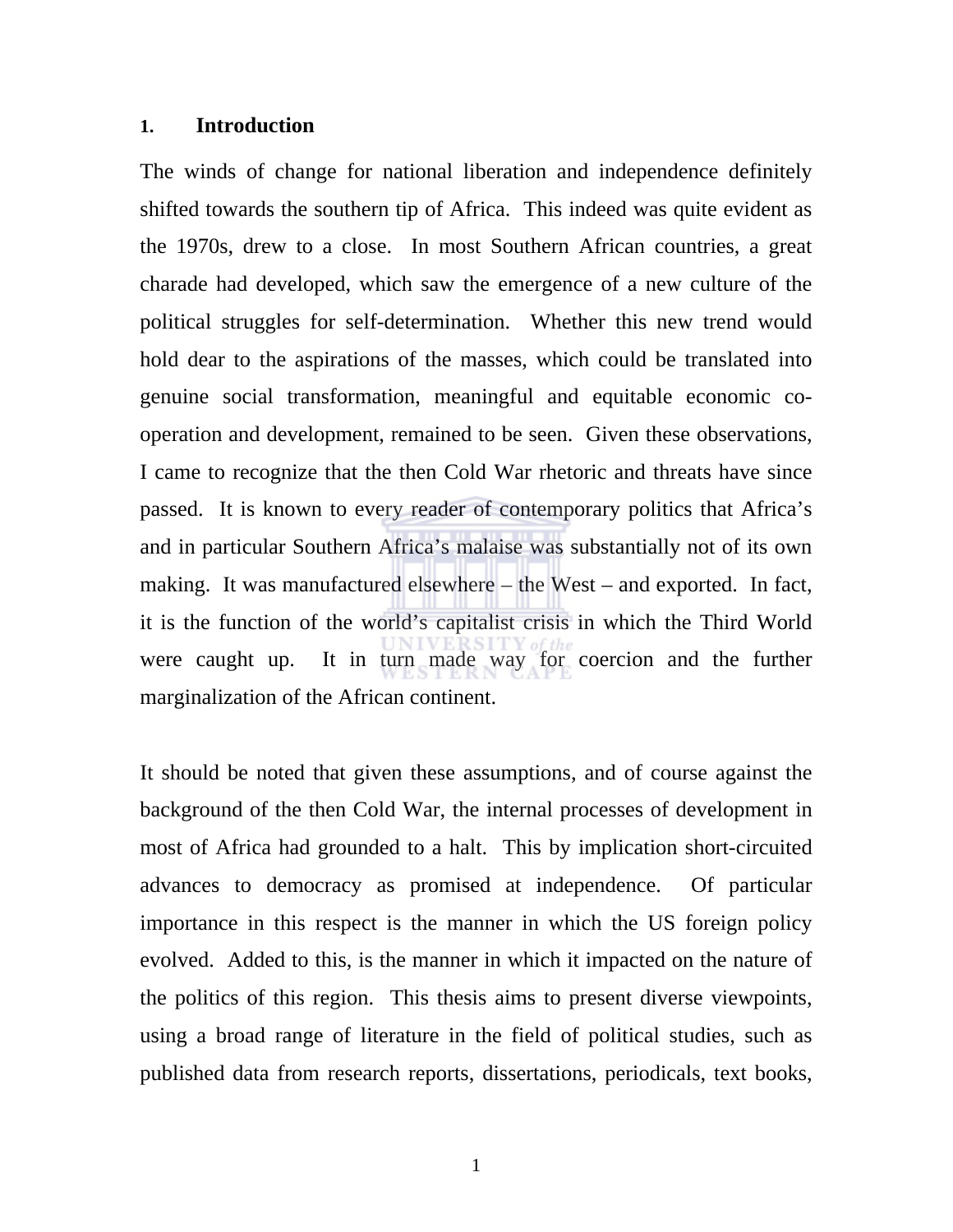## 1. Introduction

The winds of change for national liberation and independence definitely shifted towards the southern tip of Africa. This indeed was quite evident as the 1970s, drew to a close. In most Southern African countries, a great charade had developed, which saw the emergence of a new culture of the political struggles for self-determination. Whether this new trend would hold dear to the aspirations of the masses, which could be translated into genuine social transformation, meaningful and equitable economic co-operation and development, remained to be seen. Given these observations, I came to recognize that the then Cold War rhetoric and threats have since passed. It is known to every reader of contemporary politics that Africa's and in particular Southern Africa's malaise was substantially not of its own making. It was manufactured elsewhere – the West – and exported. In fact, it is the function of the world's capitalist crisis in which the Third World were caught up. It in turn made way for coercion and the further marginalization of the African continent.

It should be noted that given these assumptions, and of course against the background of the then Cold War, the internal processes of development in most of Africa had grounded to a halt. This by implication short-circuited advances to democracy as promised at independence. Of particular importance in this respect is the manner in which the US foreign policy evolved. Added to this, is the manner in which it impacted on the nature of the politics of this region. This thesis aims to present diverse viewpoints, using a broad range of literature in the field of political studies, such as published data from research reports, dissertations, periodicals, text books,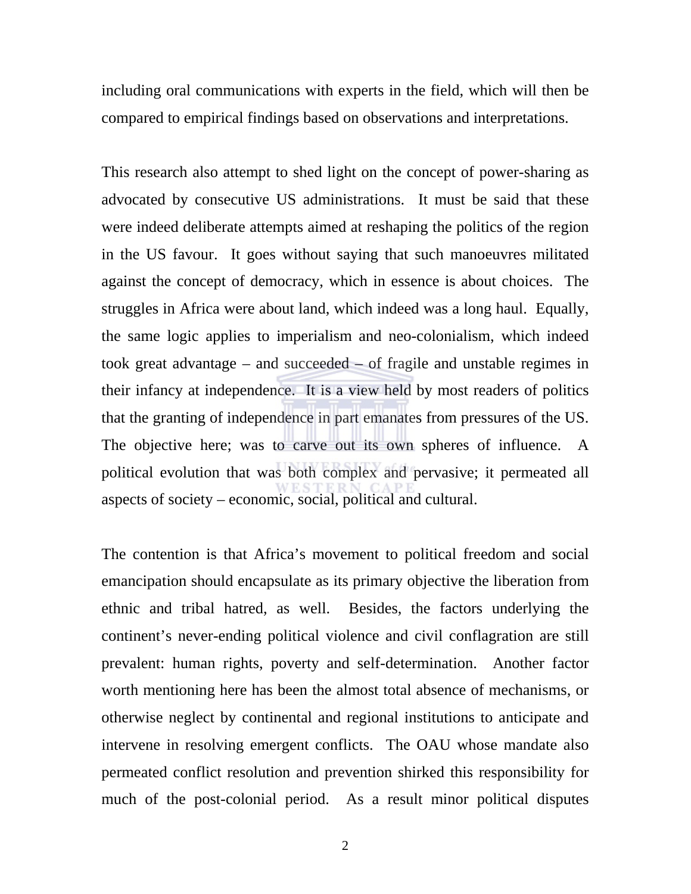including oral communications with experts in the field, which will then be compared to empirical findings based on observations and interpretations.

This research also attempt to shed light on the concept of power-sharing as advocated by consecutive US administrations. It must be said that these were indeed deliberate attempts aimed at reshaping the politics of the region in the US favour. It goes without saying that such manoeuvres militated against the concept of democracy, which in essence is about choices. The struggles in Africa were about land, which indeed was a long haul. Equally, the same logic applies to imperialism and neo-colonialism, which indeed took great advantage – and succeeded – of fragile and unstable regimes in their infancy at independence. It is a view held by most readers of politics that the granting of independence in part emanates from pressures of the US. The objective here; was to carve out its own spheres of influence. A political evolution that was both complex and pervasive; it permeated all aspects of society – economic, social, political and cultural.

The contention is that Africa's movement to political freedom and social emancipation should encapsulate as its primary objective the liberation from ethnic and tribal hatred, as well. Besides, the factors underlying the continent's never-ending political violence and civil conflagration are still prevalent: human rights, poverty and self-determination. Another factor worth mentioning here has been the almost total absence of mechanisms, or otherwise neglect by continental and regional institutions to anticipate and intervene in resolving emergent conflicts. The OAU whose mandate also permeated conflict resolution and prevention shirked this responsibility for much of the post-colonial period. As a result minor political disputes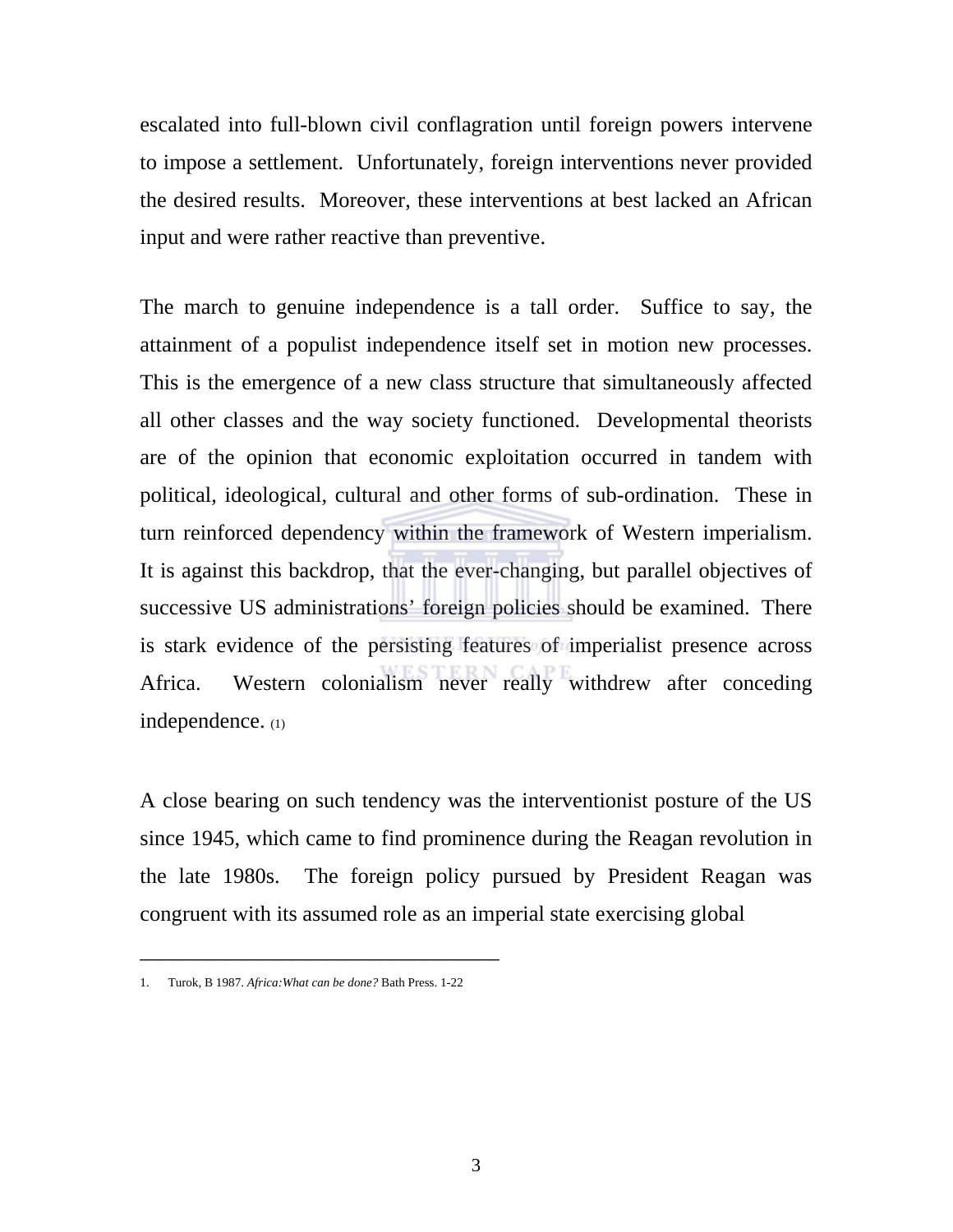escalated into full-blown civil conflagration until foreign powers intervene to impose a settlement. Unfortunately, foreign interventions never provided the desired results. Moreover, these interventions at best lacked an African input and were rather reactive than preventive.

The march to genuine independence is a tall order. Suffice to say, the attainment of a populist independence itself set in motion new processes. This is the emergence of a new class structure that simultaneously affected all other classes and the way society functioned. Developmental theorists are of the opinion that economic exploitation occurred in tandem with political, ideological, cultural and other forms of sub-ordination. These in turn reinforced dependency within the framework of Western imperialism. It is against this backdrop, that the ever-changing, but parallel objectives of successive US administrations' foreign policies should be examined. There is stark evidence of the persisting features of imperialist presence across Africa. Western colonialism never really withdrew after conceding independence. (1)

A close bearing on such tendency was the interventionist posture of the US since 1945, which came to find prominence during the Reagan revolution in the late 1980s. The foreign policy pursued by President Reagan was congruent with its assumed role as an imperial state exercising global

---

1. Turok, B 1987. *Africa:What can be done?* Bath Press. 1-22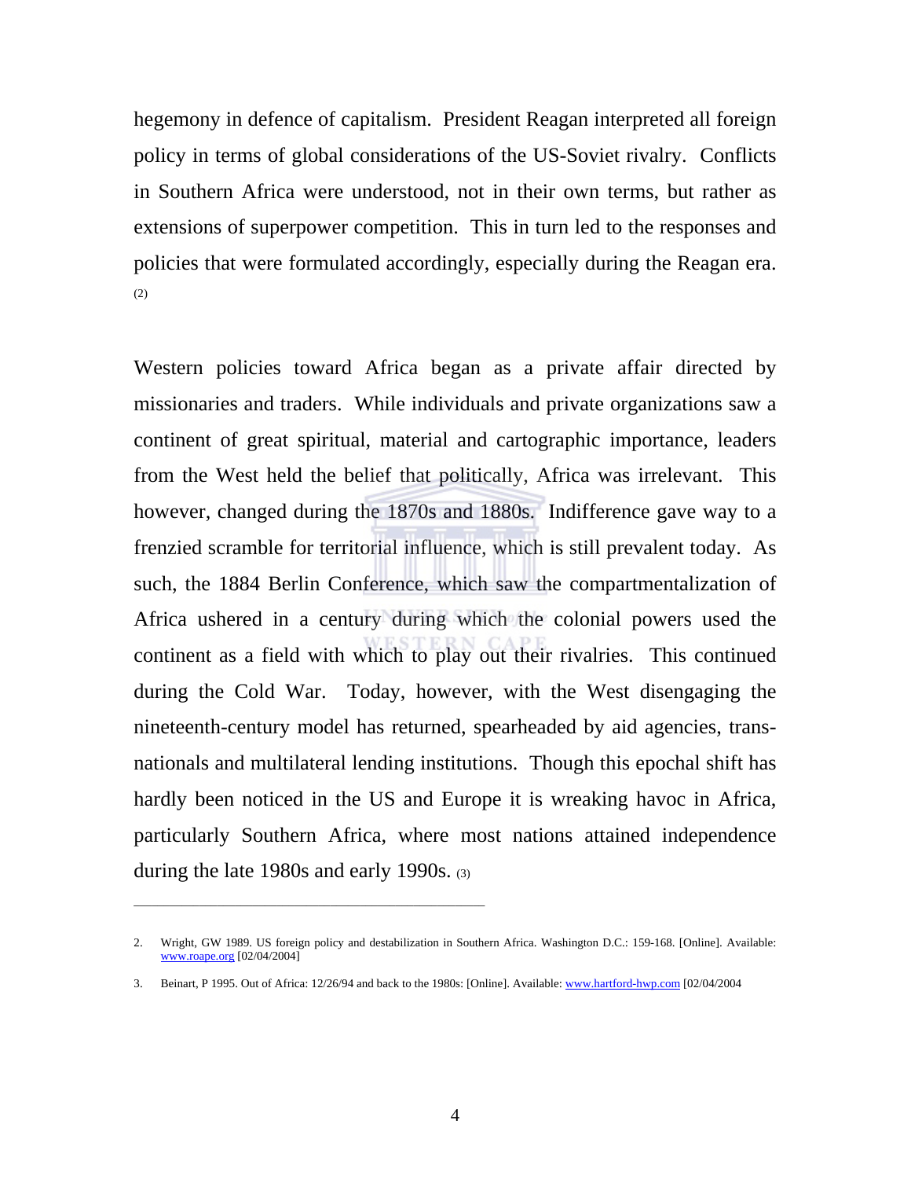hegemony in defence of capitalism. President Reagan interpreted all foreign policy in terms of global considerations of the US-Soviet rivalry. Conflicts in Southern Africa were understood, not in their own terms, but rather as extensions of superpower competition. This in turn led to the responses and policies that were formulated accordingly, especially during the Reagan era. (2)

Western policies toward Africa began as a private affair directed by missionaries and traders. While individuals and private organizations saw a continent of great spiritual, material and cartographic importance, leaders from the West held the belief that politically, Africa was irrelevant. This however, changed during the 1870s and 1880s. Indifference gave way to a frenzied scramble for territorial influence, which is still prevalent today. As such, the 1884 Berlin Conference, which saw the compartmentalization of Africa ushered in a century during which the colonial powers used the continent as a field with which to play out their rivalries. This continued during the Cold War. Today, however, with the West disengaging the nineteenth-century model has returned, spearheaded by aid agencies, trans-nationals and multilateral lending institutions. Though this epochal shift has hardly been noticed in the US and Europe it is wreaking havoc in Africa, particularly Southern Africa, where most nations attained independence during the late 1980s and early 1990s. (3)

---

2. Wright, GW 1989. US foreign policy and destabilization in Southern Africa. Washington D.C.: 159-168. [Online]. Available: www.roape.org [02/04/2004]

3. Beinart, P 1995. Out of Africa: 12/26/94 and back to the 1980s: [Online]. Available: www.hartford-hwp.com [02/04/2004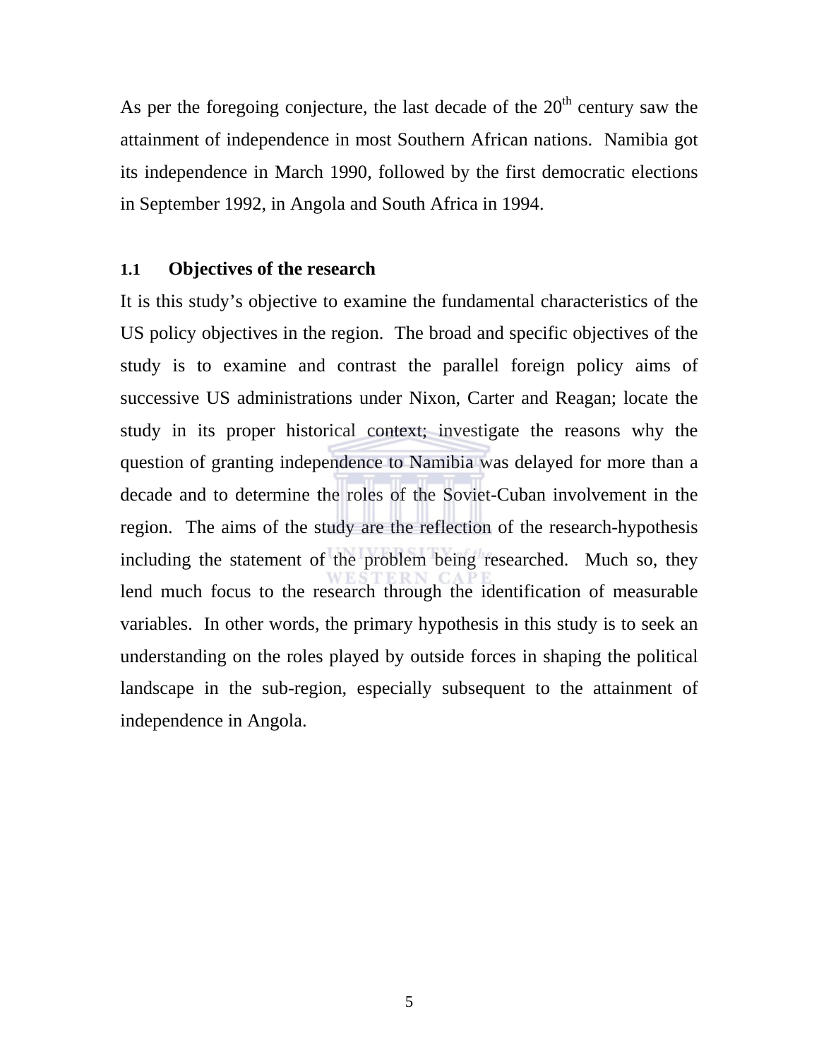As per the foregoing conjecture, the last decade of the 20th century saw the attainment of independence in most Southern African nations. Namibia got its independence in March 1990, followed by the first democratic elections in September 1992, in Angola and South Africa in 1994.

## 1.1 Objectives of the research

It is this study's objective to examine the fundamental characteristics of the US policy objectives in the region. The broad and specific objectives of the study is to examine and contrast the parallel foreign policy aims of successive US administrations under Nixon, Carter and Reagan; locate the study in its proper historical context; investigate the reasons why the question of granting independence to Namibia was delayed for more than a decade and to determine the roles of the Soviet-Cuban involvement in the region. The aims of the study are the reflection of the research-hypothesis including the statement of the problem being researched. Much so, they lend much focus to the research through the identification of measurable variables. In other words, the primary hypothesis in this study is to seek an understanding on the roles played by outside forces in shaping the political landscape in the sub-region, especially subsequent to the attainment of independence in Angola.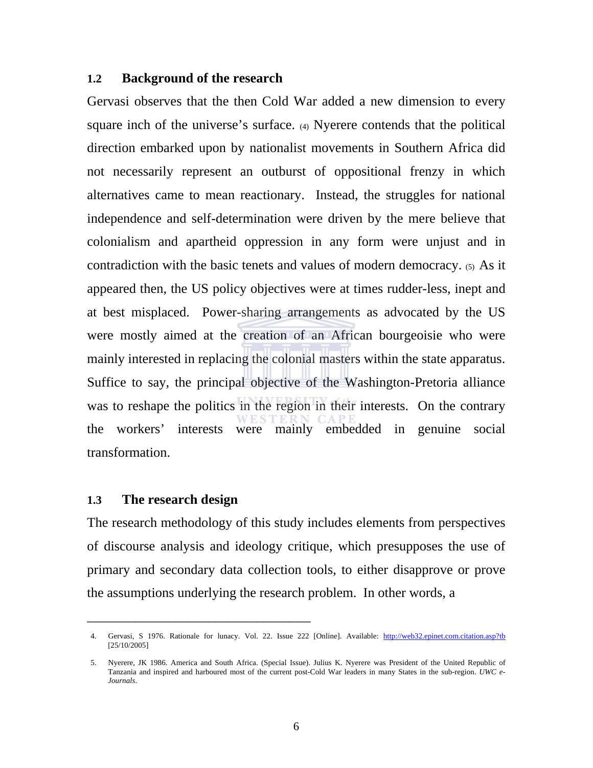## 1.2 Background of the research

Gervasi observes that the then Cold War added a new dimension to every square inch of the universe's surface. (4) Nyerere contends that the political direction embarked upon by nationalist movements in Southern Africa did not necessarily represent an outburst of oppositional frenzy in which alternatives came to mean reactionary. Instead, the struggles for national independence and self-determination were driven by the mere believe that colonialism and apartheid oppression in any form were unjust and in contradiction with the basic tenets and values of modern democracy. (5) As it appeared then, the US policy objectives were at times rudder-less, inept and at best misplaced. Power-sharing arrangements as advocated by the US were mostly aimed at the creation of an African bourgeoisie who were mainly interested in replacing the colonial masters within the state apparatus. Suffice to say, the principal objective of the Washington-Pretoria alliance was to reshape the politics in the region in their interests. On the contrary the workers' interests were mainly embedded in genuine social transformation.

## 1.3 The research design

The research methodology of this study includes elements from perspectives of discourse analysis and ideology critique, which presupposes the use of primary and secondary data collection tools, to either disapprove or prove the assumptions underlying the research problem. In other words, a

---

4. Gervasi, S 1976. Rationale for lunacy. Vol. 22. Issue 222 [Online]. Available: http://web32.epinet.com.citation.asp?tb [25/10/2005]

5. Nyerere, JK 1986. America and South Africa. (Special Issue). Julius K. Nyerere was President of the United Republic of Tanzania and inspired and harboured most of the current post-Cold War leaders in many States in the sub-region. *UWC e-Journals*.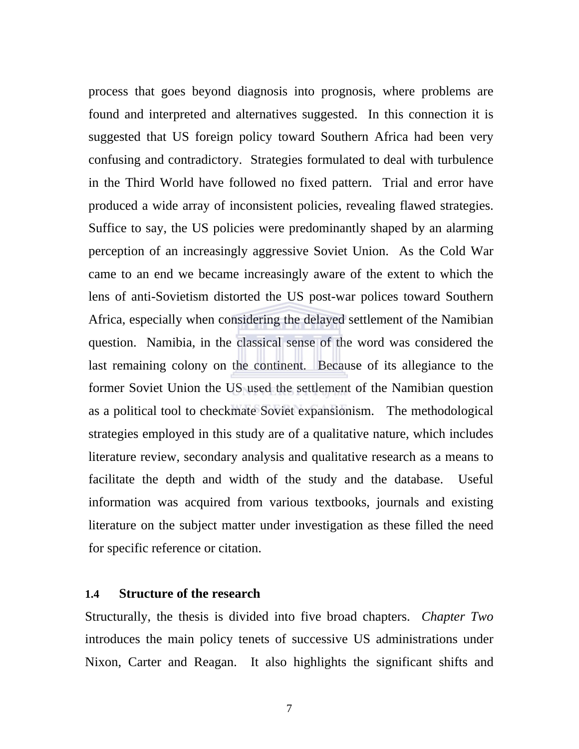process that goes beyond diagnosis into prognosis, where problems are found and interpreted and alternatives suggested. In this connection it is suggested that US foreign policy toward Southern Africa had been very confusing and contradictory. Strategies formulated to deal with turbulence in the Third World have followed no fixed pattern. Trial and error have produced a wide array of inconsistent policies, revealing flawed strategies. Suffice to say, the US policies were predominantly shaped by an alarming perception of an increasingly aggressive Soviet Union. As the Cold War came to an end we became increasingly aware of the extent to which the lens of anti-Sovietism distorted the US post-war polices toward Southern Africa, especially when considering the delayed settlement of the Namibian question. Namibia, in the classical sense of the word was considered the last remaining colony on the continent. Because of its allegiance to the former Soviet Union the US used the settlement of the Namibian question as a political tool to checkmate Soviet expansionism. The methodological strategies employed in this study are of a qualitative nature, which includes literature review, secondary analysis and qualitative research as a means to facilitate the depth and width of the study and the database. Useful information was acquired from various textbooks, journals and existing literature on the subject matter under investigation as these filled the need for specific reference or citation.

### 1.4 Structure of the research

Structurally, the thesis is divided into five broad chapters. *Chapter Two* introduces the main policy tenets of successive US administrations under Nixon, Carter and Reagan. It also highlights the significant shifts and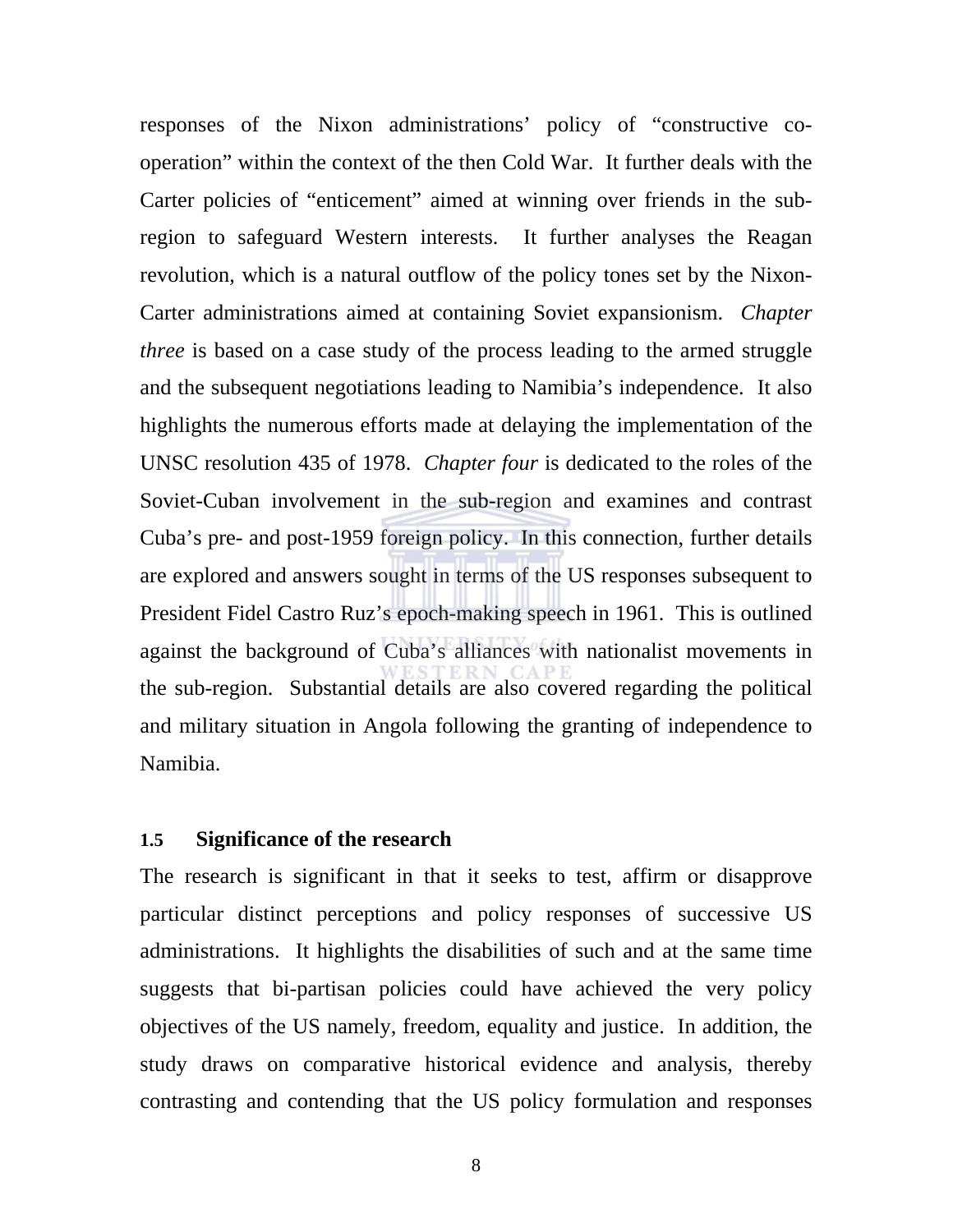responses of the Nixon administrations' policy of "constructive co-operation" within the context of the then Cold War. It further deals with the Carter policies of "enticement" aimed at winning over friends in the sub-region to safeguard Western interests. It further analyses the Reagan revolution, which is a natural outflow of the policy tones set by the Nixon-Carter administrations aimed at containing Soviet expansionism. *Chapter three* is based on a case study of the process leading to the armed struggle and the subsequent negotiations leading to Namibia's independence. It also highlights the numerous efforts made at delaying the implementation of the UNSC resolution 435 of 1978. *Chapter four* is dedicated to the roles of the Soviet-Cuban involvement in the sub-region and examines and contrast Cuba's pre- and post-1959 foreign policy. In this connection, further details are explored and answers sought in terms of the US responses subsequent to President Fidel Castro Ruz's epoch-making speech in 1961. This is outlined against the background of Cuba's alliances with nationalist movements in the sub-region. Substantial details are also covered regarding the political and military situation in Angola following the granting of independence to Namibia.

### 1.5 Significance of the research

The research is significant in that it seeks to test, affirm or disapprove particular distinct perceptions and policy responses of successive US administrations. It highlights the disabilities of such and at the same time suggests that bi-partisan policies could have achieved the very policy objectives of the US namely, freedom, equality and justice. In addition, the study draws on comparative historical evidence and analysis, thereby contrasting and contending that the US policy formulation and responses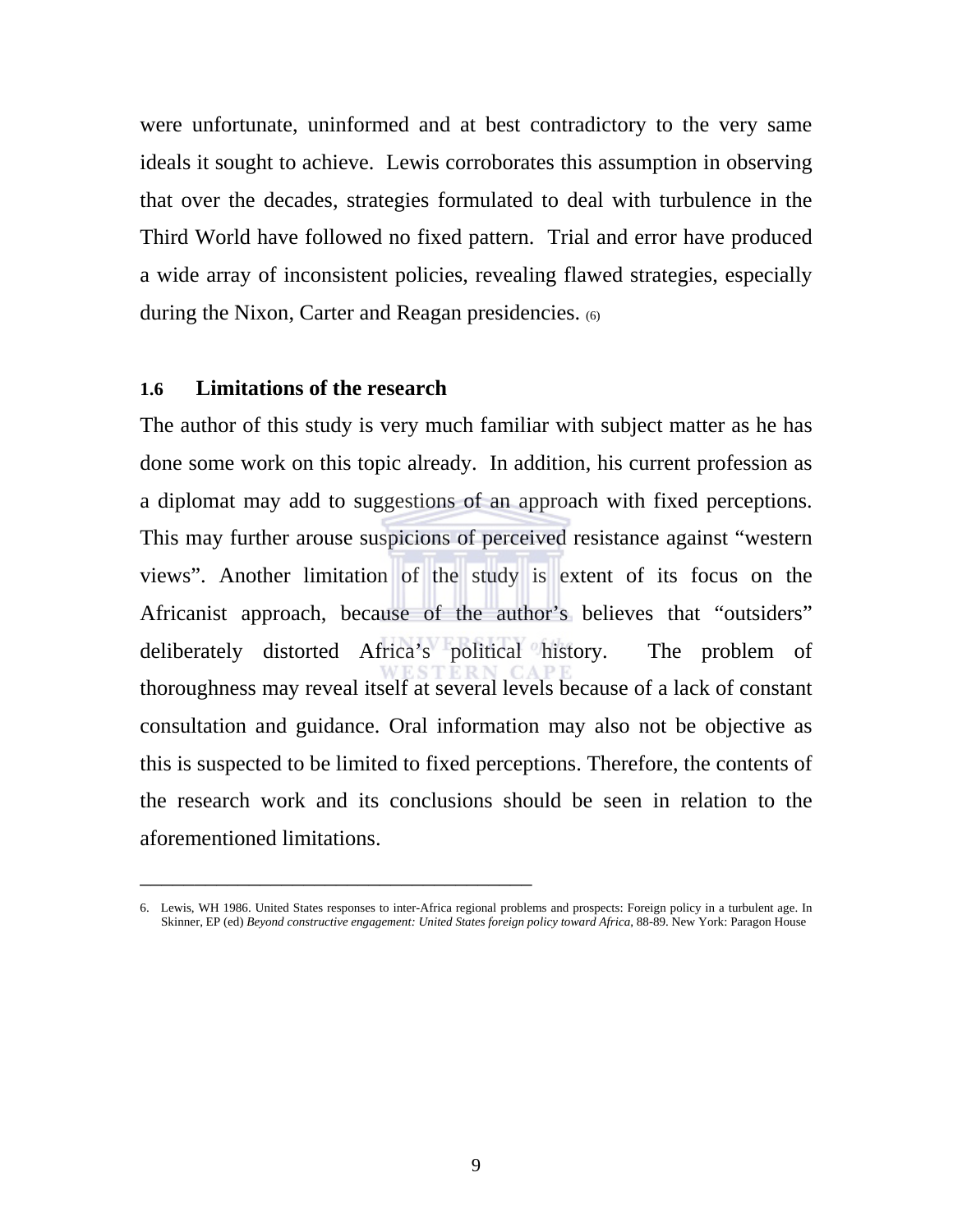were unfortunate, uninformed and at best contradictory to the very same ideals it sought to achieve. Lewis corroborates this assumption in observing that over the decades, strategies formulated to deal with turbulence in the Third World have followed no fixed pattern. Trial and error have produced a wide array of inconsistent policies, revealing flawed strategies, especially during the Nixon, Carter and Reagan presidencies. (6)

### 1.6 Limitations of the research

The author of this study is very much familiar with subject matter as he has done some work on this topic already. In addition, his current profession as a diplomat may add to suggestions of an approach with fixed perceptions. This may further arouse suspicions of perceived resistance against "western views". Another limitation of the study is extent of its focus on the Africanist approach, because of the author's believes that "outsiders" deliberately distorted Africa's political history. The problem of thoroughness may reveal itself at several levels because of a lack of constant consultation and guidance. Oral information may also not be objective as this is suspected to be limited to fixed perceptions. Therefore, the contents of the research work and its conclusions should be seen in relation to the aforementioned limitations.

---

6. Lewis, WH 1986. United States responses to inter-Africa regional problems and prospects: Foreign policy in a turbulent age. In Skinner, EP (ed) *Beyond constructive engagement: United States foreign policy toward Africa*, 88-89. New York: Paragon House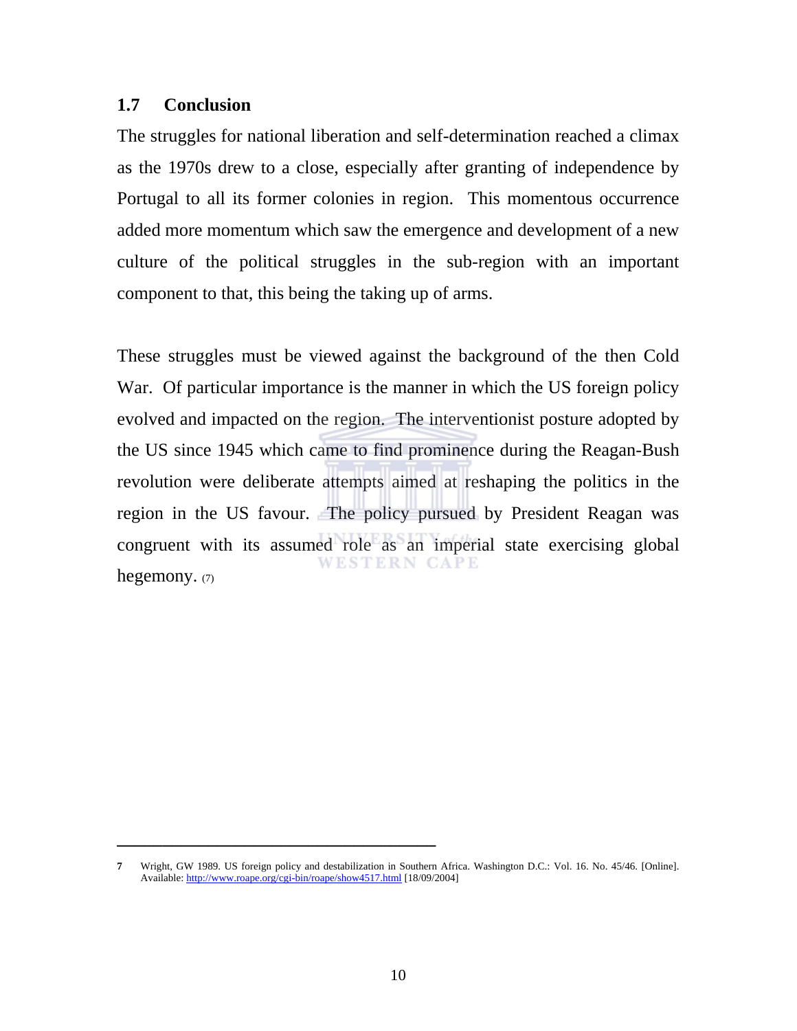## 1.7 Conclusion

The struggles for national liberation and self-determination reached a climax as the 1970s drew to a close, especially after granting of independence by Portugal to all its former colonies in region. This momentous occurrence added more momentum which saw the emergence and development of a new culture of the political struggles in the sub-region with an important component to that, this being the taking up of arms.

These struggles must be viewed against the background of the then Cold War. Of particular importance is the manner in which the US foreign policy evolved and impacted on the region. The interventionist posture adopted by the US since 1945 which came to find prominence during the Reagan-Bush revolution were deliberate attempts aimed at reshaping the politics in the region in the US favour. The policy pursued by President Reagan was congruent with its assumed role as an imperial state exercising global hegemony. (7)

---

**7** Wright, GW 1989. US foreign policy and destabilization in Southern Africa. Washington D.C.: Vol. 16. No. 45/46. [Online]. Available: http://www.roape.org/cgi-bin/roape/show4517.html [18/09/2004]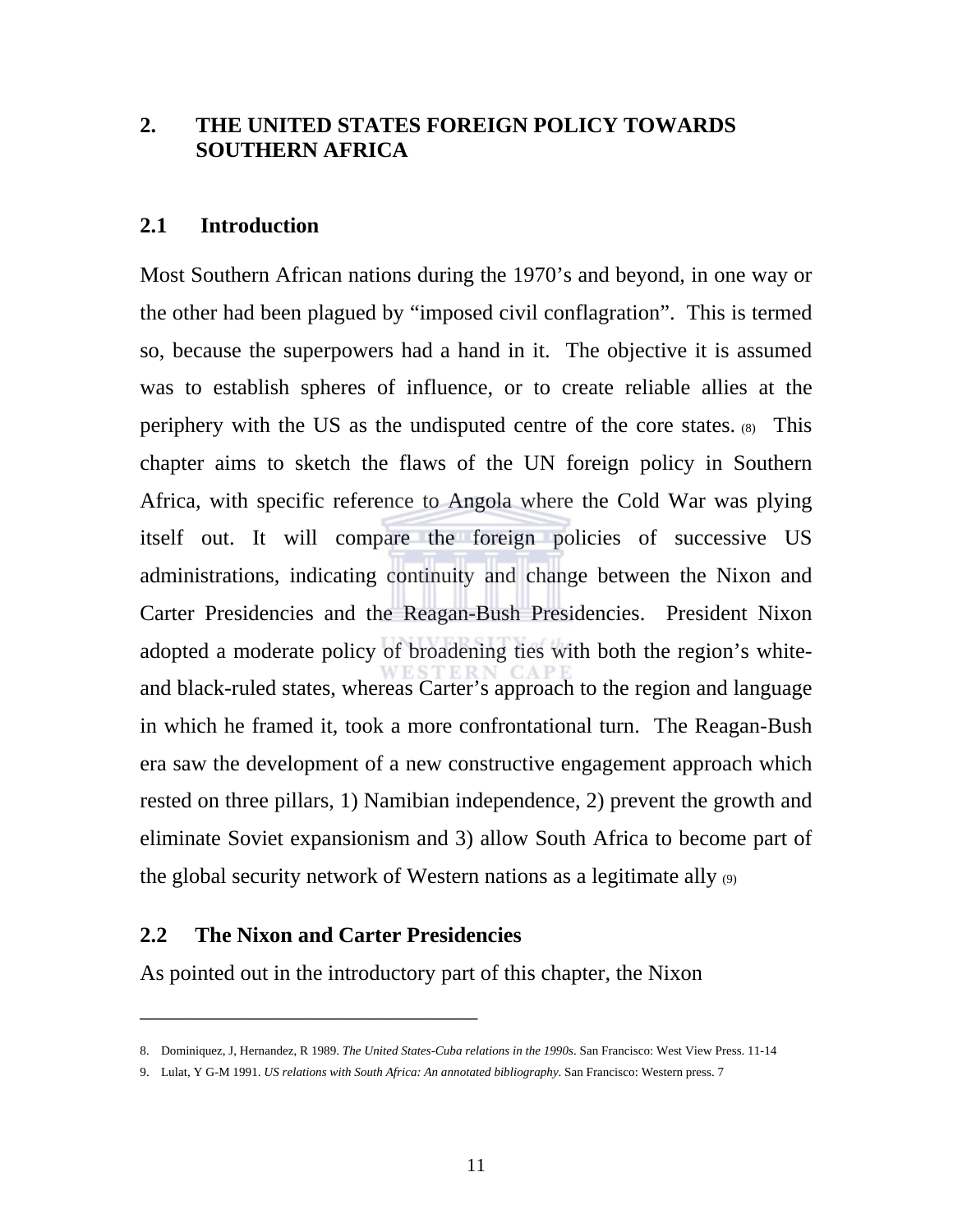## 2. THE UNITED STATES FOREIGN POLICY TOWARDS SOUTHERN AFRICA

### 2.1 Introduction

Most Southern African nations during the 1970's and beyond, in one way or the other had been plagued by "imposed civil conflagration". This is termed so, because the superpowers had a hand in it. The objective it is assumed was to establish spheres of influence, or to create reliable allies at the periphery with the US as the undisputed centre of the core states. (8) This chapter aims to sketch the flaws of the UN foreign policy in Southern Africa, with specific reference to Angola where the Cold War was plying itself out. It will compare the foreign policies of successive US administrations, indicating continuity and change between the Nixon and Carter Presidencies and the Reagan-Bush Presidencies. President Nixon adopted a moderate policy of broadening ties with both the region's white- and black-ruled states, whereas Carter's approach to the region and language in which he framed it, took a more confrontational turn. The Reagan-Bush era saw the development of a new constructive engagement approach which rested on three pillars, 1) Namibian independence, 2) prevent the growth and eliminate Soviet expansionism and 3) allow South Africa to become part of the global security network of Western nations as a legitimate ally (9)

### 2.2 The Nixon and Carter Presidencies

As pointed out in the introductory part of this chapter, the Nixon

---

8. Dominiquez, J, Hernandez, R 1989. *The United States-Cuba relations in the 1990s*. San Francisco: West View Press. 11-14
9. Lulat, Y G-M 1991. *US relations with South Africa: An annotated bibliography*. San Francisco: Western press. 7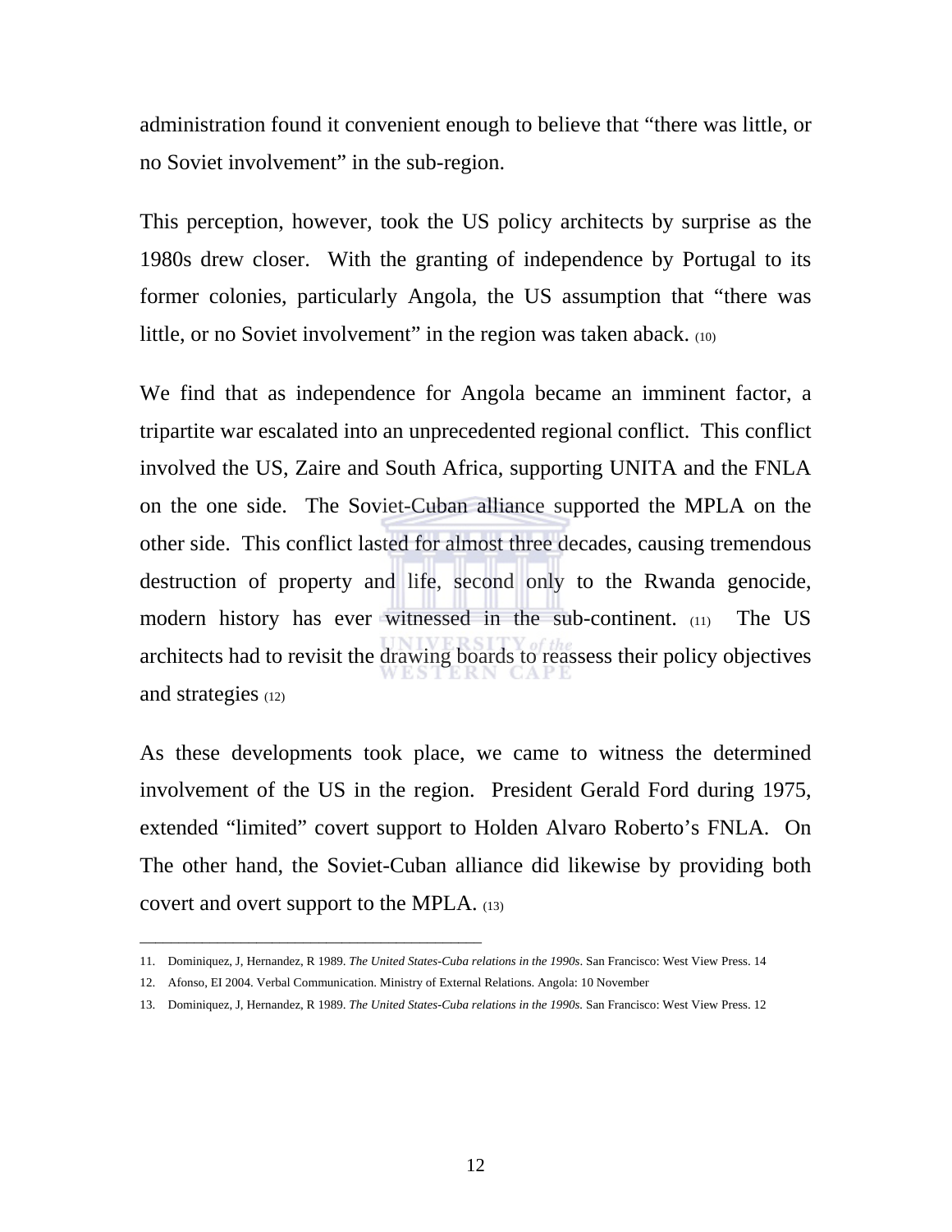administration found it convenient enough to believe that "there was little, or no Soviet involvement" in the sub-region.

This perception, however, took the US policy architects by surprise as the 1980s drew closer. With the granting of independence by Portugal to its former colonies, particularly Angola, the US assumption that "there was little, or no Soviet involvement" in the region was taken aback. (10)

We find that as independence for Angola became an imminent factor, a tripartite war escalated into an unprecedented regional conflict. This conflict involved the US, Zaire and South Africa, supporting UNITA and the FNLA on the one side. The Soviet-Cuban alliance supported the MPLA on the other side. This conflict lasted for almost three decades, causing tremendous destruction of property and life, second only to the Rwanda genocide, modern history has ever witnessed in the sub-continent. (11) The US architects had to revisit the drawing boards to reassess their policy objectives and strategies (12)

As these developments took place, we came to witness the determined involvement of the US in the region. President Gerald Ford during 1975, extended "limited" covert support to Holden Alvaro Roberto's FNLA. On The other hand, the Soviet-Cuban alliance did likewise by providing both covert and overt support to the MPLA. (13)

---

11. Dominiquez, J, Hernandez, R 1989. *The United States-Cuba relations in the 1990s*. San Francisco: West View Press. 14
12. Afonso, EI 2004. Verbal Communication. Ministry of External Relations. Angola: 10 November
13. Dominiquez, J, Hernandez, R 1989. *The United States-Cuba relations in the 1990s*. San Francisco: West View Press. 12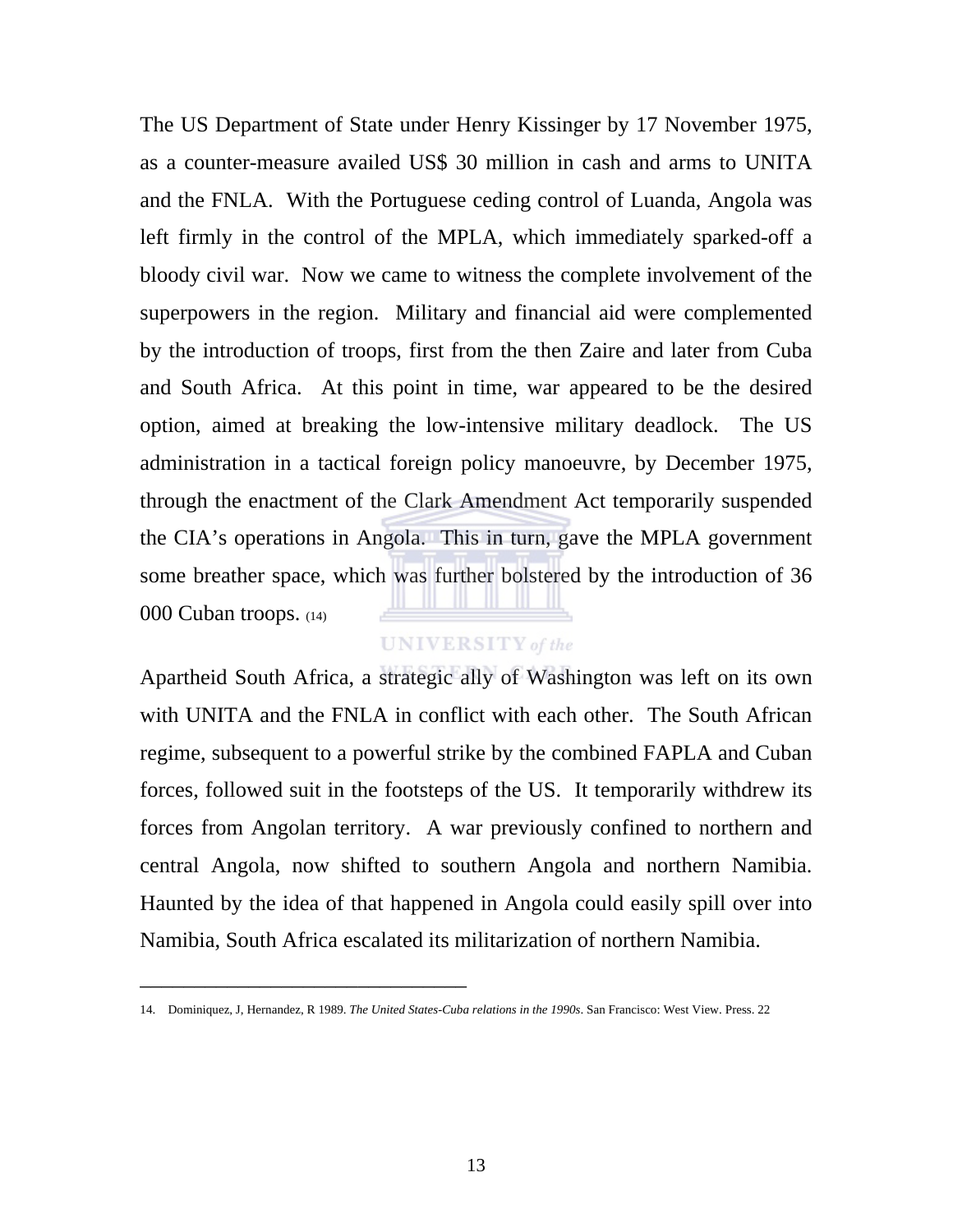The US Department of State under Henry Kissinger by 17 November 1975, as a counter-measure availed US$ 30 million in cash and arms to UNITA and the FNLA. With the Portuguese ceding control of Luanda, Angola was left firmly in the control of the MPLA, which immediately sparked-off a bloody civil war. Now we came to witness the complete involvement of the superpowers in the region. Military and financial aid were complemented by the introduction of troops, first from the then Zaire and later from Cuba and South Africa. At this point in time, war appeared to be the desired option, aimed at breaking the low-intensive military deadlock. The US administration in a tactical foreign policy manoeuvre, by December 1975, through the enactment of the Clark Amendment Act temporarily suspended the CIA's operations in Angola. This in turn, gave the MPLA government some breather space, which was further bolstered by the introduction of 36 000 Cuban troops. (14)

Apartheid South Africa, a strategic ally of Washington was left on its own with UNITA and the FNLA in conflict with each other. The South African regime, subsequent to a powerful strike by the combined FAPLA and Cuban forces, followed suit in the footsteps of the US. It temporarily withdrew its forces from Angolan territory. A war previously confined to northern and central Angola, now shifted to southern Angola and northern Namibia. Haunted by the idea of that happened in Angola could easily spill over into Namibia, South Africa escalated its militarization of northern Namibia.

---

14. Dominiquez, J, Hernandez, R 1989. *The United States-Cuba relations in the 1990s*. San Francisco: West View. Press. 22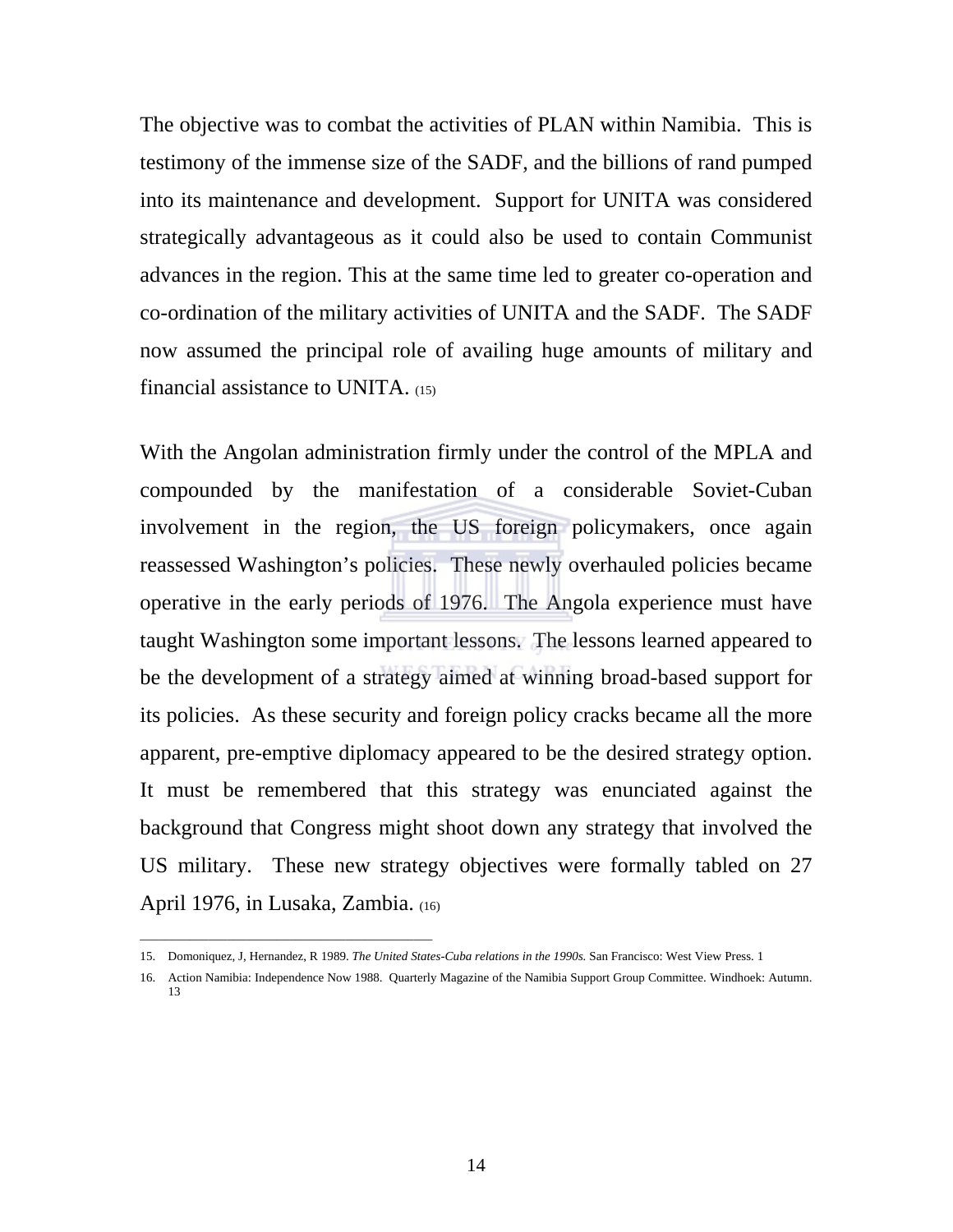The objective was to combat the activities of PLAN within Namibia. This is testimony of the immense size of the SADF, and the billions of rand pumped into its maintenance and development. Support for UNITA was considered strategically advantageous as it could also be used to contain Communist advances in the region. This at the same time led to greater co-operation and co-ordination of the military activities of UNITA and the SADF. The SADF now assumed the principal role of availing huge amounts of military and financial assistance to UNITA. (15)

With the Angolan administration firmly under the control of the MPLA and compounded by the manifestation of a considerable Soviet-Cuban involvement in the region, the US foreign policymakers, once again reassessed Washington's policies. These newly overhauled policies became operative in the early periods of 1976. The Angola experience must have taught Washington some important lessons. The lessons learned appeared to be the development of a strategy aimed at winning broad-based support for its policies. As these security and foreign policy cracks became all the more apparent, pre-emptive diplomacy appeared to be the desired strategy option. It must be remembered that this strategy was enunciated against the background that Congress might shoot down any strategy that involved the US military. These new strategy objectives were formally tabled on 27 April 1976, in Lusaka, Zambia. (16)

---

15. Domoniquez, J, Hernandez, R 1989. *The United States-Cuba relations in the 1990s.* San Francisco: West View Press. 1
16. Action Namibia: Independence Now 1988. Quarterly Magazine of the Namibia Support Group Committee. Windhoek: Autumn. 13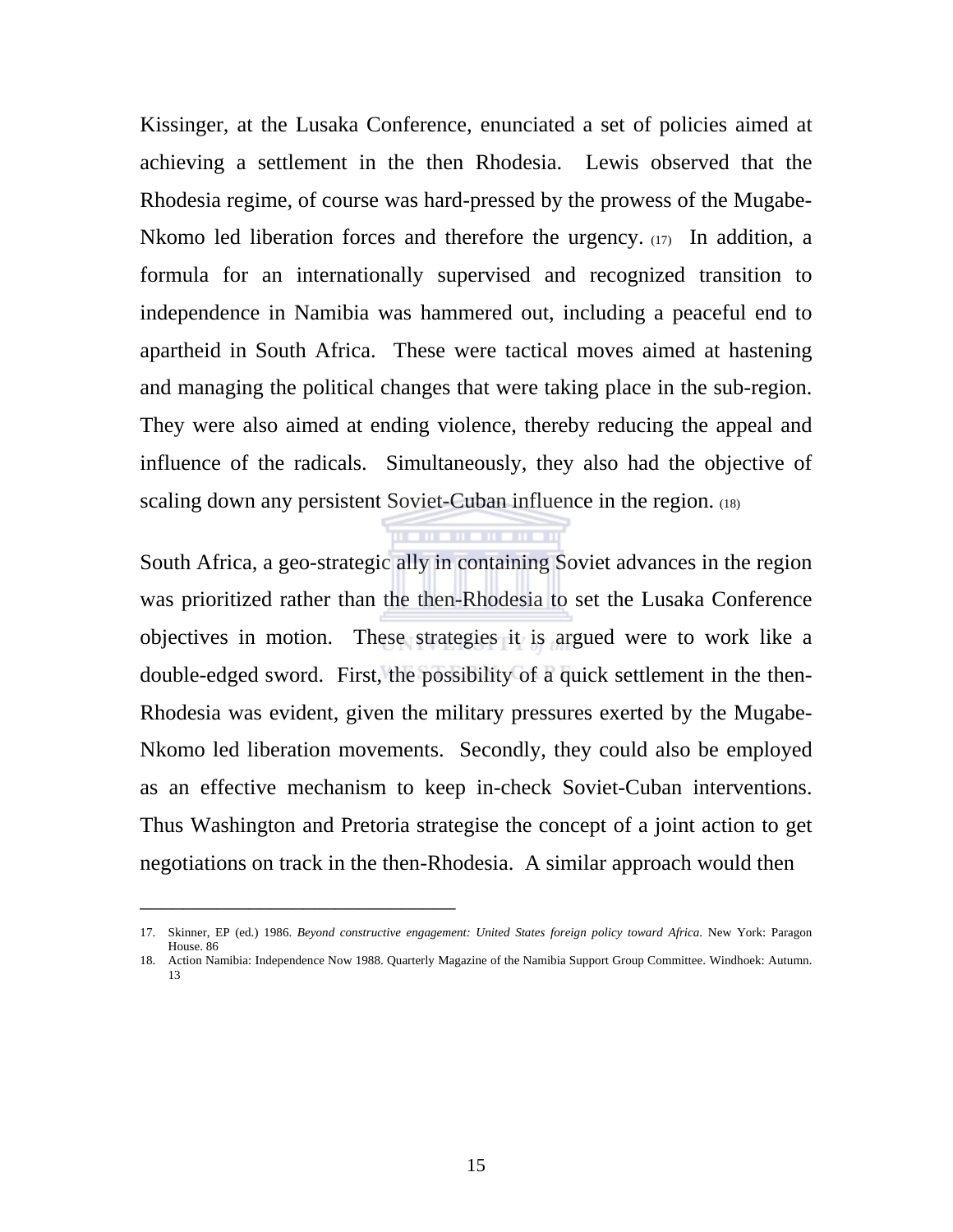Kissinger, at the Lusaka Conference, enunciated a set of policies aimed at achieving a settlement in the then Rhodesia. Lewis observed that the Rhodesia regime, of course was hard-pressed by the prowess of the Mugabe-Nkomo led liberation forces and therefore the urgency. (17) In addition, a formula for an internationally supervised and recognized transition to independence in Namibia was hammered out, including a peaceful end to apartheid in South Africa. These were tactical moves aimed at hastening and managing the political changes that were taking place in the sub-region. They were also aimed at ending violence, thereby reducing the appeal and influence of the radicals. Simultaneously, they also had the objective of scaling down any persistent Soviet-Cuban influence in the region. (18)

South Africa, a geo-strategic ally in containing Soviet advances in the region was prioritized rather than the then-Rhodesia to set the Lusaka Conference objectives in motion. These strategies it is argued were to work like a double-edged sword. First, the possibility of a quick settlement in the then-Rhodesia was evident, given the military pressures exerted by the Mugabe-Nkomo led liberation movements. Secondly, they could also be employed as an effective mechanism to keep in-check Soviet-Cuban interventions. Thus Washington and Pretoria strategise the concept of a joint action to get negotiations on track in the then-Rhodesia. A similar approach would then

---

17. Skinner, EP (ed.) 1986. *Beyond constructive engagement: United States foreign policy toward Africa.* New York: Paragon House. 86
18. Action Namibia: Independence Now 1988. Quarterly Magazine of the Namibia Support Group Committee. Windhoek: Autumn. 13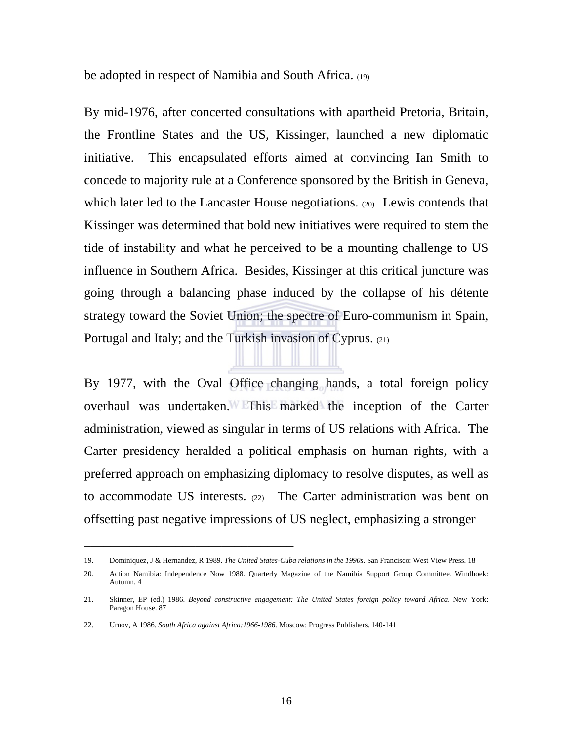be adopted in respect of Namibia and South Africa. (19)

By mid-1976, after concerted consultations with apartheid Pretoria, Britain, the Frontline States and the US, Kissinger, launched a new diplomatic initiative. This encapsulated efforts aimed at convincing Ian Smith to concede to majority rule at a Conference sponsored by the British in Geneva, which later led to the Lancaster House negotiations. (20) Lewis contends that Kissinger was determined that bold new initiatives were required to stem the tide of instability and what he perceived to be a mounting challenge to US influence in Southern Africa. Besides, Kissinger at this critical juncture was going through a balancing phase induced by the collapse of his détente strategy toward the Soviet Union; the spectre of Euro-communism in Spain, Portugal and Italy; and the Turkish invasion of Cyprus. (21)

By 1977, with the Oval Office changing hands, a total foreign policy overhaul was undertaken. This marked the inception of the Carter administration, viewed as singular in terms of US relations with Africa. The Carter presidency heralded a political emphasis on human rights, with a preferred approach on emphasizing diplomacy to resolve disputes, as well as to accommodate US interests. (22) The Carter administration was bent on offsetting past negative impressions of US neglect, emphasizing a stronger

---

19. Dominiquez, J & Hernandez, R 1989. *The United States-Cuba relations in the 1990s*. San Francisco: West View Press. 18

20. Action Namibia: Independence Now 1988. Quarterly Magazine of the Namibia Support Group Committee. Windhoek: Autumn. 4

21. Skinner, EP (ed.) 1986. *Beyond constructive engagement: The United States foreign policy toward Africa*. New York: Paragon House. 87

22. Urnov, A 1986. *South Africa against Africa:1966-1986*. Moscow: Progress Publishers. 140-141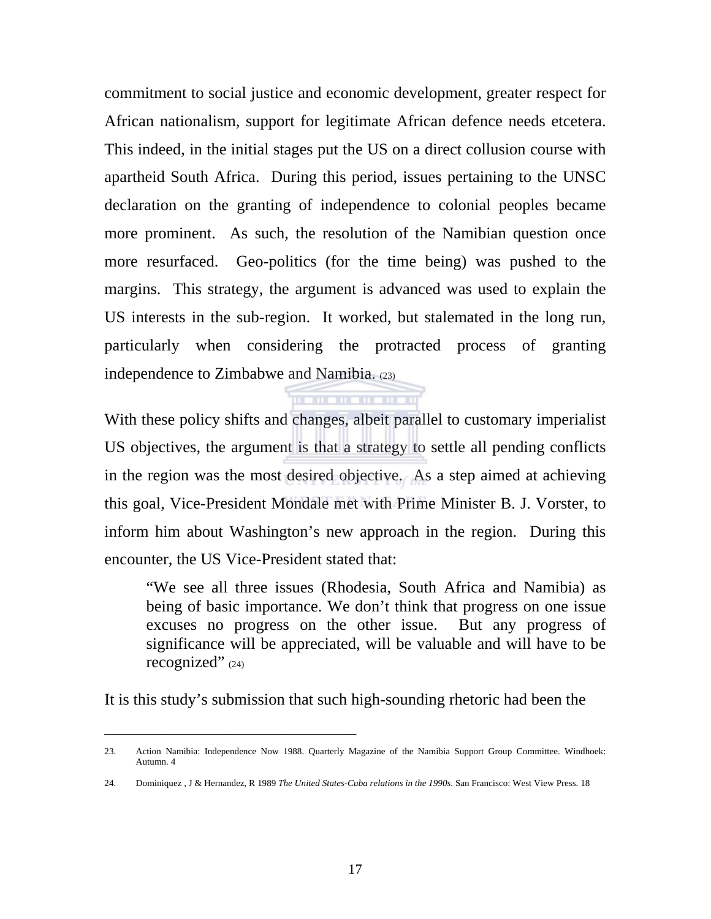commitment to social justice and economic development, greater respect for African nationalism, support for legitimate African defence needs etcetera. This indeed, in the initial stages put the US on a direct collusion course with apartheid South Africa. During this period, issues pertaining to the UNSC declaration on the granting of independence to colonial peoples became more prominent. As such, the resolution of the Namibian question once more resurfaced. Geo-politics (for the time being) was pushed to the margins. This strategy, the argument is advanced was used to explain the US interests in the sub-region. It worked, but stalemated in the long run, particularly when considering the protracted process of granting independence to Zimbabwe and Namibia. (23)

With these policy shifts and changes, albeit parallel to customary imperialist US objectives, the argument is that a strategy to settle all pending conflicts in the region was the most desired objective. As a step aimed at achieving this goal, Vice-President Mondale met with Prime Minister B. J. Vorster, to inform him about Washington's new approach in the region. During this encounter, the US Vice-President stated that:

> "We see all three issues (Rhodesia, South Africa and Namibia) as being of basic importance. We don't think that progress on one issue excuses no progress on the other issue. But any progress of significance will be appreciated, will be valuable and will have to be recognized" (24)

It is this study's submission that such high-sounding rhetoric had been the

---

23. Action Namibia: Independence Now 1988. Quarterly Magazine of the Namibia Support Group Committee. Windhoek: Autumn. 4

24. Dominiquez , J & Hernandez, R 1989 *The United States-Cuba relations in the 1990s*. San Francisco: West View Press. 18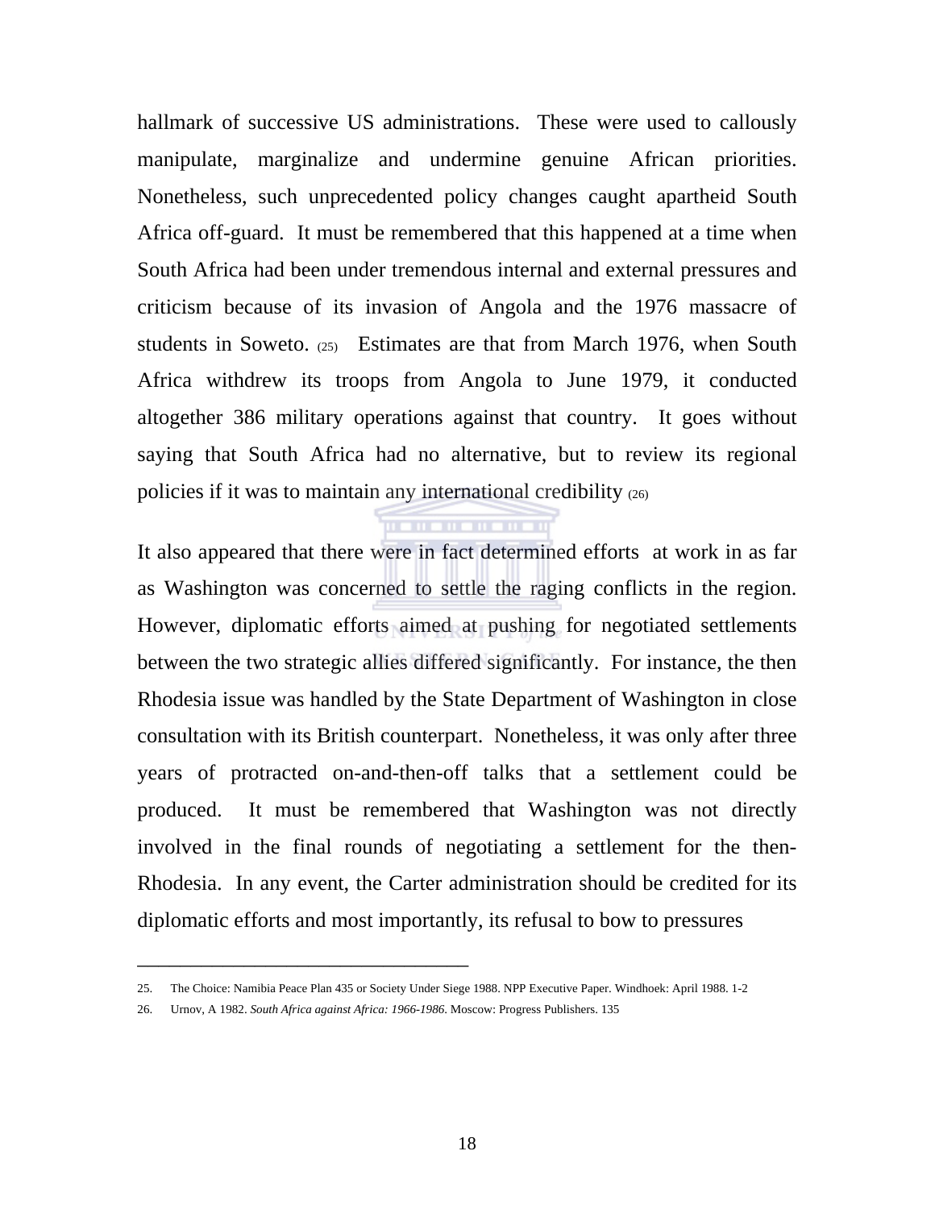hallmark of successive US administrations. These were used to callously manipulate, marginalize and undermine genuine African priorities. Nonetheless, such unprecedented policy changes caught apartheid South Africa off-guard. It must be remembered that this happened at a time when South Africa had been under tremendous internal and external pressures and criticism because of its invasion of Angola and the 1976 massacre of students in Soweto. (25) Estimates are that from March 1976, when South Africa withdrew its troops from Angola to June 1979, it conducted altogether 386 military operations against that country. It goes without saying that South Africa had no alternative, but to review its regional policies if it was to maintain any international credibility (26)

It also appeared that there were in fact determined efforts at work in as far as Washington was concerned to settle the raging conflicts in the region. However, diplomatic efforts aimed at pushing for negotiated settlements between the two strategic allies differed significantly. For instance, the then Rhodesia issue was handled by the State Department of Washington in close consultation with its British counterpart. Nonetheless, it was only after three years of protracted on-and-then-off talks that a settlement could be produced. It must be remembered that Washington was not directly involved in the final rounds of negotiating a settlement for the then-Rhodesia. In any event, the Carter administration should be credited for its diplomatic efforts and most importantly, its refusal to bow to pressures

---

25. The Choice: Namibia Peace Plan 435 or Society Under Siege 1988. NPP Executive Paper. Windhoek: April 1988. 1-2

26. Urnov, A 1982. *South Africa against Africa: 1966-1986*. Moscow: Progress Publishers. 135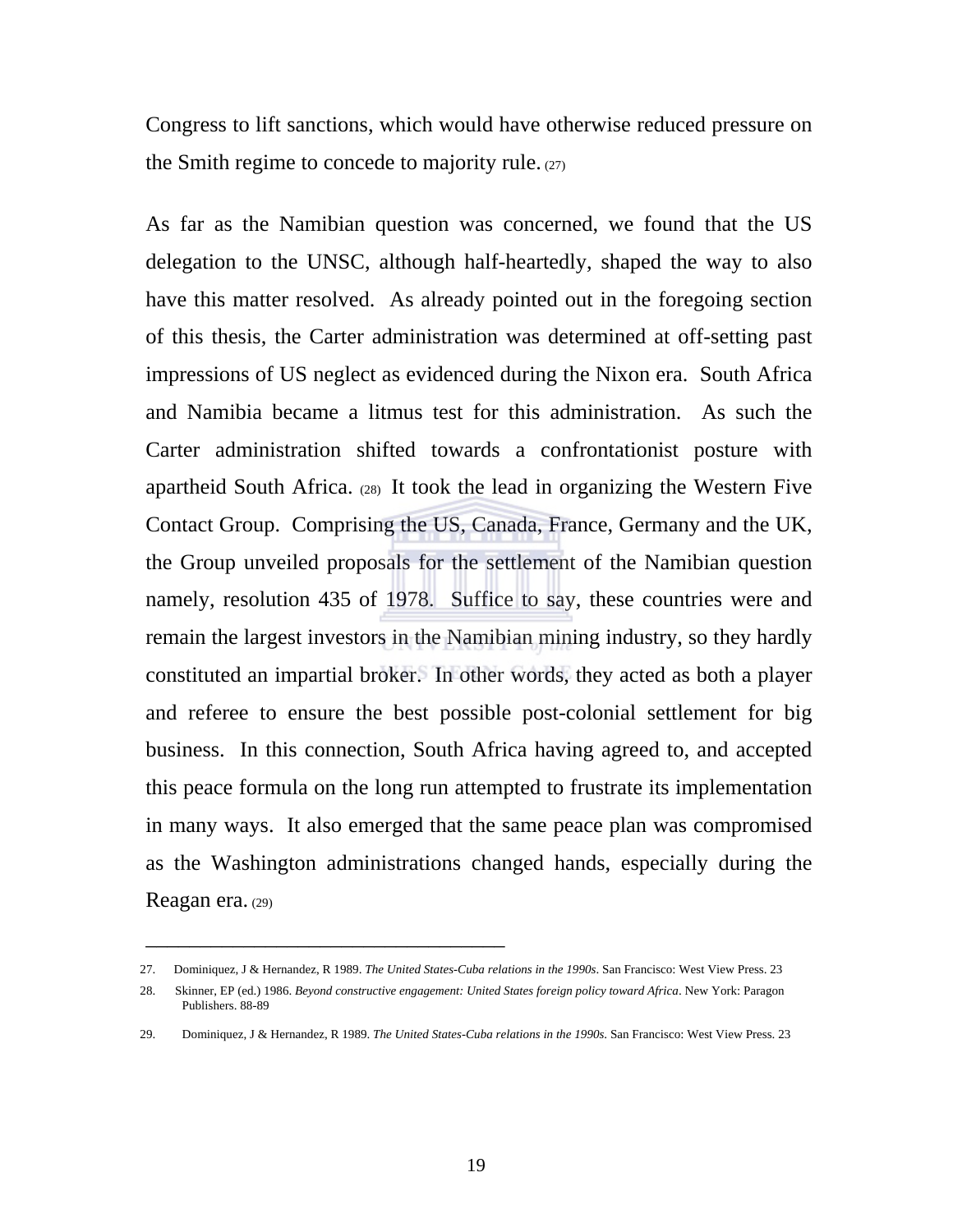Congress to lift sanctions, which would have otherwise reduced pressure on the Smith regime to concede to majority rule. (27)

As far as the Namibian question was concerned, we found that the US delegation to the UNSC, although half-heartedly, shaped the way to also have this matter resolved. As already pointed out in the foregoing section of this thesis, the Carter administration was determined at off-setting past impressions of US neglect as evidenced during the Nixon era. South Africa and Namibia became a litmus test for this administration. As such the Carter administration shifted towards a confrontationist posture with apartheid South Africa. (28) It took the lead in organizing the Western Five Contact Group. Comprising the US, Canada, France, Germany and the UK, the Group unveiled proposals for the settlement of the Namibian question namely, resolution 435 of 1978. Suffice to say, these countries were and remain the largest investors in the Namibian mining industry, so they hardly constituted an impartial broker. In other words, they acted as both a player and referee to ensure the best possible post-colonial settlement for big business. In this connection, South Africa having agreed to, and accepted this peace formula on the long run attempted to frustrate its implementation in many ways. It also emerged that the same peace plan was compromised as the Washington administrations changed hands, especially during the Reagan era. (29)

---

27. Dominiquez, J & Hernandez, R 1989. *The United States-Cuba relations in the 1990s*. San Francisco: West View Press. 23

28. Skinner, EP (ed.) 1986. *Beyond constructive engagement: United States foreign policy toward Africa*. New York: Paragon Publishers. 88-89

29. Dominiquez, J & Hernandez, R 1989. *The United States-Cuba relations in the 1990s*. San Francisco: West View Press. 23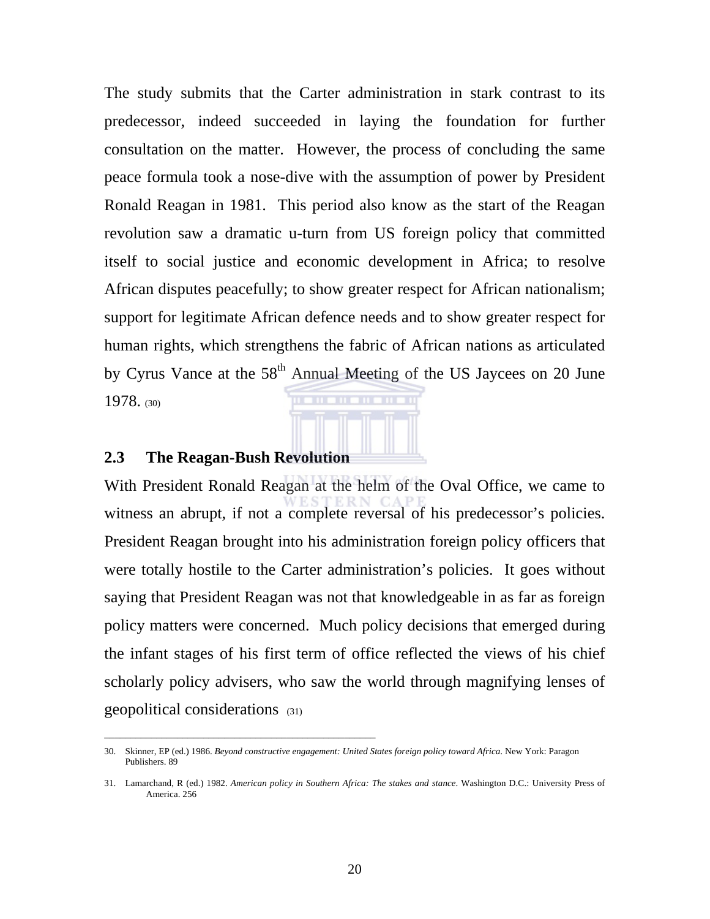The study submits that the Carter administration in stark contrast to its predecessor, indeed succeeded in laying the foundation for further consultation on the matter. However, the process of concluding the same peace formula took a nose-dive with the assumption of power by President Ronald Reagan in 1981. This period also know as the start of the Reagan revolution saw a dramatic u-turn from US foreign policy that committed itself to social justice and economic development in Africa; to resolve African disputes peacefully; to show greater respect for African nationalism; support for legitimate African defence needs and to show greater respect for human rights, which strengthens the fabric of African nations as articulated by Cyrus Vance at the 58th Annual Meeting of the US Jaycees on 20 June 1978. (30)

## 2.3 The Reagan-Bush Revolution

With President Ronald Reagan at the helm of the Oval Office, we came to witness an abrupt, if not a complete reversal of his predecessor's policies. President Reagan brought into his administration foreign policy officers that were totally hostile to the Carter administration's policies. It goes without saying that President Reagan was not that knowledgeable in as far as foreign policy matters were concerned. Much policy decisions that emerged during the infant stages of his first term of office reflected the views of his chief scholarly policy advisers, who saw the world through magnifying lenses of geopolitical considerations (31)

---

30. Skinner, EP (ed.) 1986. *Beyond constructive engagement: United States foreign policy toward Africa*. New York: Paragon Publishers. 89

31. Lamarchand, R (ed.) 1982. *American policy in Southern Africa: The stakes and stance*. Washington D.C.: University Press of America. 256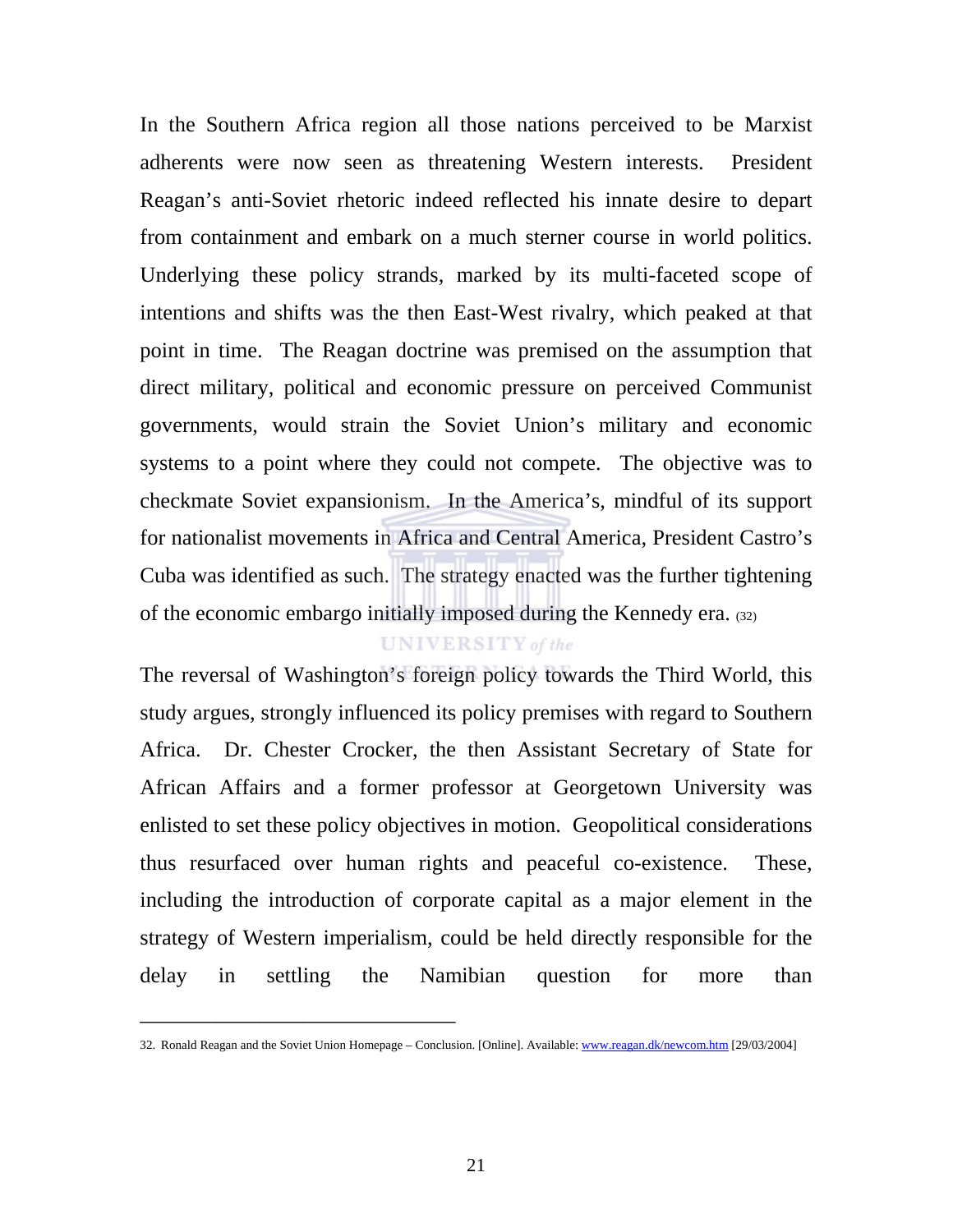In the Southern Africa region all those nations perceived to be Marxist adherents were now seen as threatening Western interests. President Reagan's anti-Soviet rhetoric indeed reflected his innate desire to depart from containment and embark on a much sterner course in world politics. Underlying these policy strands, marked by its multi-faceted scope of intentions and shifts was the then East-West rivalry, which peaked at that point in time. The Reagan doctrine was premised on the assumption that direct military, political and economic pressure on perceived Communist governments, would strain the Soviet Union's military and economic systems to a point where they could not compete. The objective was to checkmate Soviet expansionism. In the America's, mindful of its support for nationalist movements in Africa and Central America, President Castro's Cuba was identified as such. The strategy enacted was the further tightening of the economic embargo initially imposed during the Kennedy era. (32)

The reversal of Washington's foreign policy towards the Third World, this study argues, strongly influenced its policy premises with regard to Southern Africa. Dr. Chester Crocker, the then Assistant Secretary of State for African Affairs and a former professor at Georgetown University was enlisted to set these policy objectives in motion. Geopolitical considerations thus resurfaced over human rights and peaceful co-existence. These, including the introduction of corporate capital as a major element in the strategy of Western imperialism, could be held directly responsible for the delay in settling the Namibian question for more than

---

32. Ronald Reagan and the Soviet Union Homepage – Conclusion. [Online]. Available: www.reagan.dk/newcom.htm [29/03/2004]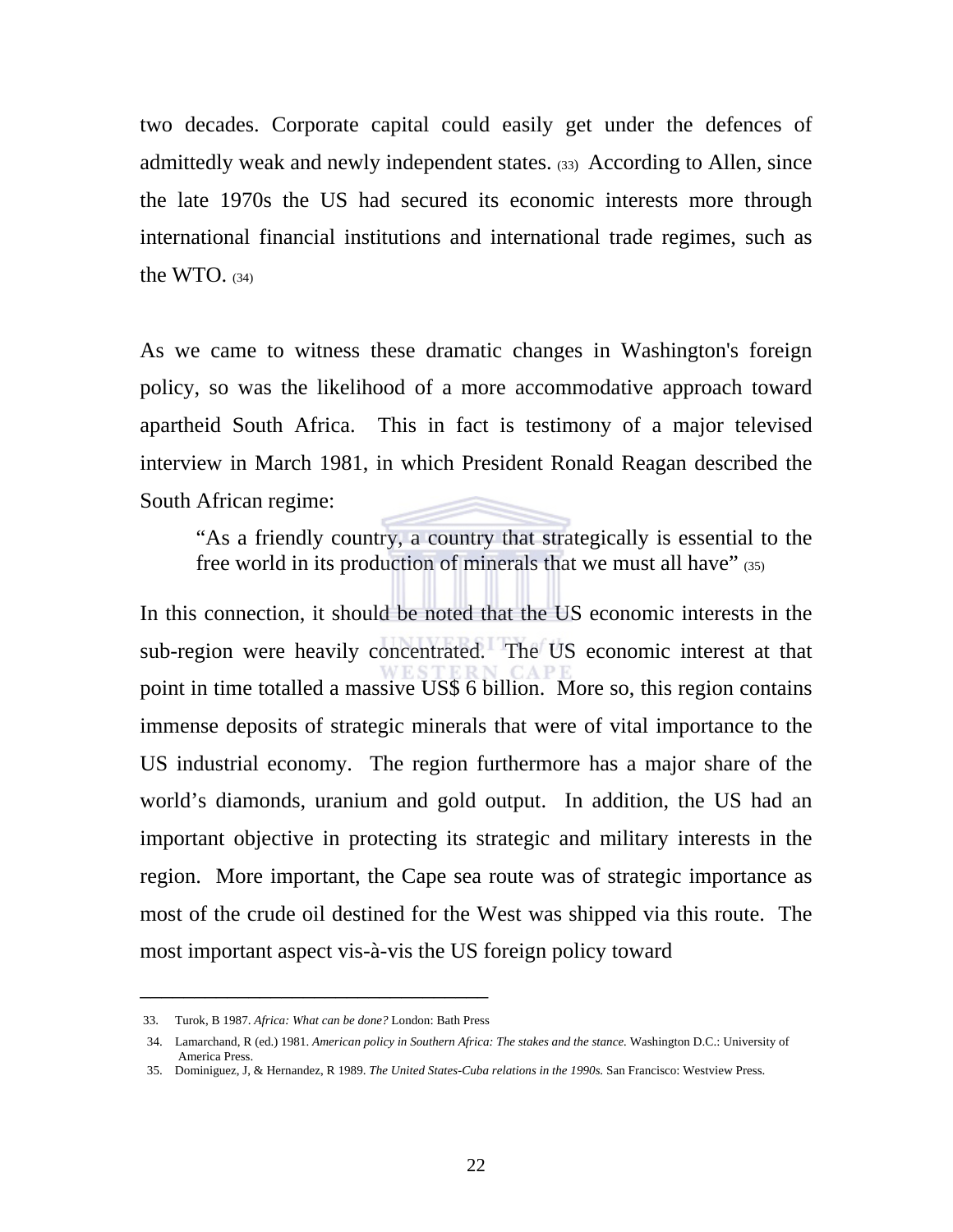two decades. Corporate capital could easily get under the defences of admittedly weak and newly independent states. (33) According to Allen, since the late 1970s the US had secured its economic interests more through international financial institutions and international trade regimes, such as the WTO. (34)

As we came to witness these dramatic changes in Washington's foreign policy, so was the likelihood of a more accommodative approach toward apartheid South Africa. This in fact is testimony of a major televised interview in March 1981, in which President Ronald Reagan described the South African regime:

> "As a friendly country, a country that strategically is essential to the free world in its production of minerals that we must all have" (35)

In this connection, it should be noted that the US economic interests in the sub-region were heavily concentrated. The US economic interest at that point in time totalled a massive US$ 6 billion. More so, this region contains immense deposits of strategic minerals that were of vital importance to the US industrial economy. The region furthermore has a major share of the world's diamonds, uranium and gold output. In addition, the US had an important objective in protecting its strategic and military interests in the region. More important, the Cape sea route was of strategic importance as most of the crude oil destined for the West was shipped via this route. The most important aspect vis-à-vis the US foreign policy toward

---

33. Turok, B 1987. *Africa: What can be done?* London: Bath Press
34. Lamarchand, R (ed.) 1981. *American policy in Southern Africa: The stakes and the stance.* Washington D.C.: University of America Press.
35. Dominiguez, J, & Hernandez, R 1989. *The United States-Cuba relations in the 1990s.* San Francisco: Westview Press.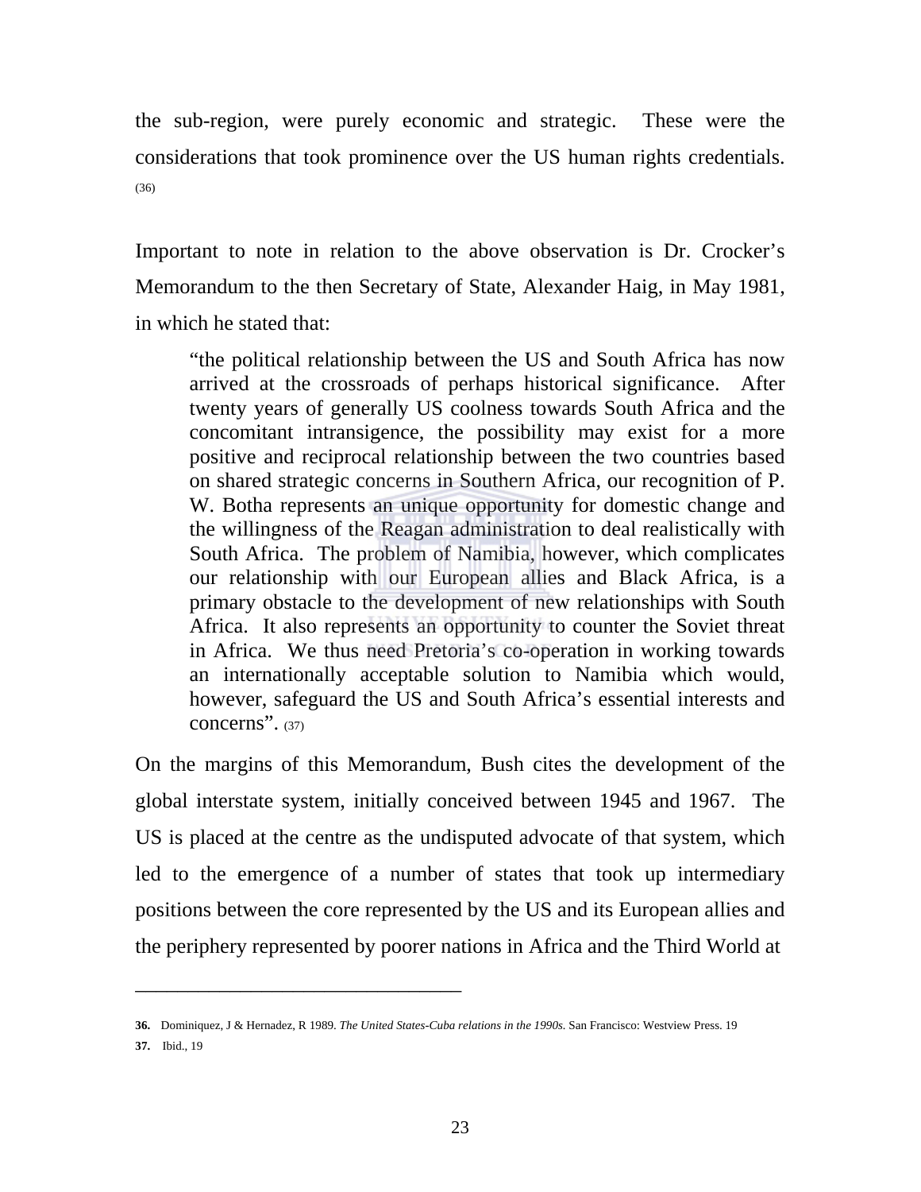the sub-region, were purely economic and strategic. These were the considerations that took prominence over the US human rights credentials. (36)

Important to note in relation to the above observation is Dr. Crocker's Memorandum to the then Secretary of State, Alexander Haig, in May 1981, in which he stated that:

> "the political relationship between the US and South Africa has now arrived at the crossroads of perhaps historical significance. After twenty years of generally US coolness towards South Africa and the concomitant intransigence, the possibility may exist for a more positive and reciprocal relationship between the two countries based on shared strategic concerns in Southern Africa, our recognition of P. W. Botha represents an unique opportunity for domestic change and the willingness of the Reagan administration to deal realistically with South Africa. The problem of Namibia, however, which complicates our relationship with our European allies and Black Africa, is a primary obstacle to the development of new relationships with South Africa. It also represents an opportunity to counter the Soviet threat in Africa. We thus need Pretoria's co-operation in working towards an internationally acceptable solution to Namibia which would, however, safeguard the US and South Africa's essential interests and concerns". (37)

On the margins of this Memorandum, Bush cites the development of the global interstate system, initially conceived between 1945 and 1967. The US is placed at the centre as the undisputed advocate of that system, which led to the emergence of a number of states that took up intermediary positions between the core represented by the US and its European allies and the periphery represented by poorer nations in Africa and the Third World at

---

**36.** Dominiquez, J & Hernadez, R 1989. *The United States-Cuba relations in the 1990s.* San Francisco: Westview Press. 19

**37.** Ibid., 19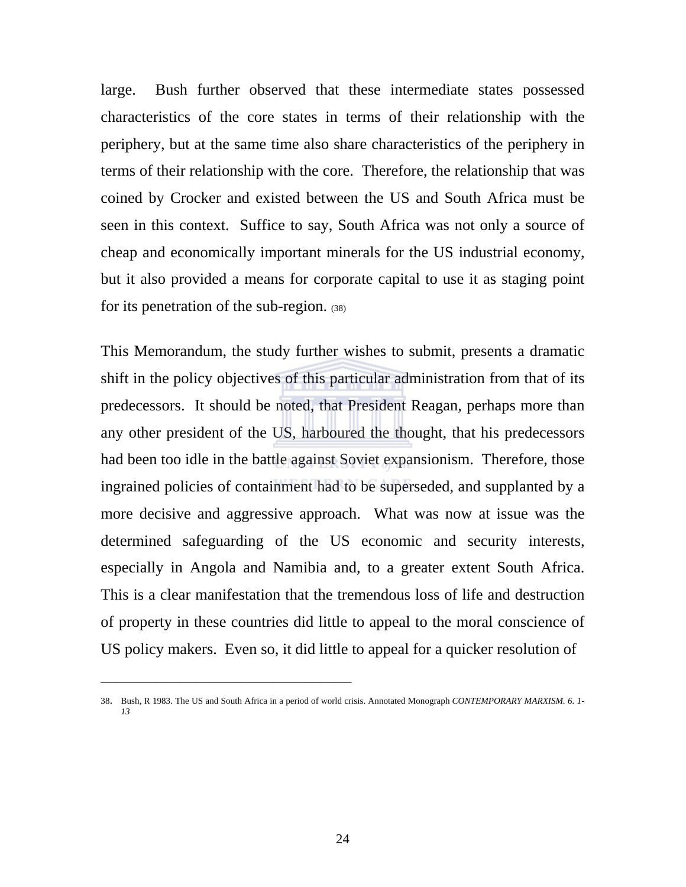large. Bush further observed that these intermediate states possessed characteristics of the core states in terms of their relationship with the periphery, but at the same time also share characteristics of the periphery in terms of their relationship with the core. Therefore, the relationship that was coined by Crocker and existed between the US and South Africa must be seen in this context. Suffice to say, South Africa was not only a source of cheap and economically important minerals for the US industrial economy, but it also provided a means for corporate capital to use it as staging point for its penetration of the sub-region. (38)

This Memorandum, the study further wishes to submit, presents a dramatic shift in the policy objectives of this particular administration from that of its predecessors. It should be noted, that President Reagan, perhaps more than any other president of the US, harboured the thought, that his predecessors had been too idle in the battle against Soviet expansionism. Therefore, those ingrained policies of containment had to be superseded, and supplanted by a more decisive and aggressive approach. What was now at issue was the determined safeguarding of the US economic and security interests, especially in Angola and Namibia and, to a greater extent South Africa. This is a clear manifestation that the tremendous loss of life and destruction of property in these countries did little to appeal to the moral conscience of US policy makers. Even so, it did little to appeal for a quicker resolution of

---

38. Bush, R 1983. The US and South Africa in a period of world crisis. Annotated Monograph *CONTEMPORARY MARXISM. 6. 1-13*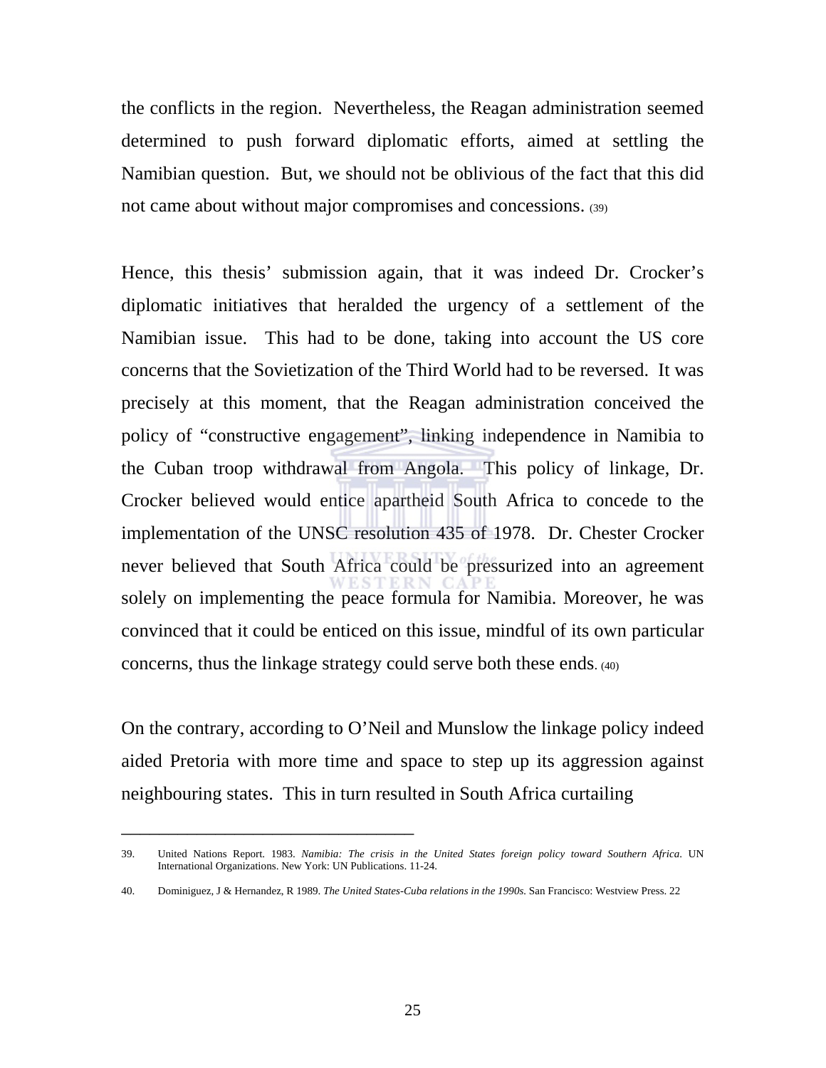the conflicts in the region. Nevertheless, the Reagan administration seemed determined to push forward diplomatic efforts, aimed at settling the Namibian question. But, we should not be oblivious of the fact that this did not came about without major compromises and concessions. (39)

Hence, this thesis' submission again, that it was indeed Dr. Crocker's diplomatic initiatives that heralded the urgency of a settlement of the Namibian issue. This had to be done, taking into account the US core concerns that the Sovietization of the Third World had to be reversed. It was precisely at this moment, that the Reagan administration conceived the policy of "constructive engagement", linking independence in Namibia to the Cuban troop withdrawal from Angola. This policy of linkage, Dr. Crocker believed would entice apartheid South Africa to concede to the implementation of the UNSC resolution 435 of 1978. Dr. Chester Crocker never believed that South Africa could be pressurized into an agreement solely on implementing the peace formula for Namibia. Moreover, he was convinced that it could be enticed on this issue, mindful of its own particular concerns, thus the linkage strategy could serve both these ends. (40)

On the contrary, according to O'Neil and Munslow the linkage policy indeed aided Pretoria with more time and space to step up its aggression against neighbouring states. This in turn resulted in South Africa curtailing

---

39. United Nations Report. 1983. *Namibia: The crisis in the United States foreign policy toward Southern Africa*. UN International Organizations. New York: UN Publications. 11-24.

40. Dominiguez, J & Hernandez, R 1989. *The United States-Cuba relations in the 1990s*. San Francisco: Westview Press. 22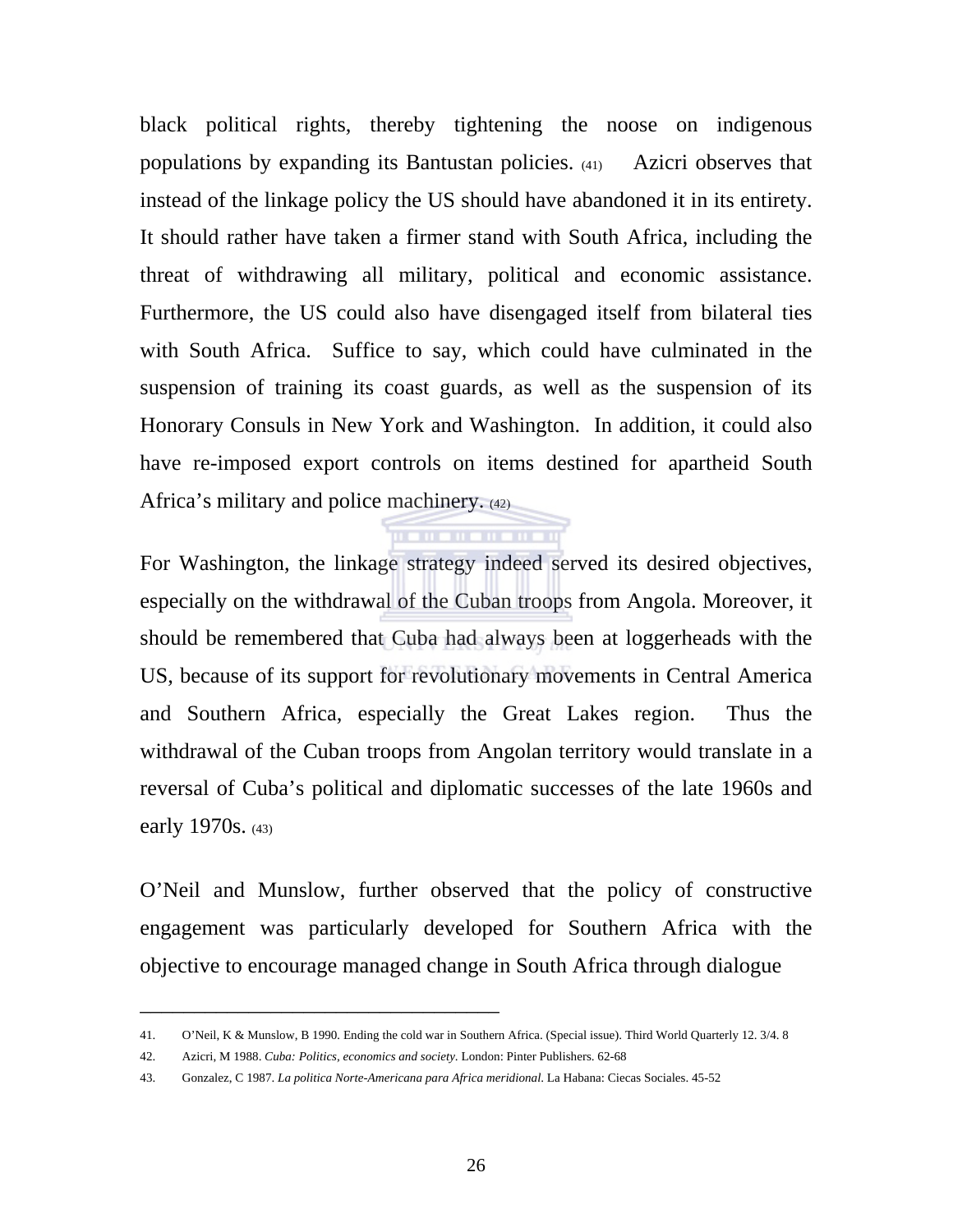black political rights, thereby tightening the noose on indigenous populations by expanding its Bantustan policies. (41) Azicri observes that instead of the linkage policy the US should have abandoned it in its entirety. It should rather have taken a firmer stand with South Africa, including the threat of withdrawing all military, political and economic assistance. Furthermore, the US could also have disengaged itself from bilateral ties with South Africa. Suffice to say, which could have culminated in the suspension of training its coast guards, as well as the suspension of its Honorary Consuls in New York and Washington. In addition, it could also have re-imposed export controls on items destined for apartheid South Africa's military and police machinery. (42)

For Washington, the linkage strategy indeed served its desired objectives, especially on the withdrawal of the Cuban troops from Angola. Moreover, it should be remembered that Cuba had always been at loggerheads with the US, because of its support for revolutionary movements in Central America and Southern Africa, especially the Great Lakes region. Thus the withdrawal of the Cuban troops from Angolan territory would translate in a reversal of Cuba's political and diplomatic successes of the late 1960s and early 1970s. (43)

O'Neil and Munslow, further observed that the policy of constructive engagement was particularly developed for Southern Africa with the objective to encourage managed change in South Africa through dialogue

---

41. O'Neil, K & Munslow, B 1990. Ending the cold war in Southern Africa. (Special issue). Third World Quarterly 12. 3/4. 8
42. Azicri, M 1988. *Cuba: Politics, economics and society*. London: Pinter Publishers. 62-68
43. Gonzalez, C 1987. *La politica Norte-Americana para Africa meridional*. La Habana: Ciecas Sociales. 45-52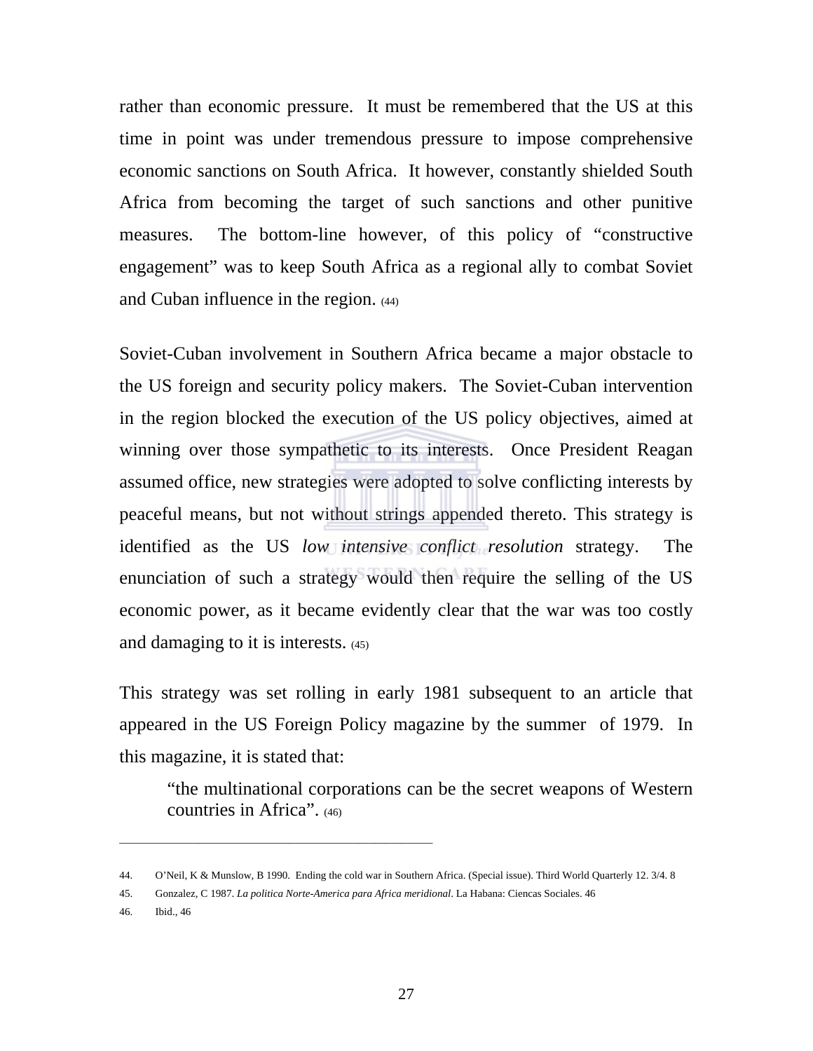rather than economic pressure. It must be remembered that the US at this time in point was under tremendous pressure to impose comprehensive economic sanctions on South Africa. It however, constantly shielded South Africa from becoming the target of such sanctions and other punitive measures. The bottom-line however, of this policy of "constructive engagement" was to keep South Africa as a regional ally to combat Soviet and Cuban influence in the region. (44)

Soviet-Cuban involvement in Southern Africa became a major obstacle to the US foreign and security policy makers. The Soviet-Cuban intervention in the region blocked the execution of the US policy objectives, aimed at winning over those sympathetic to its interests. Once President Reagan assumed office, new strategies were adopted to solve conflicting interests by peaceful means, but not without strings appended thereto. This strategy is identified as the US *low intensive conflict resolution* strategy. The enunciation of such a strategy would then require the selling of the US economic power, as it became evidently clear that the war was too costly and damaging to it is interests. (45)

This strategy was set rolling in early 1981 subsequent to an article that appeared in the US Foreign Policy magazine by the summer of 1979. In this magazine, it is stated that:

> "the multinational corporations can be the secret weapons of Western countries in Africa". (46)

---

44. O'Neil, K & Munslow, B 1990. Ending the cold war in Southern Africa. (Special issue). Third World Quarterly 12. 3/4. 8
45. Gonzalez, C 1987. *La politica Norte-America para Africa meridional*. La Habana: Ciencas Sociales. 46
46. Ibid., 46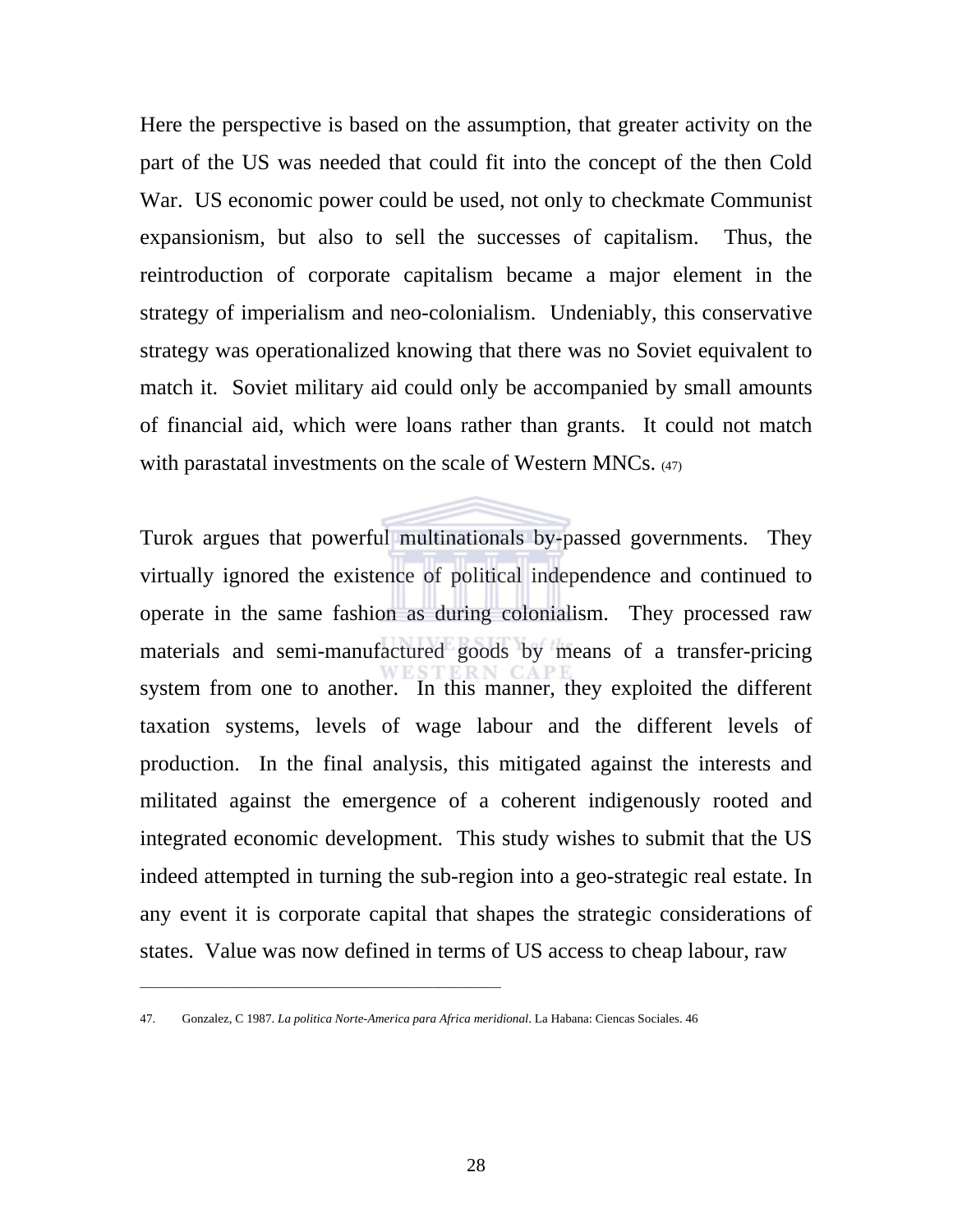Here the perspective is based on the assumption, that greater activity on the part of the US was needed that could fit into the concept of the then Cold War. US economic power could be used, not only to checkmate Communist expansionism, but also to sell the successes of capitalism. Thus, the reintroduction of corporate capitalism became a major element in the strategy of imperialism and neo-colonialism. Undeniably, this conservative strategy was operationalized knowing that there was no Soviet equivalent to match it. Soviet military aid could only be accompanied by small amounts of financial aid, which were loans rather than grants. It could not match with parastatal investments on the scale of Western MNCs. (47)

Turok argues that powerful multinationals by-passed governments. They virtually ignored the existence of political independence and continued to operate in the same fashion as during colonialism. They processed raw materials and semi-manufactured goods by means of a transfer-pricing system from one to another. In this manner, they exploited the different taxation systems, levels of wage labour and the different levels of production. In the final analysis, this mitigated against the interests and militated against the emergence of a coherent indigenously rooted and integrated economic development. This study wishes to submit that the US indeed attempted in turning the sub-region into a geo-strategic real estate. In any event it is corporate capital that shapes the strategic considerations of states. Value was now defined in terms of US access to cheap labour, raw

---

47. Gonzalez, C 1987. *La politica Norte-America para Africa meridional*. La Habana: Ciencas Sociales. 46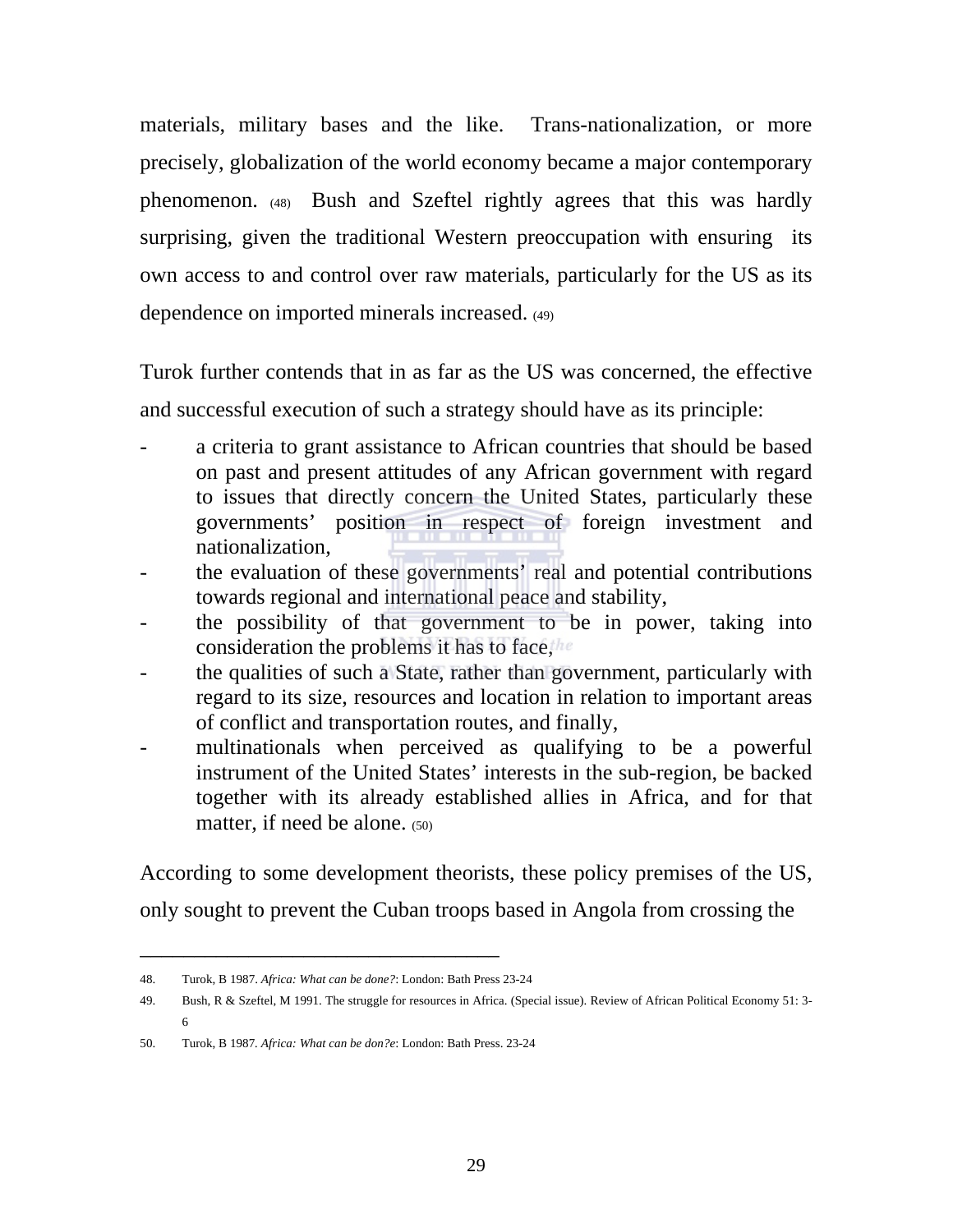materials, military bases and the like. Trans-nationalization, or more precisely, globalization of the world economy became a major contemporary phenomenon. (48) Bush and Szeftel rightly agrees that this was hardly surprising, given the traditional Western preoccupation with ensuring its own access to and control over raw materials, particularly for the US as its dependence on imported minerals increased. (49)

Turok further contends that in as far as the US was concerned, the effective and successful execution of such a strategy should have as its principle:

- a criteria to grant assistance to African countries that should be based on past and present attitudes of any African government with regard to issues that directly concern the United States, particularly these governments' position in respect of foreign investment and nationalization,
- the evaluation of these governments' real and potential contributions towards regional and international peace and stability,
- the possibility of that government to be in power, taking into consideration the problems it has to face,
- the qualities of such a State, rather than government, particularly with regard to its size, resources and location in relation to important areas of conflict and transportation routes, and finally,
- multinationals when perceived as qualifying to be a powerful instrument of the United States' interests in the sub-region, be backed together with its already established allies in Africa, and for that matter, if need be alone. (50)

According to some development theorists, these policy premises of the US, only sought to prevent the Cuban troops based in Angola from crossing the

---

48. Turok, B 1987. *Africa: What can be done?*: London: Bath Press 23-24
49. Bush, R & Szeftel, M 1991. The struggle for resources in Africa. (Special issue). Review of African Political Economy 51: 3-6
50. Turok, B 1987. *Africa: What can be don?e*: London: Bath Press. 23-24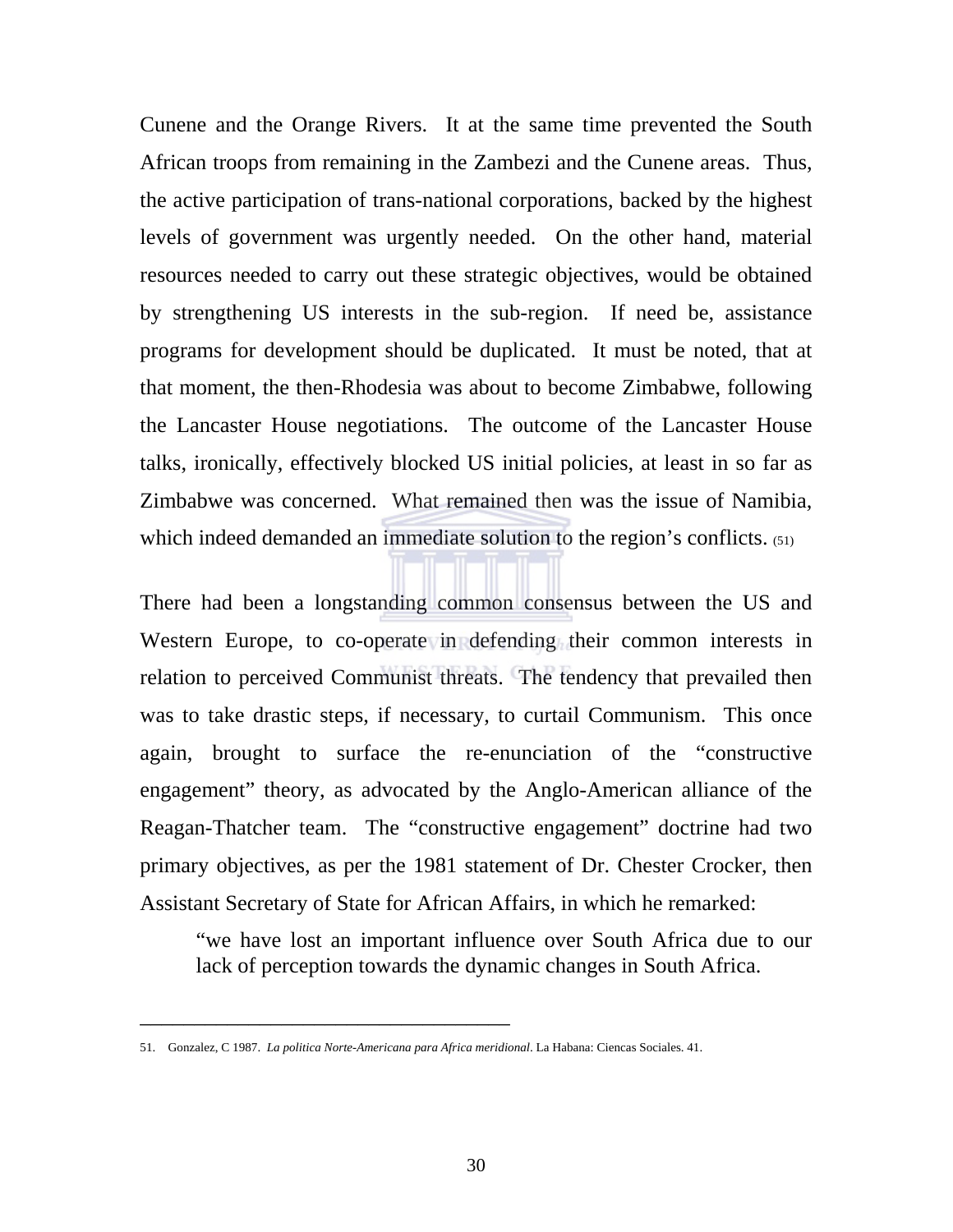Cunene and the Orange Rivers. It at the same time prevented the South African troops from remaining in the Zambezi and the Cunene areas. Thus, the active participation of trans-national corporations, backed by the highest levels of government was urgently needed. On the other hand, material resources needed to carry out these strategic objectives, would be obtained by strengthening US interests in the sub-region. If need be, assistance programs for development should be duplicated. It must be noted, that at that moment, the then-Rhodesia was about to become Zimbabwe, following the Lancaster House negotiations. The outcome of the Lancaster House talks, ironically, effectively blocked US initial policies, at least in so far as Zimbabwe was concerned. What remained then was the issue of Namibia, which indeed demanded an immediate solution to the region's conflicts. (51)

There had been a longstanding common consensus between the US and Western Europe, to co-operate in defending their common interests in relation to perceived Communist threats. The tendency that prevailed then was to take drastic steps, if necessary, to curtail Communism. This once again, brought to surface the re-enunciation of the "constructive engagement" theory, as advocated by the Anglo-American alliance of the Reagan-Thatcher team. The "constructive engagement" doctrine had two primary objectives, as per the 1981 statement of Dr. Chester Crocker, then Assistant Secretary of State for African Affairs, in which he remarked:

> "we have lost an important influence over South Africa due to our lack of perception towards the dynamic changes in South Africa.

---

51. Gonzalez, C 1987. *La politica Norte-Americana para Africa meridional*. La Habana: Ciencas Sociales. 41.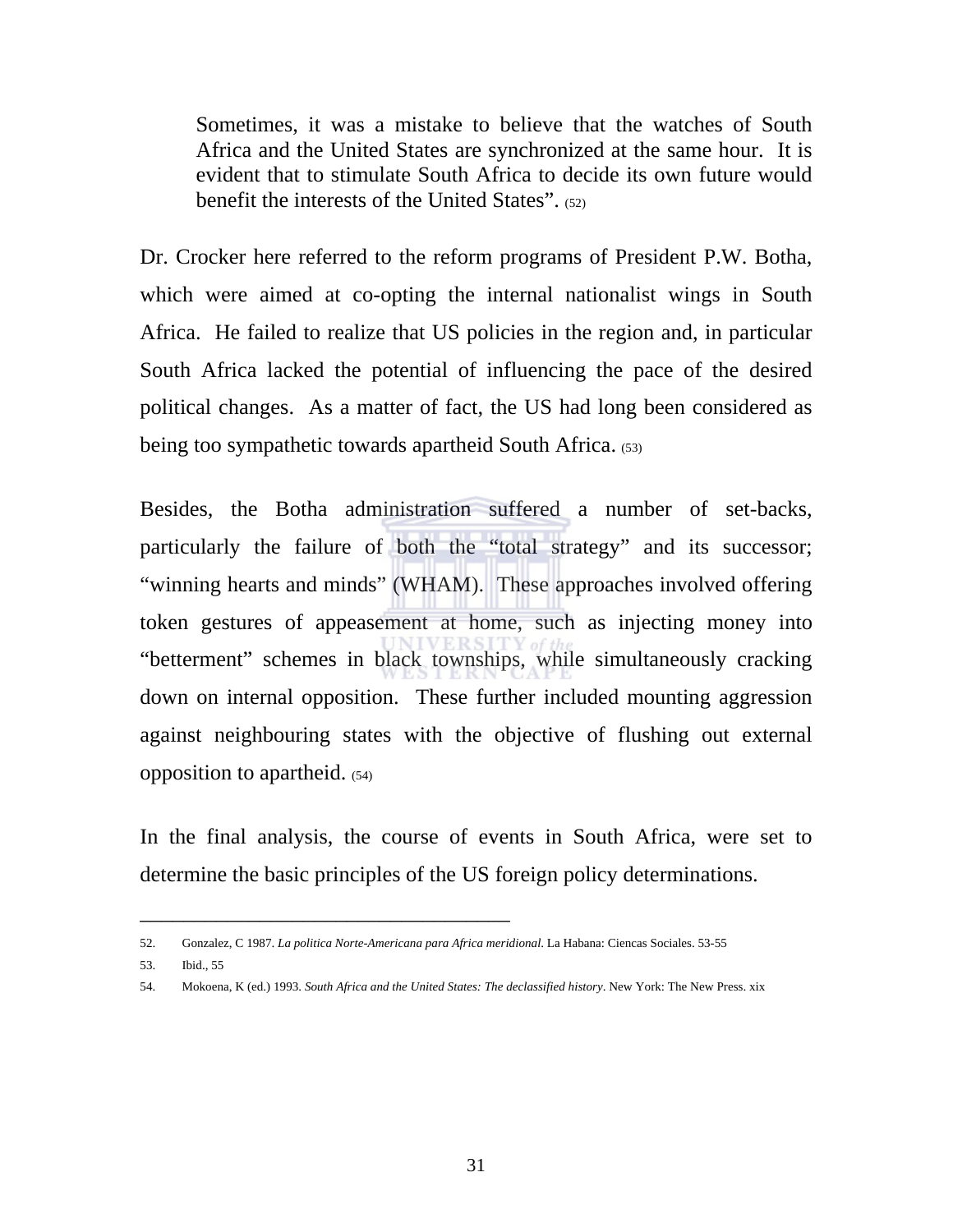> Sometimes, it was a mistake to believe that the watches of South Africa and the United States are synchronized at the same hour. It is evident that to stimulate South Africa to decide its own future would benefit the interests of the United States". (52)

Dr. Crocker here referred to the reform programs of President P.W. Botha, which were aimed at co-opting the internal nationalist wings in South Africa. He failed to realize that US policies in the region and, in particular South Africa lacked the potential of influencing the pace of the desired political changes. As a matter of fact, the US had long been considered as being too sympathetic towards apartheid South Africa. (53)

Besides, the Botha administration suffered a number of set-backs, particularly the failure of both the "total strategy" and its successor; "winning hearts and minds" (WHAM). These approaches involved offering token gestures of appeasement at home, such as injecting money into "betterment" schemes in black townships, while simultaneously cracking down on internal opposition. These further included mounting aggression against neighbouring states with the objective of flushing out external opposition to apartheid. (54)

In the final analysis, the course of events in South Africa, were set to determine the basic principles of the US foreign policy determinations.

---

52. Gonzalez, C 1987. *La politica Norte-Americana para Africa meridional*. La Habana: Ciencas Sociales. 53-55
53. Ibid., 55
54. Mokoena, K (ed.) 1993. *South Africa and the United States: The declassified history*. New York: The New Press. xix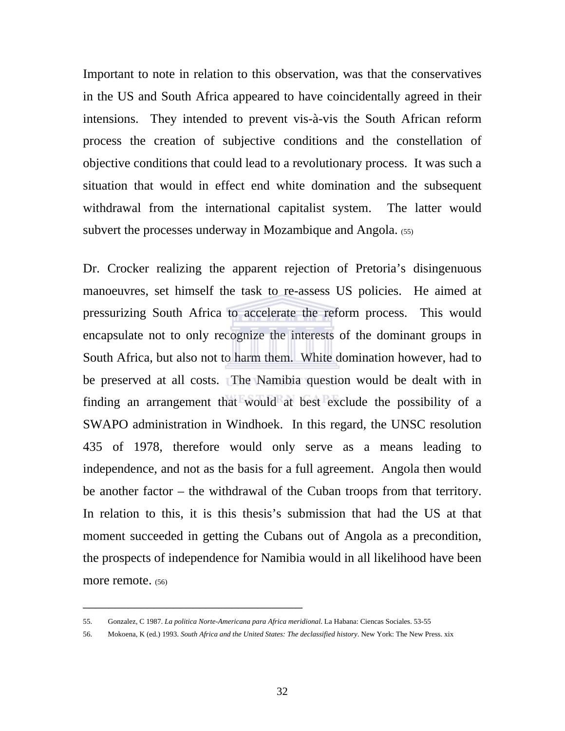Important to note in relation to this observation, was that the conservatives in the US and South Africa appeared to have coincidentally agreed in their intensions. They intended to prevent vis-à-vis the South African reform process the creation of subjective conditions and the constellation of objective conditions that could lead to a revolutionary process. It was such a situation that would in effect end white domination and the subsequent withdrawal from the international capitalist system. The latter would subvert the processes underway in Mozambique and Angola. (55)

Dr. Crocker realizing the apparent rejection of Pretoria's disingenuous manoeuvres, set himself the task to re-assess US policies. He aimed at pressurizing South Africa to accelerate the reform process. This would encapsulate not to only recognize the interests of the dominant groups in South Africa, but also not to harm them. White domination however, had to be preserved at all costs. The Namibia question would be dealt with in finding an arrangement that would at best exclude the possibility of a SWAPO administration in Windhoek. In this regard, the UNSC resolution 435 of 1978, therefore would only serve as a means leading to independence, and not as the basis for a full agreement. Angola then would be another factor – the withdrawal of the Cuban troops from that territory. In relation to this, it is this thesis's submission that had the US at that moment succeeded in getting the Cubans out of Angola as a precondition, the prospects of independence for Namibia would in all likelihood have been more remote. (56)

---

55. Gonzalez, C 1987. *La politica Norte-Americana para Africa meridional*. La Habana: Ciencas Sociales. 53-55

56. Mokoena, K (ed.) 1993. *South Africa and the United States: The declassified history*. New York: The New Press. xix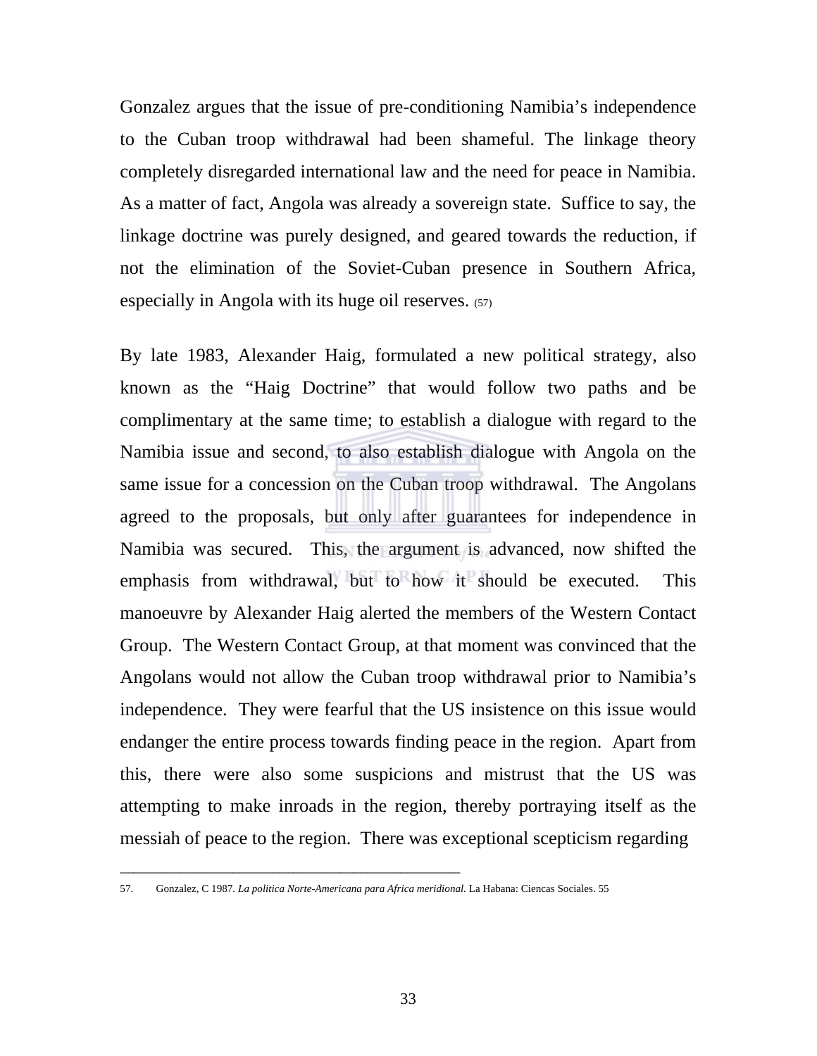Gonzalez argues that the issue of pre-conditioning Namibia's independence to the Cuban troop withdrawal had been shameful. The linkage theory completely disregarded international law and the need for peace in Namibia. As a matter of fact, Angola was already a sovereign state. Suffice to say, the linkage doctrine was purely designed, and geared towards the reduction, if not the elimination of the Soviet-Cuban presence in Southern Africa, especially in Angola with its huge oil reserves. (57)

By late 1983, Alexander Haig, formulated a new political strategy, also known as the "Haig Doctrine" that would follow two paths and be complimentary at the same time; to establish a dialogue with regard to the Namibia issue and second, to also establish dialogue with Angola on the same issue for a concession on the Cuban troop withdrawal. The Angolans agreed to the proposals, but only after guarantees for independence in Namibia was secured. This, the argument is advanced, now shifted the emphasis from withdrawal, but to how it should be executed. This manoeuvre by Alexander Haig alerted the members of the Western Contact Group. The Western Contact Group, at that moment was convinced that the Angolans would not allow the Cuban troop withdrawal prior to Namibia's independence. They were fearful that the US insistence on this issue would endanger the entire process towards finding peace in the region. Apart from this, there were also some suspicions and mistrust that the US was attempting to make inroads in the region, thereby portraying itself as the messiah of peace to the region. There was exceptional scepticism regarding

---

57. Gonzalez, C 1987. *La politica Norte-Americana para Africa meridional.* La Habana: Ciencas Sociales. 55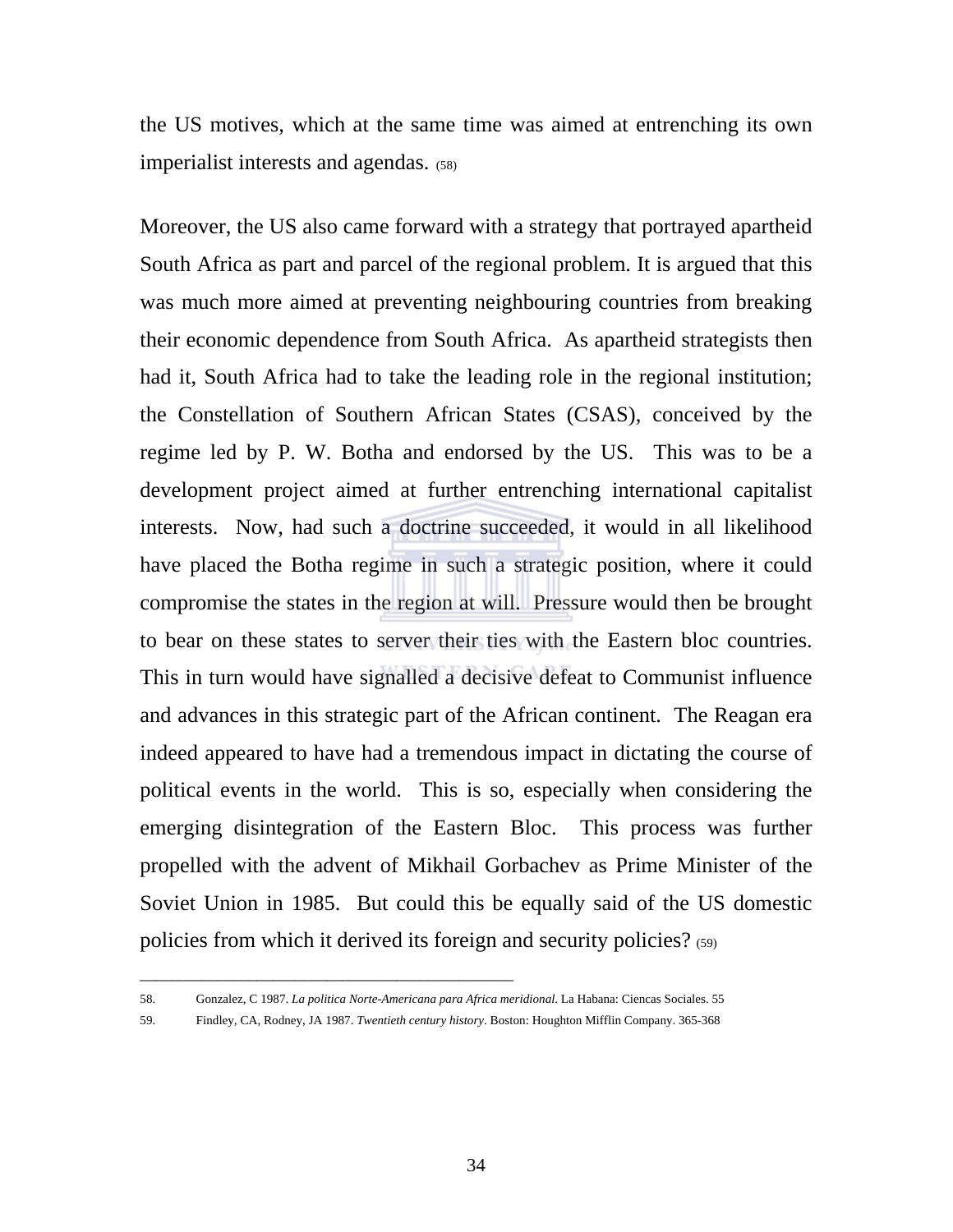the US motives, which at the same time was aimed at entrenching its own imperialist interests and agendas. (58)

Moreover, the US also came forward with a strategy that portrayed apartheid South Africa as part and parcel of the regional problem. It is argued that this was much more aimed at preventing neighbouring countries from breaking their economic dependence from South Africa. As apartheid strategists then had it, South Africa had to take the leading role in the regional institution; the Constellation of Southern African States (CSAS), conceived by the regime led by P. W. Botha and endorsed by the US. This was to be a development project aimed at further entrenching international capitalist interests. Now, had such a doctrine succeeded, it would in all likelihood have placed the Botha regime in such a strategic position, where it could compromise the states in the region at will. Pressure would then be brought to bear on these states to server their ties with the Eastern bloc countries. This in turn would have signalled a decisive defeat to Communist influence and advances in this strategic part of the African continent. The Reagan era indeed appeared to have had a tremendous impact in dictating the course of political events in the world. This is so, especially when considering the emerging disintegration of the Eastern Bloc. This process was further propelled with the advent of Mikhail Gorbachev as Prime Minister of the Soviet Union in 1985. But could this be equally said of the US domestic policies from which it derived its foreign and security policies? (59)

---

58. Gonzalez, C 1987. *La politica Norte-Americana para Africa meridional*. La Habana: Ciencas Sociales. 55

59. Findley, CA, Rodney, JA 1987. *Twentieth century history*. Boston: Houghton Mifflin Company. 365-368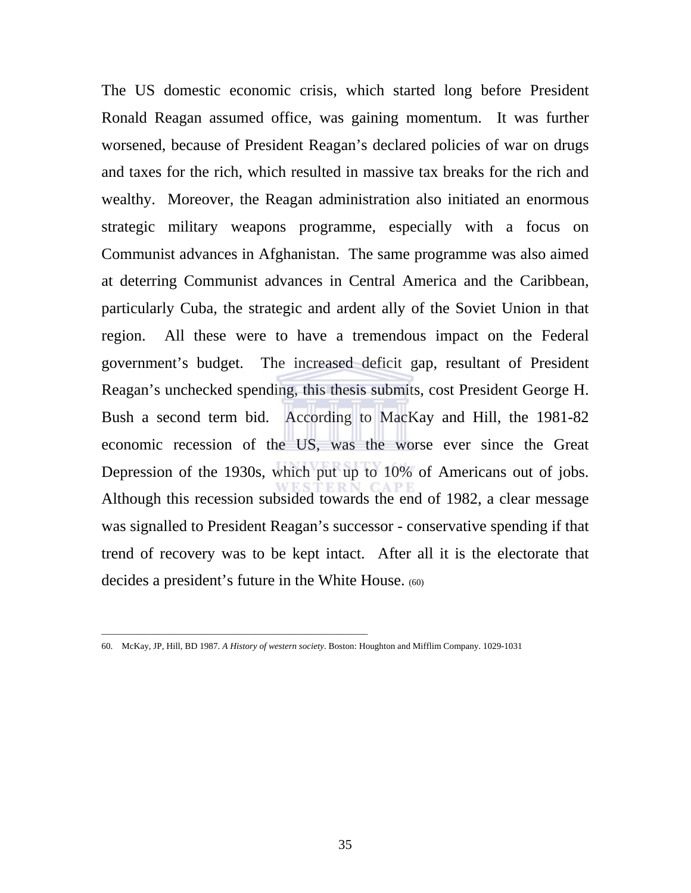The US domestic economic crisis, which started long before President Ronald Reagan assumed office, was gaining momentum. It was further worsened, because of President Reagan's declared policies of war on drugs and taxes for the rich, which resulted in massive tax breaks for the rich and wealthy. Moreover, the Reagan administration also initiated an enormous strategic military weapons programme, especially with a focus on Communist advances in Afghanistan. The same programme was also aimed at deterring Communist advances in Central America and the Caribbean, particularly Cuba, the strategic and ardent ally of the Soviet Union in that region. All these were to have a tremendous impact on the Federal government's budget. The increased deficit gap, resultant of President Reagan's unchecked spending, this thesis submits, cost President George H. Bush a second term bid. According to MacKay and Hill, the 1981-82 economic recession of the US, was the worse ever since the Great Depression of the 1930s, which put up to 10% of Americans out of jobs. Although this recession subsided towards the end of 1982, a clear message was signalled to President Reagan's successor - conservative spending if that trend of recovery was to be kept intact. After all it is the electorate that decides a president's future in the White House. (60)

---

60. McKay, JP, Hill, BD 1987. *A History of western society*. Boston: Houghton and Mifflim Company. 1029-1031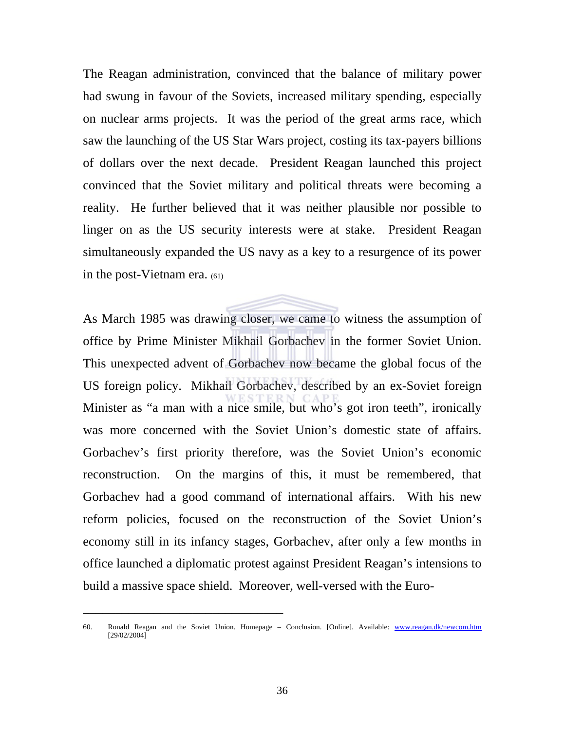The Reagan administration, convinced that the balance of military power had swung in favour of the Soviets, increased military spending, especially on nuclear arms projects. It was the period of the great arms race, which saw the launching of the US Star Wars project, costing its tax-payers billions of dollars over the next decade. President Reagan launched this project convinced that the Soviet military and political threats were becoming a reality. He further believed that it was neither plausible nor possible to linger on as the US security interests were at stake. President Reagan simultaneously expanded the US navy as a key to a resurgence of its power in the post-Vietnam era. (61)

As March 1985 was drawing closer, we came to witness the assumption of office by Prime Minister Mikhail Gorbachev in the former Soviet Union. This unexpected advent of Gorbachev now became the global focus of the US foreign policy. Mikhail Gorbachev, described by an ex-Soviet foreign Minister as "a man with a nice smile, but who's got iron teeth", ironically was more concerned with the Soviet Union's domestic state of affairs. Gorbachev's first priority therefore, was the Soviet Union's economic reconstruction. On the margins of this, it must be remembered, that Gorbachev had a good command of international affairs. With his new reform policies, focused on the reconstruction of the Soviet Union's economy still in its infancy stages, Gorbachev, after only a few months in office launched a diplomatic protest against President Reagan's intensions to build a massive space shield. Moreover, well-versed with the Euro-

---

60. Ronald Reagan and the Soviet Union. Homepage – Conclusion. [Online]. Available: www.reagan.dk/newcom.htm [29/02/2004]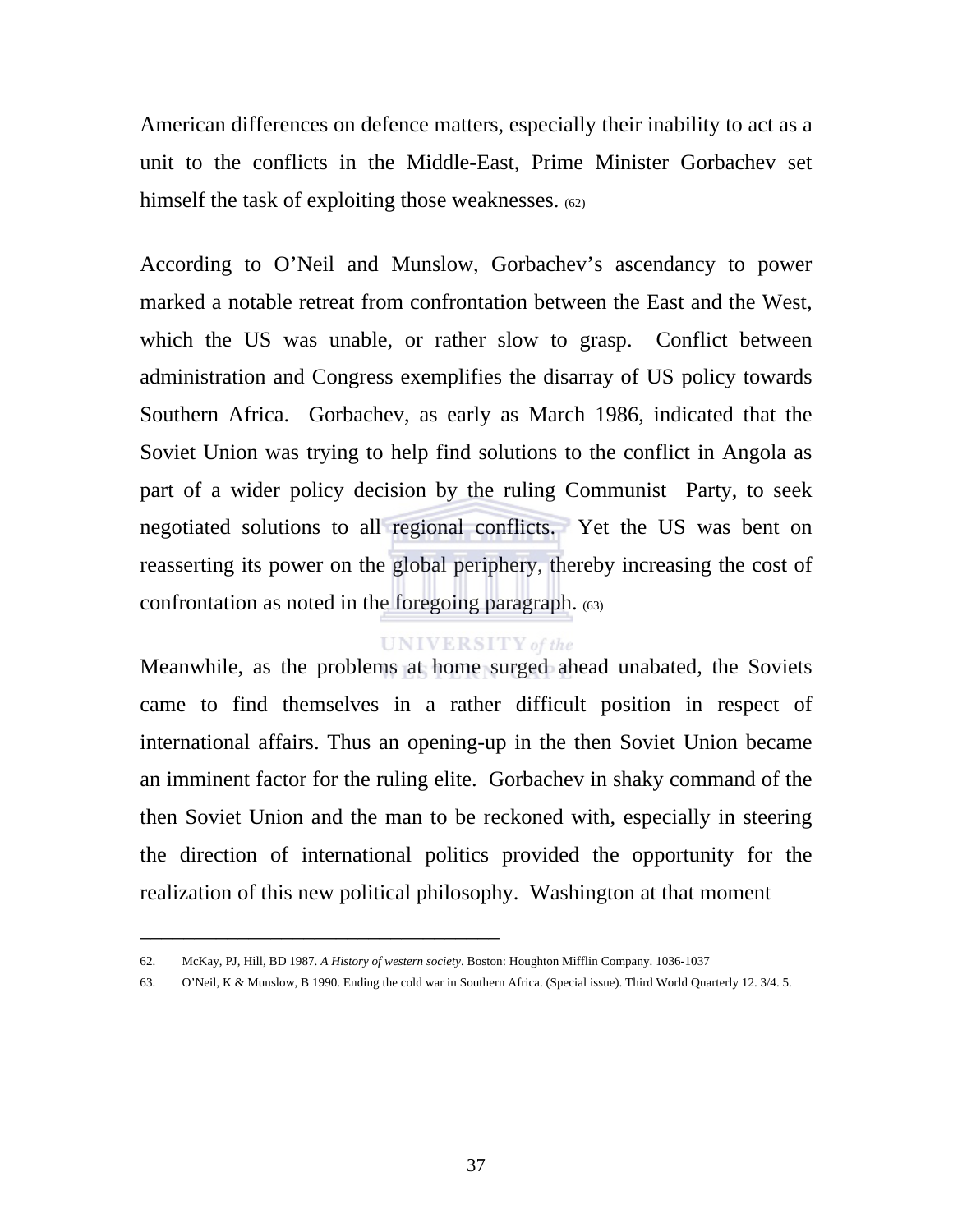American differences on defence matters, especially their inability to act as a unit to the conflicts in the Middle-East, Prime Minister Gorbachev set himself the task of exploiting those weaknesses. (62)

According to O'Neil and Munslow, Gorbachev's ascendancy to power marked a notable retreat from confrontation between the East and the West, which the US was unable, or rather slow to grasp. Conflict between administration and Congress exemplifies the disarray of US policy towards Southern Africa. Gorbachev, as early as March 1986, indicated that the Soviet Union was trying to help find solutions to the conflict in Angola as part of a wider policy decision by the ruling Communist Party, to seek negotiated solutions to all regional conflicts. Yet the US was bent on reasserting its power on the global periphery, thereby increasing the cost of confrontation as noted in the foregoing paragraph. (63)

Meanwhile, as the problems at home surged ahead unabated, the Soviets came to find themselves in a rather difficult position in respect of international affairs. Thus an opening-up in the then Soviet Union became an imminent factor for the ruling elite. Gorbachev in shaky command of the then Soviet Union and the man to be reckoned with, especially in steering the direction of international politics provided the opportunity for the realization of this new political philosophy. Washington at that moment

---

62. McKay, PJ, Hill, BD 1987. *A History of western society*. Boston: Houghton Mifflin Company. 1036-1037

63. O'Neil, K & Munslow, B 1990. Ending the cold war in Southern Africa. (Special issue). Third World Quarterly 12. 3/4. 5.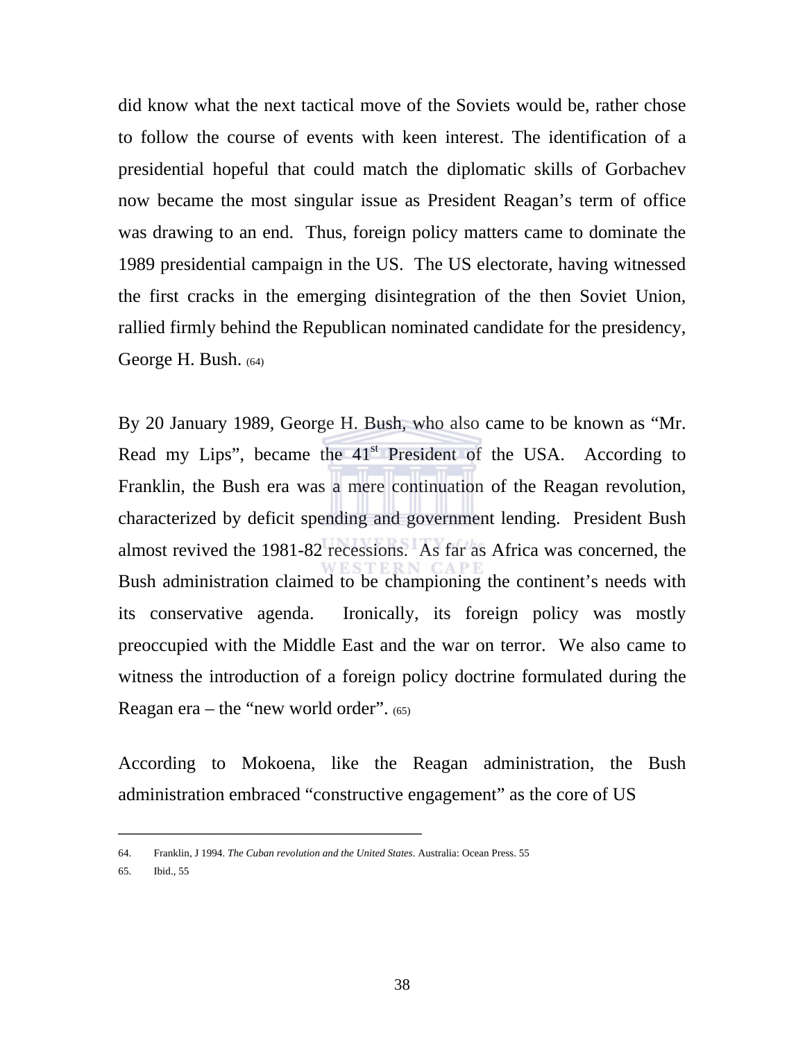did know what the next tactical move of the Soviets would be, rather chose to follow the course of events with keen interest. The identification of a presidential hopeful that could match the diplomatic skills of Gorbachev now became the most singular issue as President Reagan's term of office was drawing to an end. Thus, foreign policy matters came to dominate the 1989 presidential campaign in the US. The US electorate, having witnessed the first cracks in the emerging disintegration of the then Soviet Union, rallied firmly behind the Republican nominated candidate for the presidency, George H. Bush. (64)

By 20 January 1989, George H. Bush, who also came to be known as "Mr. Read my Lips", became the 41st President of the USA. According to Franklin, the Bush era was a mere continuation of the Reagan revolution, characterized by deficit spending and government lending. President Bush almost revived the 1981-82 recessions. As far as Africa was concerned, the Bush administration claimed to be championing the continent's needs with its conservative agenda. Ironically, its foreign policy was mostly preoccupied with the Middle East and the war on terror. We also came to witness the introduction of a foreign policy doctrine formulated during the Reagan era – the "new world order". (65)

According to Mokoena, like the Reagan administration, the Bush administration embraced "constructive engagement" as the core of US

---

64. Franklin, J 1994. *The Cuban revolution and the United States*. Australia: Ocean Press. 55
65. Ibid., 55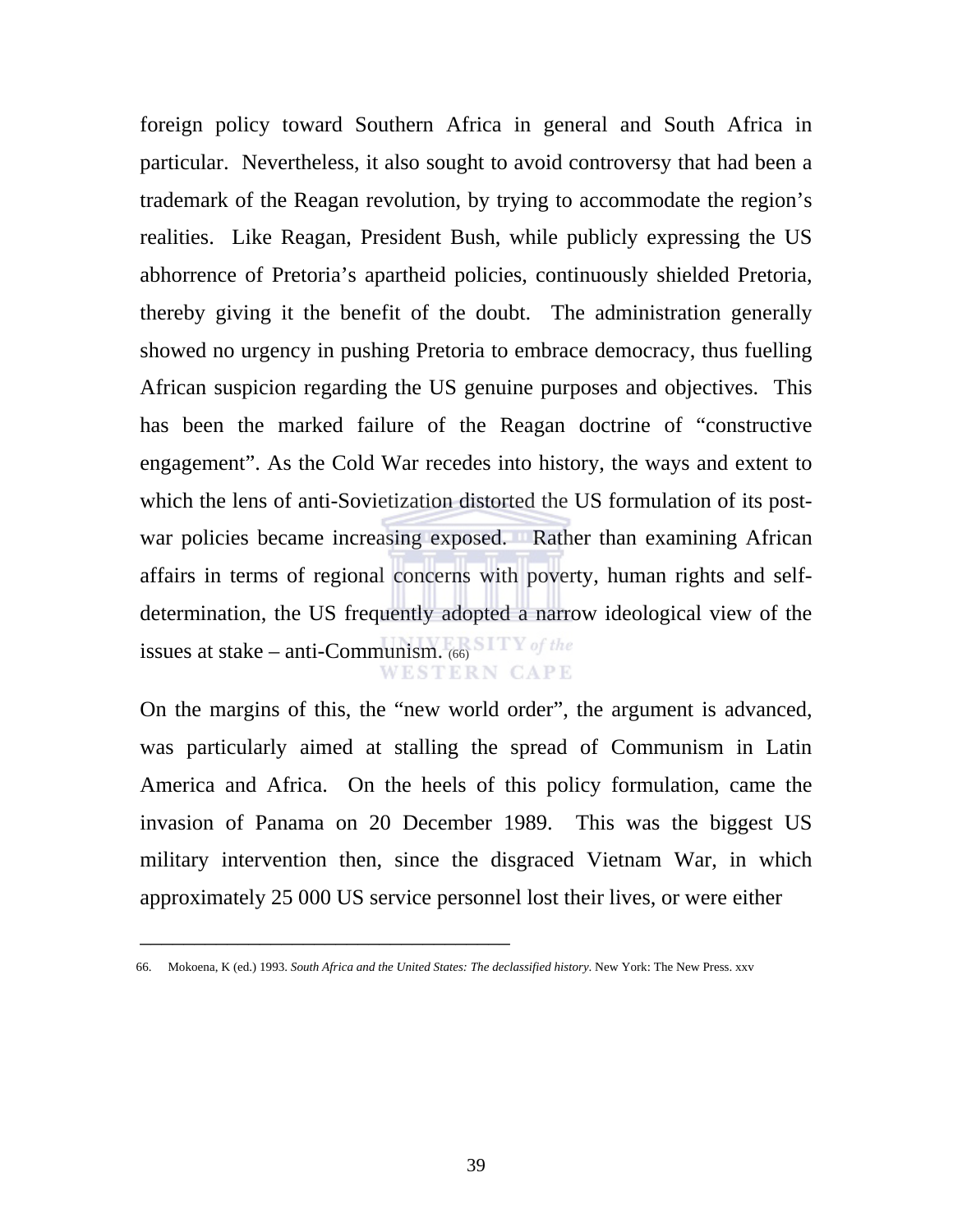foreign policy toward Southern Africa in general and South Africa in particular. Nevertheless, it also sought to avoid controversy that had been a trademark of the Reagan revolution, by trying to accommodate the region's realities. Like Reagan, President Bush, while publicly expressing the US abhorrence of Pretoria's apartheid policies, continuously shielded Pretoria, thereby giving it the benefit of the doubt. The administration generally showed no urgency in pushing Pretoria to embrace democracy, thus fuelling African suspicion regarding the US genuine purposes and objectives. This has been the marked failure of the Reagan doctrine of "constructive engagement". As the Cold War recedes into history, the ways and extent to which the lens of anti-Sovietization distorted the US formulation of its post-war policies became increasing exposed. Rather than examining African affairs in terms of regional concerns with poverty, human rights and self-determination, the US frequently adopted a narrow ideological view of the issues at stake – anti-Communism. (66)

On the margins of this, the "new world order", the argument is advanced, was particularly aimed at stalling the spread of Communism in Latin America and Africa. On the heels of this policy formulation, came the invasion of Panama on 20 December 1989. This was the biggest US military intervention then, since the disgraced Vietnam War, in which approximately 25 000 US service personnel lost their lives, or were either

---

66. Mokoena, K (ed.) 1993. *South Africa and the United States: The declassified history*. New York: The New Press. xxv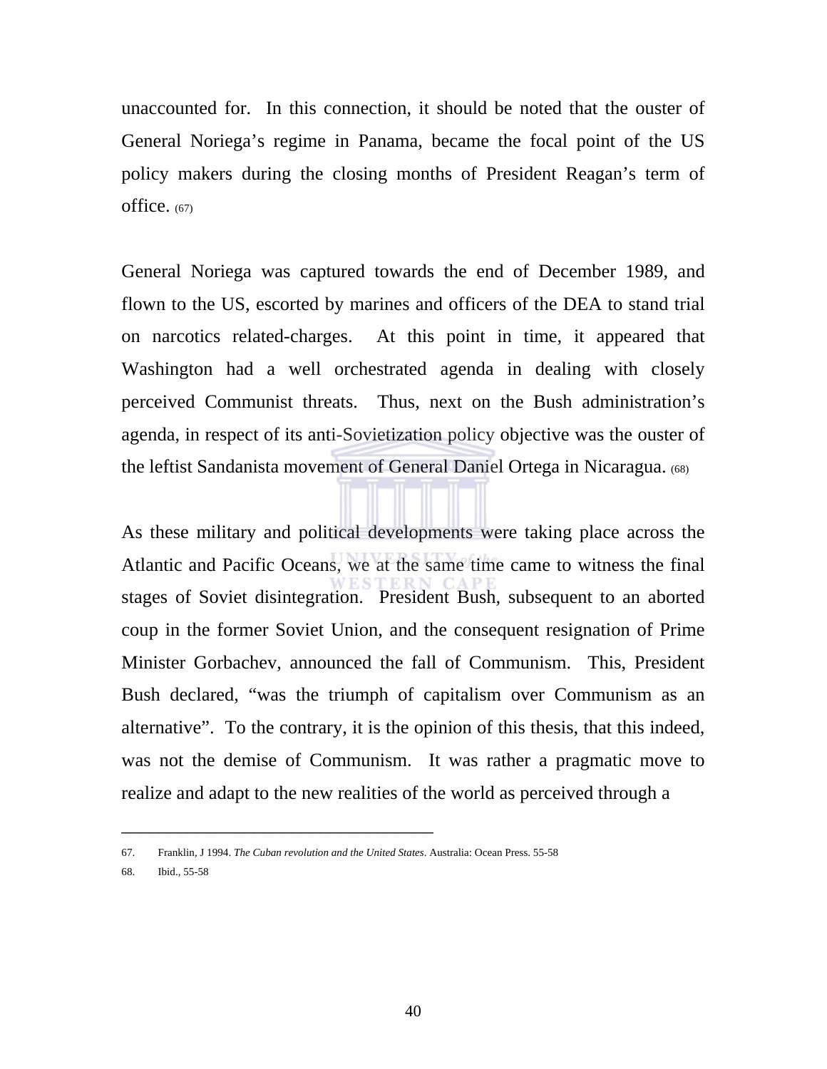unaccounted for. In this connection, it should be noted that the ouster of General Noriega's regime in Panama, became the focal point of the US policy makers during the closing months of President Reagan's term of office. (67)

General Noriega was captured towards the end of December 1989, and flown to the US, escorted by marines and officers of the DEA to stand trial on narcotics related-charges. At this point in time, it appeared that Washington had a well orchestrated agenda in dealing with closely perceived Communist threats. Thus, next on the Bush administration's agenda, in respect of its anti-Sovietization policy objective was the ouster of the leftist Sandanista movement of General Daniel Ortega in Nicaragua. (68)

As these military and political developments were taking place across the Atlantic and Pacific Oceans, we at the same time came to witness the final stages of Soviet disintegration. President Bush, subsequent to an aborted coup in the former Soviet Union, and the consequent resignation of Prime Minister Gorbachev, announced the fall of Communism. This, President Bush declared, "was the triumph of capitalism over Communism as an alternative". To the contrary, it is the opinion of this thesis, that this indeed, was not the demise of Communism. It was rather a pragmatic move to realize and adapt to the new realities of the world as perceived through a

---

67. Franklin, J 1994. *The Cuban revolution and the United States*. Australia: Ocean Press. 55-58
68. Ibid., 55-58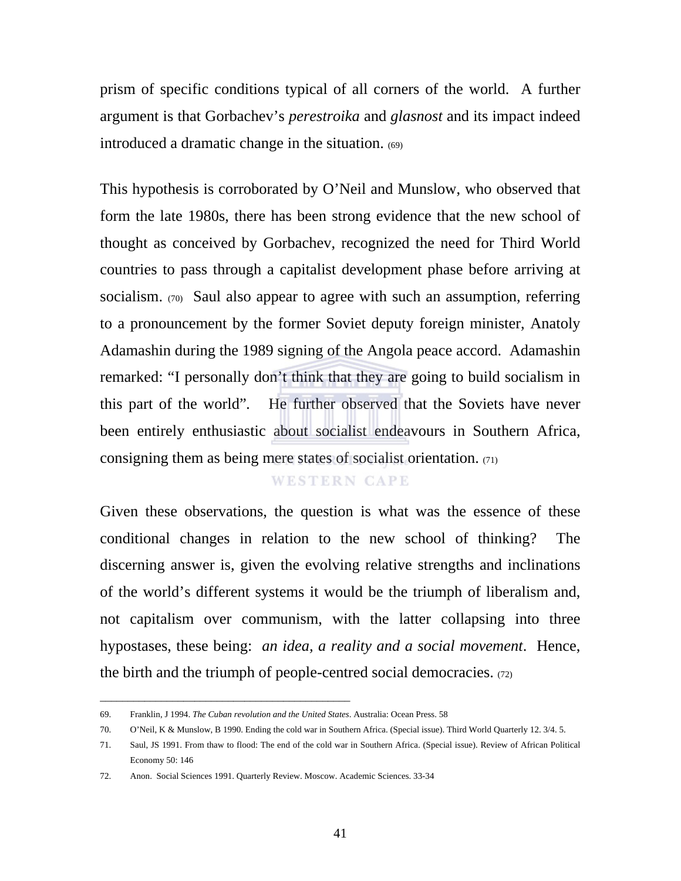prism of specific conditions typical of all corners of the world. A further argument is that Gorbachev's *perestroika* and *glasnost* and its impact indeed introduced a dramatic change in the situation. (69)

This hypothesis is corroborated by O'Neil and Munslow, who observed that form the late 1980s, there has been strong evidence that the new school of thought as conceived by Gorbachev, recognized the need for Third World countries to pass through a capitalist development phase before arriving at socialism. (70) Saul also appear to agree with such an assumption, referring to a pronouncement by the former Soviet deputy foreign minister, Anatoly Adamashin during the 1989 signing of the Angola peace accord. Adamashin remarked: "I personally don't think that they are going to build socialism in this part of the world". He further observed that the Soviets have never been entirely enthusiastic about socialist endeavours in Southern Africa, consigning them as being mere states of socialist orientation. (71)

Given these observations, the question is what was the essence of these conditional changes in relation to the new school of thinking? The discerning answer is, given the evolving relative strengths and inclinations of the world's different systems it would be the triumph of liberalism and, not capitalism over communism, with the latter collapsing into three hypostases, these being: *an idea, a reality and a social movement*. Hence, the birth and the triumph of people-centred social democracies. (72)

---

69. Franklin, J 1994. *The Cuban revolution and the United States*. Australia: Ocean Press. 58
70. O'Neil, K & Munslow, B 1990. Ending the cold war in Southern Africa. (Special issue). Third World Quarterly 12. 3/4. 5.
71. Saul, JS 1991. From thaw to flood: The end of the cold war in Southern Africa. (Special issue). Review of African Political Economy 50: 146
72. Anon. Social Sciences 1991. Quarterly Review. Moscow. Academic Sciences. 33-34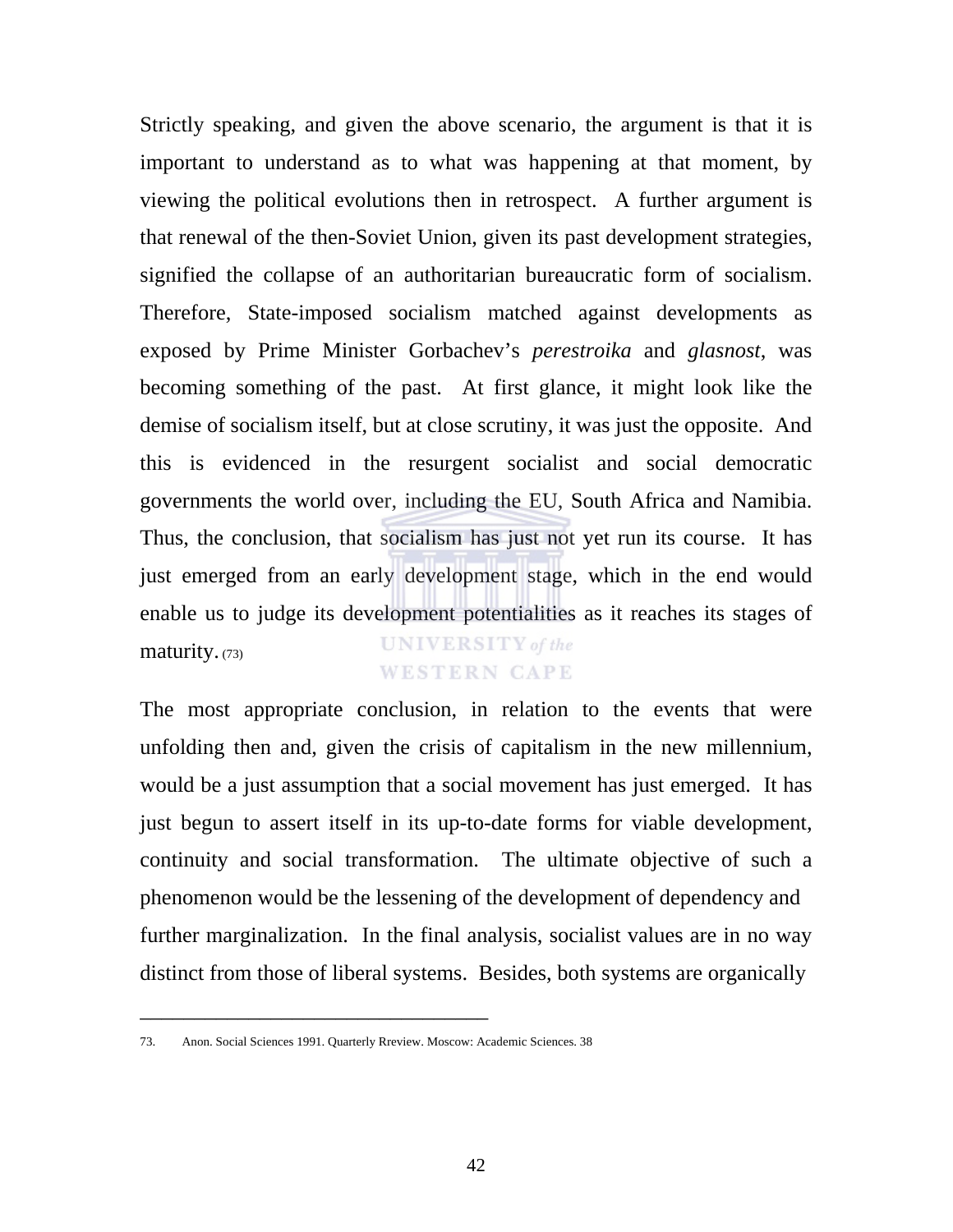Strictly speaking, and given the above scenario, the argument is that it is important to understand as to what was happening at that moment, by viewing the political evolutions then in retrospect. A further argument is that renewal of the then-Soviet Union, given its past development strategies, signified the collapse of an authoritarian bureaucratic form of socialism. Therefore, State-imposed socialism matched against developments as exposed by Prime Minister Gorbachev's *perestroika* and *glasnost*, was becoming something of the past. At first glance, it might look like the demise of socialism itself, but at close scrutiny, it was just the opposite. And this is evidenced in the resurgent socialist and social democratic governments the world over, including the EU, South Africa and Namibia. Thus, the conclusion, that socialism has just not yet run its course. It has just emerged from an early development stage, which in the end would enable us to judge its development potentialities as it reaches its stages of maturity. (73)

The most appropriate conclusion, in relation to the events that were unfolding then and, given the crisis of capitalism in the new millennium, would be a just assumption that a social movement has just emerged. It has just begun to assert itself in its up-to-date forms for viable development, continuity and social transformation. The ultimate objective of such a phenomenon would be the lessening of the development of dependency and further marginalization. In the final analysis, socialist values are in no way distinct from those of liberal systems. Besides, both systems are organically

---

73. Anon. Social Sciences 1991. Quarterly Rreview. Moscow: Academic Sciences. 38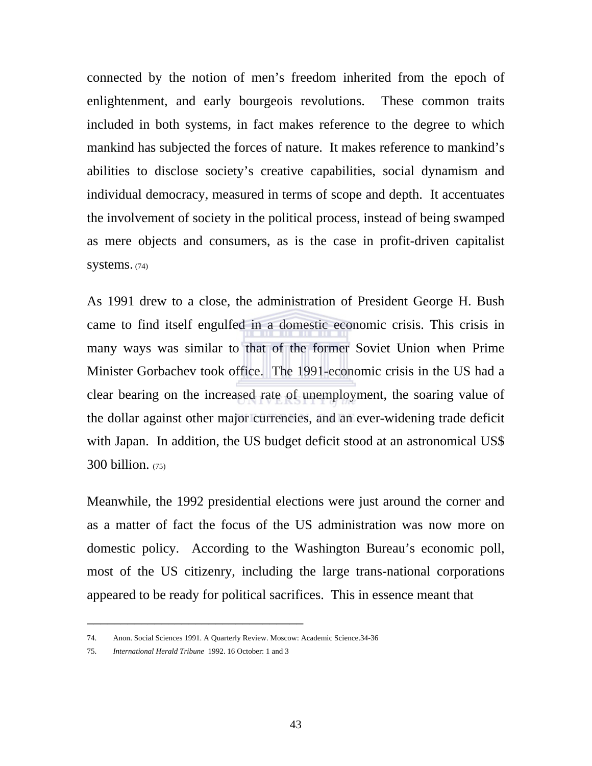connected by the notion of men's freedom inherited from the epoch of enlightenment, and early bourgeois revolutions. These common traits included in both systems, in fact makes reference to the degree to which mankind has subjected the forces of nature. It makes reference to mankind's abilities to disclose society's creative capabilities, social dynamism and individual democracy, measured in terms of scope and depth. It accentuates the involvement of society in the political process, instead of being swamped as mere objects and consumers, as is the case in profit-driven capitalist systems. (74)

As 1991 drew to a close, the administration of President George H. Bush came to find itself engulfed in a domestic economic crisis. This crisis in many ways was similar to that of the former Soviet Union when Prime Minister Gorbachev took office. The 1991-economic crisis in the US had a clear bearing on the increased rate of unemployment, the soaring value of the dollar against other major currencies, and an ever-widening trade deficit with Japan. In addition, the US budget deficit stood at an astronomical US$ 300 billion. (75)

Meanwhile, the 1992 presidential elections were just around the corner and as a matter of fact the focus of the US administration was now more on domestic policy. According to the Washington Bureau's economic poll, most of the US citizenry, including the large trans-national corporations appeared to be ready for political sacrifices. This in essence meant that

---

74. Anon. Social Sciences 1991. A Quarterly Review. Moscow: Academic Science.34-36

75. *International Herald Tribune* 1992. 16 October: 1 and 3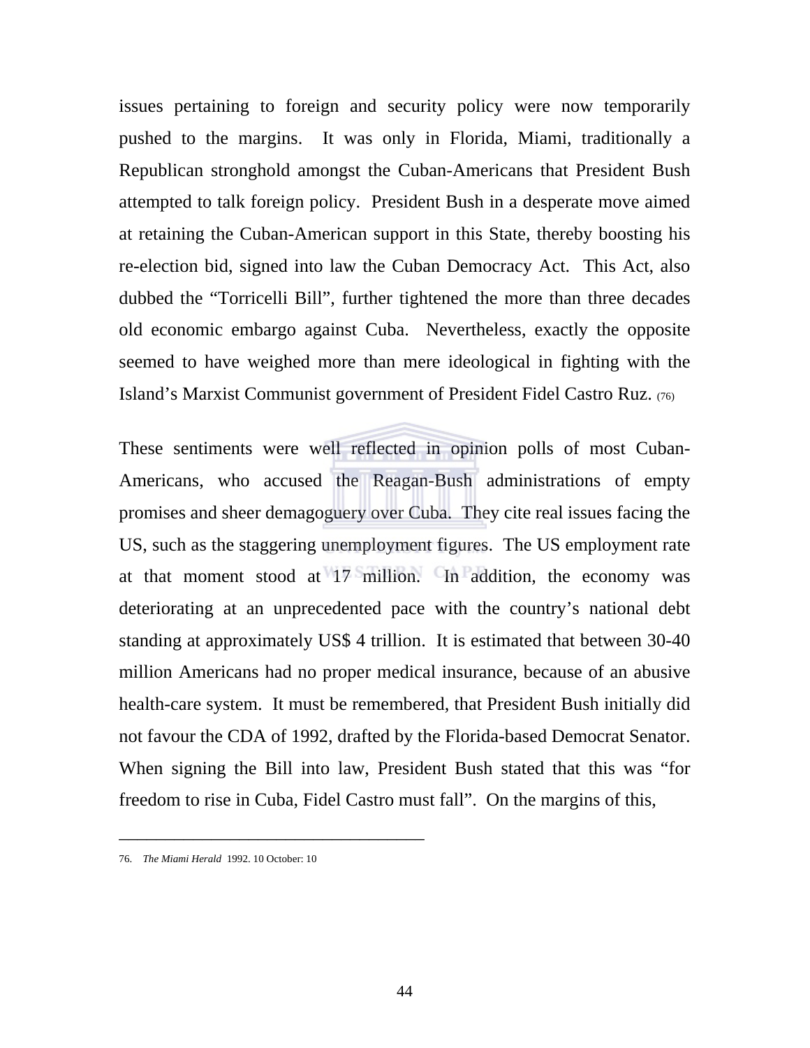issues pertaining to foreign and security policy were now temporarily pushed to the margins. It was only in Florida, Miami, traditionally a Republican stronghold amongst the Cuban-Americans that President Bush attempted to talk foreign policy. President Bush in a desperate move aimed at retaining the Cuban-American support in this State, thereby boosting his re-election bid, signed into law the Cuban Democracy Act. This Act, also dubbed the "Torricelli Bill", further tightened the more than three decades old economic embargo against Cuba. Nevertheless, exactly the opposite seemed to have weighed more than mere ideological in fighting with the Island's Marxist Communist government of President Fidel Castro Ruz. (76)

These sentiments were well reflected in opinion polls of most Cuban-Americans, who accused the Reagan-Bush administrations of empty promises and sheer demagoguery over Cuba. They cite real issues facing the US, such as the staggering unemployment figures. The US employment rate at that moment stood at 17 million. In addition, the economy was deteriorating at an unprecedented pace with the country's national debt standing at approximately US$ 4 trillion. It is estimated that between 30-40 million Americans had no proper medical insurance, because of an abusive health-care system. It must be remembered, that President Bush initially did not favour the CDA of 1992, drafted by the Florida-based Democrat Senator. When signing the Bill into law, President Bush stated that this was "for freedom to rise in Cuba, Fidel Castro must fall". On the margins of this,

---

76. *The Miami Herald* 1992. 10 October: 10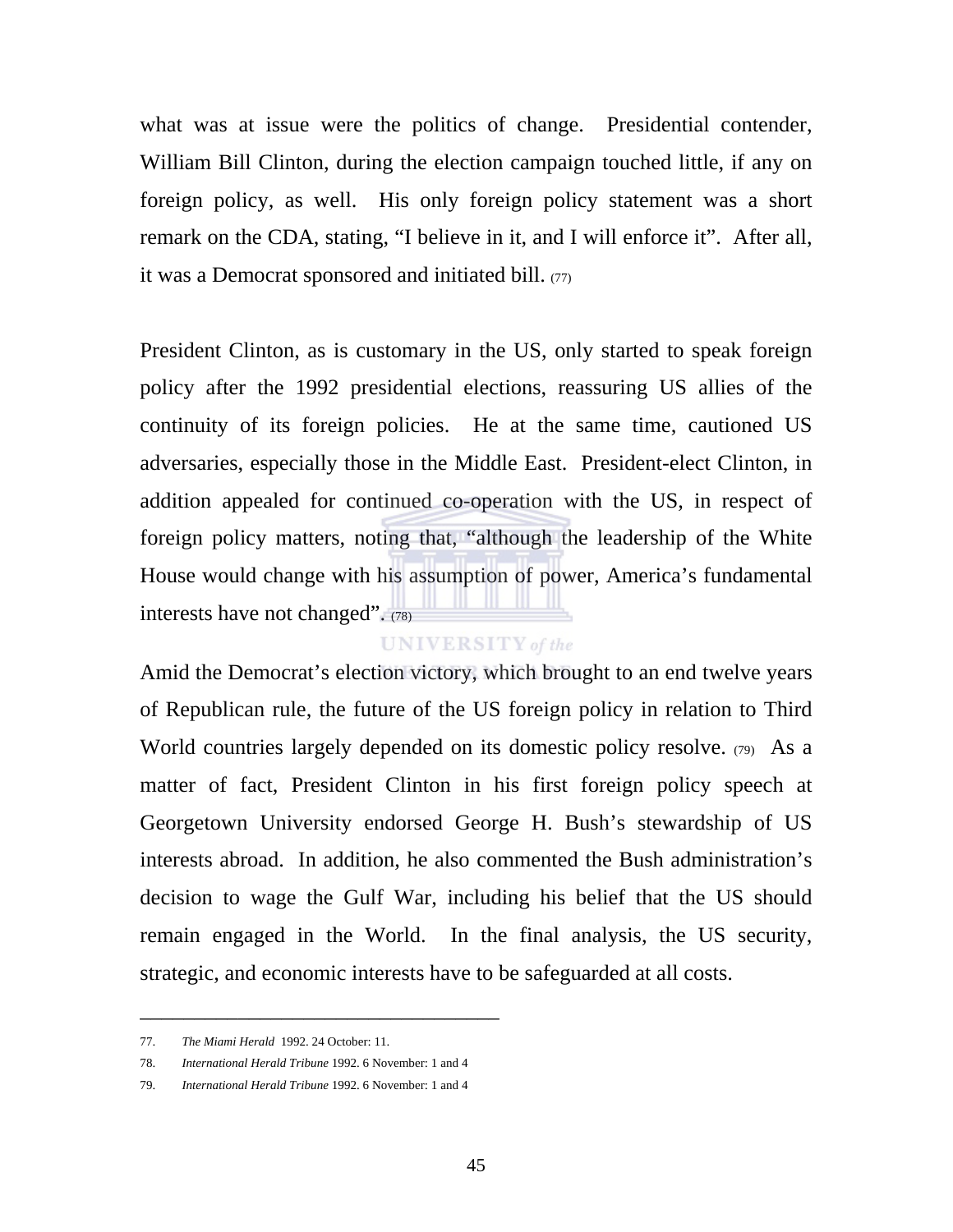what was at issue were the politics of change. Presidential contender, William Bill Clinton, during the election campaign touched little, if any on foreign policy, as well. His only foreign policy statement was a short remark on the CDA, stating, "I believe in it, and I will enforce it". After all, it was a Democrat sponsored and initiated bill. (77)

President Clinton, as is customary in the US, only started to speak foreign policy after the 1992 presidential elections, reassuring US allies of the continuity of its foreign policies. He at the same time, cautioned US adversaries, especially those in the Middle East. President-elect Clinton, in addition appealed for continued co-operation with the US, in respect of foreign policy matters, noting that, "although the leadership of the White House would change with his assumption of power, America's fundamental interests have not changed". (78)

Amid the Democrat's election victory, which brought to an end twelve years of Republican rule, the future of the US foreign policy in relation to Third World countries largely depended on its domestic policy resolve. (79) As a matter of fact, President Clinton in his first foreign policy speech at Georgetown University endorsed George H. Bush's stewardship of US interests abroad. In addition, he also commented the Bush administration's decision to wage the Gulf War, including his belief that the US should remain engaged in the World. In the final analysis, the US security, strategic, and economic interests have to be safeguarded at all costs.

---

77. *The Miami Herald* 1992. 24 October: 11.
78. *International Herald Tribune* 1992. 6 November: 1 and 4
79. *International Herald Tribune* 1992. 6 November: 1 and 4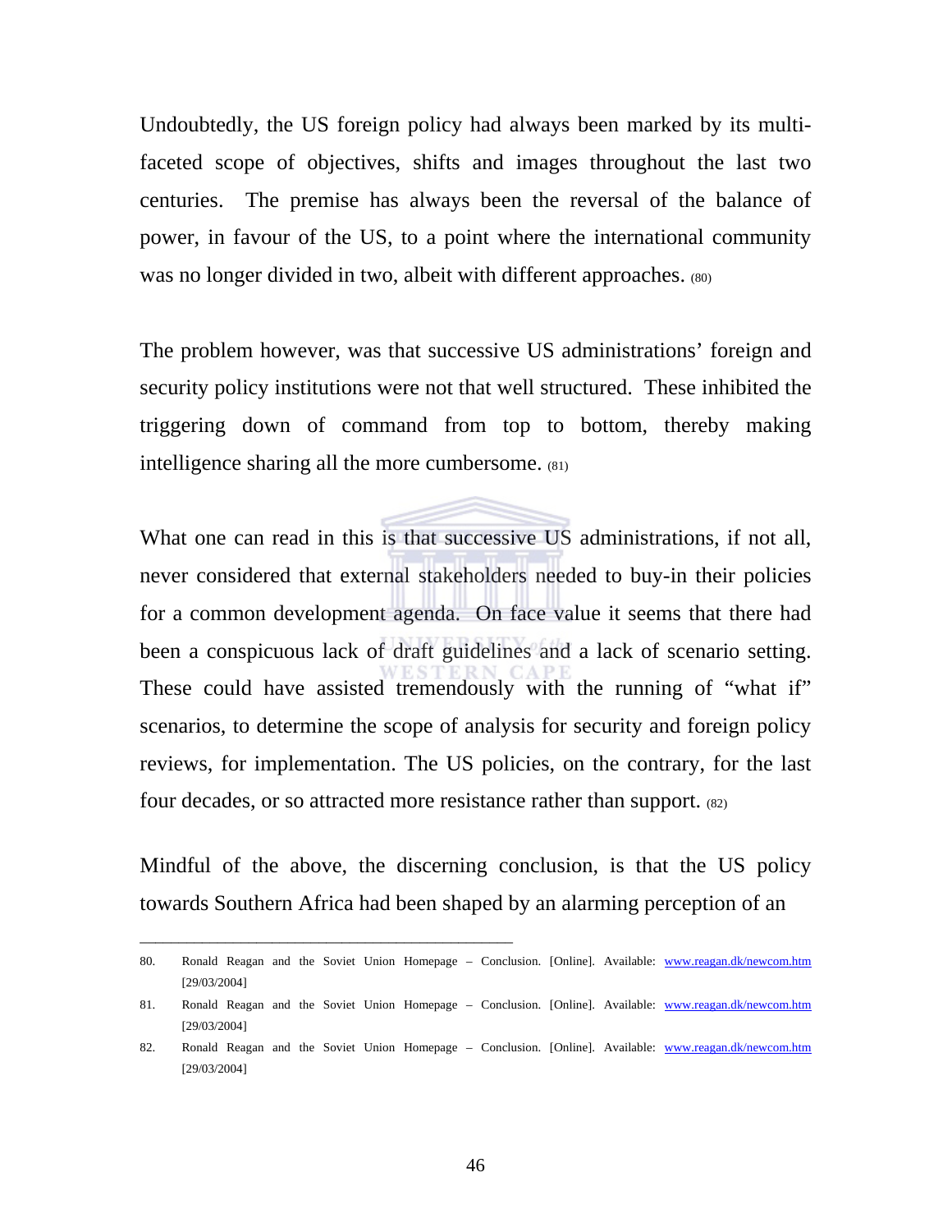Undoubtedly, the US foreign policy had always been marked by its multi-faceted scope of objectives, shifts and images throughout the last two centuries. The premise has always been the reversal of the balance of power, in favour of the US, to a point where the international community was no longer divided in two, albeit with different approaches. (80)

The problem however, was that successive US administrations' foreign and security policy institutions were not that well structured. These inhibited the triggering down of command from top to bottom, thereby making intelligence sharing all the more cumbersome. (81)

What one can read in this is that successive US administrations, if not all, never considered that external stakeholders needed to buy-in their policies for a common development agenda. On face value it seems that there had been a conspicuous lack of draft guidelines and a lack of scenario setting. These could have assisted tremendously with the running of "what if" scenarios, to determine the scope of analysis for security and foreign policy reviews, for implementation. The US policies, on the contrary, for the last four decades, or so attracted more resistance rather than support. (82)

Mindful of the above, the discerning conclusion, is that the US policy towards Southern Africa had been shaped by an alarming perception of an

---

80. Ronald Reagan and the Soviet Union Homepage – Conclusion. [Online]. Available: www.reagan.dk/newcom.htm [29/03/2004]

81. Ronald Reagan and the Soviet Union Homepage – Conclusion. [Online]. Available: www.reagan.dk/newcom.htm [29/03/2004]

82. Ronald Reagan and the Soviet Union Homepage – Conclusion. [Online]. Available: www.reagan.dk/newcom.htm [29/03/2004]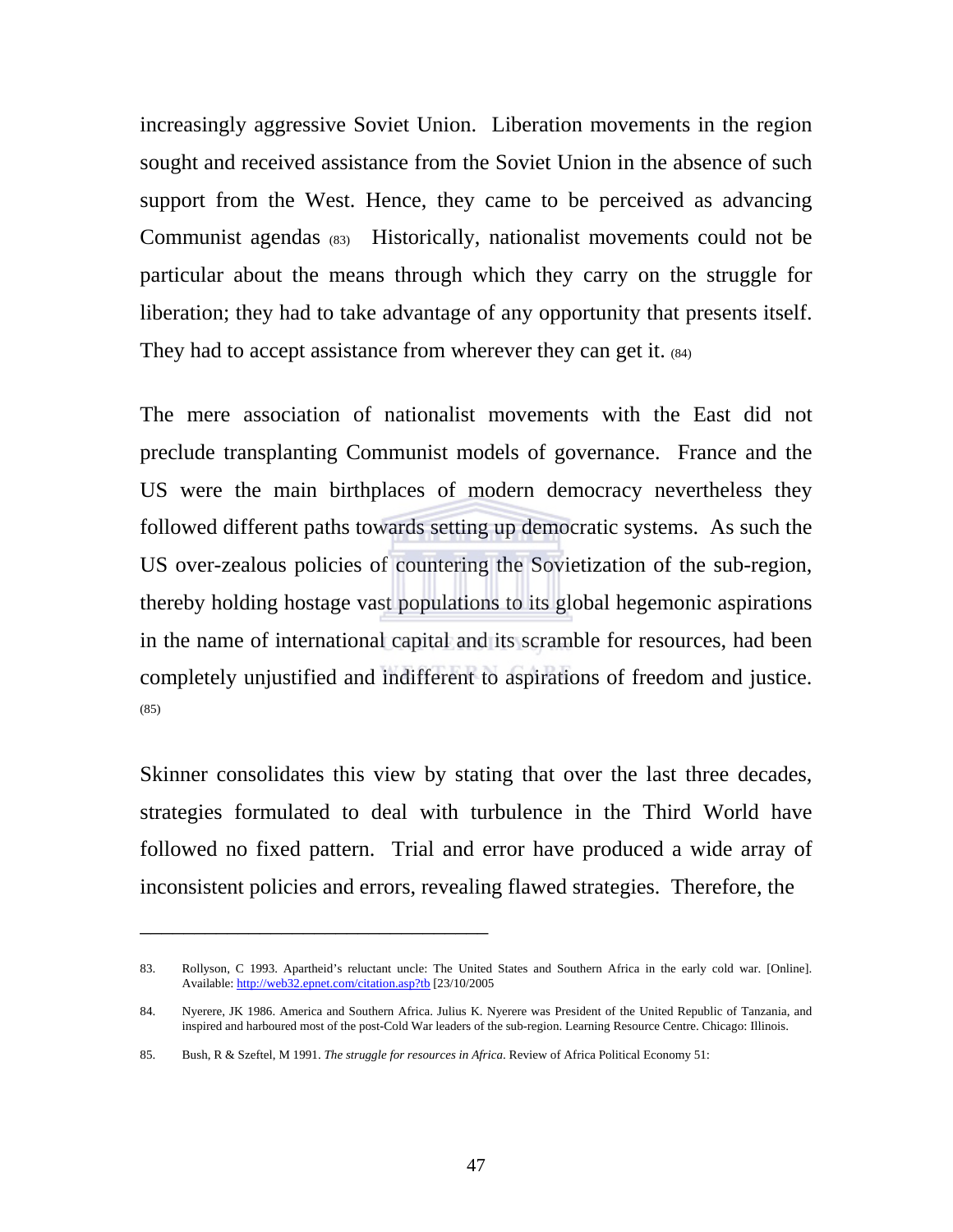increasingly aggressive Soviet Union. Liberation movements in the region sought and received assistance from the Soviet Union in the absence of such support from the West. Hence, they came to be perceived as advancing Communist agendas (83) Historically, nationalist movements could not be particular about the means through which they carry on the struggle for liberation; they had to take advantage of any opportunity that presents itself. They had to accept assistance from wherever they can get it. (84)

The mere association of nationalist movements with the East did not preclude transplanting Communist models of governance. France and the US were the main birthplaces of modern democracy nevertheless they followed different paths towards setting up democratic systems. As such the US over-zealous policies of countering the Sovietization of the sub-region, thereby holding hostage vast populations to its global hegemonic aspirations in the name of international capital and its scramble for resources, had been completely unjustified and indifferent to aspirations of freedom and justice. (85)

Skinner consolidates this view by stating that over the last three decades, strategies formulated to deal with turbulence in the Third World have followed no fixed pattern. Trial and error have produced a wide array of inconsistent policies and errors, revealing flawed strategies. Therefore, the

---

83. Rollyson, C 1993. Apartheid's reluctant uncle: The United States and Southern Africa in the early cold war. [Online]. Available: http://web32.epnet.com/citation.asp?tb [23/10/2005

84. Nyerere, JK 1986. America and Southern Africa. Julius K. Nyerere was President of the United Republic of Tanzania, and inspired and harboured most of the post-Cold War leaders of the sub-region. Learning Resource Centre. Chicago: Illinois.

85. Bush, R & Szeftel, M 1991. *The struggle for resources in Africa*. Review of Africa Political Economy 51: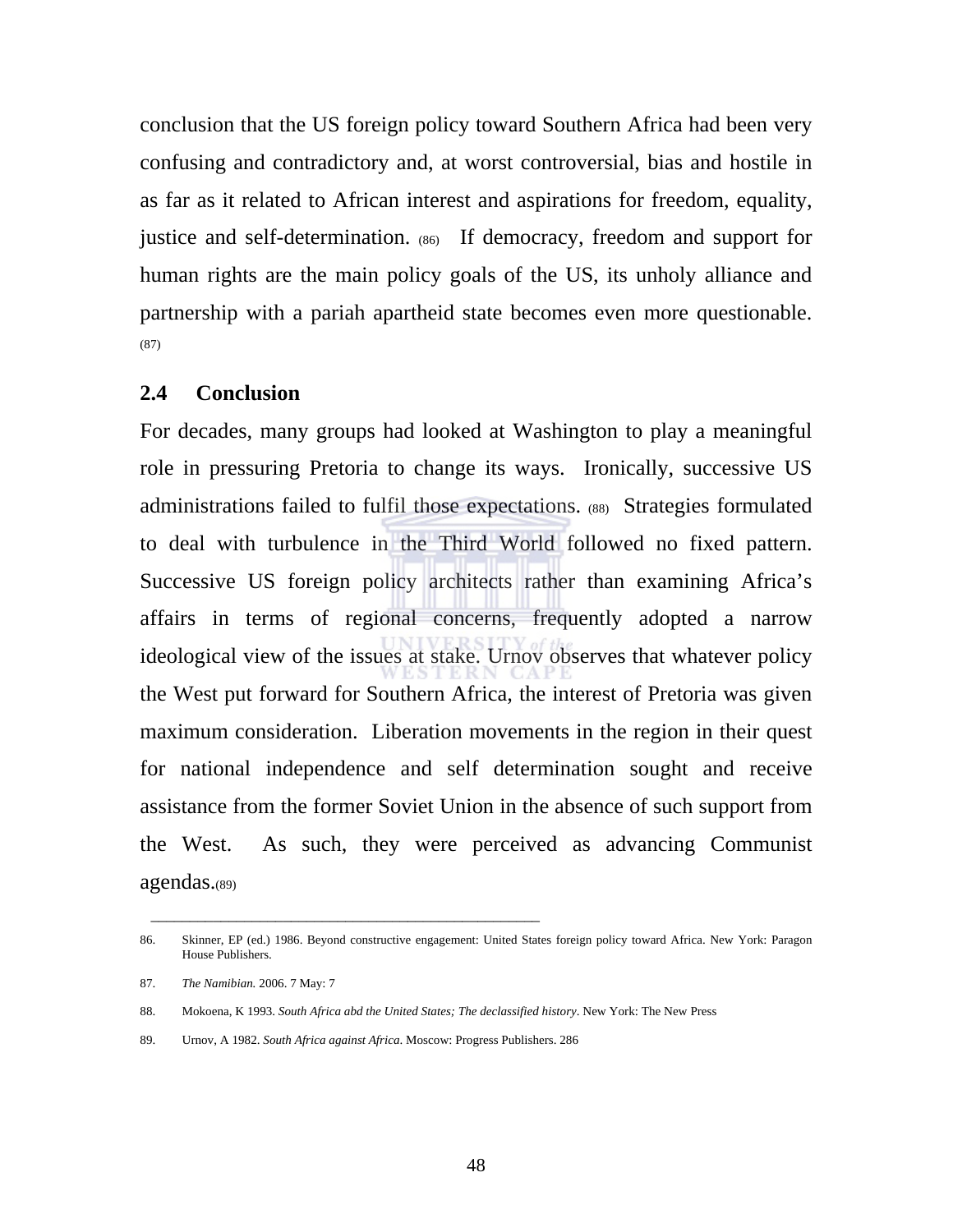conclusion that the US foreign policy toward Southern Africa had been very confusing and contradictory and, at worst controversial, bias and hostile in as far as it related to African interest and aspirations for freedom, equality, justice and self-determination. (86) If democracy, freedom and support for human rights are the main policy goals of the US, its unholy alliance and partnership with a pariah apartheid state becomes even more questionable. (87)

## 2.4 Conclusion

For decades, many groups had looked at Washington to play a meaningful role in pressuring Pretoria to change its ways. Ironically, successive US administrations failed to fulfil those expectations. (88) Strategies formulated to deal with turbulence in the Third World followed no fixed pattern. Successive US foreign policy architects rather than examining Africa's affairs in terms of regional concerns, frequently adopted a narrow ideological view of the issues at stake. Urnov observes that whatever policy the West put forward for Southern Africa, the interest of Pretoria was given maximum consideration. Liberation movements in the region in their quest for national independence and self determination sought and receive assistance from the former Soviet Union in the absence of such support from the West. As such, they were perceived as advancing Communist agendas.(89)

---

86. Skinner, EP (ed.) 1986. Beyond constructive engagement: United States foreign policy toward Africa. New York: Paragon House Publishers.

87. *The Namibian.* 2006. 7 May: 7

88. Mokoena, K 1993. *South Africa abd the United States; The declassified history*. New York: The New Press

89. Urnov, A 1982. *South Africa against Africa*. Moscow: Progress Publishers. 286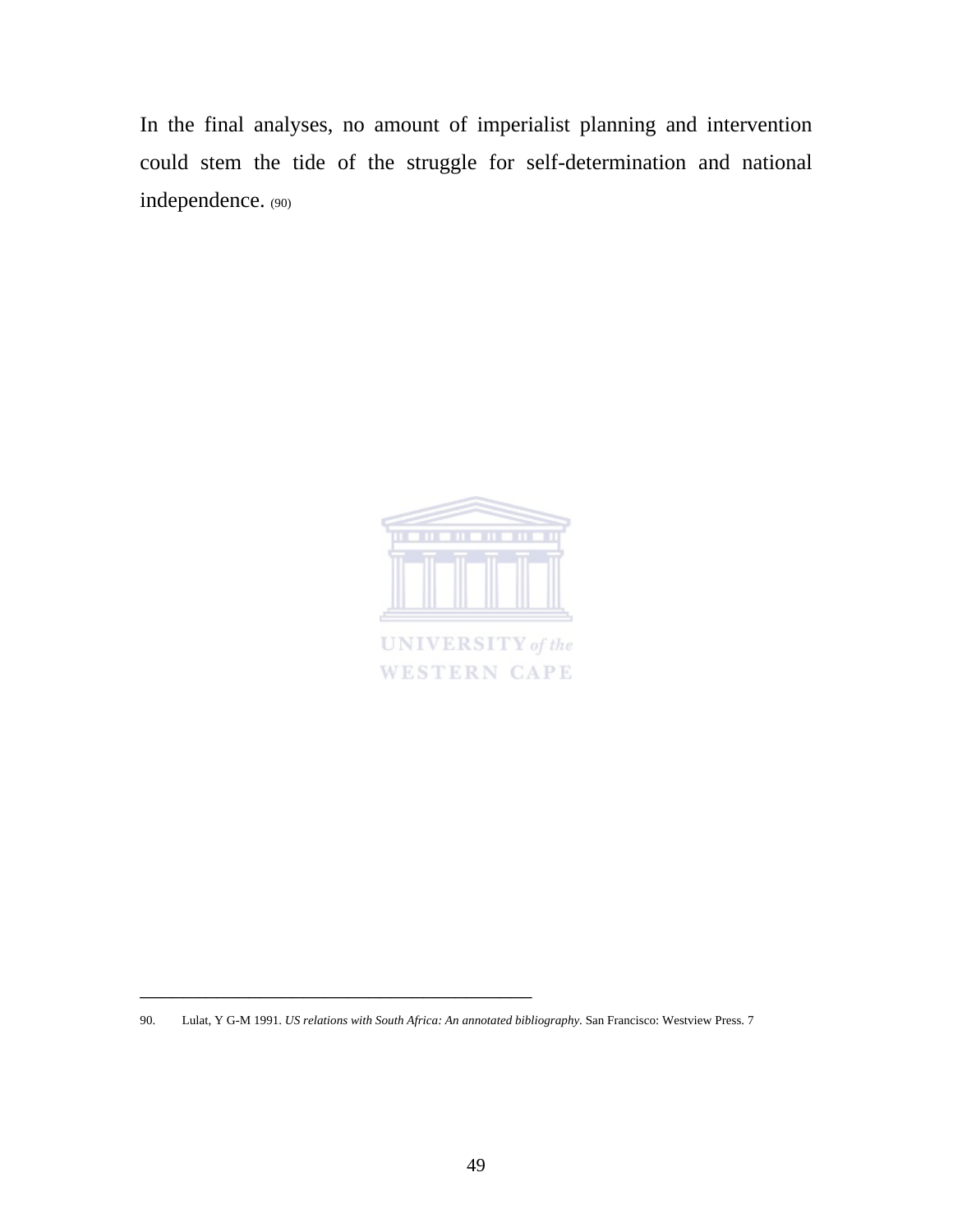In the final analyses, no amount of imperialist planning and intervention could stem the tide of the struggle for self-determination and national independence. (90)

---

90. Lulat, Y G-M 1991. *US relations with South Africa: An annotated bibliography*. San Francisco: Westview Press. 7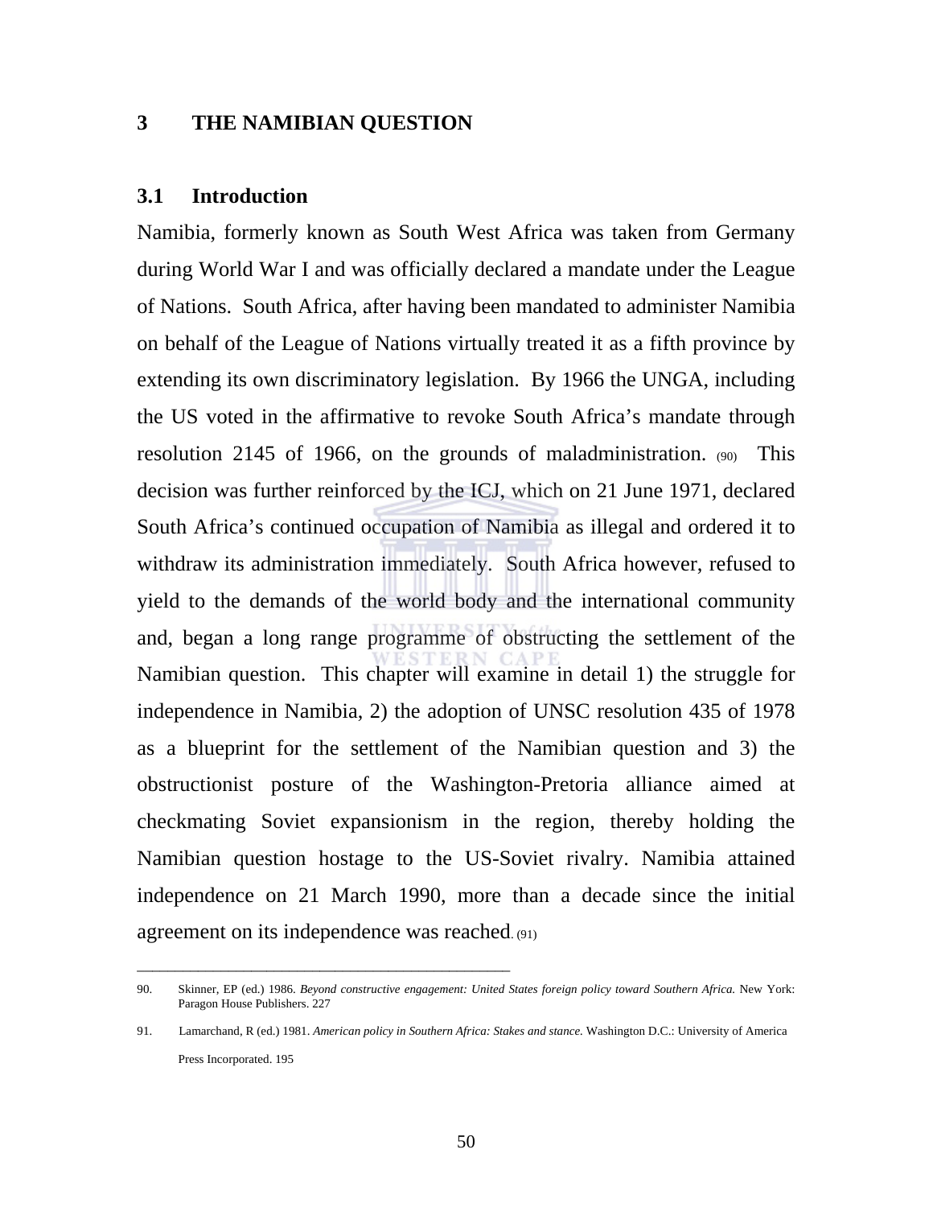# 3 THE NAMIBIAN QUESTION

## 3.1 Introduction

Namibia, formerly known as South West Africa was taken from Germany during World War I and was officially declared a mandate under the League of Nations. South Africa, after having been mandated to administer Namibia on behalf of the League of Nations virtually treated it as a fifth province by extending its own discriminatory legislation. By 1966 the UNGA, including the US voted in the affirmative to revoke South Africa's mandate through resolution 2145 of 1966, on the grounds of maladministration. (90) This decision was further reinforced by the ICJ, which on 21 June 1971, declared South Africa's continued occupation of Namibia as illegal and ordered it to withdraw its administration immediately. South Africa however, refused to yield to the demands of the world body and the international community and, began a long range programme of obstructing the settlement of the Namibian question. This chapter will examine in detail 1) the struggle for independence in Namibia, 2) the adoption of UNSC resolution 435 of 1978 as a blueprint for the settlement of the Namibian question and 3) the obstructionist posture of the Washington-Pretoria alliance aimed at checkmating Soviet expansionism in the region, thereby holding the Namibian question hostage to the US-Soviet rivalry. Namibia attained independence on 21 March 1990, more than a decade since the initial agreement on its independence was reached. (91)

---

90. Skinner, EP (ed.) 1986. *Beyond constructive engagement: United States foreign policy toward Southern Africa.* New York: Paragon House Publishers. 227

91. Lamarchand, R (ed.) 1981. *American policy in Southern Africa: Stakes and stance.* Washington D.C.: University of America Press Incorporated. 195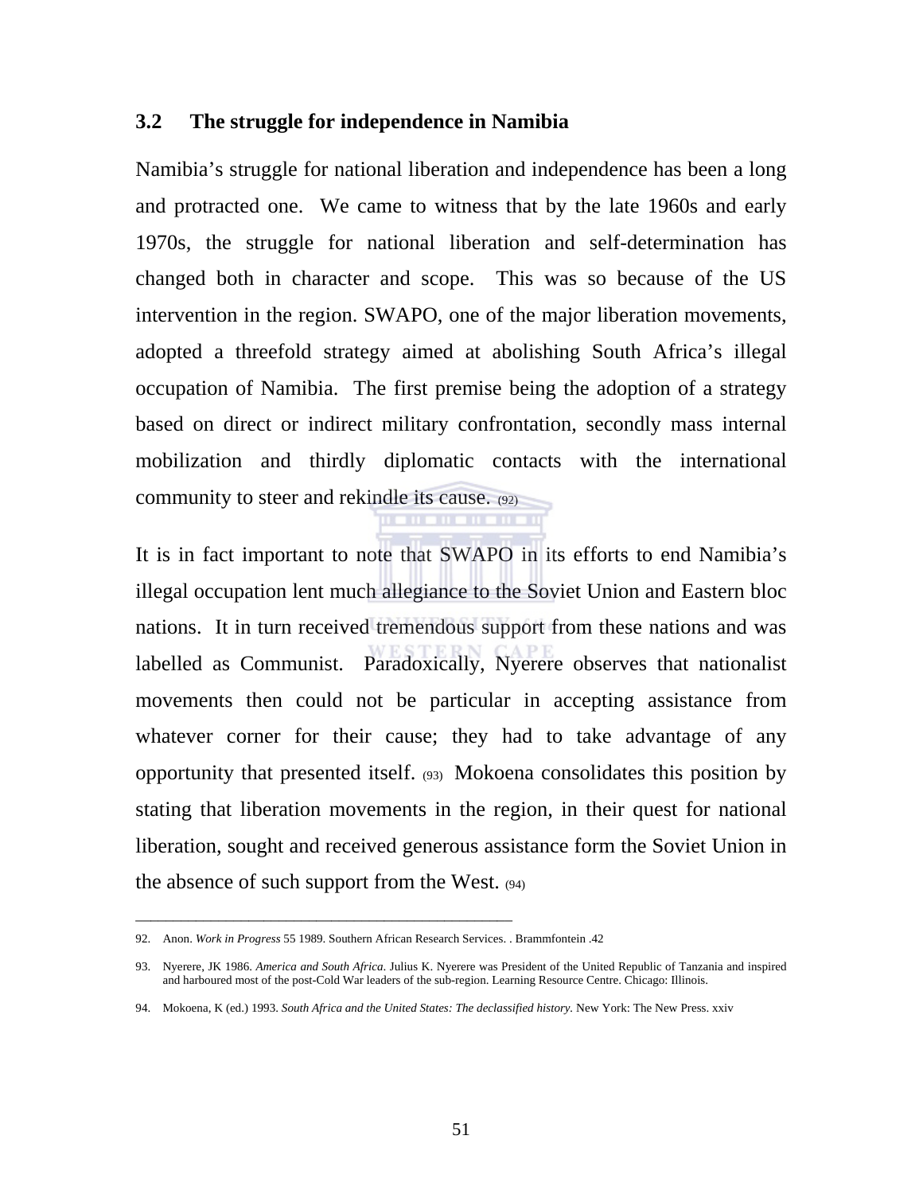### 3.2 The struggle for independence in Namibia

Namibia's struggle for national liberation and independence has been a long and protracted one. We came to witness that by the late 1960s and early 1970s, the struggle for national liberation and self-determination has changed both in character and scope. This was so because of the US intervention in the region. SWAPO, one of the major liberation movements, adopted a threefold strategy aimed at abolishing South Africa's illegal occupation of Namibia. The first premise being the adoption of a strategy based on direct or indirect military confrontation, secondly mass internal mobilization and thirdly diplomatic contacts with the international community to steer and rekindle its cause. (92)

It is in fact important to note that SWAPO in its efforts to end Namibia's illegal occupation lent much allegiance to the Soviet Union and Eastern bloc nations. It in turn received tremendous support from these nations and was labelled as Communist. Paradoxically, Nyerere observes that nationalist movements then could not be particular in accepting assistance from whatever corner for their cause; they had to take advantage of any opportunity that presented itself. (93) Mokoena consolidates this position by stating that liberation movements in the region, in their quest for national liberation, sought and received generous assistance form the Soviet Union in the absence of such support from the West. (94)

---

92. Anon. *Work in Progress* 55 1989. Southern African Research Services. . Brammfontein .42

93. Nyerere, JK 1986. *America and South Africa*. Julius K. Nyerere was President of the United Republic of Tanzania and inspired and harboured most of the post-Cold War leaders of the sub-region. Learning Resource Centre. Chicago: Illinois.

94. Mokoena, K (ed.) 1993. *South Africa and the United States: The declassified history.* New York: The New Press. xxiv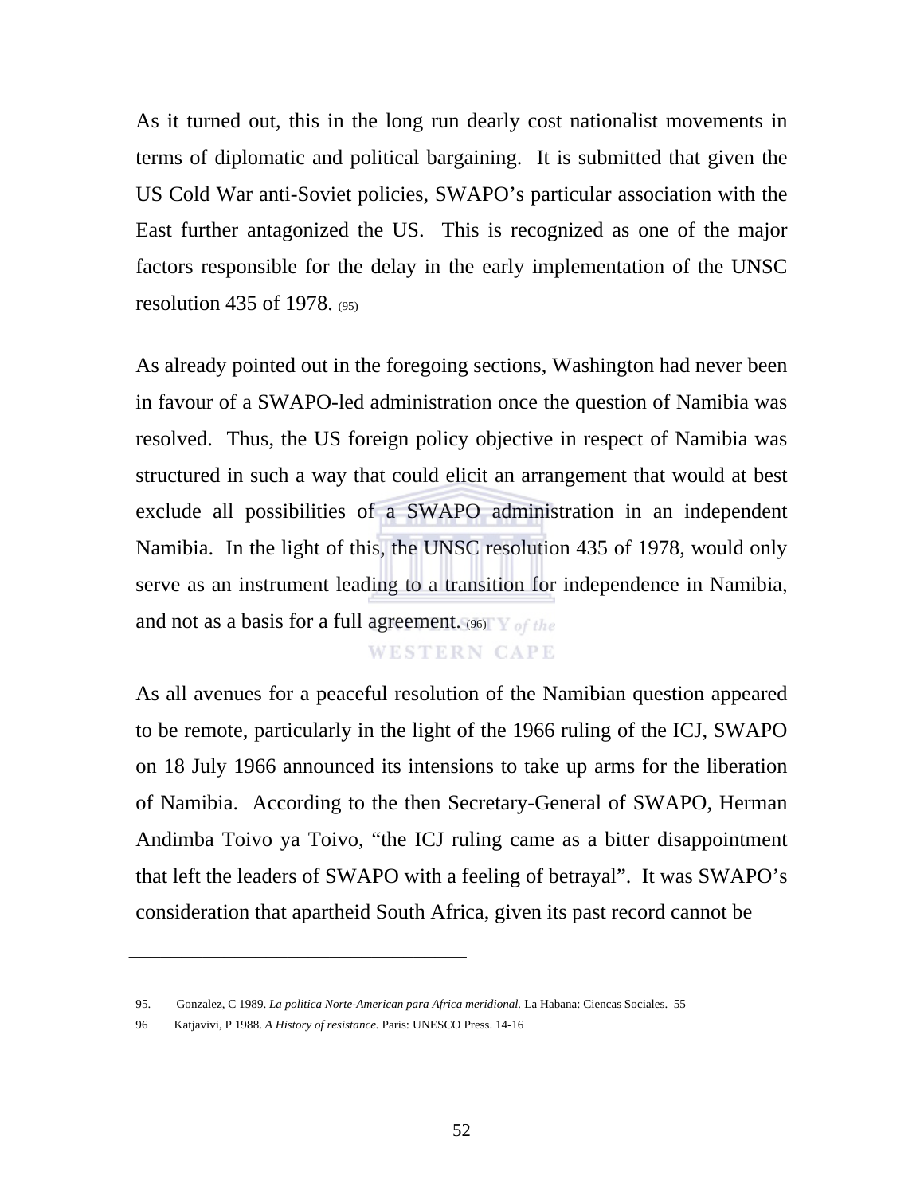As it turned out, this in the long run dearly cost nationalist movements in terms of diplomatic and political bargaining. It is submitted that given the US Cold War anti-Soviet policies, SWAPO's particular association with the East further antagonized the US. This is recognized as one of the major factors responsible for the delay in the early implementation of the UNSC resolution 435 of 1978. (95)

As already pointed out in the foregoing sections, Washington had never been in favour of a SWAPO-led administration once the question of Namibia was resolved. Thus, the US foreign policy objective in respect of Namibia was structured in such a way that could elicit an arrangement that would at best exclude all possibilities of a SWAPO administration in an independent Namibia. In the light of this, the UNSC resolution 435 of 1978, would only serve as an instrument leading to a transition for independence in Namibia, and not as a basis for a full agreement. (96)

As all avenues for a peaceful resolution of the Namibian question appeared to be remote, particularly in the light of the 1966 ruling of the ICJ, SWAPO on 18 July 1966 announced its intensions to take up arms for the liberation of Namibia. According to the then Secretary-General of SWAPO, Herman Andimba Toivo ya Toivo, "the ICJ ruling came as a bitter disappointment that left the leaders of SWAPO with a feeling of betrayal". It was SWAPO's consideration that apartheid South Africa, given its past record cannot be

---

95. Gonzalez, C 1989. *La politica Norte-American para Africa meridional.* La Habana: Ciencas Sociales. 55

96 Katjavivi, P 1988. *A History of resistance.* Paris: UNESCO Press. 14-16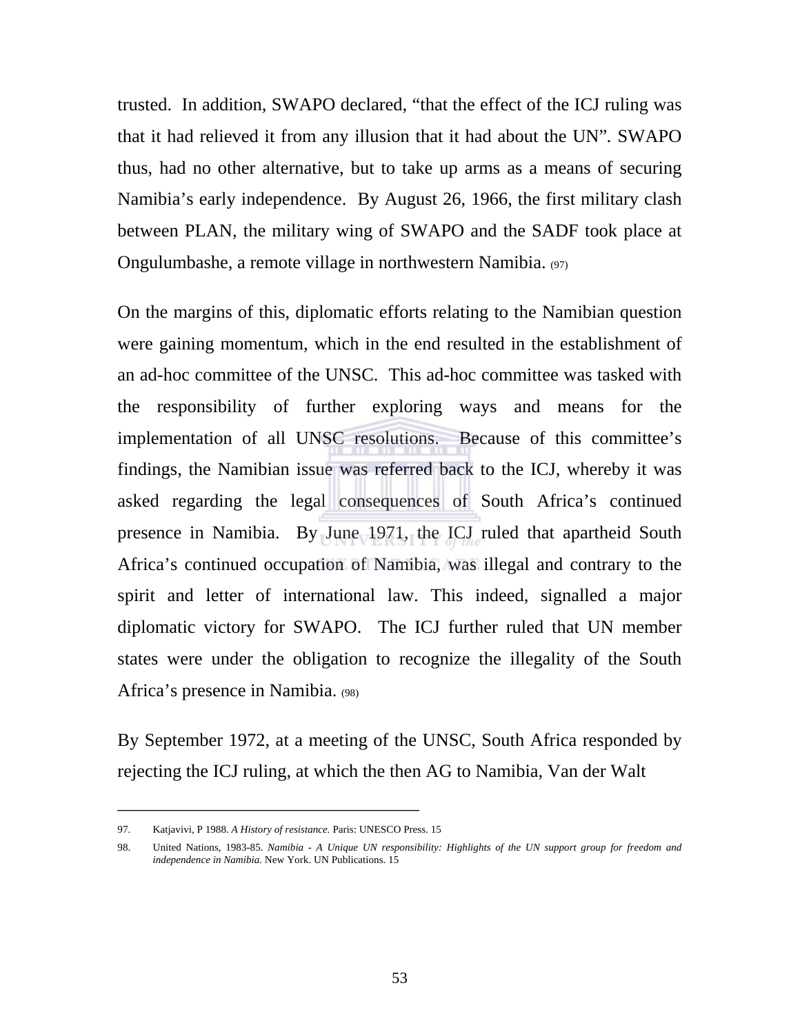trusted. In addition, SWAPO declared, "that the effect of the ICJ ruling was that it had relieved it from any illusion that it had about the UN". SWAPO thus, had no other alternative, but to take up arms as a means of securing Namibia's early independence. By August 26, 1966, the first military clash between PLAN, the military wing of SWAPO and the SADF took place at Ongulumbashe, a remote village in northwestern Namibia. (97)

On the margins of this, diplomatic efforts relating to the Namibian question were gaining momentum, which in the end resulted in the establishment of an ad-hoc committee of the UNSC. This ad-hoc committee was tasked with the responsibility of further exploring ways and means for the implementation of all UNSC resolutions. Because of this committee's findings, the Namibian issue was referred back to the ICJ, whereby it was asked regarding the legal consequences of South Africa's continued presence in Namibia. By June 1971, the ICJ ruled that apartheid South Africa's continued occupation of Namibia, was illegal and contrary to the spirit and letter of international law. This indeed, signalled a major diplomatic victory for SWAPO. The ICJ further ruled that UN member states were under the obligation to recognize the illegality of the South Africa's presence in Namibia. (98)

By September 1972, at a meeting of the UNSC, South Africa responded by rejecting the ICJ ruling, at which the then AG to Namibia, Van der Walt

---

97. Katjavivi, P 1988. *A History of resistance.* Paris: UNESCO Press. 15

98. United Nations, 1983-85. *Namibia - A Unique UN responsibility: Highlights of the UN support group for freedom and independence in Namibia.* New York. UN Publications. 15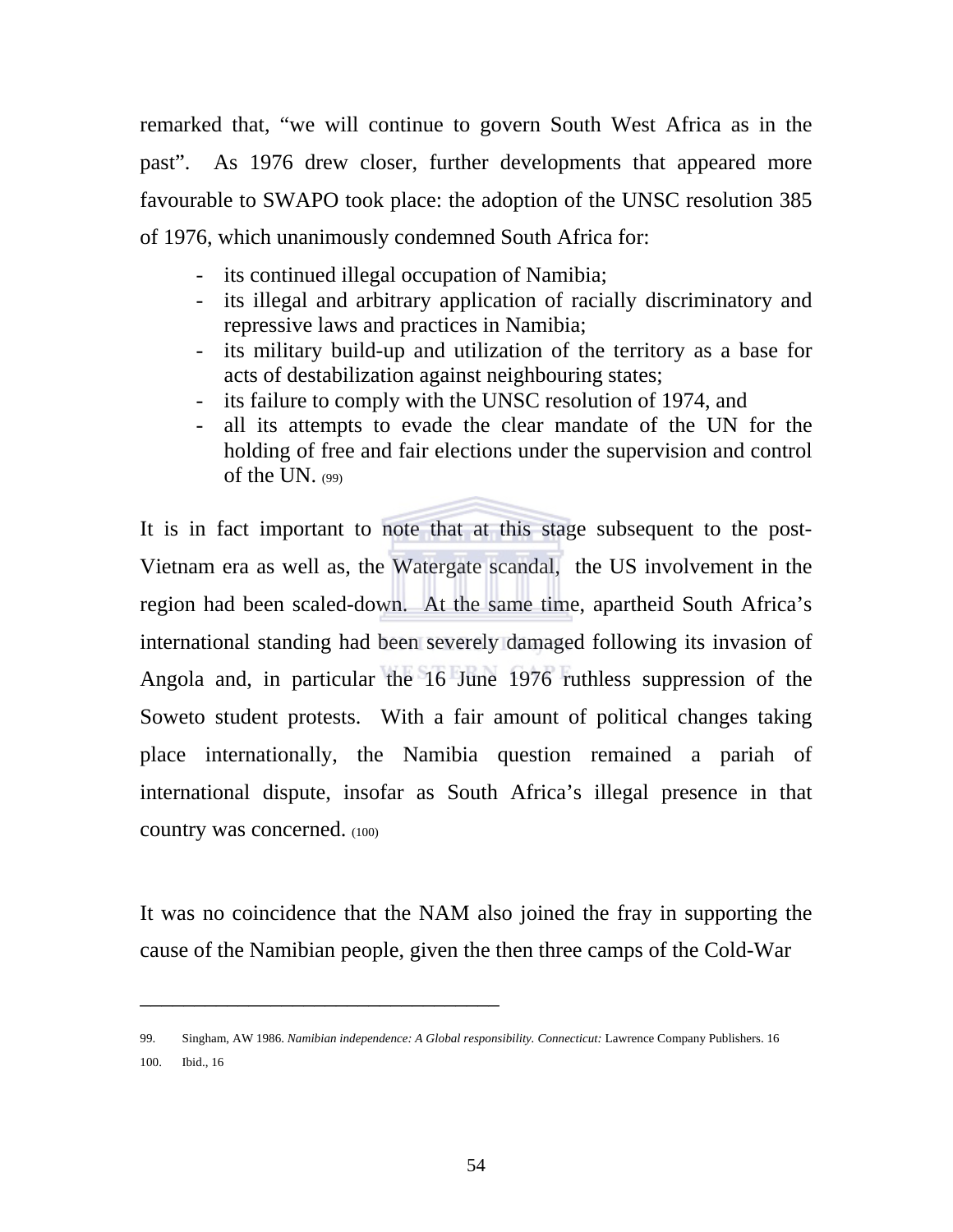remarked that, "we will continue to govern South West Africa as in the past". As 1976 drew closer, further developments that appeared more favourable to SWAPO took place: the adoption of the UNSC resolution 385 of 1976, which unanimously condemned South Africa for:

- its continued illegal occupation of Namibia;
- its illegal and arbitrary application of racially discriminatory and repressive laws and practices in Namibia;
- its military build-up and utilization of the territory as a base for acts of destabilization against neighbouring states;
- its failure to comply with the UNSC resolution of 1974, and
- all its attempts to evade the clear mandate of the UN for the holding of free and fair elections under the supervision and control of the UN. (99)

It is in fact important to note that at this stage subsequent to the post-Vietnam era as well as, the Watergate scandal, the US involvement in the region had been scaled-down. At the same time, apartheid South Africa's international standing had been severely damaged following its invasion of Angola and, in particular the 16 June 1976 ruthless suppression of the Soweto student protests. With a fair amount of political changes taking place internationally, the Namibia question remained a pariah of international dispute, insofar as South Africa's illegal presence in that country was concerned. (100)

It was no coincidence that the NAM also joined the fray in supporting the cause of the Namibian people, given the then three camps of the Cold-War

---

99. Singham, AW 1986. *Namibian independence: A Global responsibility. Connecticut:* Lawrence Company Publishers. 16
100. Ibid., 16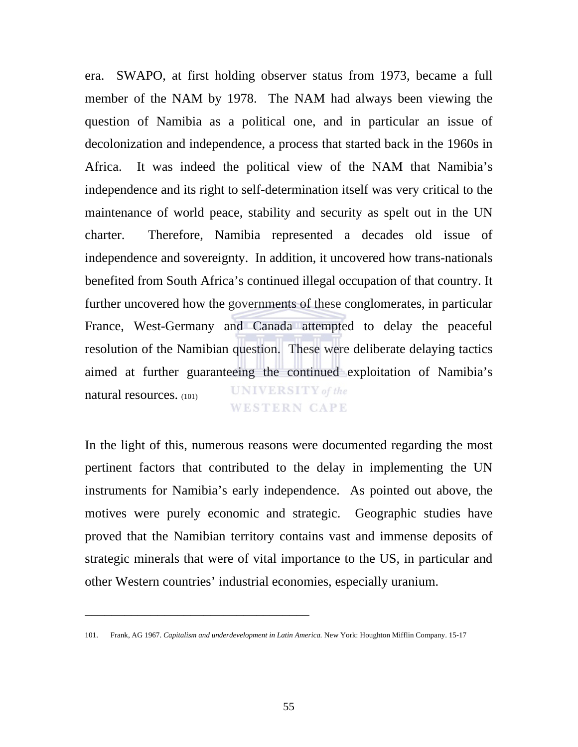era. SWAPO, at first holding observer status from 1973, became a full member of the NAM by 1978. The NAM had always been viewing the question of Namibia as a political one, and in particular an issue of decolonization and independence, a process that started back in the 1960s in Africa. It was indeed the political view of the NAM that Namibia's independence and its right to self-determination itself was very critical to the maintenance of world peace, stability and security as spelt out in the UN charter. Therefore, Namibia represented a decades old issue of independence and sovereignty. In addition, it uncovered how trans-nationals benefited from South Africa's continued illegal occupation of that country. It further uncovered how the governments of these conglomerates, in particular France, West-Germany and Canada attempted to delay the peaceful resolution of the Namibian question. These were deliberate delaying tactics aimed at further guaranteeing the continued exploitation of Namibia's natural resources. (101)

In the light of this, numerous reasons were documented regarding the most pertinent factors that contributed to the delay in implementing the UN instruments for Namibia's early independence. As pointed out above, the motives were purely economic and strategic. Geographic studies have proved that the Namibian territory contains vast and immense deposits of strategic minerals that were of vital importance to the US, in particular and other Western countries' industrial economies, especially uranium.

---

101. Frank, AG 1967. *Capitalism and underdevelopment in Latin America.* New York: Houghton Mifflin Company. 15-17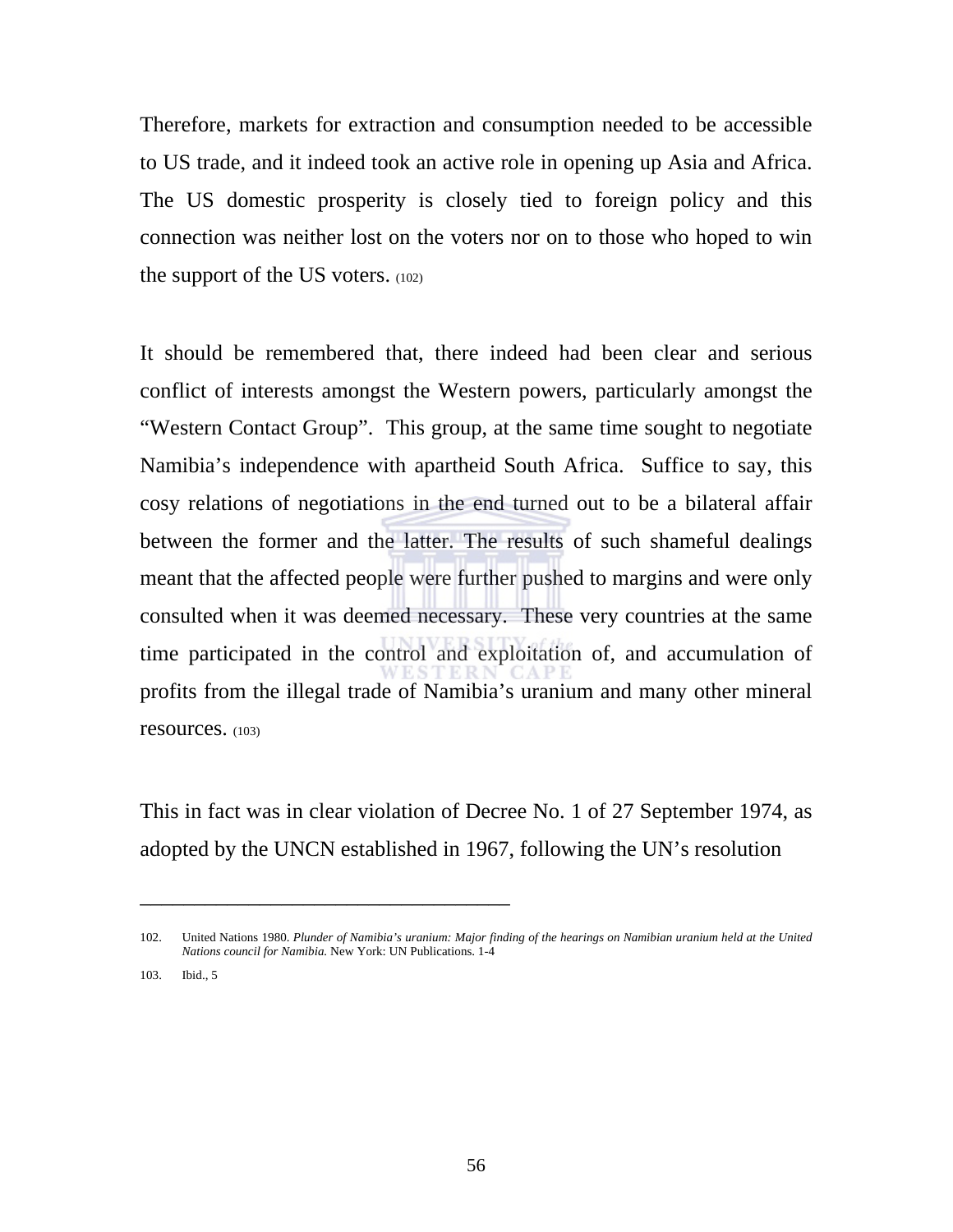Therefore, markets for extraction and consumption needed to be accessible to US trade, and it indeed took an active role in opening up Asia and Africa. The US domestic prosperity is closely tied to foreign policy and this connection was neither lost on the voters nor on to those who hoped to win the support of the US voters. (102)

It should be remembered that, there indeed had been clear and serious conflict of interests amongst the Western powers, particularly amongst the "Western Contact Group". This group, at the same time sought to negotiate Namibia's independence with apartheid South Africa. Suffice to say, this cosy relations of negotiations in the end turned out to be a bilateral affair between the former and the latter. The results of such shameful dealings meant that the affected people were further pushed to margins and were only consulted when it was deemed necessary. These very countries at the same time participated in the control and exploitation of, and accumulation of profits from the illegal trade of Namibia's uranium and many other mineral resources. (103)

This in fact was in clear violation of Decree No. 1 of 27 September 1974, as adopted by the UNCN established in 1967, following the UN's resolution

---

102. United Nations 1980. *Plunder of Namibia's uranium: Major finding of the hearings on Namibian uranium held at the United Nations council for Namibia.* New York: UN Publications. 1-4

103. Ibid., 5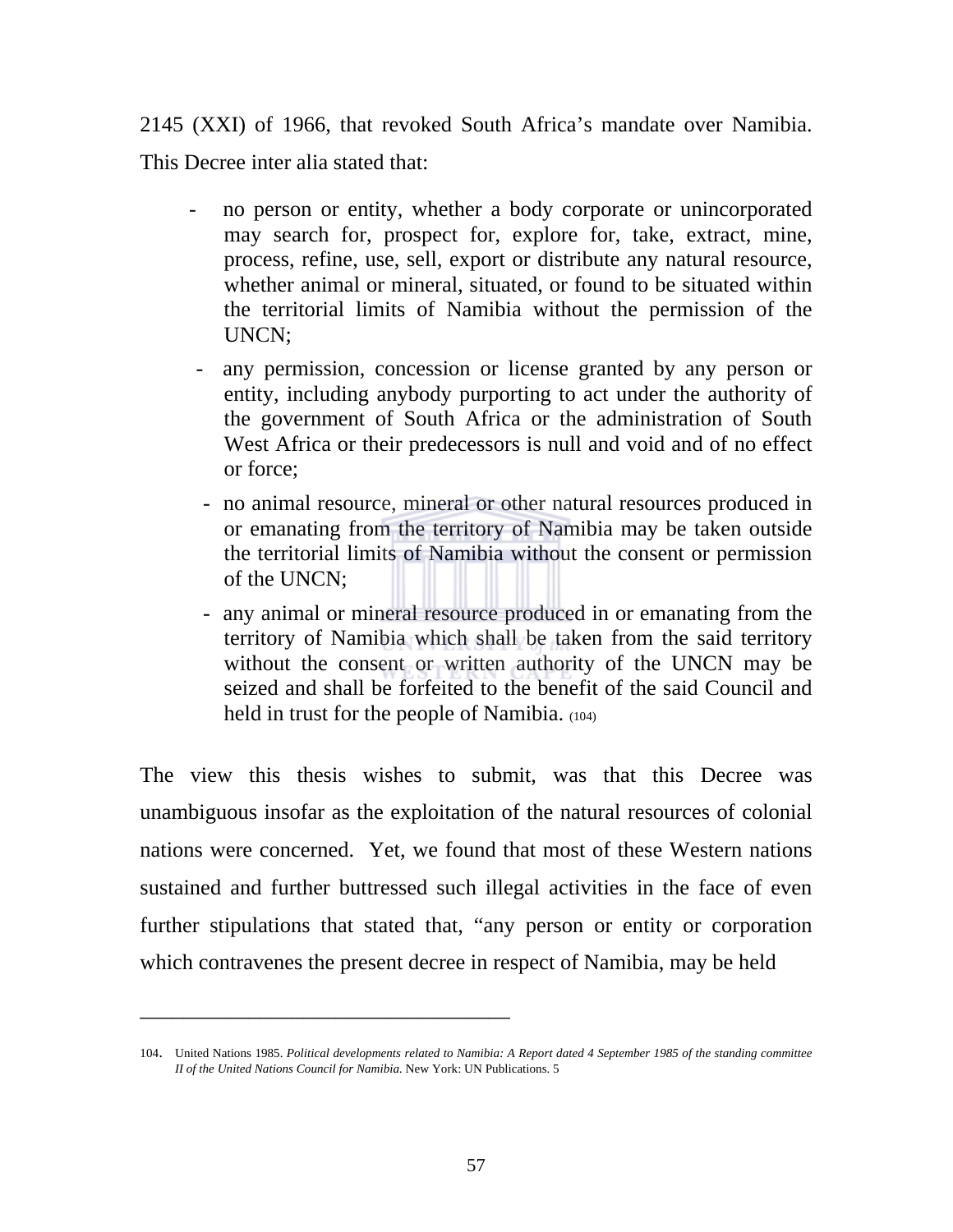2145 (XXI) of 1966, that revoked South Africa's mandate over Namibia. This Decree inter alia stated that:

- no person or entity, whether a body corporate or unincorporated may search for, prospect for, explore for, take, extract, mine, process, refine, use, sell, export or distribute any natural resource, whether animal or mineral, situated, or found to be situated within the territorial limits of Namibia without the permission of the UNCN;
- any permission, concession or license granted by any person or entity, including anybody purporting to act under the authority of the government of South Africa or the administration of South West Africa or their predecessors is null and void and of no effect or force;
- no animal resource, mineral or other natural resources produced in or emanating from the territory of Namibia may be taken outside the territorial limits of Namibia without the consent or permission of the UNCN;
- any animal or mineral resource produced in or emanating from the territory of Namibia which shall be taken from the said territory without the consent or written authority of the UNCN may be seized and shall be forfeited to the benefit of the said Council and held in trust for the people of Namibia. (104)

The view this thesis wishes to submit, was that this Decree was unambiguous insofar as the exploitation of the natural resources of colonial nations were concerned. Yet, we found that most of these Western nations sustained and further buttressed such illegal activities in the face of even further stipulations that stated that, "any person or entity or corporation which contravenes the present decree in respect of Namibia, may be held

---

104. United Nations 1985. *Political developments related to Namibia: A Report dated 4 September 1985 of the standing committee II of the United Nations Council for Namibia*. New York: UN Publications. 5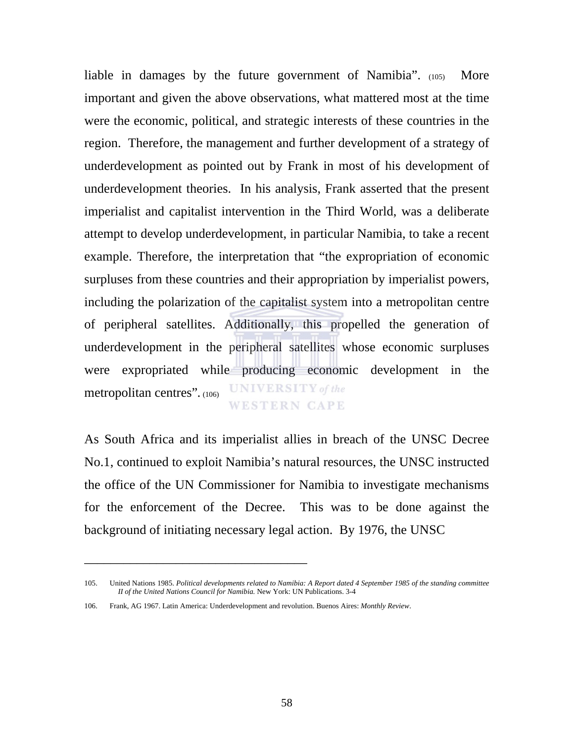liable in damages by the future government of Namibia". (105) More important and given the above observations, what mattered most at the time were the economic, political, and strategic interests of these countries in the region. Therefore, the management and further development of a strategy of underdevelopment as pointed out by Frank in most of his development of underdevelopment theories. In his analysis, Frank asserted that the present imperialist and capitalist intervention in the Third World, was a deliberate attempt to develop underdevelopment, in particular Namibia, to take a recent example. Therefore, the interpretation that "the expropriation of economic surpluses from these countries and their appropriation by imperialist powers, including the polarization of the capitalist system into a metropolitan centre of peripheral satellites. Additionally, this propelled the generation of underdevelopment in the peripheral satellites whose economic surpluses were expropriated while producing economic development in the metropolitan centres". (106)

As South Africa and its imperialist allies in breach of the UNSC Decree No.1, continued to exploit Namibia's natural resources, the UNSC instructed the office of the UN Commissioner for Namibia to investigate mechanisms for the enforcement of the Decree. This was to be done against the background of initiating necessary legal action. By 1976, the UNSC

---

105. United Nations 1985. *Political developments related to Namibia: A Report dated 4 September 1985 of the standing committee II of the United Nations Council for Namibia.* New York: UN Publications. 3-4

106. Frank, AG 1967. Latin America: Underdevelopment and revolution. Buenos Aires: *Monthly Review*.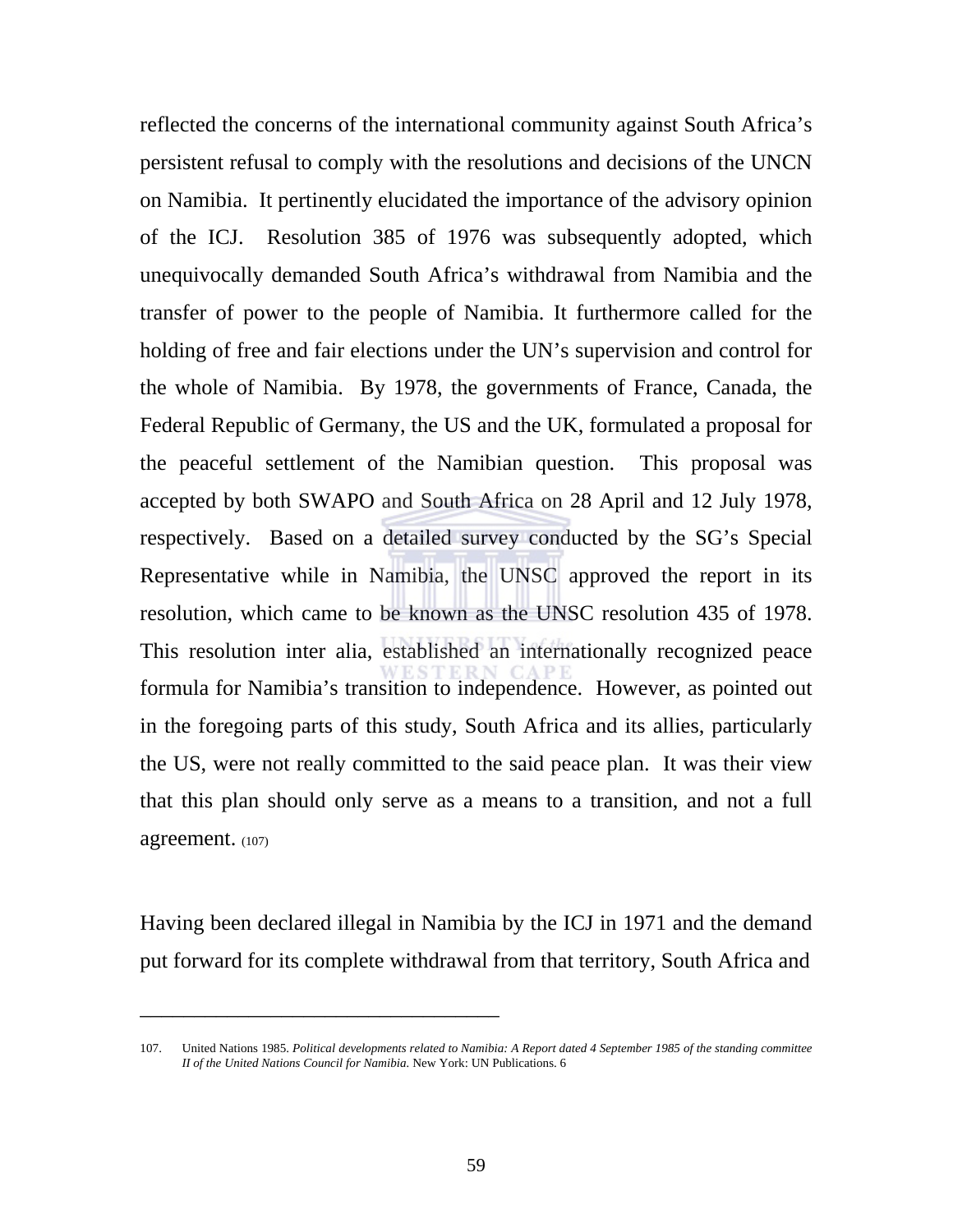reflected the concerns of the international community against South Africa's persistent refusal to comply with the resolutions and decisions of the UNCN on Namibia. It pertinently elucidated the importance of the advisory opinion of the ICJ. Resolution 385 of 1976 was subsequently adopted, which unequivocally demanded South Africa's withdrawal from Namibia and the transfer of power to the people of Namibia. It furthermore called for the holding of free and fair elections under the UN's supervision and control for the whole of Namibia. By 1978, the governments of France, Canada, the Federal Republic of Germany, the US and the UK, formulated a proposal for the peaceful settlement of the Namibian question. This proposal was accepted by both SWAPO and South Africa on 28 April and 12 July 1978, respectively. Based on a detailed survey conducted by the SG's Special Representative while in Namibia, the UNSC approved the report in its resolution, which came to be known as the UNSC resolution 435 of 1978. This resolution inter alia, established an internationally recognized peace formula for Namibia's transition to independence. However, as pointed out in the foregoing parts of this study, South Africa and its allies, particularly the US, were not really committed to the said peace plan. It was their view that this plan should only serve as a means to a transition, and not a full agreement. (107)

Having been declared illegal in Namibia by the ICJ in 1971 and the demand put forward for its complete withdrawal from that territory, South Africa and

---

107. United Nations 1985. *Political developments related to Namibia: A Report dated 4 September 1985 of the standing committee II of the United Nations Council for Namibia.* New York: UN Publications. 6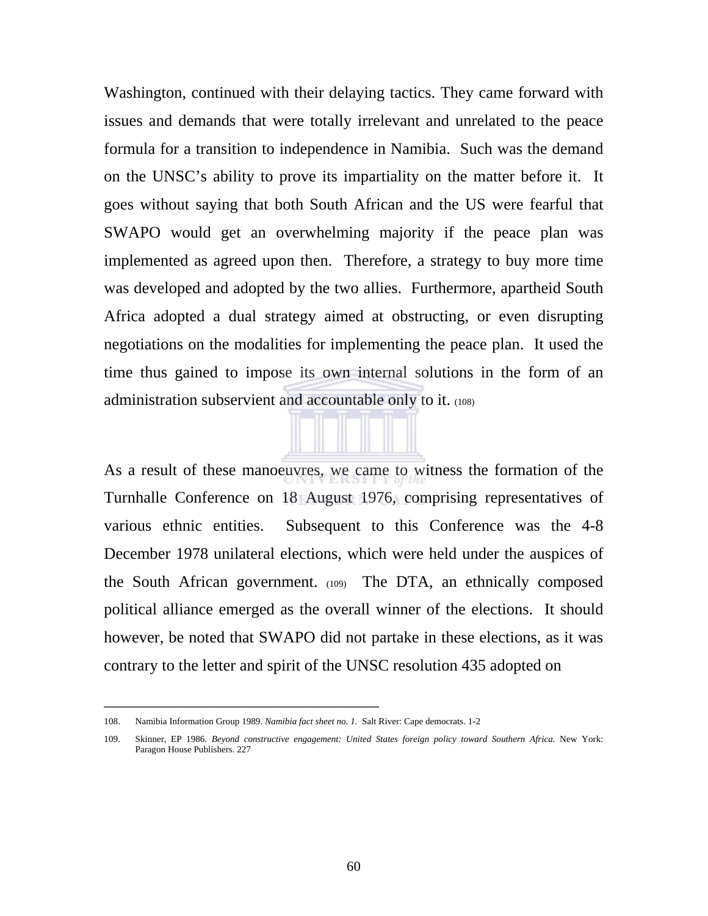Washington, continued with their delaying tactics. They came forward with issues and demands that were totally irrelevant and unrelated to the peace formula for a transition to independence in Namibia. Such was the demand on the UNSC's ability to prove its impartiality on the matter before it. It goes without saying that both South African and the US were fearful that SWAPO would get an overwhelming majority if the peace plan was implemented as agreed upon then. Therefore, a strategy to buy more time was developed and adopted by the two allies. Furthermore, apartheid South Africa adopted a dual strategy aimed at obstructing, or even disrupting negotiations on the modalities for implementing the peace plan. It used the time thus gained to impose its own internal solutions in the form of an administration subservient and accountable only to it. (108)

As a result of these manoeuvres, we came to witness the formation of the Turnhalle Conference on 18 August 1976, comprising representatives of various ethnic entities. Subsequent to this Conference was the 4-8 December 1978 unilateral elections, which were held under the auspices of the South African government. (109) The DTA, an ethnically composed political alliance emerged as the overall winner of the elections. It should however, be noted that SWAPO did not partake in these elections, as it was contrary to the letter and spirit of the UNSC resolution 435 adopted on

---

108. Namibia Information Group 1989. *Namibia fact sheet no. 1.* Salt River: Cape democrats. 1-2

109. Skinner, EP 1986. *Beyond constructive engagement: United States foreign policy toward Southern Africa.* New York: Paragon House Publishers. 227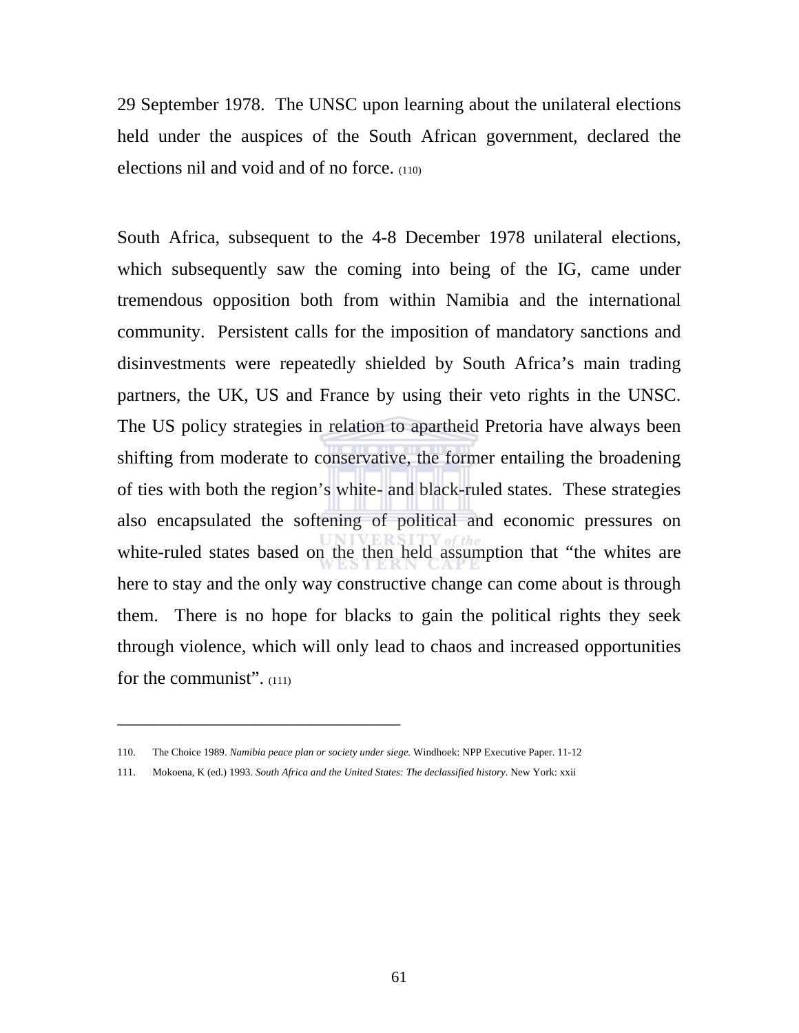29 September 1978. The UNSC upon learning about the unilateral elections held under the auspices of the South African government, declared the elections nil and void and of no force. (110)

South Africa, subsequent to the 4-8 December 1978 unilateral elections, which subsequently saw the coming into being of the IG, came under tremendous opposition both from within Namibia and the international community. Persistent calls for the imposition of mandatory sanctions and disinvestments were repeatedly shielded by South Africa's main trading partners, the UK, US and France by using their veto rights in the UNSC. The US policy strategies in relation to apartheid Pretoria have always been shifting from moderate to conservative, the former entailing the broadening of ties with both the region's white- and black-ruled states. These strategies also encapsulated the softening of political and economic pressures on white-ruled states based on the then held assumption that "the whites are here to stay and the only way constructive change can come about is through them. There is no hope for blacks to gain the political rights they seek through violence, which will only lead to chaos and increased opportunities for the communist". (111)

---

110. The Choice 1989. *Namibia peace plan or society under siege.* Windhoek: NPP Executive Paper. 11-12

111. Mokoena, K (ed.) 1993. *South Africa and the United States: The declassified history*. New York: xxii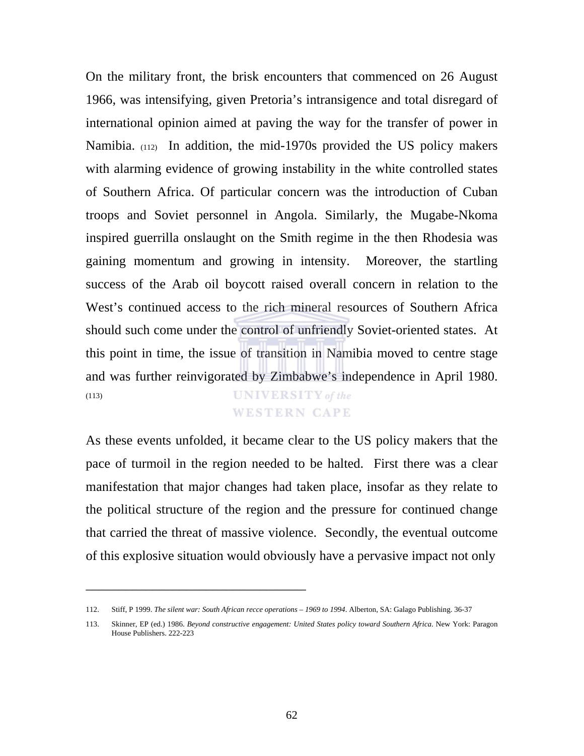On the military front, the brisk encounters that commenced on 26 August 1966, was intensifying, given Pretoria's intransigence and total disregard of international opinion aimed at paving the way for the transfer of power in Namibia. (112) In addition, the mid-1970s provided the US policy makers with alarming evidence of growing instability in the white controlled states of Southern Africa. Of particular concern was the introduction of Cuban troops and Soviet personnel in Angola. Similarly, the Mugabe-Nkoma inspired guerrilla onslaught on the Smith regime in the then Rhodesia was gaining momentum and growing in intensity. Moreover, the startling success of the Arab oil boycott raised overall concern in relation to the West's continued access to the rich mineral resources of Southern Africa should such come under the control of unfriendly Soviet-oriented states. At this point in time, the issue of transition in Namibia moved to centre stage and was further reinvigorated by Zimbabwe's independence in April 1980. (113)

As these events unfolded, it became clear to the US policy makers that the pace of turmoil in the region needed to be halted. First there was a clear manifestation that major changes had taken place, insofar as they relate to the political structure of the region and the pressure for continued change that carried the threat of massive violence. Secondly, the eventual outcome of this explosive situation would obviously have a pervasive impact not only

---

112. Stiff, P 1999. *The silent war: South African recce operations – 1969 to 1994*. Alberton, SA: Galago Publishing. 36-37

113. Skinner, EP (ed.) 1986. *Beyond constructive engagement: United States policy toward Southern Africa*. New York: Paragon House Publishers. 222-223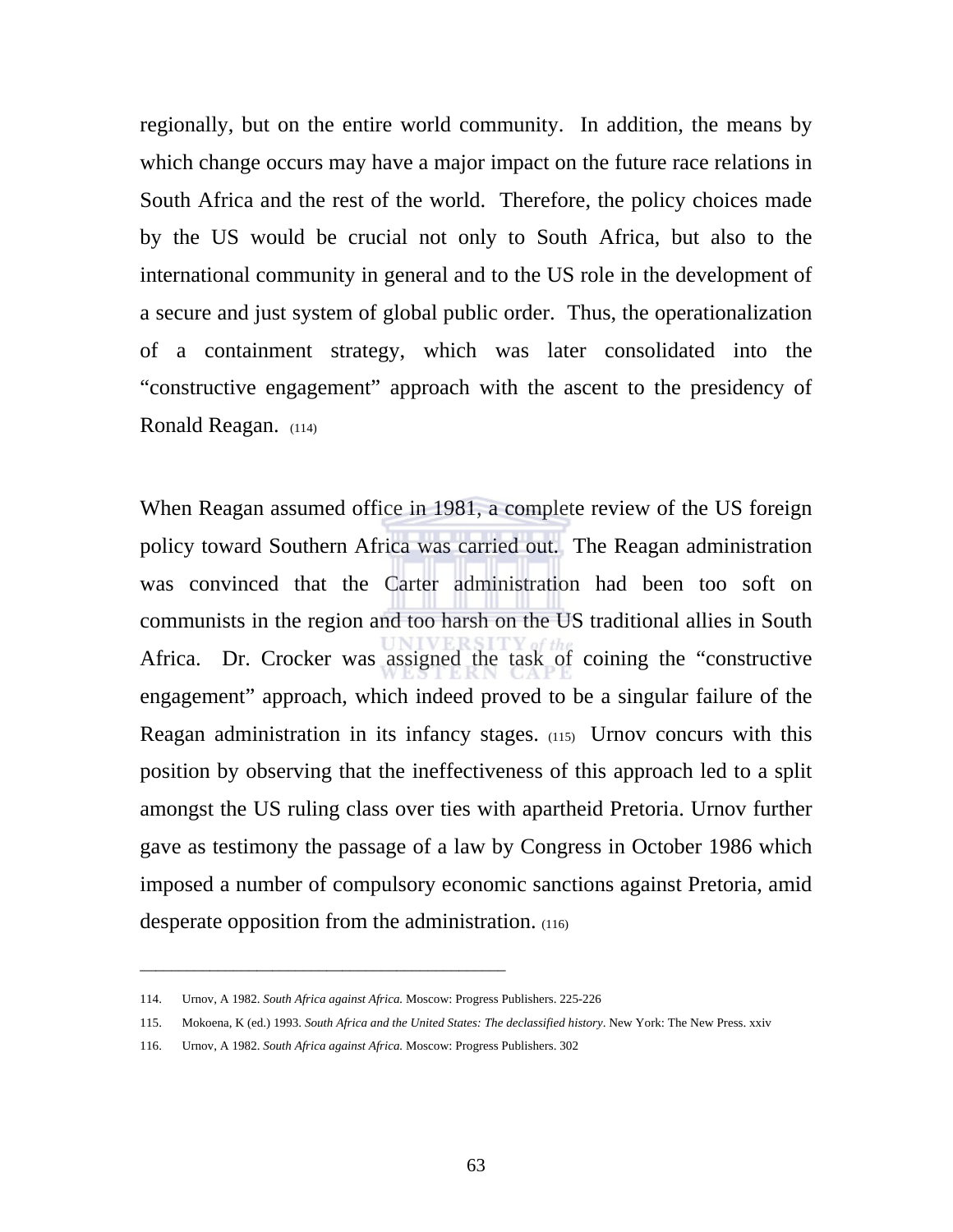regionally, but on the entire world community. In addition, the means by which change occurs may have a major impact on the future race relations in South Africa and the rest of the world. Therefore, the policy choices made by the US would be crucial not only to South Africa, but also to the international community in general and to the US role in the development of a secure and just system of global public order. Thus, the operationalization of a containment strategy, which was later consolidated into the "constructive engagement" approach with the ascent to the presidency of Ronald Reagan. (114)

When Reagan assumed office in 1981, a complete review of the US foreign policy toward Southern Africa was carried out. The Reagan administration was convinced that the Carter administration had been too soft on communists in the region and too harsh on the US traditional allies in South Africa. Dr. Crocker was assigned the task of coining the "constructive engagement" approach, which indeed proved to be a singular failure of the Reagan administration in its infancy stages. (115) Urnov concurs with this position by observing that the ineffectiveness of this approach led to a split amongst the US ruling class over ties with apartheid Pretoria. Urnov further gave as testimony the passage of a law by Congress in October 1986 which imposed a number of compulsory economic sanctions against Pretoria, amid desperate opposition from the administration. (116)

---

114. Urnov, A 1982. *South Africa against Africa.* Moscow: Progress Publishers. 225-226
115. Mokoena, K (ed.) 1993. *South Africa and the United States: The declassified history*. New York: The New Press. xxiv
116. Urnov, A 1982. *South Africa against Africa.* Moscow: Progress Publishers. 302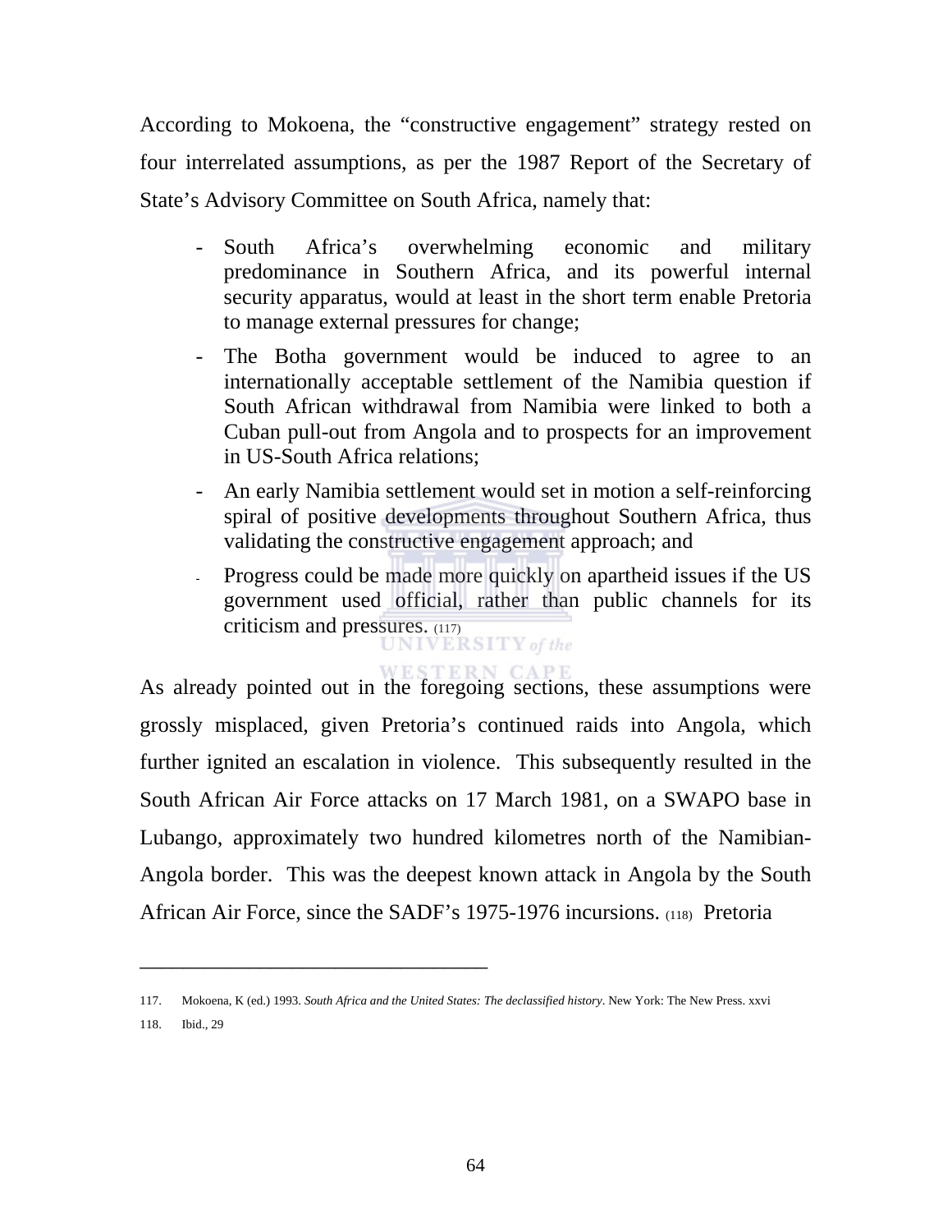According to Mokoena, the "constructive engagement" strategy rested on four interrelated assumptions, as per the 1987 Report of the Secretary of State's Advisory Committee on South Africa, namely that:

- South Africa's overwhelming economic and military predominance in Southern Africa, and its powerful internal security apparatus, would at least in the short term enable Pretoria to manage external pressures for change;
- The Botha government would be induced to agree to an internationally acceptable settlement of the Namibia question if South African withdrawal from Namibia were linked to both a Cuban pull-out from Angola and to prospects for an improvement in US-South Africa relations;
- An early Namibia settlement would set in motion a self-reinforcing spiral of positive developments throughout Southern Africa, thus validating the constructive engagement approach; and
- Progress could be made more quickly on apartheid issues if the US government used official, rather than public channels for its criticism and pressures. (117)

As already pointed out in the foregoing sections, these assumptions were grossly misplaced, given Pretoria's continued raids into Angola, which further ignited an escalation in violence. This subsequently resulted in the South African Air Force attacks on 17 March 1981, on a SWAPO base in Lubango, approximately two hundred kilometres north of the Namibian-Angola border. This was the deepest known attack in Angola by the South African Air Force, since the SADF's 1975-1976 incursions. (118) Pretoria

---

117. Mokoena, K (ed.) 1993. *South Africa and the United States: The declassified history*. New York: The New Press. xxvi
118. Ibid., 29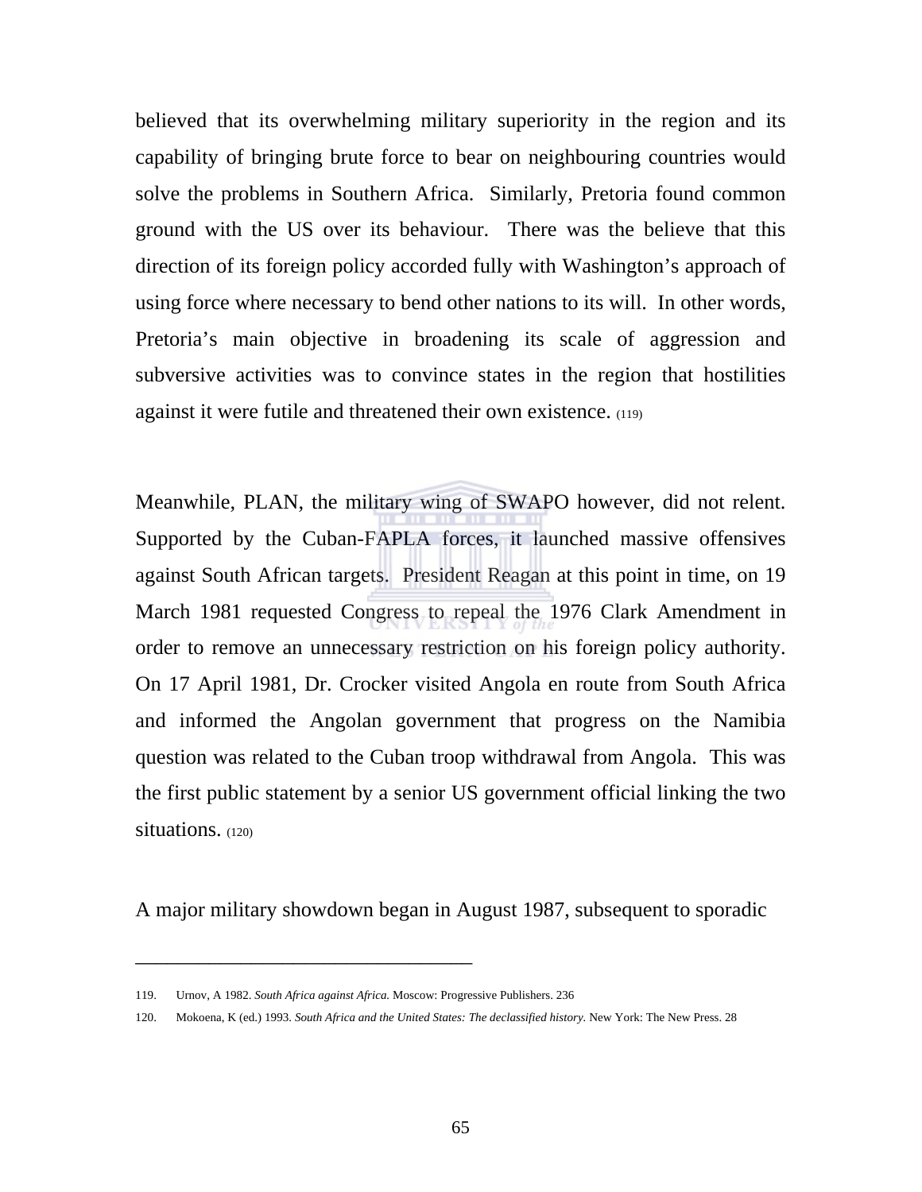believed that its overwhelming military superiority in the region and its capability of bringing brute force to bear on neighbouring countries would solve the problems in Southern Africa. Similarly, Pretoria found common ground with the US over its behaviour. There was the believe that this direction of its foreign policy accorded fully with Washington's approach of using force where necessary to bend other nations to its will. In other words, Pretoria's main objective in broadening its scale of aggression and subversive activities was to convince states in the region that hostilities against it were futile and threatened their own existence. (119)

Meanwhile, PLAN, the military wing of SWAPO however, did not relent. Supported by the Cuban-FAPLA forces, it launched massive offensives against South African targets. President Reagan at this point in time, on 19 March 1981 requested Congress to repeal the 1976 Clark Amendment in order to remove an unnecessary restriction on his foreign policy authority. On 17 April 1981, Dr. Crocker visited Angola en route from South Africa and informed the Angolan government that progress on the Namibia question was related to the Cuban troop withdrawal from Angola. This was the first public statement by a senior US government official linking the two situations. (120)

A major military showdown began in August 1987, subsequent to sporadic

---

119. Urnov, A 1982. *South Africa against Africa.* Moscow: Progressive Publishers. 236

120. Mokoena, K (ed.) 1993. *South Africa and the United States: The declassified history.* New York: The New Press. 28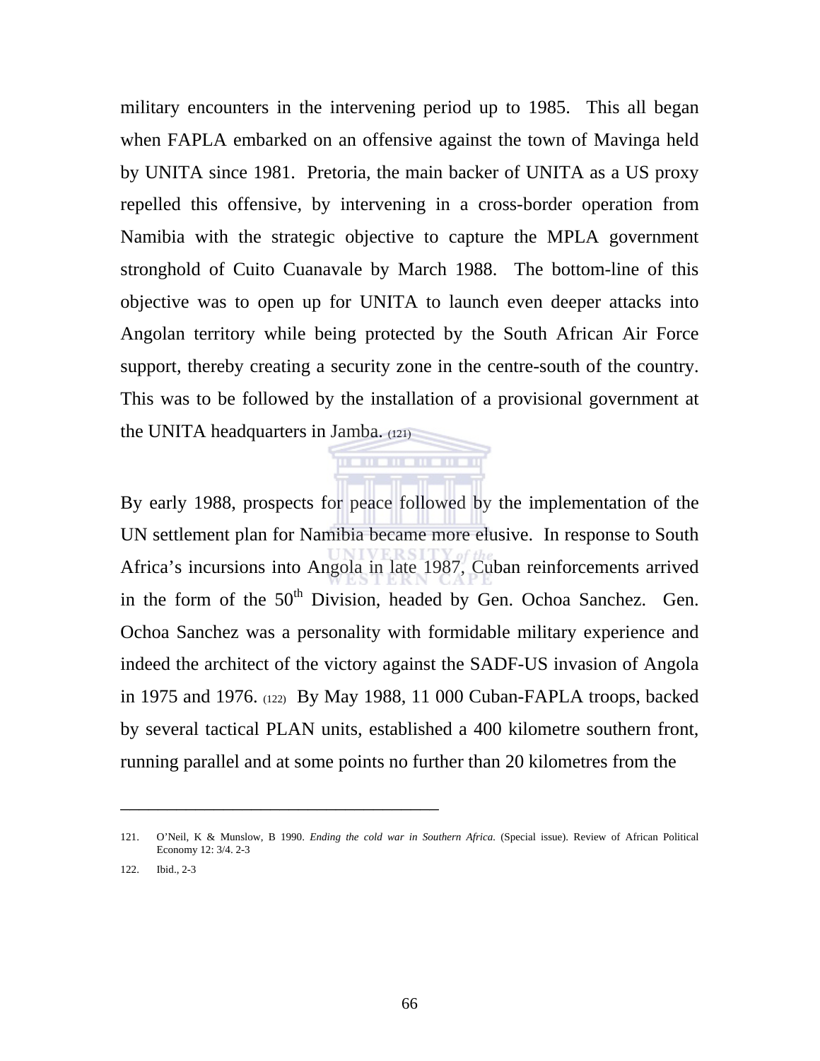military encounters in the intervening period up to 1985. This all began when FAPLA embarked on an offensive against the town of Mavinga held by UNITA since 1981. Pretoria, the main backer of UNITA as a US proxy repelled this offensive, by intervening in a cross-border operation from Namibia with the strategic objective to capture the MPLA government stronghold of Cuito Cuanavale by March 1988. The bottom-line of this objective was to open up for UNITA to launch even deeper attacks into Angolan territory while being protected by the South African Air Force support, thereby creating a security zone in the centre-south of the country. This was to be followed by the installation of a provisional government at the UNITA headquarters in Jamba. (121)

By early 1988, prospects for peace followed by the implementation of the UN settlement plan for Namibia became more elusive. In response to South Africa's incursions into Angola in late 1987, Cuban reinforcements arrived in the form of the 50th Division, headed by Gen. Ochoa Sanchez. Gen. Ochoa Sanchez was a personality with formidable military experience and indeed the architect of the victory against the SADF-US invasion of Angola in 1975 and 1976. (122) By May 1988, 11 000 Cuban-FAPLA troops, backed by several tactical PLAN units, established a 400 kilometre southern front, running parallel and at some points no further than 20 kilometres from the

---

121. O'Neil, K & Munslow, B 1990. *Ending the cold war in Southern Africa.* (Special issue). Review of African Political Economy 12: 3/4. 2-3

122. Ibid., 2-3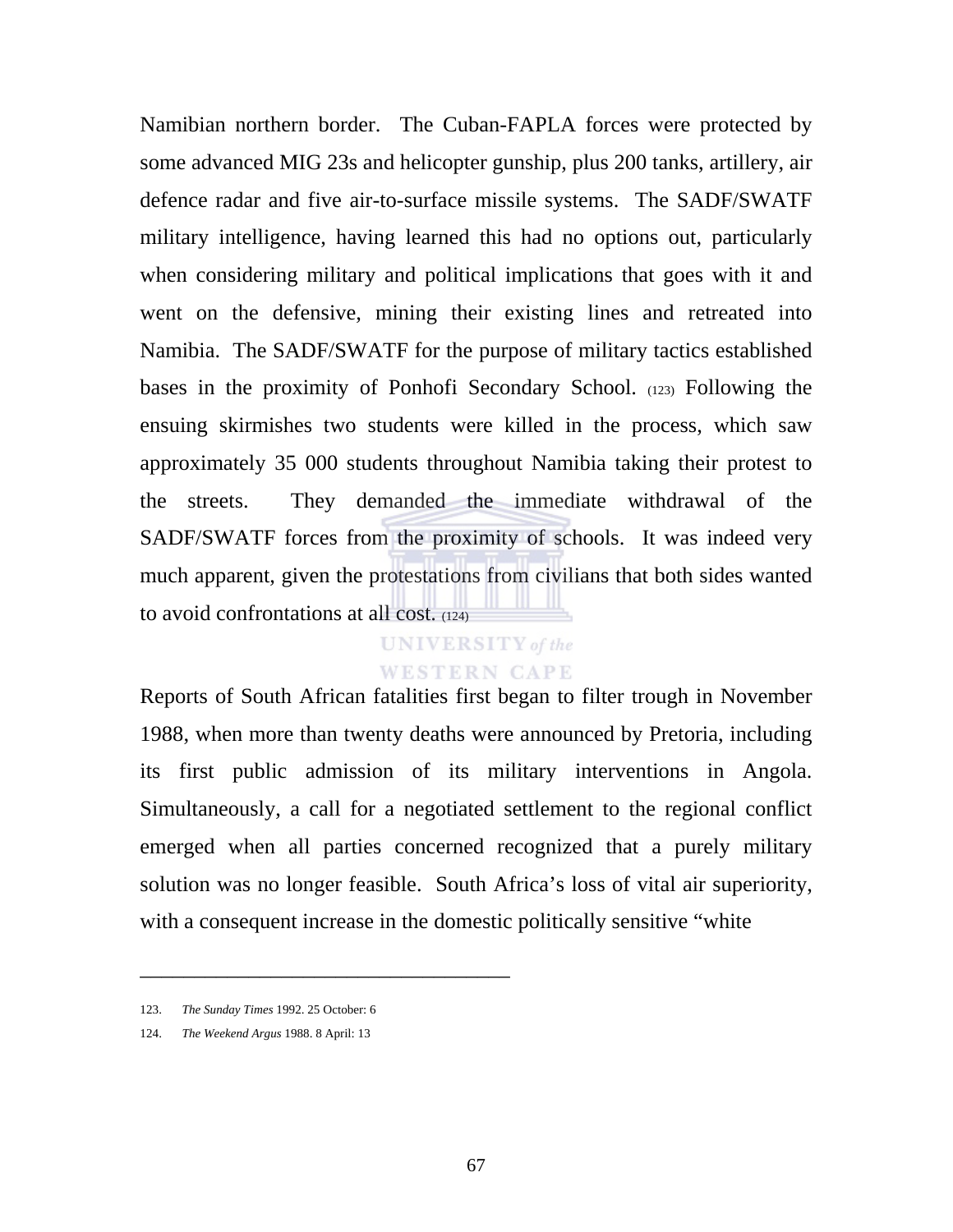Namibian northern border. The Cuban-FAPLA forces were protected by some advanced MIG 23s and helicopter gunship, plus 200 tanks, artillery, air defence radar and five air-to-surface missile systems. The SADF/SWATF military intelligence, having learned this had no options out, particularly when considering military and political implications that goes with it and went on the defensive, mining their existing lines and retreated into Namibia. The SADF/SWATF for the purpose of military tactics established bases in the proximity of Ponhofi Secondary School. (123) Following the ensuing skirmishes two students were killed in the process, which saw approximately 35 000 students throughout Namibia taking their protest to the streets. They demanded the immediate withdrawal of the SADF/SWATF forces from the proximity of schools. It was indeed very much apparent, given the protestations from civilians that both sides wanted to avoid confrontations at all cost. (124)

Reports of South African fatalities first began to filter trough in November 1988, when more than twenty deaths were announced by Pretoria, including its first public admission of its military interventions in Angola. Simultaneously, a call for a negotiated settlement to the regional conflict emerged when all parties concerned recognized that a purely military solution was no longer feasible. South Africa's loss of vital air superiority, with a consequent increase in the domestic politically sensitive "white

---

123. *The Sunday Times* 1992. 25 October: 6

124. *The Weekend Argus* 1988. 8 April: 13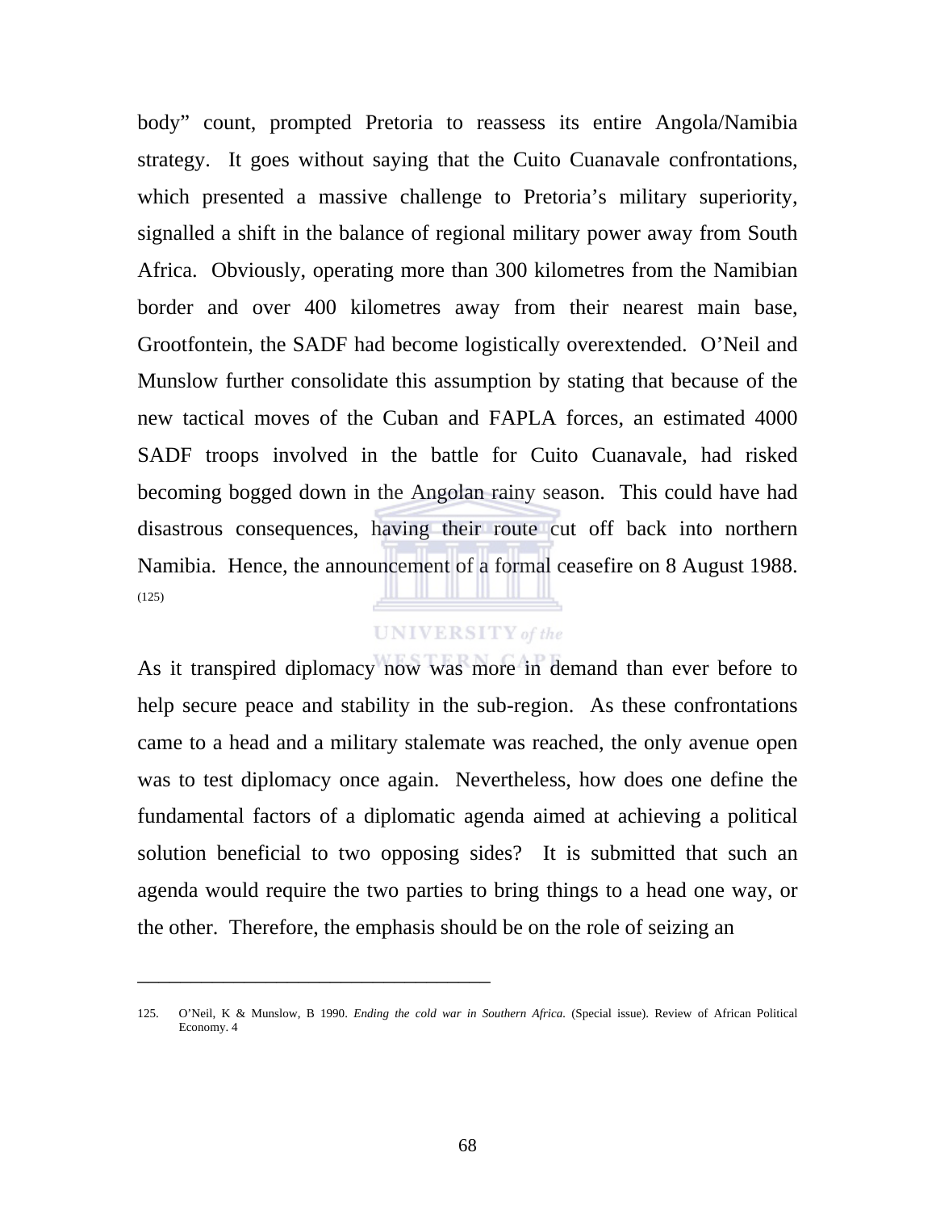body" count, prompted Pretoria to reassess its entire Angola/Namibia strategy. It goes without saying that the Cuito Cuanavale confrontations, which presented a massive challenge to Pretoria's military superiority, signalled a shift in the balance of regional military power away from South Africa. Obviously, operating more than 300 kilometres from the Namibian border and over 400 kilometres away from their nearest main base, Grootfontein, the SADF had become logistically overextended. O'Neil and Munslow further consolidate this assumption by stating that because of the new tactical moves of the Cuban and FAPLA forces, an estimated 4000 SADF troops involved in the battle for Cuito Cuanavale, had risked becoming bogged down in the Angolan rainy season. This could have had disastrous consequences, having their route cut off back into northern Namibia. Hence, the announcement of a formal ceasefire on 8 August 1988. (125)

As it transpired diplomacy now was more in demand than ever before to help secure peace and stability in the sub-region. As these confrontations came to a head and a military stalemate was reached, the only avenue open was to test diplomacy once again. Nevertheless, how does one define the fundamental factors of a diplomatic agenda aimed at achieving a political solution beneficial to two opposing sides? It is submitted that such an agenda would require the two parties to bring things to a head one way, or the other. Therefore, the emphasis should be on the role of seizing an

---

125. O'Neil, K & Munslow, B 1990. *Ending the cold war in Southern Africa.* (Special issue). Review of African Political Economy. 4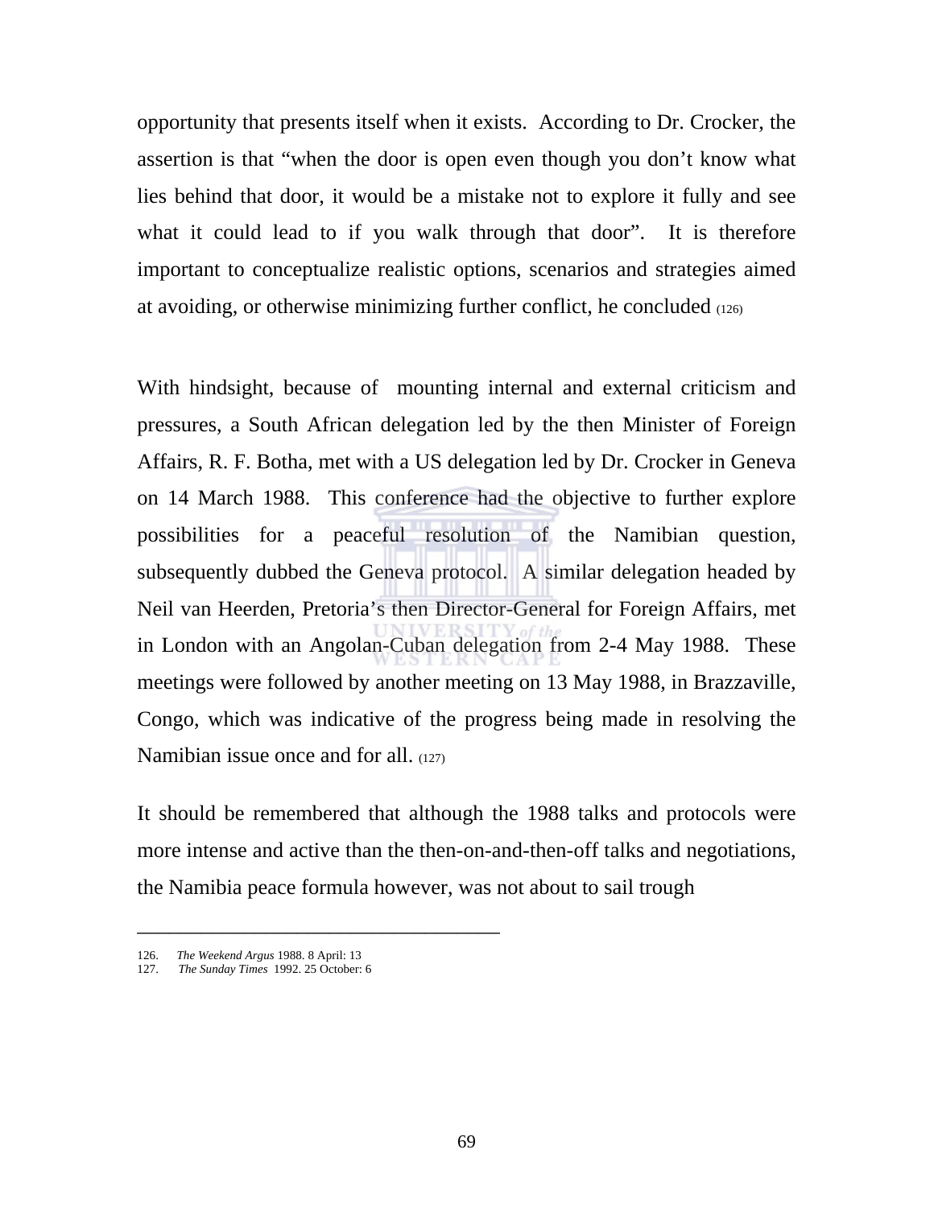opportunity that presents itself when it exists. According to Dr. Crocker, the assertion is that "when the door is open even though you don't know what lies behind that door, it would be a mistake not to explore it fully and see what it could lead to if you walk through that door". It is therefore important to conceptualize realistic options, scenarios and strategies aimed at avoiding, or otherwise minimizing further conflict, he concluded (126)

With hindsight, because of mounting internal and external criticism and pressures, a South African delegation led by the then Minister of Foreign Affairs, R. F. Botha, met with a US delegation led by Dr. Crocker in Geneva on 14 March 1988. This conference had the objective to further explore possibilities for a peaceful resolution of the Namibian question, subsequently dubbed the Geneva protocol. A similar delegation headed by Neil van Heerden, Pretoria's then Director-General for Foreign Affairs, met in London with an Angolan-Cuban delegation from 2-4 May 1988. These meetings were followed by another meeting on 13 May 1988, in Brazzaville, Congo, which was indicative of the progress being made in resolving the Namibian issue once and for all. (127)

It should be remembered that although the 1988 talks and protocols were more intense and active than the then-on-and-then-off talks and negotiations, the Namibia peace formula however, was not about to sail trough

---

126. *The Weekend Argus* 1988. 8 April: 13
127. *The Sunday Times* 1992. 25 October: 6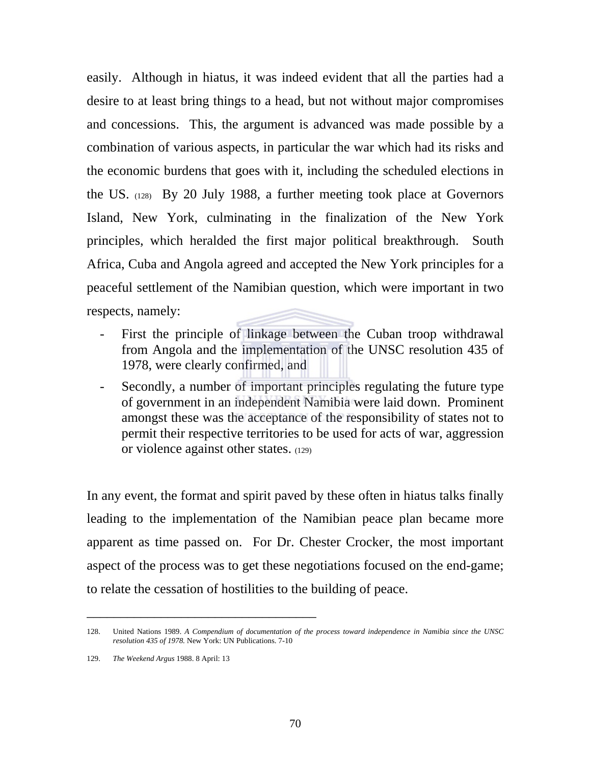easily. Although in hiatus, it was indeed evident that all the parties had a desire to at least bring things to a head, but not without major compromises and concessions. This, the argument is advanced was made possible by a combination of various aspects, in particular the war which had its risks and the economic burdens that goes with it, including the scheduled elections in the US. (128) By 20 July 1988, a further meeting took place at Governors Island, New York, culminating in the finalization of the New York principles, which heralded the first major political breakthrough. South Africa, Cuba and Angola agreed and accepted the New York principles for a peaceful settlement of the Namibian question, which were important in two respects, namely:

- First the principle of linkage between the Cuban troop withdrawal from Angola and the implementation of the UNSC resolution 435 of 1978, were clearly confirmed, and
- Secondly, a number of important principles regulating the future type of government in an independent Namibia were laid down. Prominent amongst these was the acceptance of the responsibility of states not to permit their respective territories to be used for acts of war, aggression or violence against other states. (129)

In any event, the format and spirit paved by these often in hiatus talks finally leading to the implementation of the Namibian peace plan became more apparent as time passed on. For Dr. Chester Crocker, the most important aspect of the process was to get these negotiations focused on the end-game; to relate the cessation of hostilities to the building of peace.

---

128. United Nations 1989. *A Compendium of documentation of the process toward independence in Namibia since the UNSC resolution 435 of 1978.* New York: UN Publications. 7-10

129. *The Weekend Argus* 1988. 8 April: 13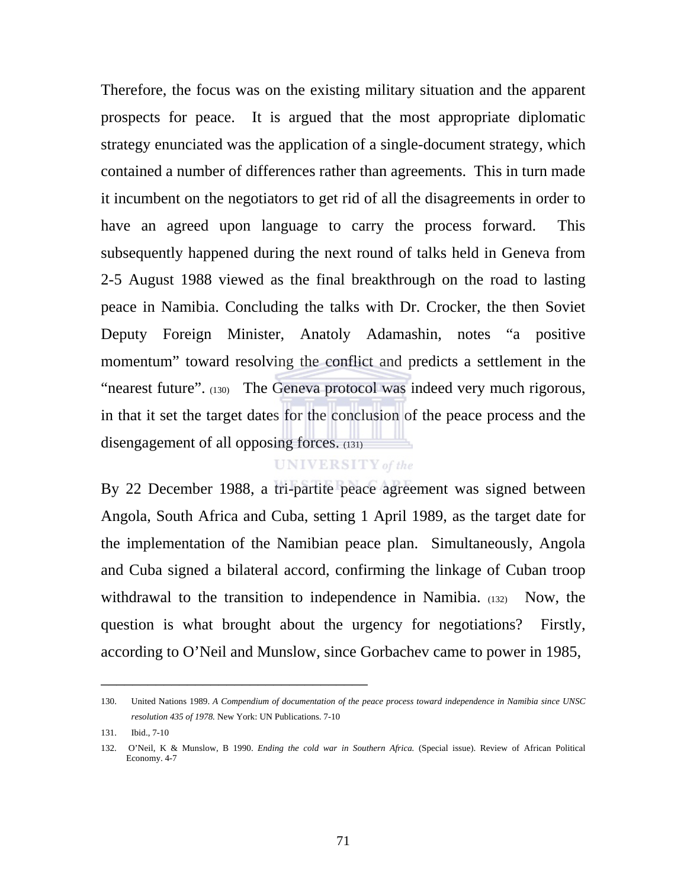Therefore, the focus was on the existing military situation and the apparent prospects for peace. It is argued that the most appropriate diplomatic strategy enunciated was the application of a single-document strategy, which contained a number of differences rather than agreements. This in turn made it incumbent on the negotiators to get rid of all the disagreements in order to have an agreed upon language to carry the process forward. This subsequently happened during the next round of talks held in Geneva from 2-5 August 1988 viewed as the final breakthrough on the road to lasting peace in Namibia. Concluding the talks with Dr. Crocker, the then Soviet Deputy Foreign Minister, Anatoly Adamashin, notes "a positive momentum" toward resolving the conflict and predicts a settlement in the "nearest future". (130) The Geneva protocol was indeed very much rigorous, in that it set the target dates for the conclusion of the peace process and the disengagement of all opposing forces. (131)

By 22 December 1988, a tri-partite peace agreement was signed between Angola, South Africa and Cuba, setting 1 April 1989, as the target date for the implementation of the Namibian peace plan. Simultaneously, Angola and Cuba signed a bilateral accord, confirming the linkage of Cuban troop withdrawal to the transition to independence in Namibia. (132) Now, the question is what brought about the urgency for negotiations? Firstly, according to O'Neil and Munslow, since Gorbachev came to power in 1985,

---

130. United Nations 1989. *A Compendium of documentation of the peace process toward independence in Namibia since UNSC resolution 435 of 1978.* New York: UN Publications. 7-10

131. Ibid., 7-10

132. O'Neil, K & Munslow, B 1990. *Ending the cold war in Southern Africa.* (Special issue). Review of African Political Economy. 4-7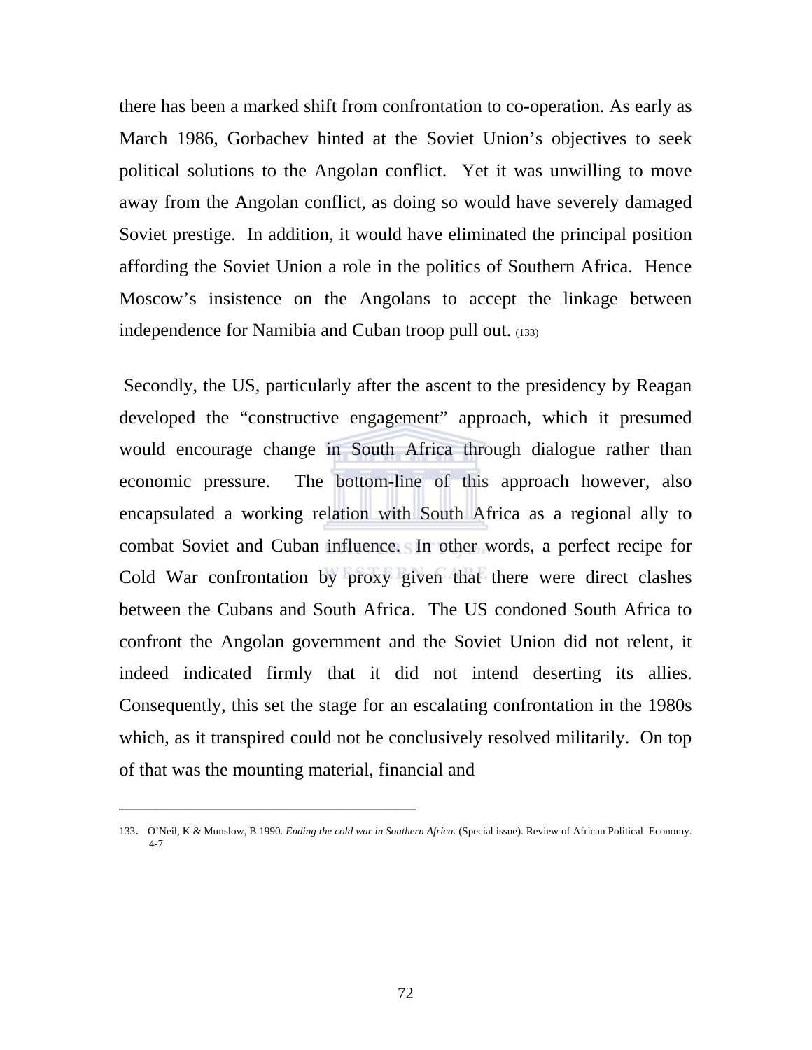there has been a marked shift from confrontation to co-operation. As early as March 1986, Gorbachev hinted at the Soviet Union's objectives to seek political solutions to the Angolan conflict. Yet it was unwilling to move away from the Angolan conflict, as doing so would have severely damaged Soviet prestige. In addition, it would have eliminated the principal position affording the Soviet Union a role in the politics of Southern Africa. Hence Moscow's insistence on the Angolans to accept the linkage between independence for Namibia and Cuban troop pull out. (133)

Secondly, the US, particularly after the ascent to the presidency by Reagan developed the "constructive engagement" approach, which it presumed would encourage change in South Africa through dialogue rather than economic pressure. The bottom-line of this approach however, also encapsulated a working relation with South Africa as a regional ally to combat Soviet and Cuban influence. In other words, a perfect recipe for Cold War confrontation by proxy given that there were direct clashes between the Cubans and South Africa. The US condoned South Africa to confront the Angolan government and the Soviet Union did not relent, it indeed indicated firmly that it did not intend deserting its allies. Consequently, this set the stage for an escalating confrontation in the 1980s which, as it transpired could not be conclusively resolved militarily. On top of that was the mounting material, financial and

---

133. O'Neil, K & Munslow, B 1990. *Ending the cold war in Southern Africa.* (Special issue). Review of African Political Economy. 4-7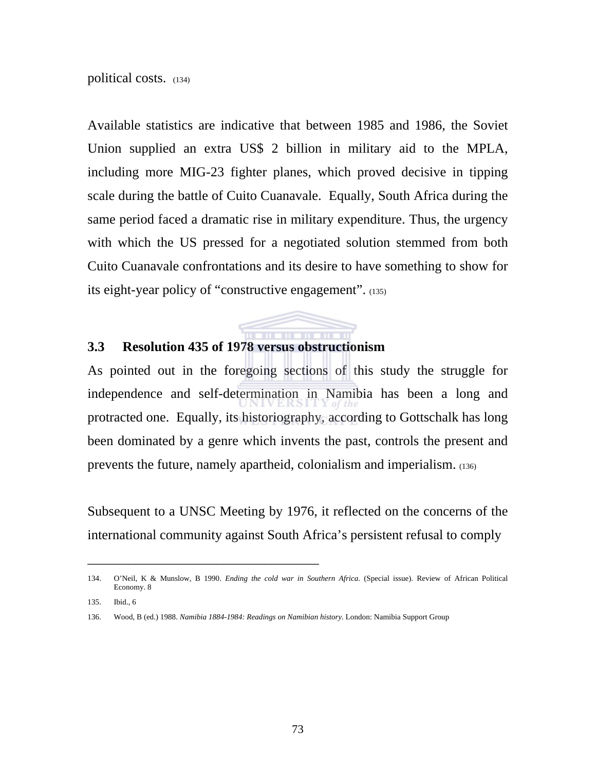political costs. (134)

Available statistics are indicative that between 1985 and 1986, the Soviet Union supplied an extra US$ 2 billion in military aid to the MPLA, including more MIG-23 fighter planes, which proved decisive in tipping scale during the battle of Cuito Cuanavale. Equally, South Africa during the same period faced a dramatic rise in military expenditure. Thus, the urgency with which the US pressed for a negotiated solution stemmed from both Cuito Cuanavale confrontations and its desire to have something to show for its eight-year policy of "constructive engagement". (135)

### 3.3 Resolution 435 of 1978 versus obstructionism

As pointed out in the foregoing sections of this study the struggle for independence and self-determination in Namibia has been a long and protracted one. Equally, its historiography, according to Gottschalk has long been dominated by a genre which invents the past, controls the present and prevents the future, namely apartheid, colonialism and imperialism. (136)

Subsequent to a UNSC Meeting by 1976, it reflected on the concerns of the international community against South Africa's persistent refusal to comply

---

134. O'Neil, K & Munslow, B 1990. *Ending the cold war in Southern Africa.* (Special issue). Review of African Political Economy. 8

135. Ibid., 6

136. Wood, B (ed.) 1988. *Namibia 1884-1984: Readings on Namibian history*. London: Namibia Support Group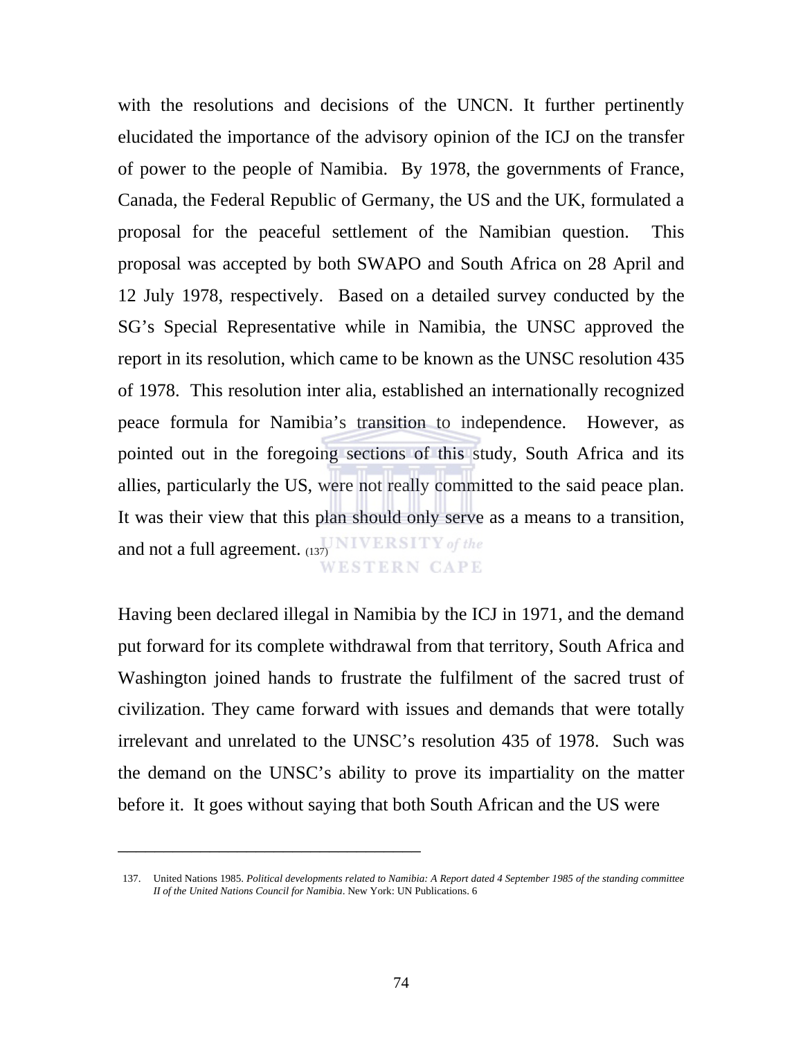with the resolutions and decisions of the UNCN. It further pertinently elucidated the importance of the advisory opinion of the ICJ on the transfer of power to the people of Namibia. By 1978, the governments of France, Canada, the Federal Republic of Germany, the US and the UK, formulated a proposal for the peaceful settlement of the Namibian question. This proposal was accepted by both SWAPO and South Africa on 28 April and 12 July 1978, respectively. Based on a detailed survey conducted by the SG's Special Representative while in Namibia, the UNSC approved the report in its resolution, which came to be known as the UNSC resolution 435 of 1978. This resolution inter alia, established an internationally recognized peace formula for Namibia's transition to independence. However, as pointed out in the foregoing sections of this study, South Africa and its allies, particularly the US, were not really committed to the said peace plan. It was their view that this plan should only serve as a means to a transition, and not a full agreement. (137)

Having been declared illegal in Namibia by the ICJ in 1971, and the demand put forward for its complete withdrawal from that territory, South Africa and Washington joined hands to frustrate the fulfilment of the sacred trust of civilization. They came forward with issues and demands that were totally irrelevant and unrelated to the UNSC's resolution 435 of 1978. Such was the demand on the UNSC's ability to prove its impartiality on the matter before it. It goes without saying that both South African and the US were

---

137. United Nations 1985. *Political developments related to Namibia: A Report dated 4 September 1985 of the standing committee II of the United Nations Council for Namibia*. New York: UN Publications. 6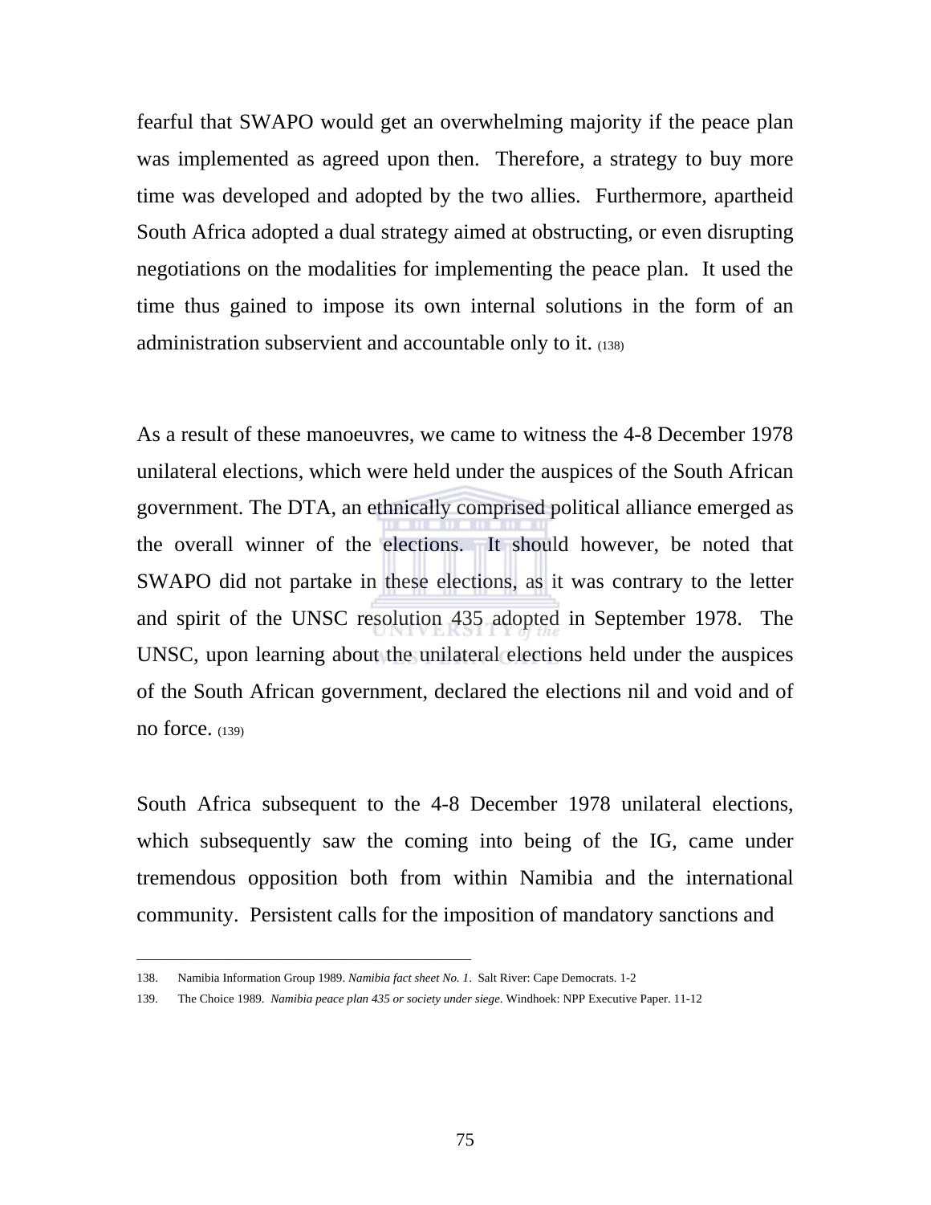fearful that SWAPO would get an overwhelming majority if the peace plan was implemented as agreed upon then. Therefore, a strategy to buy more time was developed and adopted by the two allies. Furthermore, apartheid South Africa adopted a dual strategy aimed at obstructing, or even disrupting negotiations on the modalities for implementing the peace plan. It used the time thus gained to impose its own internal solutions in the form of an administration subservient and accountable only to it. (138)

As a result of these manoeuvres, we came to witness the 4-8 December 1978 unilateral elections, which were held under the auspices of the South African government. The DTA, an ethnically comprised political alliance emerged as the overall winner of the elections. It should however, be noted that SWAPO did not partake in these elections, as it was contrary to the letter and spirit of the UNSC resolution 435 adopted in September 1978. The UNSC, upon learning about the unilateral elections held under the auspices of the South African government, declared the elections nil and void and of no force. (139)

South Africa subsequent to the 4-8 December 1978 unilateral elections, which subsequently saw the coming into being of the IG, came under tremendous opposition both from within Namibia and the international community. Persistent calls for the imposition of mandatory sanctions and

---

138. Namibia Information Group 1989. *Namibia fact sheet No. 1*. Salt River: Cape Democrats. 1-2

139. The Choice 1989. *Namibia peace plan 435 or society under siege*. Windhoek: NPP Executive Paper. 11-12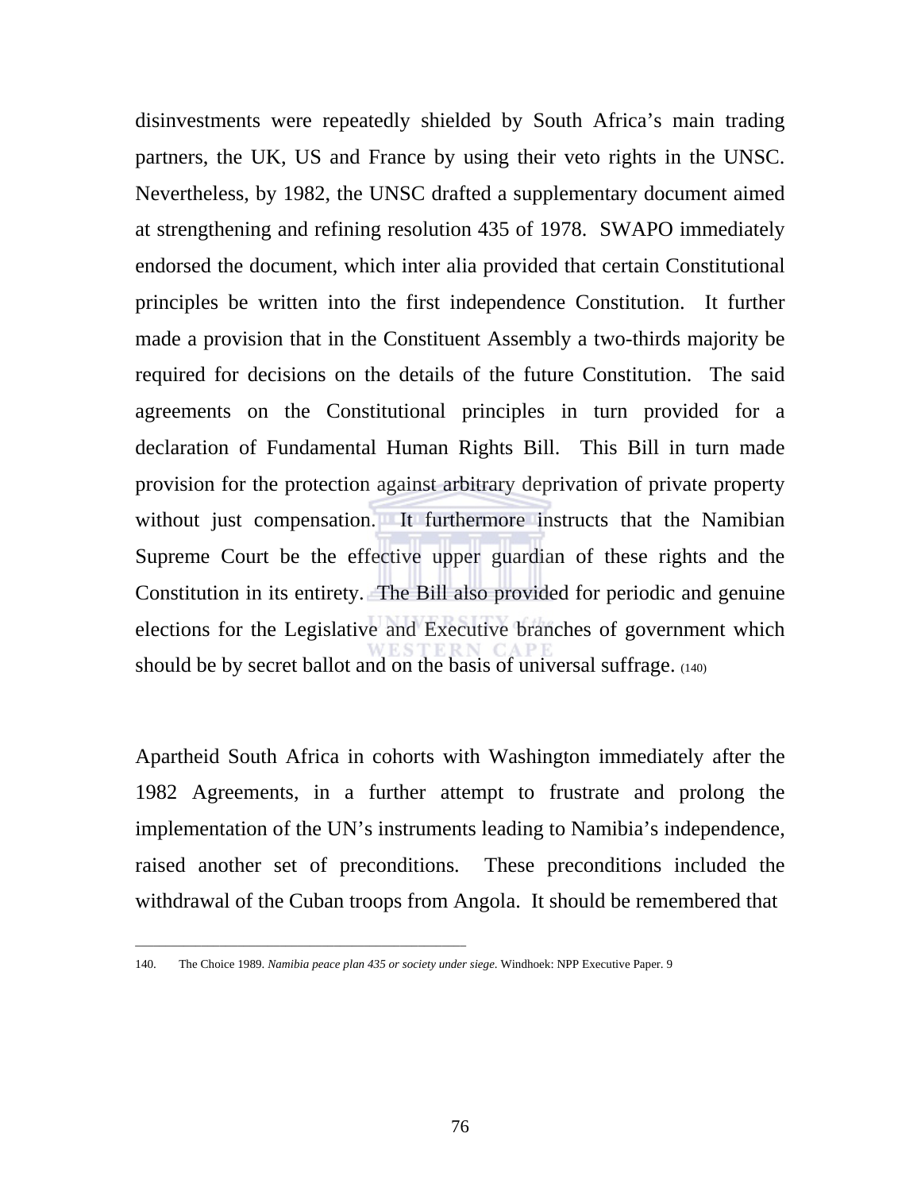disinvestments were repeatedly shielded by South Africa's main trading partners, the UK, US and France by using their veto rights in the UNSC. Nevertheless, by 1982, the UNSC drafted a supplementary document aimed at strengthening and refining resolution 435 of 1978. SWAPO immediately endorsed the document, which inter alia provided that certain Constitutional principles be written into the first independence Constitution. It further made a provision that in the Constituent Assembly a two-thirds majority be required for decisions on the details of the future Constitution. The said agreements on the Constitutional principles in turn provided for a declaration of Fundamental Human Rights Bill. This Bill in turn made provision for the protection against arbitrary deprivation of private property without just compensation. It furthermore instructs that the Namibian Supreme Court be the effective upper guardian of these rights and the Constitution in its entirety. The Bill also provided for periodic and genuine elections for the Legislative and Executive branches of government which should be by secret ballot and on the basis of universal suffrage. (140)

Apartheid South Africa in cohorts with Washington immediately after the 1982 Agreements, in a further attempt to frustrate and prolong the implementation of the UN's instruments leading to Namibia's independence, raised another set of preconditions. These preconditions included the withdrawal of the Cuban troops from Angola. It should be remembered that

---

140. The Choice 1989. *Namibia peace plan 435 or society under siege*. Windhoek: NPP Executive Paper. 9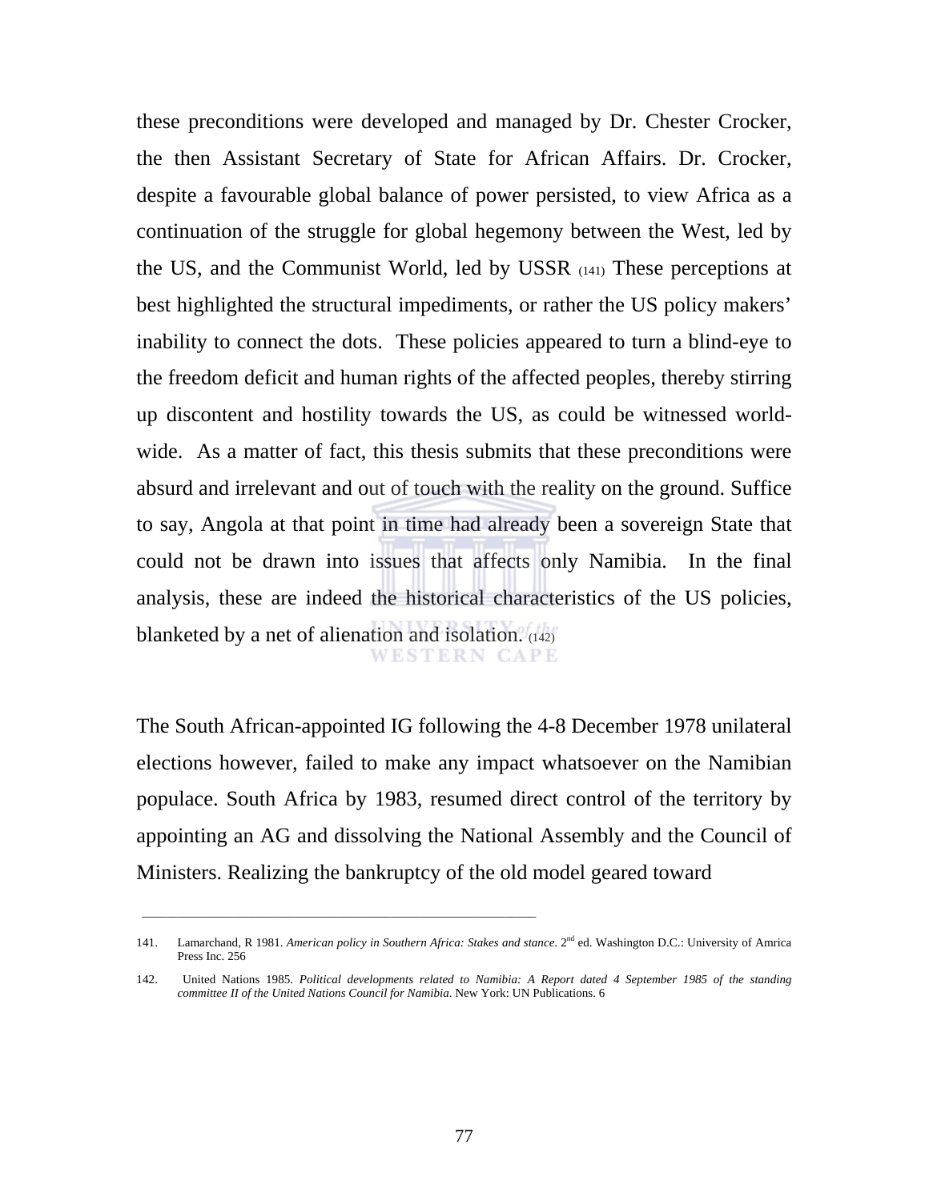these preconditions were developed and managed by Dr. Chester Crocker, the then Assistant Secretary of State for African Affairs. Dr. Crocker, despite a favourable global balance of power persisted, to view Africa as a continuation of the struggle for global hegemony between the West, led by the US, and the Communist World, led by USSR (141) These perceptions at best highlighted the structural impediments, or rather the US policy makers' inability to connect the dots. These policies appeared to turn a blind-eye to the freedom deficit and human rights of the affected peoples, thereby stirring up discontent and hostility towards the US, as could be witnessed world-wide. As a matter of fact, this thesis submits that these preconditions were absurd and irrelevant and out of touch with the reality on the ground. Suffice to say, Angola at that point in time had already been a sovereign State that could not be drawn into issues that affects only Namibia. In the final analysis, these are indeed the historical characteristics of the US policies, blanketed by a net of alienation and isolation. (142)

The South African-appointed IG following the 4-8 December 1978 unilateral elections however, failed to make any impact whatsoever on the Namibian populace. South Africa by 1983, resumed direct control of the territory by appointing an AG and dissolving the National Assembly and the Council of Ministers. Realizing the bankruptcy of the old model geared toward

---

141. Lamarchand, R 1981. *American policy in Southern Africa: Stakes and stance.* 2nd ed. Washington D.C.: University of Amrica Press Inc. 256

142. United Nations 1985. *Political developments related to Namibia: A Report dated 4 September 1985 of the standing committee II of the United Nations Council for Namibia*. New York: UN Publications. 6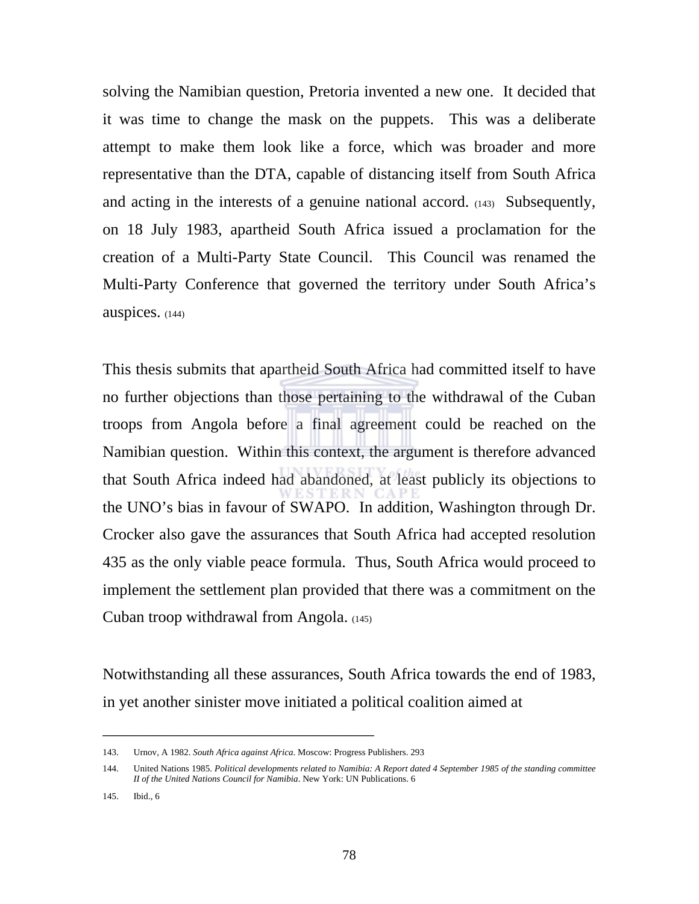solving the Namibian question, Pretoria invented a new one. It decided that it was time to change the mask on the puppets. This was a deliberate attempt to make them look like a force, which was broader and more representative than the DTA, capable of distancing itself from South Africa and acting in the interests of a genuine national accord. (143) Subsequently, on 18 July 1983, apartheid South Africa issued a proclamation for the creation of a Multi-Party State Council. This Council was renamed the Multi-Party Conference that governed the territory under South Africa's auspices. (144)

This thesis submits that apartheid South Africa had committed itself to have no further objections than those pertaining to the withdrawal of the Cuban troops from Angola before a final agreement could be reached on the Namibian question. Within this context, the argument is therefore advanced that South Africa indeed had abandoned, at least publicly its objections to the UNO's bias in favour of SWAPO. In addition, Washington through Dr. Crocker also gave the assurances that South Africa had accepted resolution 435 as the only viable peace formula. Thus, South Africa would proceed to implement the settlement plan provided that there was a commitment on the Cuban troop withdrawal from Angola. (145)

Notwithstanding all these assurances, South Africa towards the end of 1983, in yet another sinister move initiated a political coalition aimed at

---

143. Urnov, A 1982. *South Africa against Africa*. Moscow: Progress Publishers. 293

144. United Nations 1985. *Political developments related to Namibia: A Report dated 4 September 1985 of the standing committee II of the United Nations Council for Namibia*. New York: UN Publications. 6

145. Ibid., 6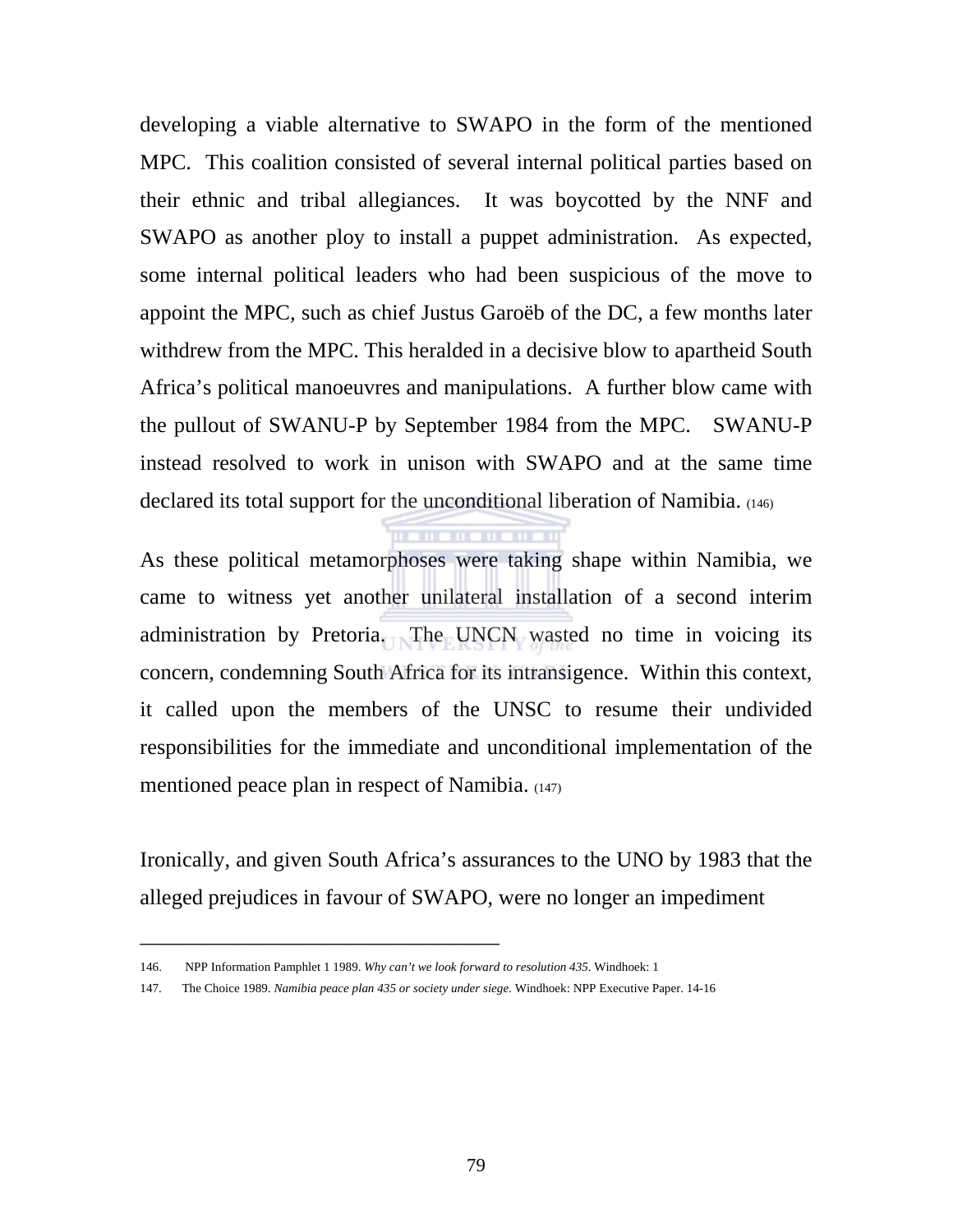developing a viable alternative to SWAPO in the form of the mentioned MPC. This coalition consisted of several internal political parties based on their ethnic and tribal allegiances. It was boycotted by the NNF and SWAPO as another ploy to install a puppet administration. As expected, some internal political leaders who had been suspicious of the move to appoint the MPC, such as chief Justus Garoëb of the DC, a few months later withdrew from the MPC. This heralded in a decisive blow to apartheid South Africa's political manoeuvres and manipulations. A further blow came with the pullout of SWANU-P by September 1984 from the MPC. SWANU-P instead resolved to work in unison with SWAPO and at the same time declared its total support for the unconditional liberation of Namibia. (146)

As these political metamorphoses were taking shape within Namibia, we came to witness yet another unilateral installation of a second interim administration by Pretoria. The UNCN wasted no time in voicing its concern, condemning South Africa for its intransigence. Within this context, it called upon the members of the UNSC to resume their undivided responsibilities for the immediate and unconditional implementation of the mentioned peace plan in respect of Namibia. (147)

Ironically, and given South Africa's assurances to the UNO by 1983 that the alleged prejudices in favour of SWAPO, were no longer an impediment

---

146. NPP Information Pamphlet 1 1989. *Why can't we look forward to resolution 435*. Windhoek: 1

147. The Choice 1989. *Namibia peace plan 435 or society under siege*. Windhoek: NPP Executive Paper. 14-16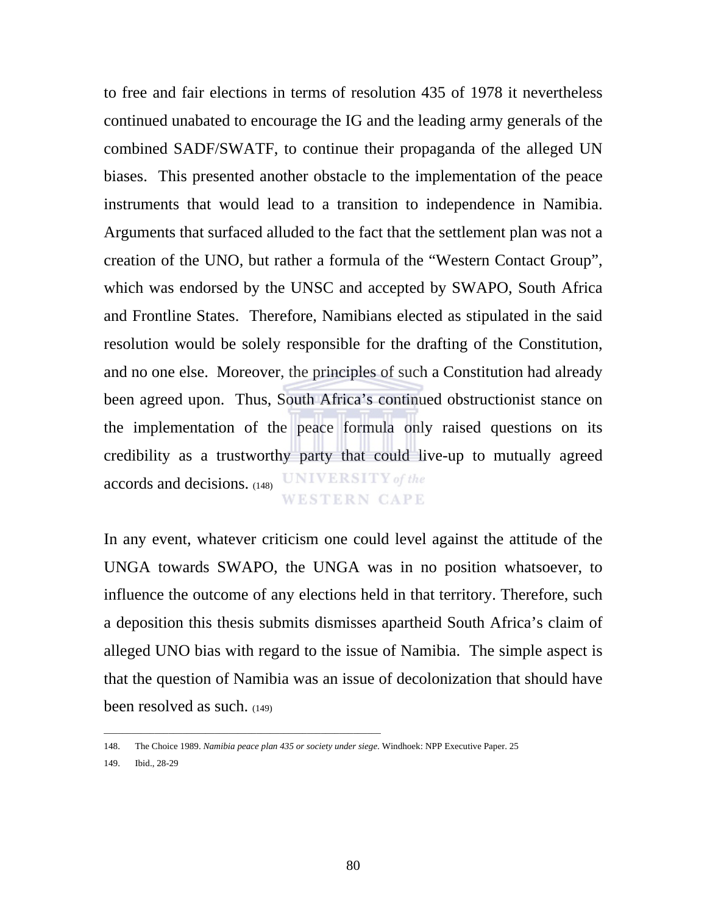to free and fair elections in terms of resolution 435 of 1978 it nevertheless continued unabated to encourage the IG and the leading army generals of the combined SADF/SWATF, to continue their propaganda of the alleged UN biases. This presented another obstacle to the implementation of the peace instruments that would lead to a transition to independence in Namibia. Arguments that surfaced alluded to the fact that the settlement plan was not a creation of the UNO, but rather a formula of the "Western Contact Group", which was endorsed by the UNSC and accepted by SWAPO, South Africa and Frontline States. Therefore, Namibians elected as stipulated in the said resolution would be solely responsible for the drafting of the Constitution, and no one else. Moreover, the principles of such a Constitution had already been agreed upon. Thus, South Africa's continued obstructionist stance on the implementation of the peace formula only raised questions on its credibility as a trustworthy party that could live-up to mutually agreed accords and decisions. (148)

In any event, whatever criticism one could level against the attitude of the UNGA towards SWAPO, the UNGA was in no position whatsoever, to influence the outcome of any elections held in that territory. Therefore, such a deposition this thesis submits dismisses apartheid South Africa's claim of alleged UNO bias with regard to the issue of Namibia. The simple aspect is that the question of Namibia was an issue of decolonization that should have been resolved as such. (149)

---

148. The Choice 1989. *Namibia peace plan 435 or society under siege*. Windhoek: NPP Executive Paper. 25
149. Ibid., 28-29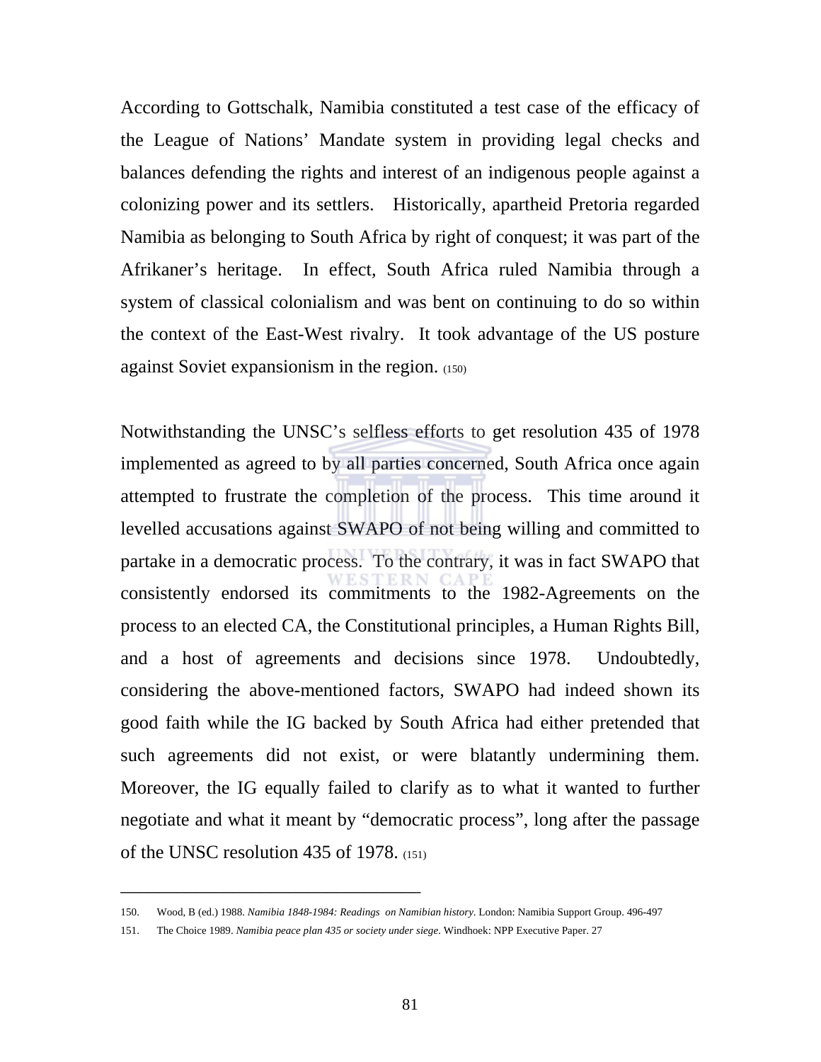According to Gottschalk, Namibia constituted a test case of the efficacy of the League of Nations' Mandate system in providing legal checks and balances defending the rights and interest of an indigenous people against a colonizing power and its settlers. Historically, apartheid Pretoria regarded Namibia as belonging to South Africa by right of conquest; it was part of the Afrikaner's heritage. In effect, South Africa ruled Namibia through a system of classical colonialism and was bent on continuing to do so within the context of the East-West rivalry. It took advantage of the US posture against Soviet expansionism in the region. (150)

Notwithstanding the UNSC's selfless efforts to get resolution 435 of 1978 implemented as agreed to by all parties concerned, South Africa once again attempted to frustrate the completion of the process. This time around it levelled accusations against SWAPO of not being willing and committed to partake in a democratic process. To the contrary, it was in fact SWAPO that consistently endorsed its commitments to the 1982-Agreements on the process to an elected CA, the Constitutional principles, a Human Rights Bill, and a host of agreements and decisions since 1978. Undoubtedly, considering the above-mentioned factors, SWAPO had indeed shown its good faith while the IG backed by South Africa had either pretended that such agreements did not exist, or were blatantly undermining them. Moreover, the IG equally failed to clarify as to what it wanted to further negotiate and what it meant by "democratic process", long after the passage of the UNSC resolution 435 of 1978. (151)

---

150. Wood, B (ed.) 1988. *Namibia 1848-1984: Readings on Namibian history*. London: Namibia Support Group. 496-497

151. The Choice 1989. *Namibia peace plan 435 or society under siege*. Windhoek: NPP Executive Paper. 27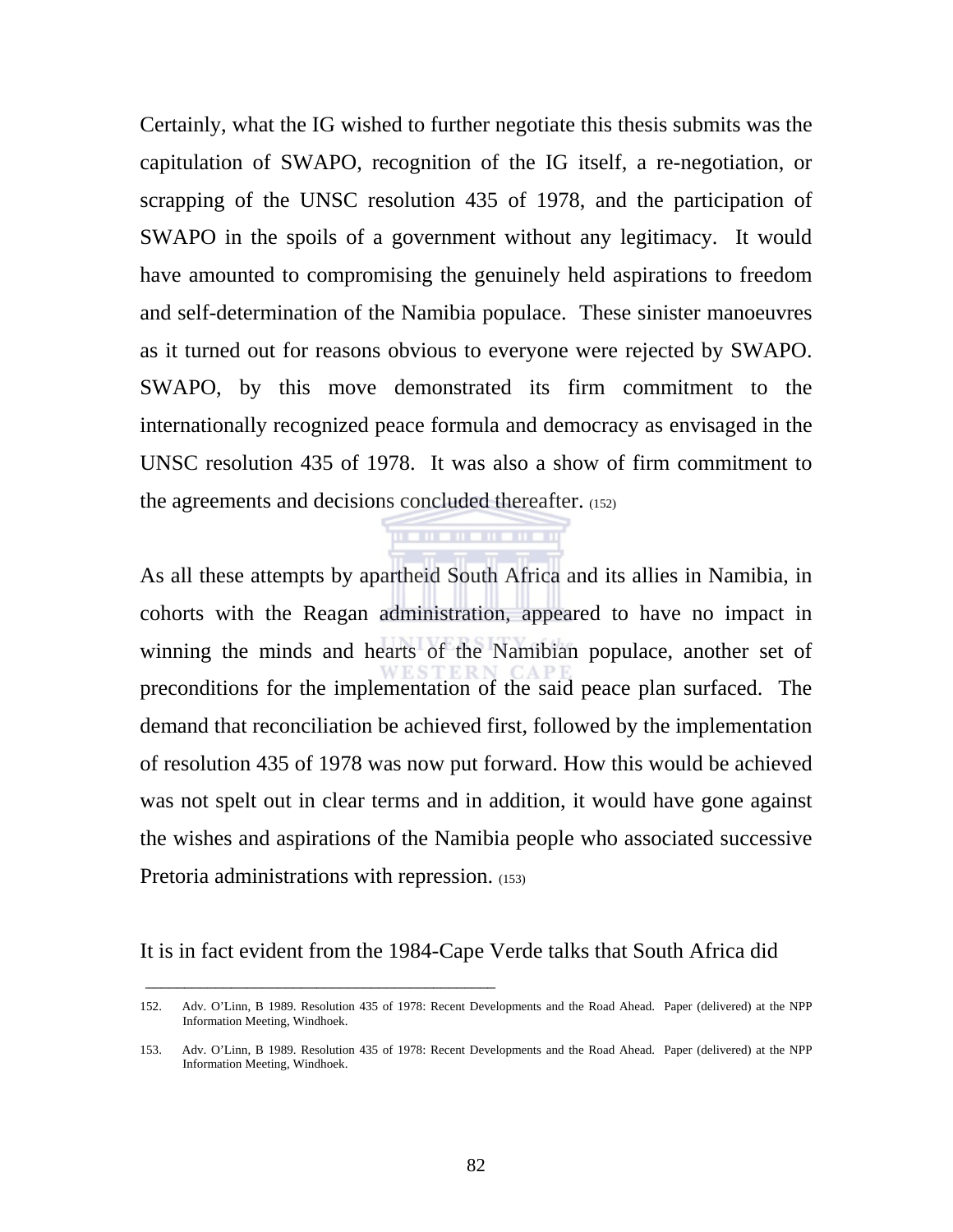Certainly, what the IG wished to further negotiate this thesis submits was the capitulation of SWAPO, recognition of the IG itself, a re-negotiation, or scrapping of the UNSC resolution 435 of 1978, and the participation of SWAPO in the spoils of a government without any legitimacy. It would have amounted to compromising the genuinely held aspirations to freedom and self-determination of the Namibia populace. These sinister manoeuvres as it turned out for reasons obvious to everyone were rejected by SWAPO. SWAPO, by this move demonstrated its firm commitment to the internationally recognized peace formula and democracy as envisaged in the UNSC resolution 435 of 1978. It was also a show of firm commitment to the agreements and decisions concluded thereafter. (152)

As all these attempts by apartheid South Africa and its allies in Namibia, in cohorts with the Reagan administration, appeared to have no impact in winning the minds and hearts of the Namibian populace, another set of preconditions for the implementation of the said peace plan surfaced. The demand that reconciliation be achieved first, followed by the implementation of resolution 435 of 1978 was now put forward. How this would be achieved was not spelt out in clear terms and in addition, it would have gone against the wishes and aspirations of the Namibia people who associated successive Pretoria administrations with repression. (153)

It is in fact evident from the 1984-Cape Verde talks that South Africa did

---

152. Adv. O'Linn, B 1989. Resolution 435 of 1978: Recent Developments and the Road Ahead. Paper (delivered) at the NPP Information Meeting, Windhoek.

153. Adv. O'Linn, B 1989. Resolution 435 of 1978: Recent Developments and the Road Ahead. Paper (delivered) at the NPP Information Meeting, Windhoek.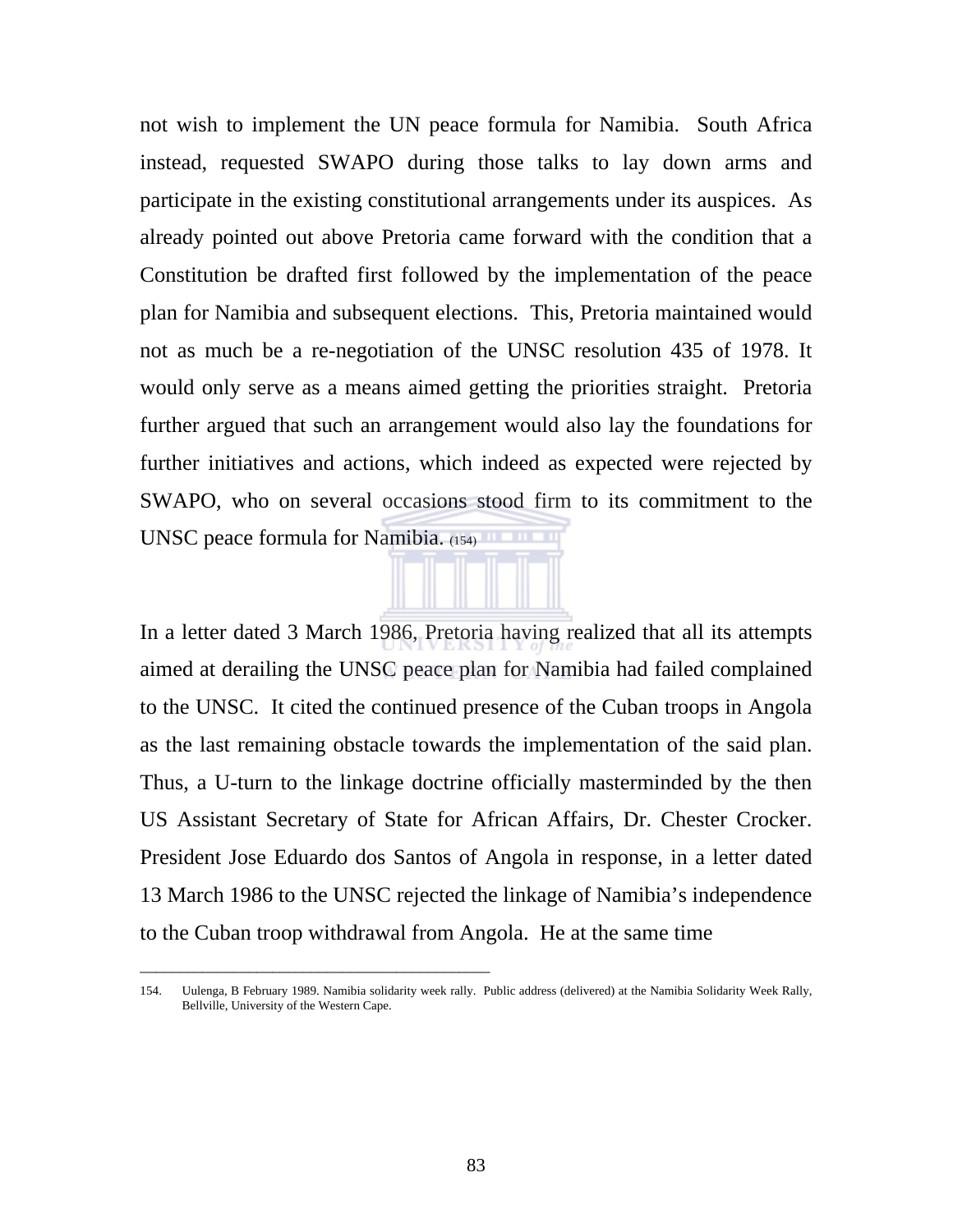not wish to implement the UN peace formula for Namibia. South Africa instead, requested SWAPO during those talks to lay down arms and participate in the existing constitutional arrangements under its auspices. As already pointed out above Pretoria came forward with the condition that a Constitution be drafted first followed by the implementation of the peace plan for Namibia and subsequent elections. This, Pretoria maintained would not as much be a re-negotiation of the UNSC resolution 435 of 1978. It would only serve as a means aimed getting the priorities straight. Pretoria further argued that such an arrangement would also lay the foundations for further initiatives and actions, which indeed as expected were rejected by SWAPO, who on several occasions stood firm to its commitment to the UNSC peace formula for Namibia. (154)

In a letter dated 3 March 1986, Pretoria having realized that all its attempts aimed at derailing the UNSC peace plan for Namibia had failed complained to the UNSC. It cited the continued presence of the Cuban troops in Angola as the last remaining obstacle towards the implementation of the said plan. Thus, a U-turn to the linkage doctrine officially masterminded by the then US Assistant Secretary of State for African Affairs, Dr. Chester Crocker. President Jose Eduardo dos Santos of Angola in response, in a letter dated 13 March 1986 to the UNSC rejected the linkage of Namibia's independence to the Cuban troop withdrawal from Angola. He at the same time

---

154. Uulenga, B February 1989. Namibia solidarity week rally. Public address (delivered) at the Namibia Solidarity Week Rally, Bellville, University of the Western Cape.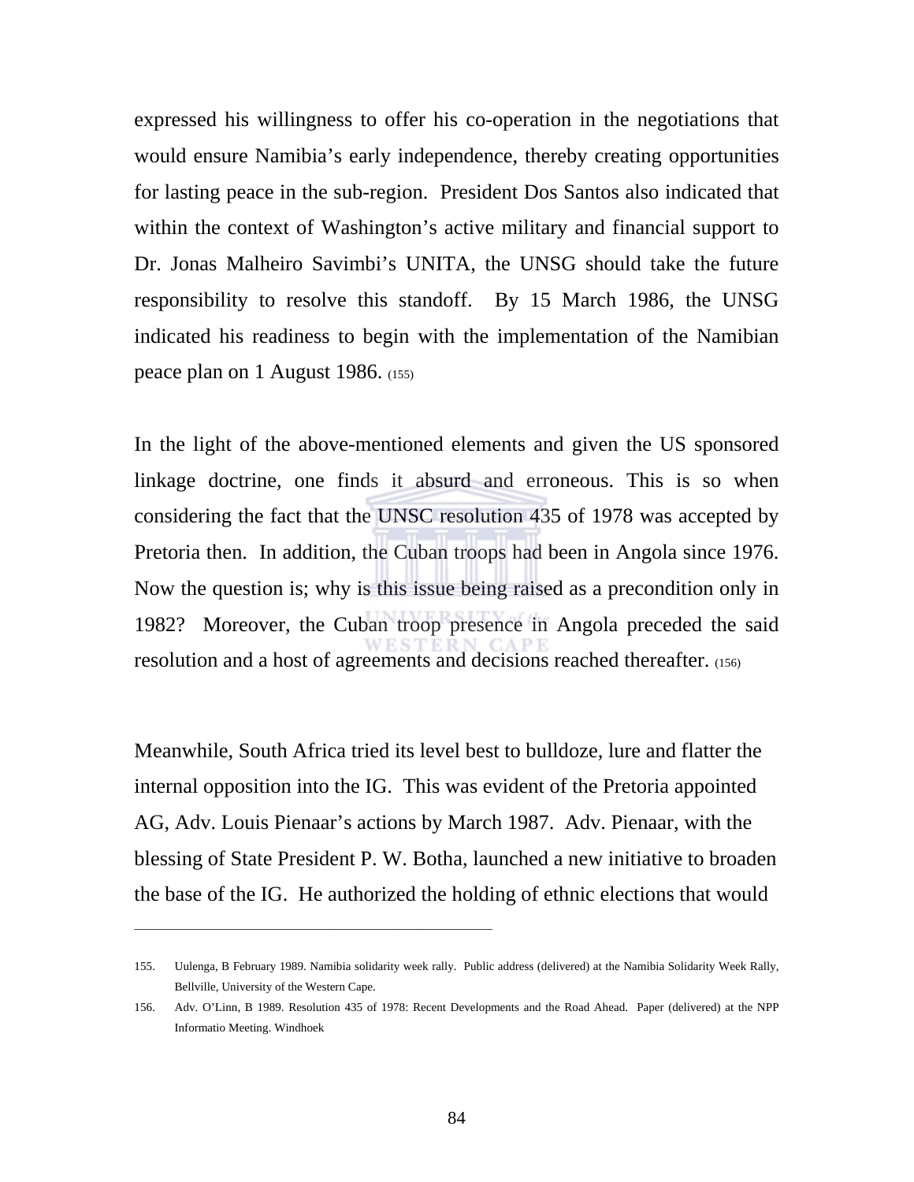expressed his willingness to offer his co-operation in the negotiations that would ensure Namibia's early independence, thereby creating opportunities for lasting peace in the sub-region. President Dos Santos also indicated that within the context of Washington's active military and financial support to Dr. Jonas Malheiro Savimbi's UNITA, the UNSG should take the future responsibility to resolve this standoff. By 15 March 1986, the UNSG indicated his readiness to begin with the implementation of the Namibian peace plan on 1 August 1986. (155)

In the light of the above-mentioned elements and given the US sponsored linkage doctrine, one finds it absurd and erroneous. This is so when considering the fact that the UNSC resolution 435 of 1978 was accepted by Pretoria then. In addition, the Cuban troops had been in Angola since 1976. Now the question is; why is this issue being raised as a precondition only in 1982? Moreover, the Cuban troop presence in Angola preceded the said resolution and a host of agreements and decisions reached thereafter. (156)

Meanwhile, South Africa tried its level best to bulldoze, lure and flatter the internal opposition into the IG. This was evident of the Pretoria appointed AG, Adv. Louis Pienaar's actions by March 1987. Adv. Pienaar, with the blessing of State President P. W. Botha, launched a new initiative to broaden the base of the IG. He authorized the holding of ethnic elections that would

---

155. Uulenga, B February 1989. Namibia solidarity week rally. Public address (delivered) at the Namibia Solidarity Week Rally, Bellville, University of the Western Cape.

156. Adv. O'Linn, B 1989. Resolution 435 of 1978: Recent Developments and the Road Ahead. Paper (delivered) at the NPP Informatio Meeting. Windhoek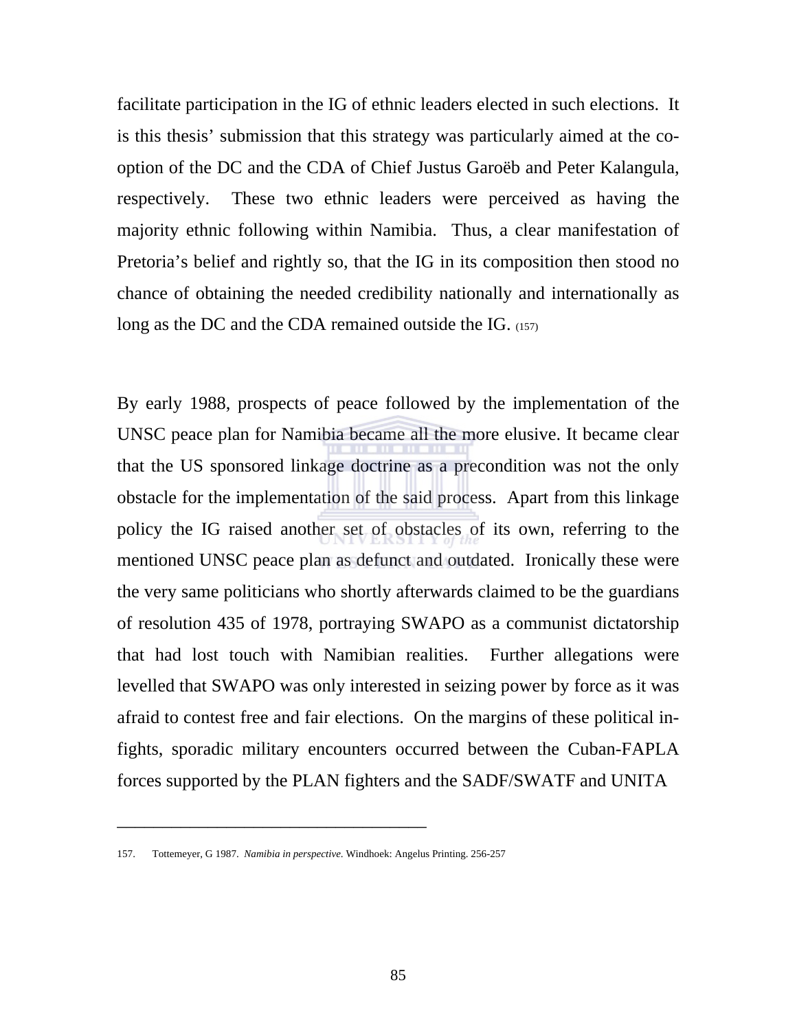facilitate participation in the IG of ethnic leaders elected in such elections. It is this thesis' submission that this strategy was particularly aimed at the co-option of the DC and the CDA of Chief Justus Garoëb and Peter Kalangula, respectively. These two ethnic leaders were perceived as having the majority ethnic following within Namibia. Thus, a clear manifestation of Pretoria's belief and rightly so, that the IG in its composition then stood no chance of obtaining the needed credibility nationally and internationally as long as the DC and the CDA remained outside the IG. (157)

By early 1988, prospects of peace followed by the implementation of the UNSC peace plan for Namibia became all the more elusive. It became clear that the US sponsored linkage doctrine as a precondition was not the only obstacle for the implementation of the said process. Apart from this linkage policy the IG raised another set of obstacles of its own, referring to the mentioned UNSC peace plan as defunct and outdated. Ironically these were the very same politicians who shortly afterwards claimed to be the guardians of resolution 435 of 1978, portraying SWAPO as a communist dictatorship that had lost touch with Namibian realities. Further allegations were levelled that SWAPO was only interested in seizing power by force as it was afraid to contest free and fair elections. On the margins of these political in-fights, sporadic military encounters occurred between the Cuban-FAPLA forces supported by the PLAN fighters and the SADF/SWATF and UNITA

---

157. Tottemeyer, G 1987. *Namibia in perspective.* Windhoek: Angelus Printing. 256-257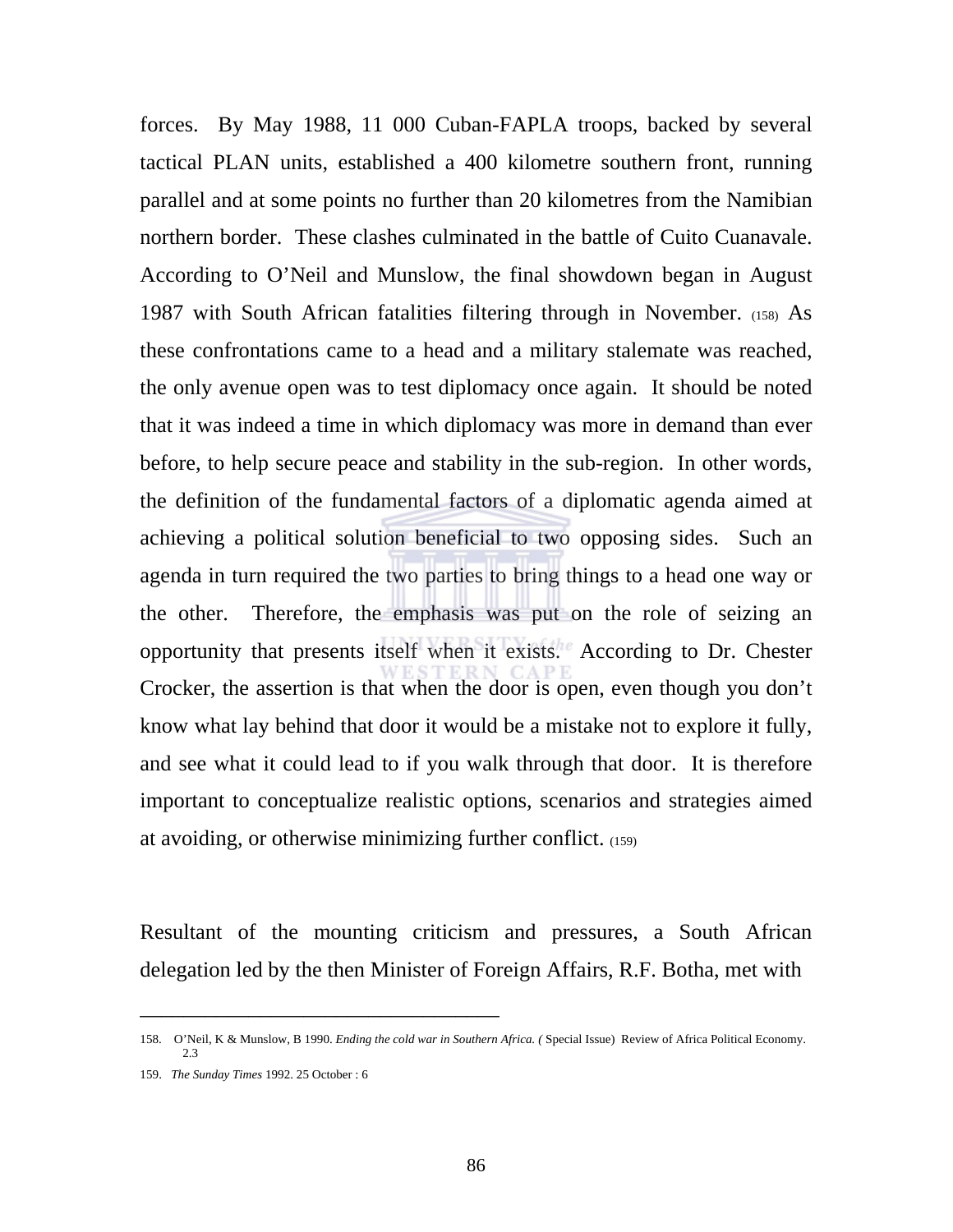forces. By May 1988, 11 000 Cuban-FAPLA troops, backed by several tactical PLAN units, established a 400 kilometre southern front, running parallel and at some points no further than 20 kilometres from the Namibian northern border. These clashes culminated in the battle of Cuito Cuanavale. According to O'Neil and Munslow, the final showdown began in August 1987 with South African fatalities filtering through in November. (158) As these confrontations came to a head and a military stalemate was reached, the only avenue open was to test diplomacy once again. It should be noted that it was indeed a time in which diplomacy was more in demand than ever before, to help secure peace and stability in the sub-region. In other words, the definition of the fundamental factors of a diplomatic agenda aimed at achieving a political solution beneficial to two opposing sides. Such an agenda in turn required the two parties to bring things to a head one way or the other. Therefore, the emphasis was put on the role of seizing an opportunity that presents itself when it exists. According to Dr. Chester Crocker, the assertion is that when the door is open, even though you don't know what lay behind that door it would be a mistake not to explore it fully, and see what it could lead to if you walk through that door. It is therefore important to conceptualize realistic options, scenarios and strategies aimed at avoiding, or otherwise minimizing further conflict. (159)

Resultant of the mounting criticism and pressures, a South African delegation led by the then Minister of Foreign Affairs, R.F. Botha, met with

---

158. O'Neil, K & Munslow, B 1990. *Ending the cold war in Southern Africa. (* Special Issue) Review of Africa Political Economy. 2.3

159. *The Sunday Times* 1992. 25 October : 6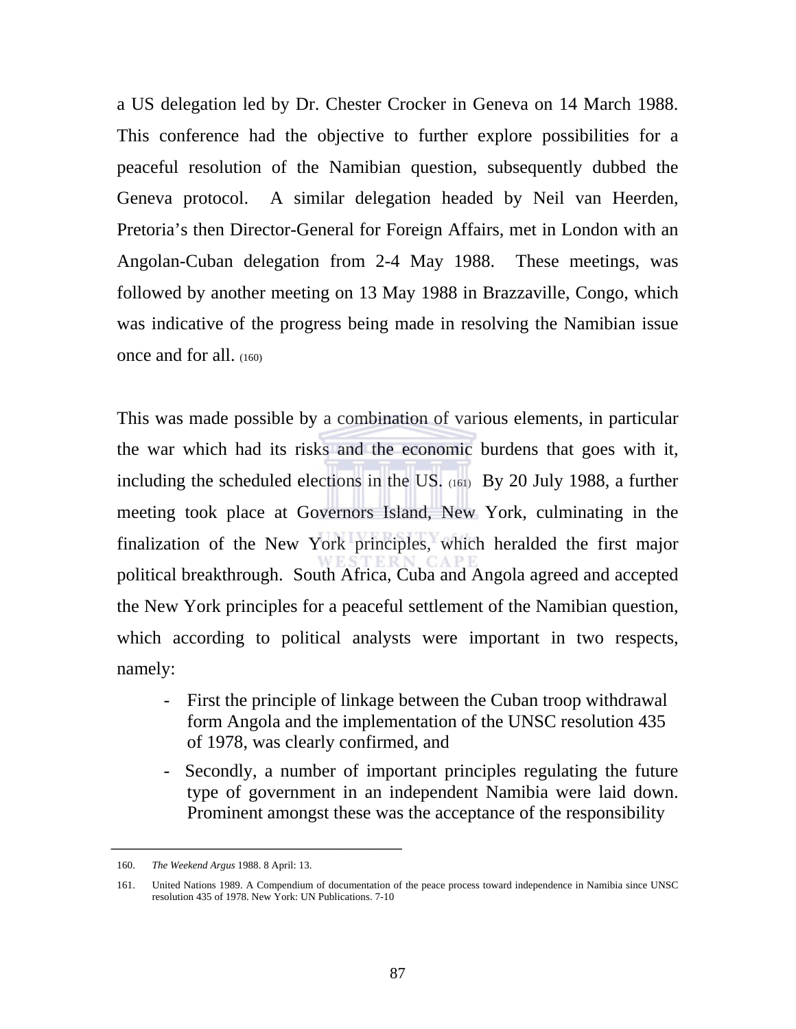a US delegation led by Dr. Chester Crocker in Geneva on 14 March 1988. This conference had the objective to further explore possibilities for a peaceful resolution of the Namibian question, subsequently dubbed the Geneva protocol. A similar delegation headed by Neil van Heerden, Pretoria's then Director-General for Foreign Affairs, met in London with an Angolan-Cuban delegation from 2-4 May 1988. These meetings, was followed by another meeting on 13 May 1988 in Brazzaville, Congo, which was indicative of the progress being made in resolving the Namibian issue once and for all. (160)

This was made possible by a combination of various elements, in particular the war which had its risks and the economic burdens that goes with it, including the scheduled elections in the US. (161) By 20 July 1988, a further meeting took place at Governors Island, New York, culminating in the finalization of the New York principles, which heralded the first major political breakthrough. South Africa, Cuba and Angola agreed and accepted the New York principles for a peaceful settlement of the Namibian question, which according to political analysts were important in two respects, namely:

- First the principle of linkage between the Cuban troop withdrawal form Angola and the implementation of the UNSC resolution 435 of 1978, was clearly confirmed, and
- Secondly, a number of important principles regulating the future type of government in an independent Namibia were laid down. Prominent amongst these was the acceptance of the responsibility

---

160. *The Weekend Argus* 1988. 8 April: 13.

161. United Nations 1989. A Compendium of documentation of the peace process toward independence in Namibia since UNSC resolution 435 of 1978. New York: UN Publications. 7-10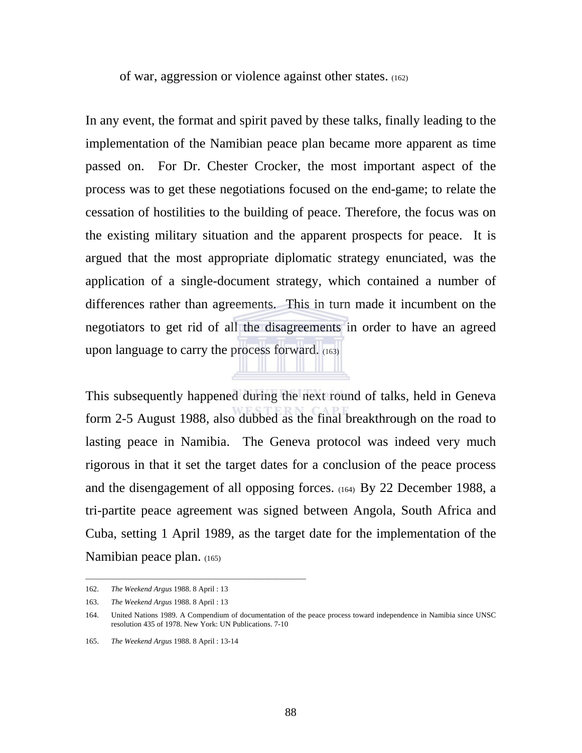of war, aggression or violence against other states. (162)

In any event, the format and spirit paved by these talks, finally leading to the implementation of the Namibian peace plan became more apparent as time passed on. For Dr. Chester Crocker, the most important aspect of the process was to get these negotiations focused on the end-game; to relate the cessation of hostilities to the building of peace. Therefore, the focus was on the existing military situation and the apparent prospects for peace. It is argued that the most appropriate diplomatic strategy enunciated, was the application of a single-document strategy, which contained a number of differences rather than agreements. This in turn made it incumbent on the negotiators to get rid of all the disagreements in order to have an agreed upon language to carry the process forward. (163)

This subsequently happened during the next round of talks, held in Geneva form 2-5 August 1988, also dubbed as the final breakthrough on the road to lasting peace in Namibia. The Geneva protocol was indeed very much rigorous in that it set the target dates for a conclusion of the peace process and the disengagement of all opposing forces. (164) By 22 December 1988, a tri-partite peace agreement was signed between Angola, South Africa and Cuba, setting 1 April 1989, as the target date for the implementation of the Namibian peace plan. (165)

---

162. *The Weekend Argus* 1988. 8 April : 13

163. *The Weekend Argus* 1988. 8 April : 13

164. United Nations 1989. A Compendium of documentation of the peace process toward independence in Namibia since UNSC resolution 435 of 1978. New York: UN Publications. 7-10

165. *The Weekend Argus* 1988. 8 April : 13-14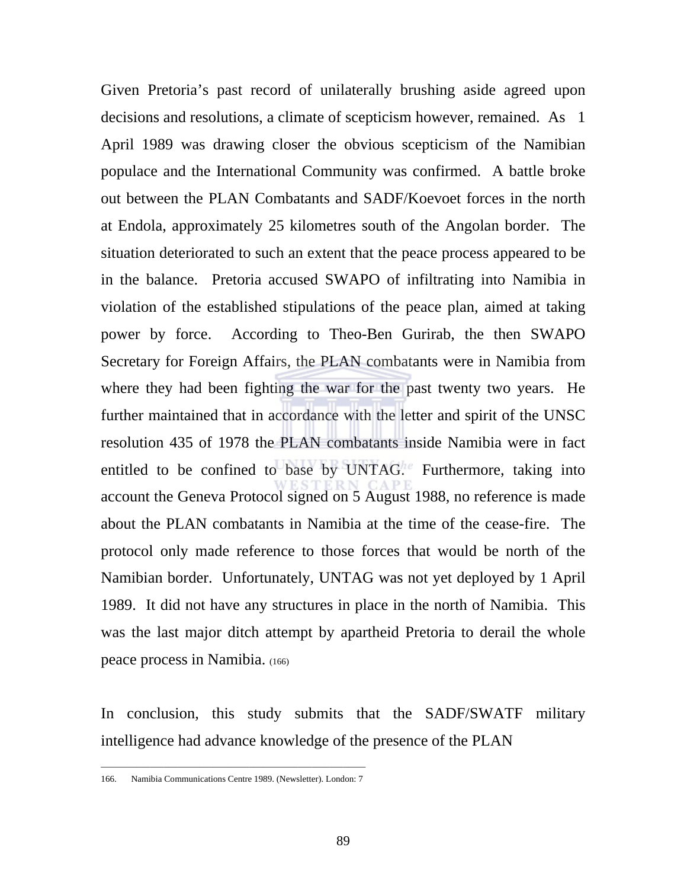Given Pretoria's past record of unilaterally brushing aside agreed upon decisions and resolutions, a climate of scepticism however, remained. As 1 April 1989 was drawing closer the obvious scepticism of the Namibian populace and the International Community was confirmed. A battle broke out between the PLAN Combatants and SADF/Koevoet forces in the north at Endola, approximately 25 kilometres south of the Angolan border. The situation deteriorated to such an extent that the peace process appeared to be in the balance. Pretoria accused SWAPO of infiltrating into Namibia in violation of the established stipulations of the peace plan, aimed at taking power by force. According to Theo-Ben Gurirab, the then SWAPO Secretary for Foreign Affairs, the PLAN combatants were in Namibia from where they had been fighting the war for the past twenty two years. He further maintained that in accordance with the letter and spirit of the UNSC resolution 435 of 1978 the PLAN combatants inside Namibia were in fact entitled to be confined to base by UNTAG. Furthermore, taking into account the Geneva Protocol signed on 5 August 1988, no reference is made about the PLAN combatants in Namibia at the time of the cease-fire. The protocol only made reference to those forces that would be north of the Namibian border. Unfortunately, UNTAG was not yet deployed by 1 April 1989. It did not have any structures in place in the north of Namibia. This was the last major ditch attempt by apartheid Pretoria to derail the whole peace process in Namibia. (166)

In conclusion, this study submits that the SADF/SWATF military intelligence had advance knowledge of the presence of the PLAN

---

166. Namibia Communications Centre 1989. (Newsletter). London: 7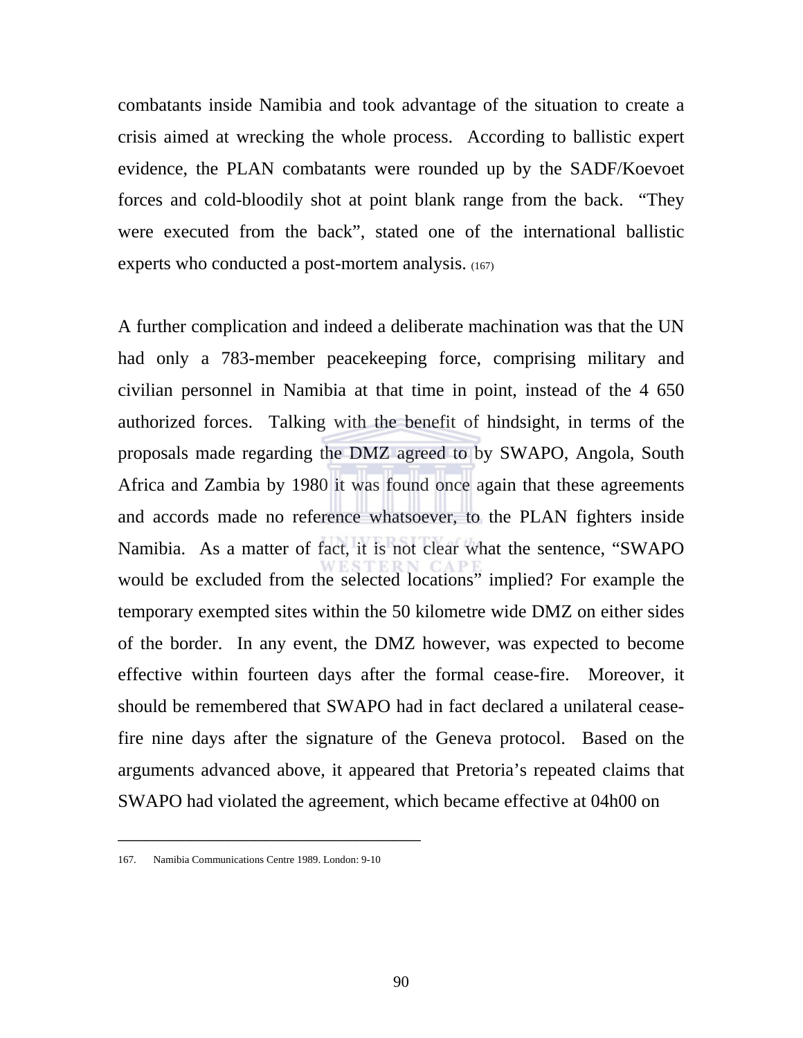combatants inside Namibia and took advantage of the situation to create a crisis aimed at wrecking the whole process. According to ballistic expert evidence, the PLAN combatants were rounded up by the SADF/Koevoet forces and cold-bloodily shot at point blank range from the back. "They were executed from the back", stated one of the international ballistic experts who conducted a post-mortem analysis. (167)

A further complication and indeed a deliberate machination was that the UN had only a 783-member peacekeeping force, comprising military and civilian personnel in Namibia at that time in point, instead of the 4 650 authorized forces. Talking with the benefit of hindsight, in terms of the proposals made regarding the DMZ agreed to by SWAPO, Angola, South Africa and Zambia by 1980 it was found once again that these agreements and accords made no reference whatsoever, to the PLAN fighters inside Namibia. As a matter of fact, it is not clear what the sentence, "SWAPO would be excluded from the selected locations" implied? For example the temporary exempted sites within the 50 kilometre wide DMZ on either sides of the border. In any event, the DMZ however, was expected to become effective within fourteen days after the formal cease-fire. Moreover, it should be remembered that SWAPO had in fact declared a unilateral cease-fire nine days after the signature of the Geneva protocol. Based on the arguments advanced above, it appeared that Pretoria's repeated claims that SWAPO had violated the agreement, which became effective at 04h00 on

---

167. Namibia Communications Centre 1989. London: 9-10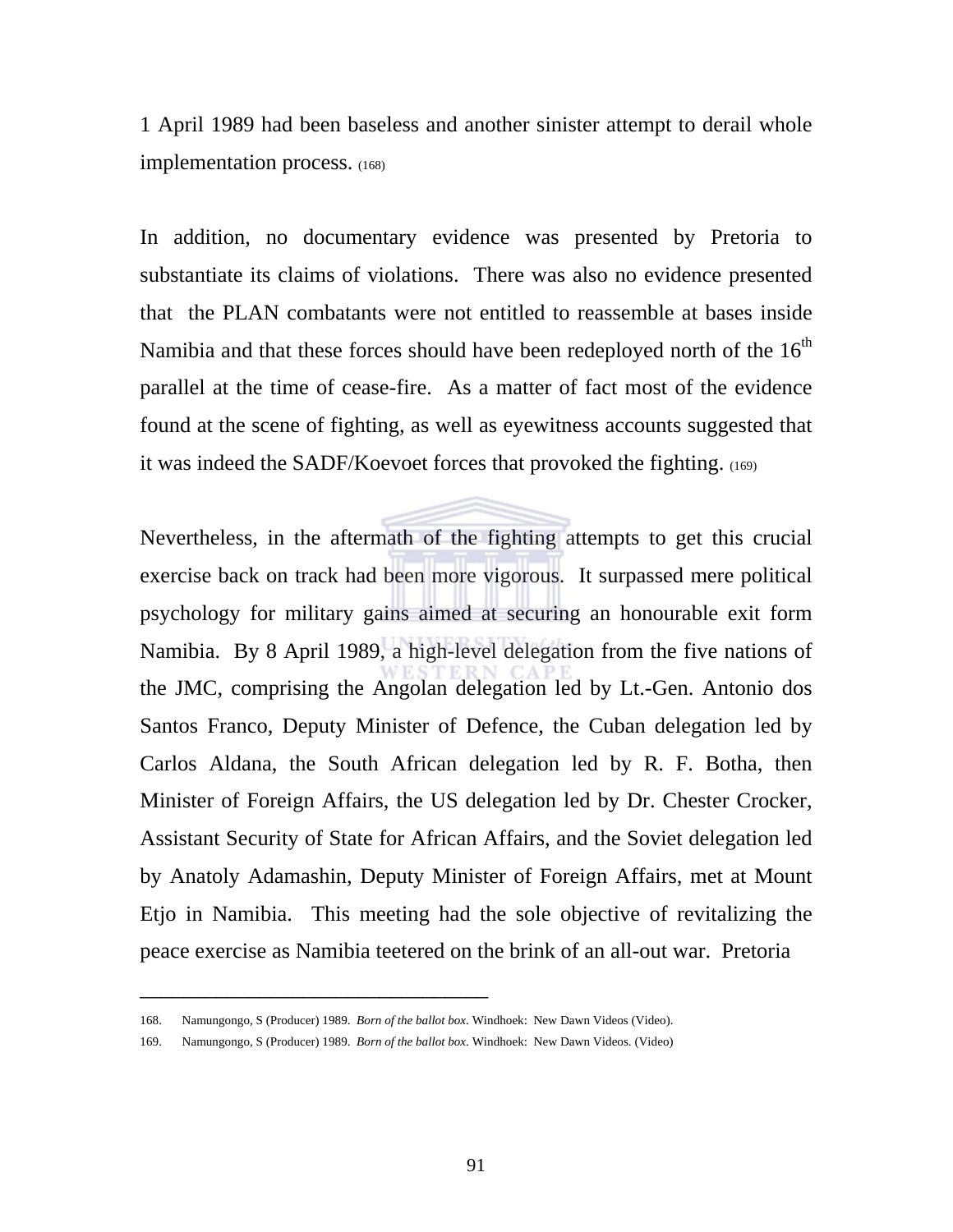1 April 1989 had been baseless and another sinister attempt to derail whole implementation process. (168)

In addition, no documentary evidence was presented by Pretoria to substantiate its claims of violations. There was also no evidence presented that the PLAN combatants were not entitled to reassemble at bases inside Namibia and that these forces should have been redeployed north of the 16th parallel at the time of cease-fire. As a matter of fact most of the evidence found at the scene of fighting, as well as eyewitness accounts suggested that it was indeed the SADF/Koevoet forces that provoked the fighting. (169)

Nevertheless, in the aftermath of the fighting attempts to get this crucial exercise back on track had been more vigorous. It surpassed mere political psychology for military gains aimed at securing an honourable exit form Namibia. By 8 April 1989, a high-level delegation from the five nations of the JMC, comprising the Angolan delegation led by Lt.-Gen. Antonio dos Santos Franco, Deputy Minister of Defence, the Cuban delegation led by Carlos Aldana, the South African delegation led by R. F. Botha, then Minister of Foreign Affairs, the US delegation led by Dr. Chester Crocker, Assistant Security of State for African Affairs, and the Soviet delegation led by Anatoly Adamashin, Deputy Minister of Foreign Affairs, met at Mount Etjo in Namibia. This meeting had the sole objective of revitalizing the peace exercise as Namibia teetered on the brink of an all-out war. Pretoria

---

168. Namungongo, S (Producer) 1989. *Born of the ballot box*. Windhoek: New Dawn Videos (Video).

169. Namungongo, S (Producer) 1989. *Born of the ballot box*. Windhoek: New Dawn Videos. (Video)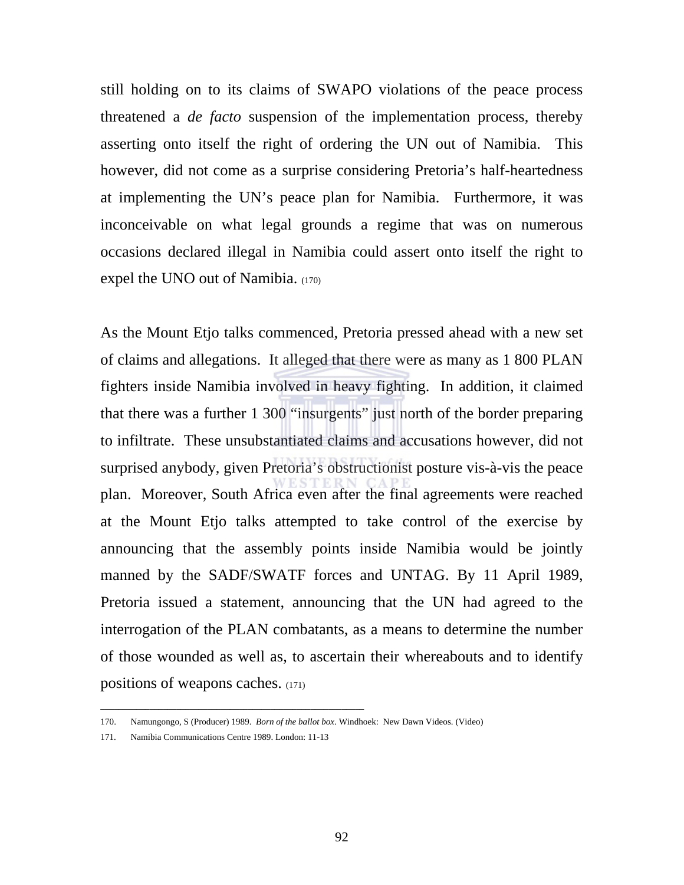still holding on to its claims of SWAPO violations of the peace process threatened a *de facto* suspension of the implementation process, thereby asserting onto itself the right of ordering the UN out of Namibia. This however, did not come as a surprise considering Pretoria's half-heartedness at implementing the UN's peace plan for Namibia. Furthermore, it was inconceivable on what legal grounds a regime that was on numerous occasions declared illegal in Namibia could assert onto itself the right to expel the UNO out of Namibia. (170)

As the Mount Etjo talks commenced, Pretoria pressed ahead with a new set of claims and allegations. It alleged that there were as many as 1 800 PLAN fighters inside Namibia involved in heavy fighting. In addition, it claimed that there was a further 1 300 "insurgents" just north of the border preparing to infiltrate. These unsubstantiated claims and accusations however, did not surprised anybody, given Pretoria's obstructionist posture vis-à-vis the peace plan. Moreover, South Africa even after the final agreements were reached at the Mount Etjo talks attempted to take control of the exercise by announcing that the assembly points inside Namibia would be jointly manned by the SADF/SWATF forces and UNTAG. By 11 April 1989, Pretoria issued a statement, announcing that the UN had agreed to the interrogation of the PLAN combatants, as a means to determine the number of those wounded as well as, to ascertain their whereabouts and to identify positions of weapons caches. (171)

---

170. Namungongo, S (Producer) 1989. *Born of the ballot box*. Windhoek: New Dawn Videos. (Video)

171. Namibia Communications Centre 1989. London: 11-13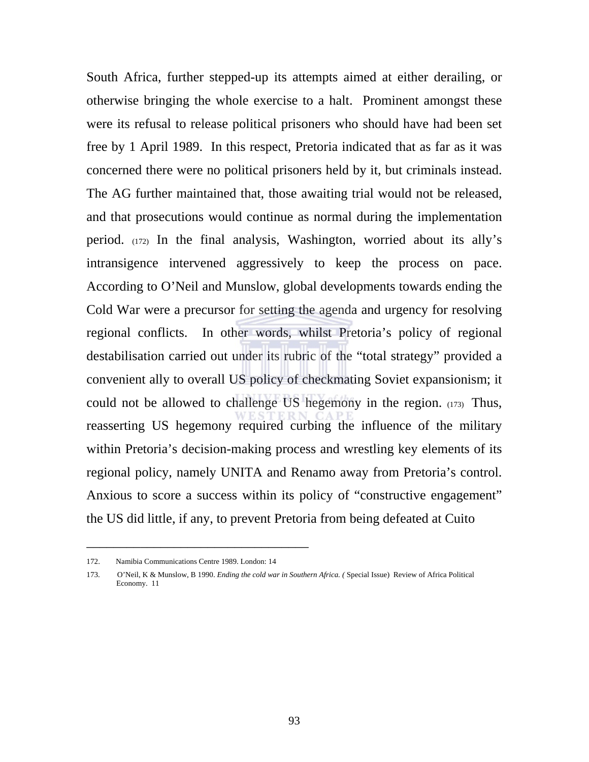South Africa, further stepped-up its attempts aimed at either derailing, or otherwise bringing the whole exercise to a halt. Prominent amongst these were its refusal to release political prisoners who should have had been set free by 1 April 1989. In this respect, Pretoria indicated that as far as it was concerned there were no political prisoners held by it, but criminals instead. The AG further maintained that, those awaiting trial would not be released, and that prosecutions would continue as normal during the implementation period. (172) In the final analysis, Washington, worried about its ally's intransigence intervened aggressively to keep the process on pace. According to O'Neil and Munslow, global developments towards ending the Cold War were a precursor for setting the agenda and urgency for resolving regional conflicts. In other words, whilst Pretoria's policy of regional destabilisation carried out under its rubric of the "total strategy" provided a convenient ally to overall US policy of checkmating Soviet expansionism; it could not be allowed to challenge US hegemony in the region. (173) Thus, reasserting US hegemony required curbing the influence of the military within Pretoria's decision-making process and wrestling key elements of its regional policy, namely UNITA and Renamo away from Pretoria's control. Anxious to score a success within its policy of "constructive engagement" the US did little, if any, to prevent Pretoria from being defeated at Cuito

---

172. Namibia Communications Centre 1989. London: 14

173. O'Neil, K & Munslow, B 1990. *Ending the cold war in Southern Africa. (* Special Issue) Review of Africa Political Economy. 11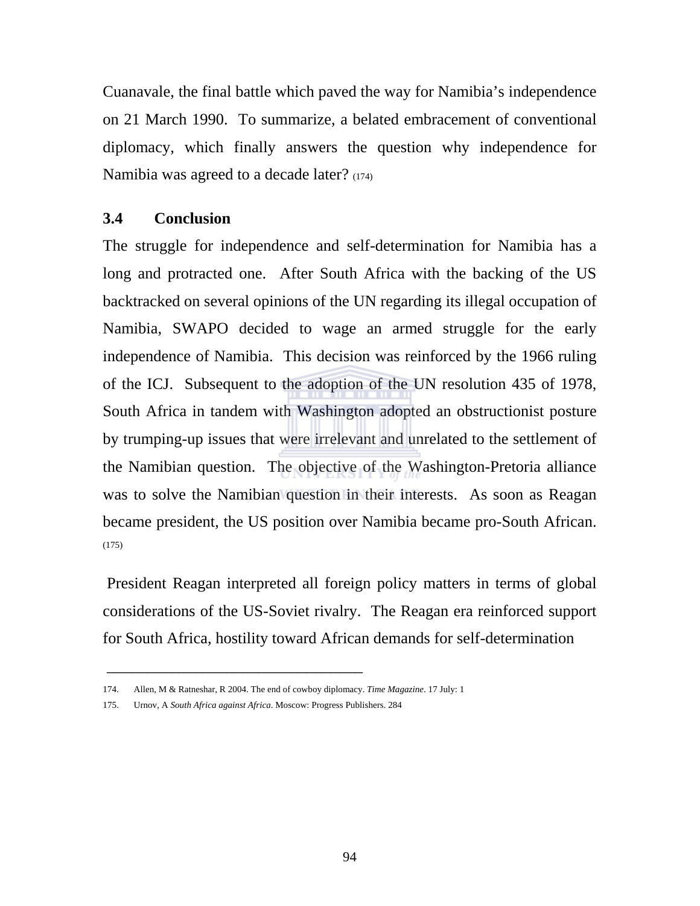Cuanavale, the final battle which paved the way for Namibia's independence on 21 March 1990. To summarize, a belated embracement of conventional diplomacy, which finally answers the question why independence for Namibia was agreed to a decade later? (174)

### 3.4 Conclusion

The struggle for independence and self-determination for Namibia has a long and protracted one. After South Africa with the backing of the US backtracked on several opinions of the UN regarding its illegal occupation of Namibia, SWAPO decided to wage an armed struggle for the early independence of Namibia. This decision was reinforced by the 1966 ruling of the ICJ. Subsequent to the adoption of the UN resolution 435 of 1978, South Africa in tandem with Washington adopted an obstructionist posture by trumping-up issues that were irrelevant and unrelated to the settlement of the Namibian question. The objective of the Washington-Pretoria alliance was to solve the Namibian question in their interests. As soon as Reagan became president, the US position over Namibia became pro-South African. (175)

President Reagan interpreted all foreign policy matters in terms of global considerations of the US-Soviet rivalry. The Reagan era reinforced support for South Africa, hostility toward African demands for self-determination

---

174. Allen, M & Ratneshar, R 2004. The end of cowboy diplomacy. *Time Magazine*. 17 July: 1
175. Urnov, A *South Africa against Africa*. Moscow: Progress Publishers. 284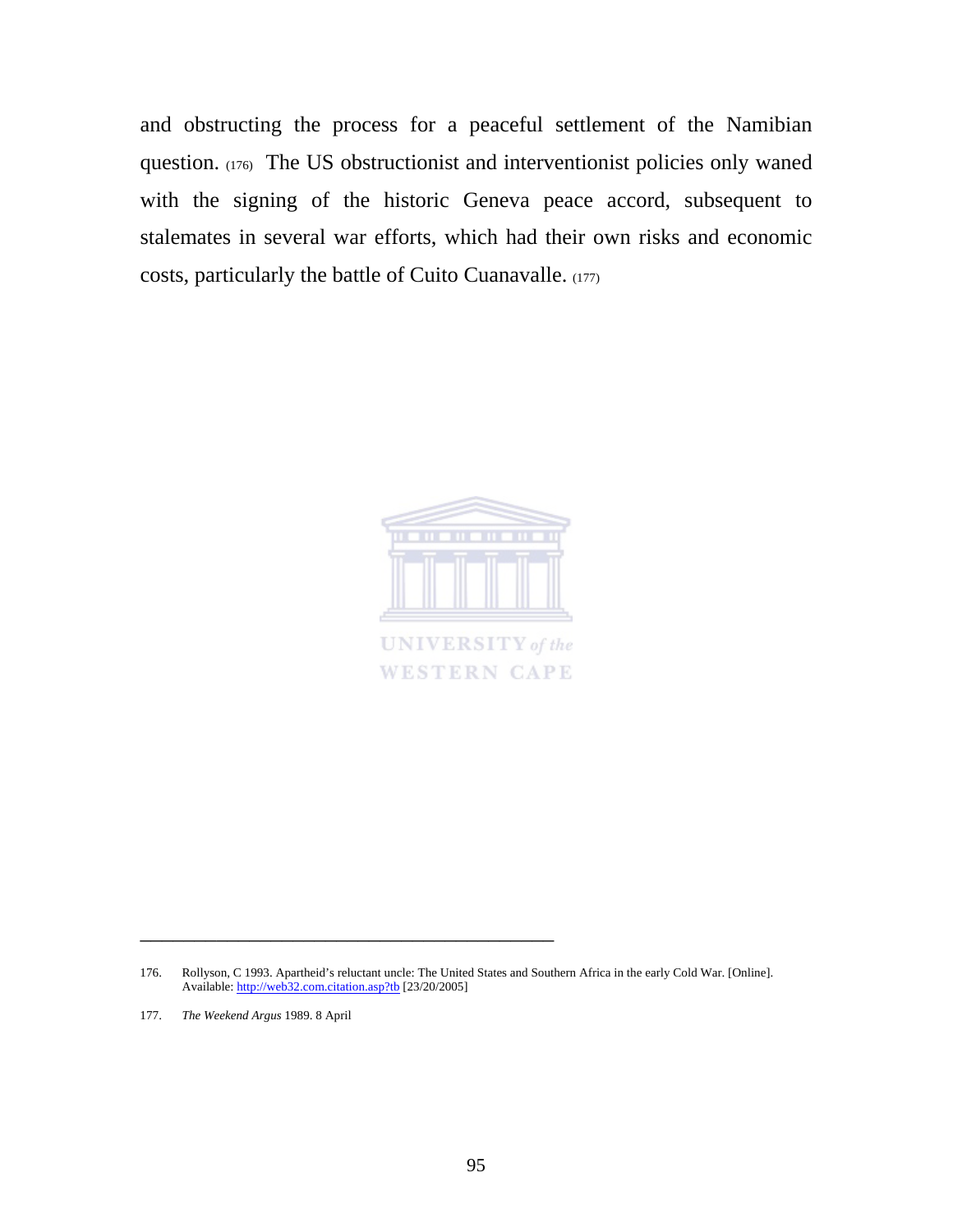and obstructing the process for a peaceful settlement of the Namibian question. (176) The US obstructionist and interventionist policies only waned with the signing of the historic Geneva peace accord, subsequent to stalemates in several war efforts, which had their own risks and economic costs, particularly the battle of Cuito Cuanavalle. (177)

---

176. Rollyson, C 1993. Apartheid's reluctant uncle: The United States and Southern Africa in the early Cold War. [Online]. Available: http://web32.com.citation.asp?tb [23/20/2005]

177. *The Weekend Argus* 1989. 8 April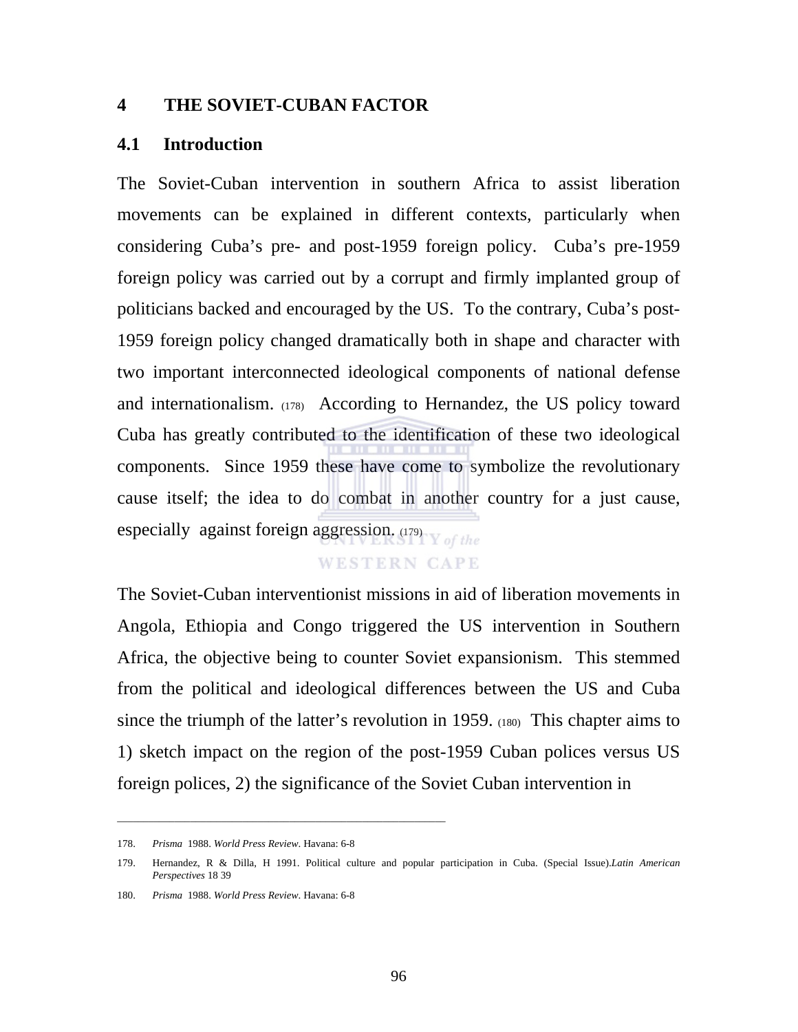# 4 THE SOVIET-CUBAN FACTOR

## 4.1 Introduction

The Soviet-Cuban intervention in southern Africa to assist liberation movements can be explained in different contexts, particularly when considering Cuba's pre- and post-1959 foreign policy. Cuba's pre-1959 foreign policy was carried out by a corrupt and firmly implanted group of politicians backed and encouraged by the US. To the contrary, Cuba's post-1959 foreign policy changed dramatically both in shape and character with two important interconnected ideological components of national defense and internationalism. (178) According to Hernandez, the US policy toward Cuba has greatly contributed to the identification of these two ideological components. Since 1959 these have come to symbolize the revolutionary cause itself; the idea to do combat in another country for a just cause, especially against foreign aggression. (179)

The Soviet-Cuban interventionist missions in aid of liberation movements in Angola, Ethiopia and Congo triggered the US intervention in Southern Africa, the objective being to counter Soviet expansionism. This stemmed from the political and ideological differences between the US and Cuba since the triumph of the latter's revolution in 1959. (180) This chapter aims to 1) sketch impact on the region of the post-1959 Cuban polices versus US foreign polices, 2) the significance of the Soviet Cuban intervention in

---

178. *Prisma* 1988. *World Press Review*. Havana: 6-8

179. Hernandez, R & Dilla, H 1991. Political culture and popular participation in Cuba. (Special Issue).*Latin American Perspectives* 18 39

180. *Prisma* 1988. *World Press Review*. Havana: 6-8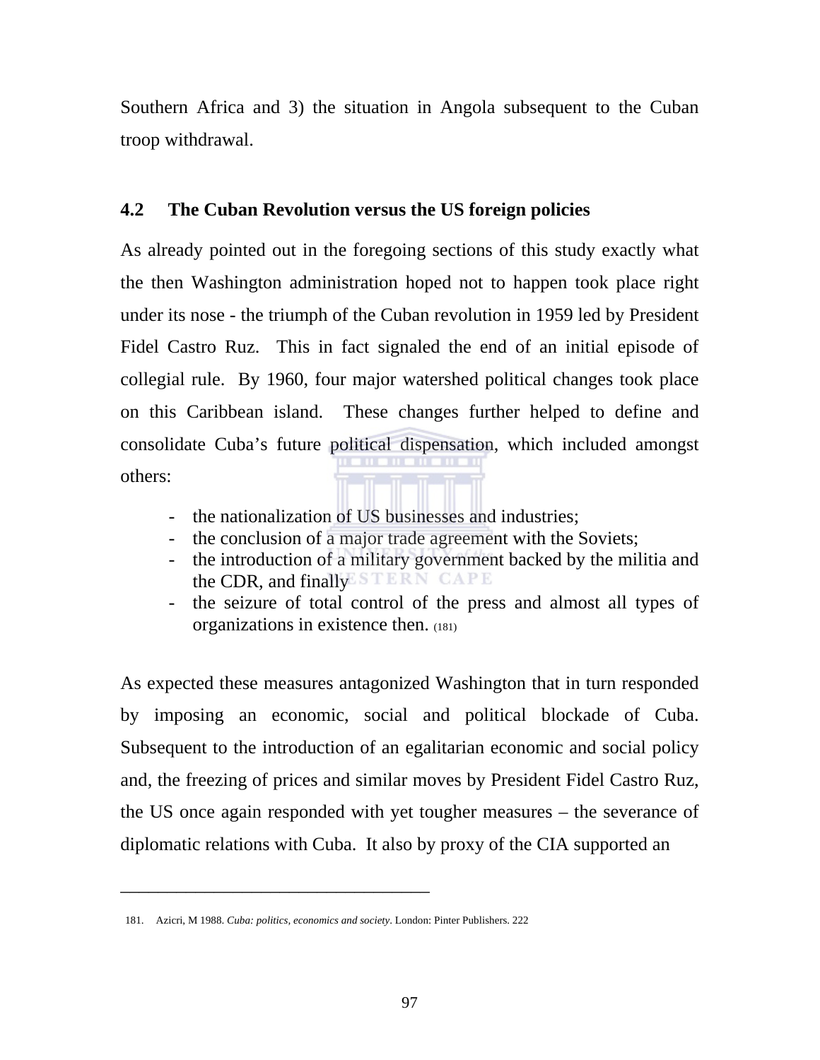Southern Africa and 3) the situation in Angola subsequent to the Cuban troop withdrawal.

## 4.2 The Cuban Revolution versus the US foreign policies

As already pointed out in the foregoing sections of this study exactly what the then Washington administration hoped not to happen took place right under its nose - the triumph of the Cuban revolution in 1959 led by President Fidel Castro Ruz. This in fact signaled the end of an initial episode of collegial rule. By 1960, four major watershed political changes took place on this Caribbean island. These changes further helped to define and consolidate Cuba's future political dispensation, which included amongst others:

- the nationalization of US businesses and industries;
- the conclusion of a major trade agreement with the Soviets;
- the introduction of a military government backed by the militia and the CDR, and finally
- the seizure of total control of the press and almost all types of organizations in existence then. (181)

As expected these measures antagonized Washington that in turn responded by imposing an economic, social and political blockade of Cuba. Subsequent to the introduction of an egalitarian economic and social policy and, the freezing of prices and similar moves by President Fidel Castro Ruz, the US once again responded with yet tougher measures – the severance of diplomatic relations with Cuba. It also by proxy of the CIA supported an

---

181. Azicri, M 1988. *Cuba: politics, economics and society*. London: Pinter Publishers. 222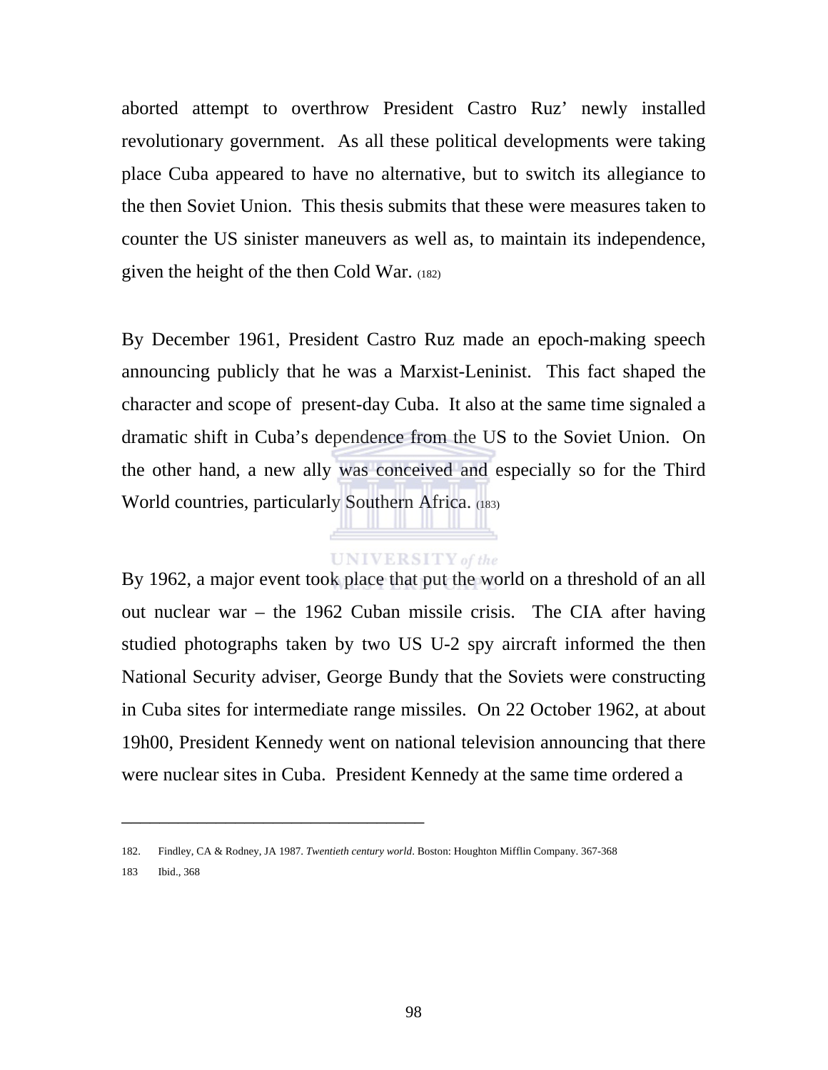aborted attempt to overthrow President Castro Ruz' newly installed revolutionary government. As all these political developments were taking place Cuba appeared to have no alternative, but to switch its allegiance to the then Soviet Union. This thesis submits that these were measures taken to counter the US sinister maneuvers as well as, to maintain its independence, given the height of the then Cold War. (182)

By December 1961, President Castro Ruz made an epoch-making speech announcing publicly that he was a Marxist-Leninist. This fact shaped the character and scope of present-day Cuba. It also at the same time signaled a dramatic shift in Cuba's dependence from the US to the Soviet Union. On the other hand, a new ally was conceived and especially so for the Third World countries, particularly Southern Africa. (183)

By 1962, a major event took place that put the world on a threshold of an all out nuclear war – the 1962 Cuban missile crisis. The CIA after having studied photographs taken by two US U-2 spy aircraft informed the then National Security adviser, George Bundy that the Soviets were constructing in Cuba sites for intermediate range missiles. On 22 October 1962, at about 19h00, President Kennedy went on national television announcing that there were nuclear sites in Cuba. President Kennedy at the same time ordered a

---

182. Findley, CA & Rodney, JA 1987. *Twentieth century world*. Boston: Houghton Mifflin Company. 367-368

183 Ibid., 368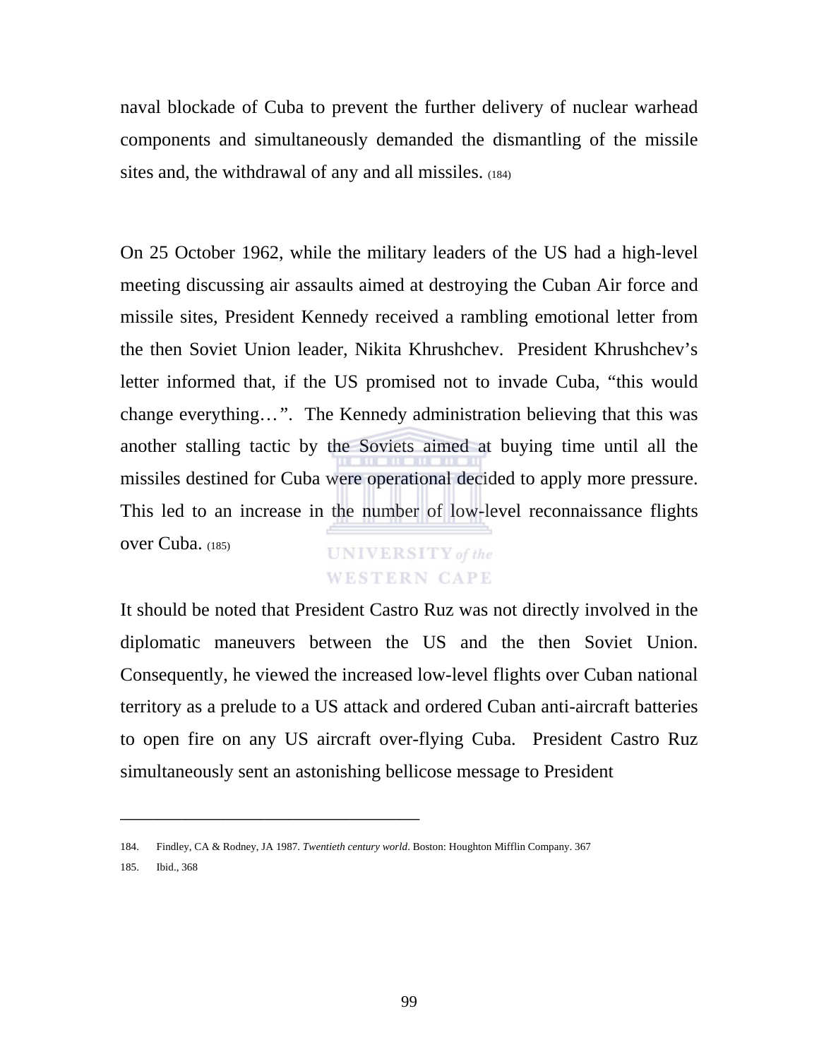naval blockade of Cuba to prevent the further delivery of nuclear warhead components and simultaneously demanded the dismantling of the missile sites and, the withdrawal of any and all missiles. (184)

On 25 October 1962, while the military leaders of the US had a high-level meeting discussing air assaults aimed at destroying the Cuban Air force and missile sites, President Kennedy received a rambling emotional letter from the then Soviet Union leader, Nikita Khrushchev. President Khrushchev's letter informed that, if the US promised not to invade Cuba, "this would change everything…". The Kennedy administration believing that this was another stalling tactic by the Soviets aimed at buying time until all the missiles destined for Cuba were operational decided to apply more pressure. This led to an increase in the number of low-level reconnaissance flights over Cuba. (185)

It should be noted that President Castro Ruz was not directly involved in the diplomatic maneuvers between the US and the then Soviet Union. Consequently, he viewed the increased low-level flights over Cuban national territory as a prelude to a US attack and ordered Cuban anti-aircraft batteries to open fire on any US aircraft over-flying Cuba. President Castro Ruz simultaneously sent an astonishing bellicose message to President

---

184. Findley, CA & Rodney, JA 1987. *Twentieth century world*. Boston: Houghton Mifflin Company. 367
185. Ibid., 368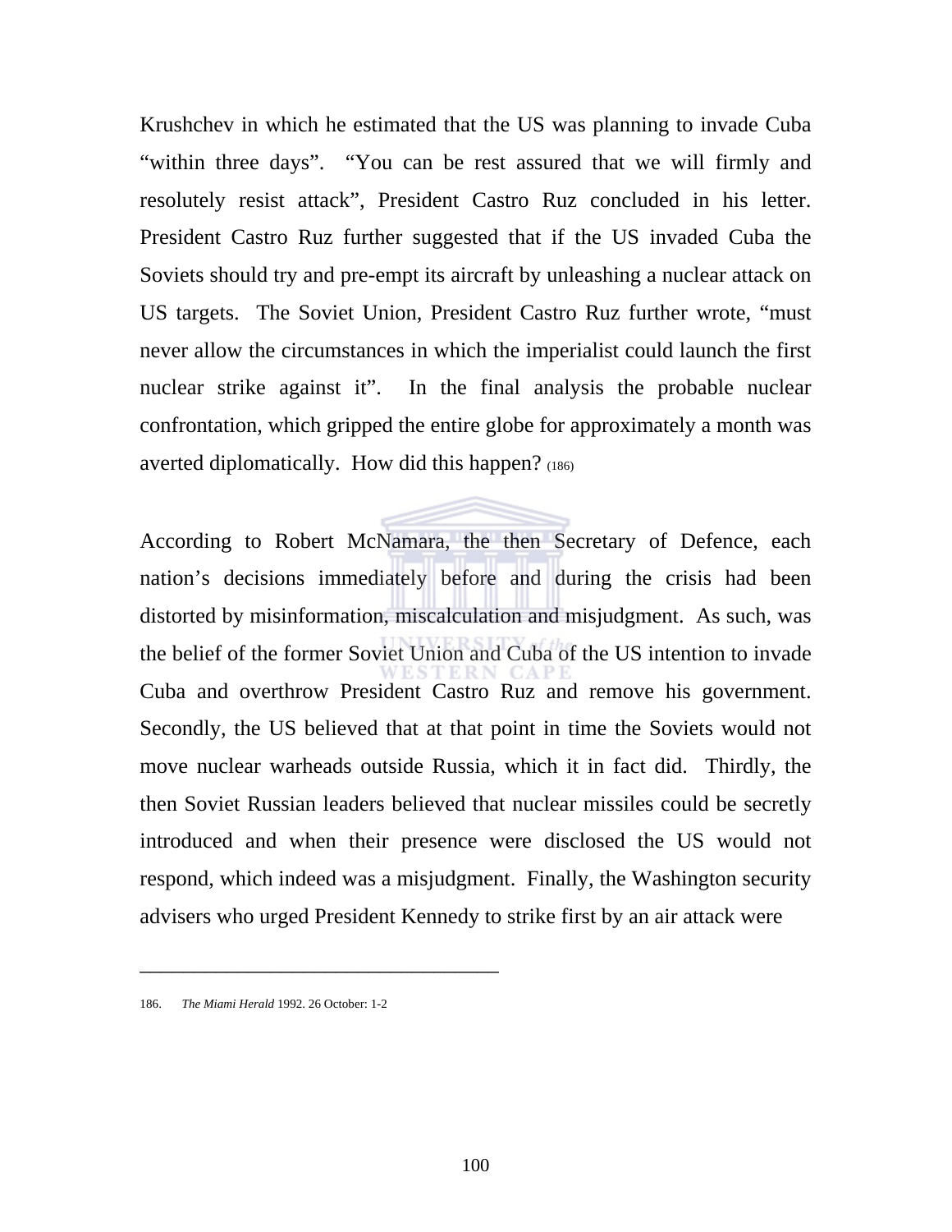Krushchev in which he estimated that the US was planning to invade Cuba "within three days". "You can be rest assured that we will firmly and resolutely resist attack", President Castro Ruz concluded in his letter. President Castro Ruz further suggested that if the US invaded Cuba the Soviets should try and pre-empt its aircraft by unleashing a nuclear attack on US targets. The Soviet Union, President Castro Ruz further wrote, "must never allow the circumstances in which the imperialist could launch the first nuclear strike against it". In the final analysis the probable nuclear confrontation, which gripped the entire globe for approximately a month was averted diplomatically. How did this happen? (186)

According to Robert McNamara, the then Secretary of Defence, each nation's decisions immediately before and during the crisis had been distorted by misinformation, miscalculation and misjudgment. As such, was the belief of the former Soviet Union and Cuba of the US intention to invade Cuba and overthrow President Castro Ruz and remove his government. Secondly, the US believed that at that point in time the Soviets would not move nuclear warheads outside Russia, which it in fact did. Thirdly, the then Soviet Russian leaders believed that nuclear missiles could be secretly introduced and when their presence were disclosed the US would not respond, which indeed was a misjudgment. Finally, the Washington security advisers who urged President Kennedy to strike first by an air attack were

---

186. *The Miami Herald* 1992. 26 October: 1-2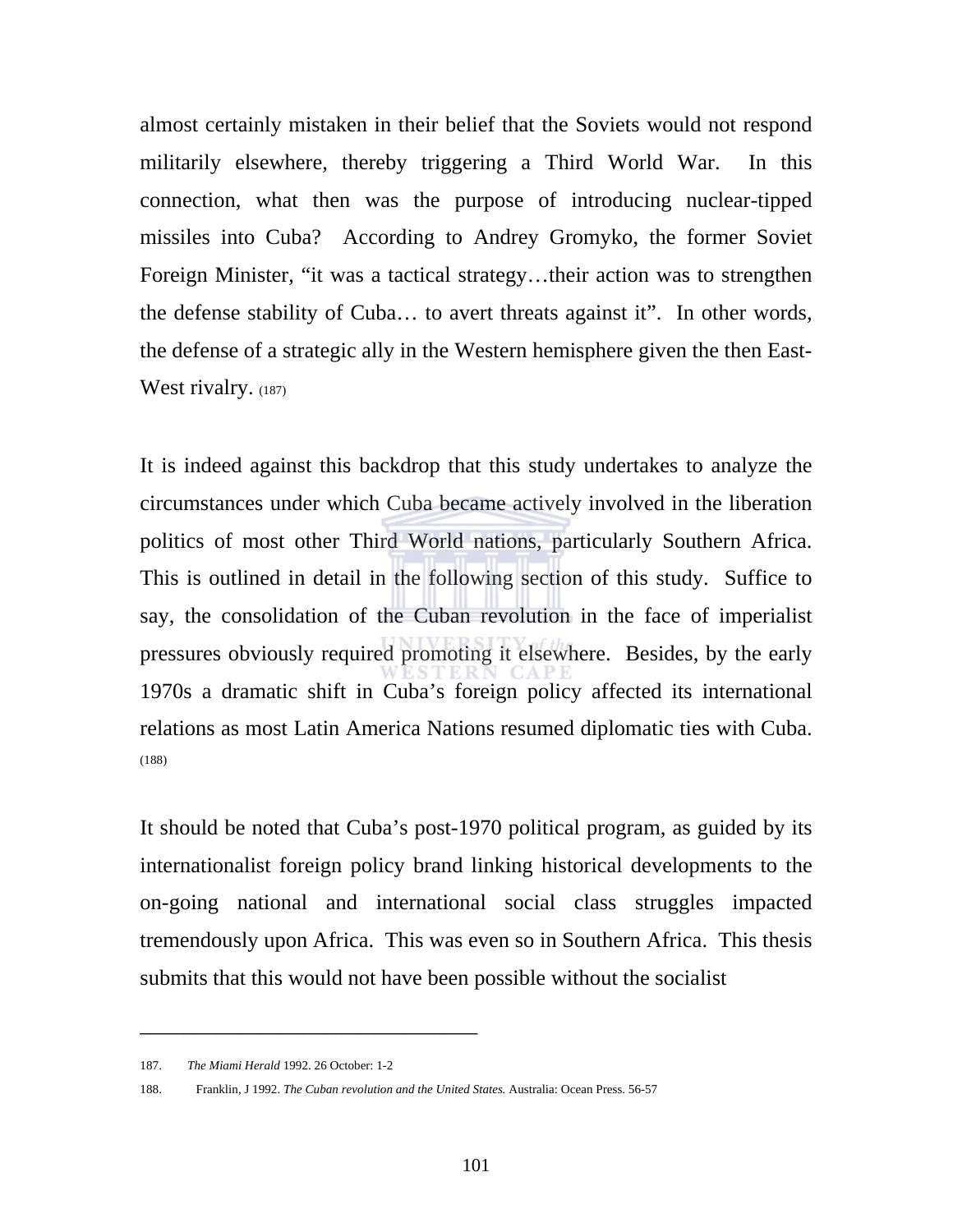almost certainly mistaken in their belief that the Soviets would not respond militarily elsewhere, thereby triggering a Third World War. In this connection, what then was the purpose of introducing nuclear-tipped missiles into Cuba? According to Andrey Gromyko, the former Soviet Foreign Minister, "it was a tactical strategy…their action was to strengthen the defense stability of Cuba… to avert threats against it". In other words, the defense of a strategic ally in the Western hemisphere given the then East-West rivalry. (187)

It is indeed against this backdrop that this study undertakes to analyze the circumstances under which Cuba became actively involved in the liberation politics of most other Third World nations, particularly Southern Africa. This is outlined in detail in the following section of this study. Suffice to say, the consolidation of the Cuban revolution in the face of imperialist pressures obviously required promoting it elsewhere. Besides, by the early 1970s a dramatic shift in Cuba's foreign policy affected its international relations as most Latin America Nations resumed diplomatic ties with Cuba. (188)

It should be noted that Cuba's post-1970 political program, as guided by its internationalist foreign policy brand linking historical developments to the on-going national and international social class struggles impacted tremendously upon Africa. This was even so in Southern Africa. This thesis submits that this would not have been possible without the socialist

---

187. *The Miami Herald* 1992. 26 October: 1-2

188. Franklin, J 1992. *The Cuban revolution and the United States.* Australia: Ocean Press. 56-57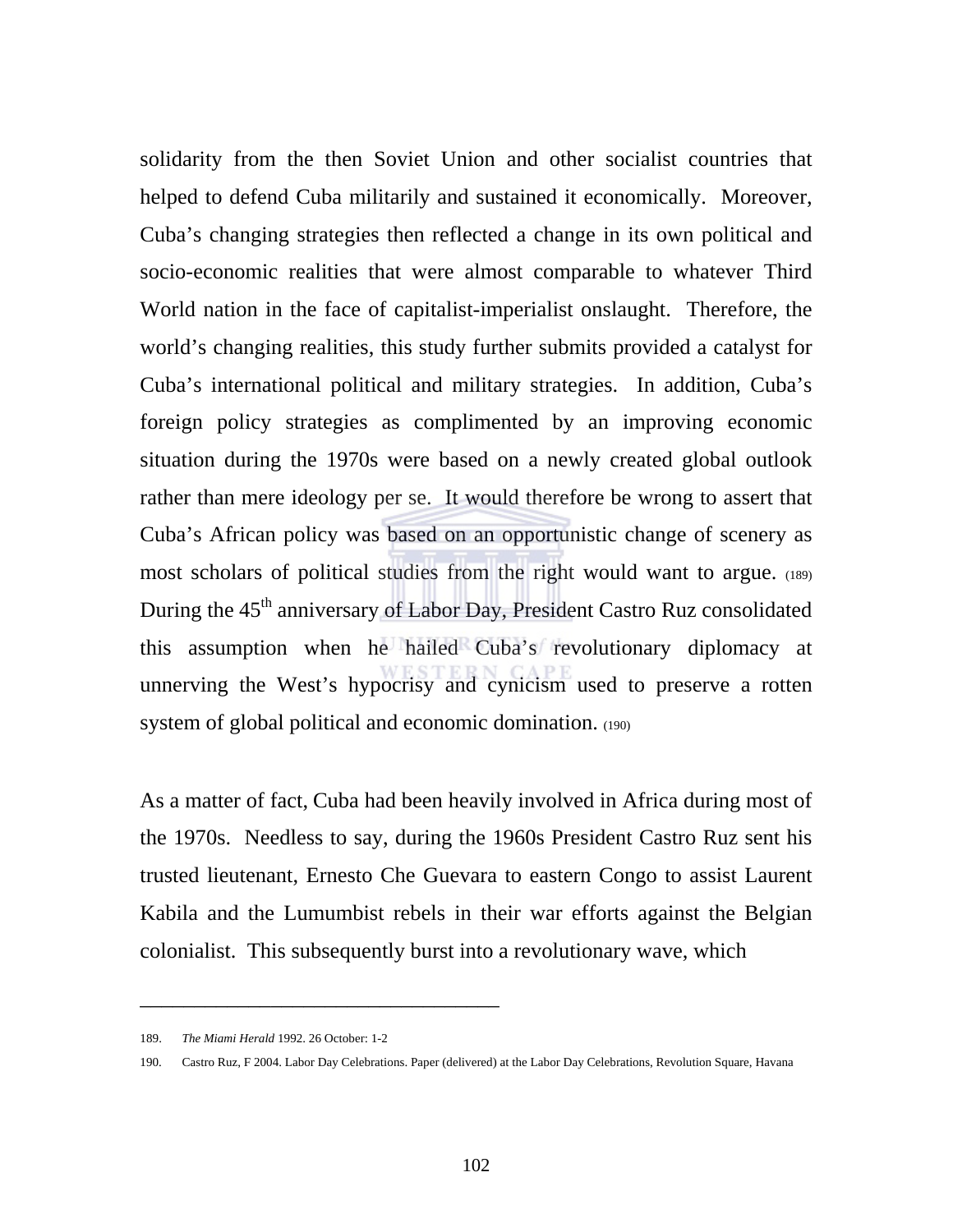solidarity from the then Soviet Union and other socialist countries that helped to defend Cuba militarily and sustained it economically. Moreover, Cuba's changing strategies then reflected a change in its own political and socio-economic realities that were almost comparable to whatever Third World nation in the face of capitalist-imperialist onslaught. Therefore, the world's changing realities, this study further submits provided a catalyst for Cuba's international political and military strategies. In addition, Cuba's foreign policy strategies as complimented by an improving economic situation during the 1970s were based on a newly created global outlook rather than mere ideology per se. It would therefore be wrong to assert that Cuba's African policy was based on an opportunistic change of scenery as most scholars of political studies from the right would want to argue. (189) During the 45th anniversary of Labor Day, President Castro Ruz consolidated this assumption when he hailed Cuba's revolutionary diplomacy at unnerving the West's hypocrisy and cynicism used to preserve a rotten system of global political and economic domination. (190)

As a matter of fact, Cuba had been heavily involved in Africa during most of the 1970s. Needless to say, during the 1960s President Castro Ruz sent his trusted lieutenant, Ernesto Che Guevara to eastern Congo to assist Laurent Kabila and the Lumumbist rebels in their war efforts against the Belgian colonialist. This subsequently burst into a revolutionary wave, which

---

189. *The Miami Herald* 1992. 26 October: 1-2

190. Castro Ruz, F 2004. Labor Day Celebrations. Paper (delivered) at the Labor Day Celebrations, Revolution Square, Havana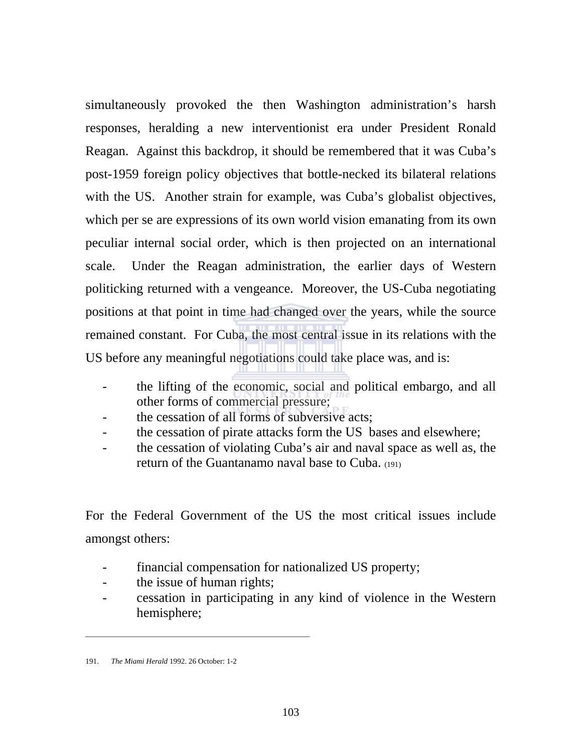simultaneously provoked the then Washington administration's harsh responses, heralding a new interventionist era under President Ronald Reagan. Against this backdrop, it should be remembered that it was Cuba's post-1959 foreign policy objectives that bottle-necked its bilateral relations with the US. Another strain for example, was Cuba's globalist objectives, which per se are expressions of its own world vision emanating from its own peculiar internal social order, which is then projected on an international scale. Under the Reagan administration, the earlier days of Western politicking returned with a vengeance. Moreover, the US-Cuba negotiating positions at that point in time had changed over the years, while the source remained constant. For Cuba, the most central issue in its relations with the US before any meaningful negotiations could take place was, and is:

- the lifting of the economic, social and political embargo, and all other forms of commercial pressure;
- the cessation of all forms of subversive acts;
- the cessation of pirate attacks form the US bases and elsewhere;
- the cessation of violating Cuba's air and naval space as well as, the return of the Guantanamo naval base to Cuba. (191)

For the Federal Government of the US the most critical issues include amongst others:

- financial compensation for nationalized US property;
- the issue of human rights;
- cessation in participating in any kind of violence in the Western hemisphere;

---

191. *The Miami Herald* 1992. 26 October: 1-2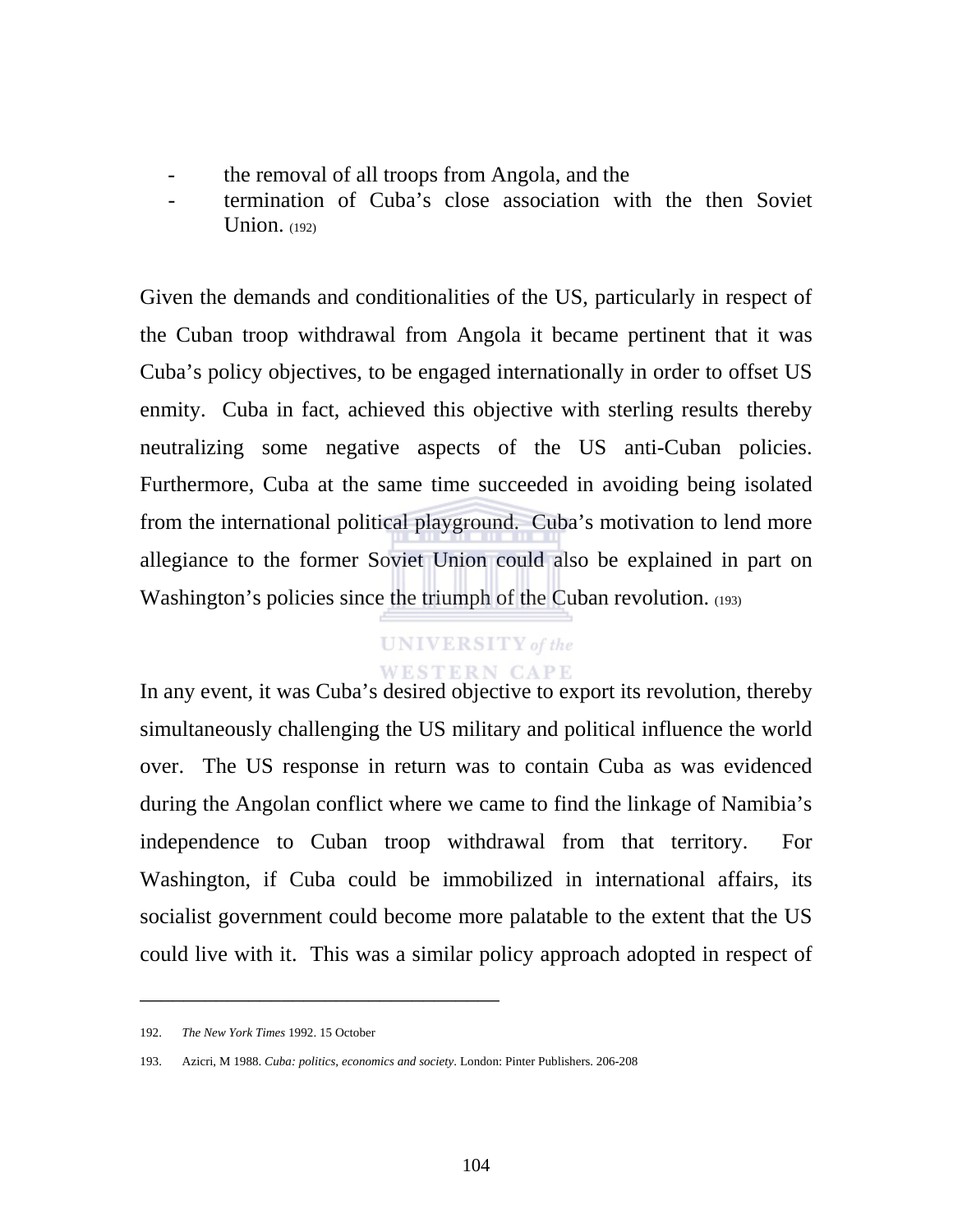- the removal of all troops from Angola, and the
- termination of Cuba's close association with the then Soviet Union. (192)

Given the demands and conditionalities of the US, particularly in respect of the Cuban troop withdrawal from Angola it became pertinent that it was Cuba's policy objectives, to be engaged internationally in order to offset US enmity. Cuba in fact, achieved this objective with sterling results thereby neutralizing some negative aspects of the US anti-Cuban policies. Furthermore, Cuba at the same time succeeded in avoiding being isolated from the international political playground. Cuba's motivation to lend more allegiance to the former Soviet Union could also be explained in part on Washington's policies since the triumph of the Cuban revolution. (193)

In any event, it was Cuba's desired objective to export its revolution, thereby simultaneously challenging the US military and political influence the world over. The US response in return was to contain Cuba as was evidenced during the Angolan conflict where we came to find the linkage of Namibia's independence to Cuban troop withdrawal from that territory. For Washington, if Cuba could be immobilized in international affairs, its socialist government could become more palatable to the extent that the US could live with it. This was a similar policy approach adopted in respect of

---

192. *The New York Times* 1992. 15 October

193. Azicri, M 1988. *Cuba: politics, economics and society*. London: Pinter Publishers. 206-208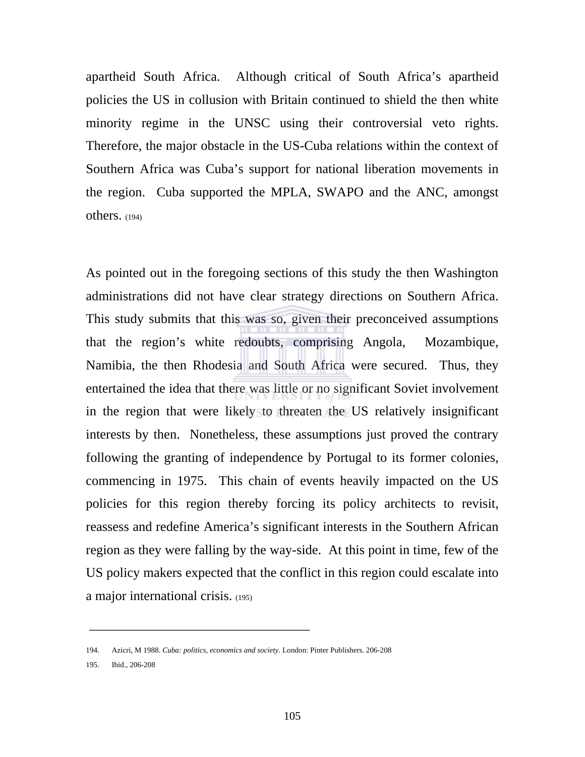apartheid South Africa. Although critical of South Africa's apartheid policies the US in collusion with Britain continued to shield the then white minority regime in the UNSC using their controversial veto rights. Therefore, the major obstacle in the US-Cuba relations within the context of Southern Africa was Cuba's support for national liberation movements in the region. Cuba supported the MPLA, SWAPO and the ANC, amongst others. (194)

As pointed out in the foregoing sections of this study the then Washington administrations did not have clear strategy directions on Southern Africa. This study submits that this was so, given their preconceived assumptions that the region's white redoubts, comprising Angola, Mozambique, Namibia, the then Rhodesia and South Africa were secured. Thus, they entertained the idea that there was little or no significant Soviet involvement in the region that were likely to threaten the US relatively insignificant interests by then. Nonetheless, these assumptions just proved the contrary following the granting of independence by Portugal to its former colonies, commencing in 1975. This chain of events heavily impacted on the US policies for this region thereby forcing its policy architects to revisit, reassess and redefine America's significant interests in the Southern African region as they were falling by the way-side. At this point in time, few of the US policy makers expected that the conflict in this region could escalate into a major international crisis. (195)

---

194. Azicri, M 1988. *Cuba: politics, economics and society*. London: Pinter Publishers. 206-208
195. Ibid., 206-208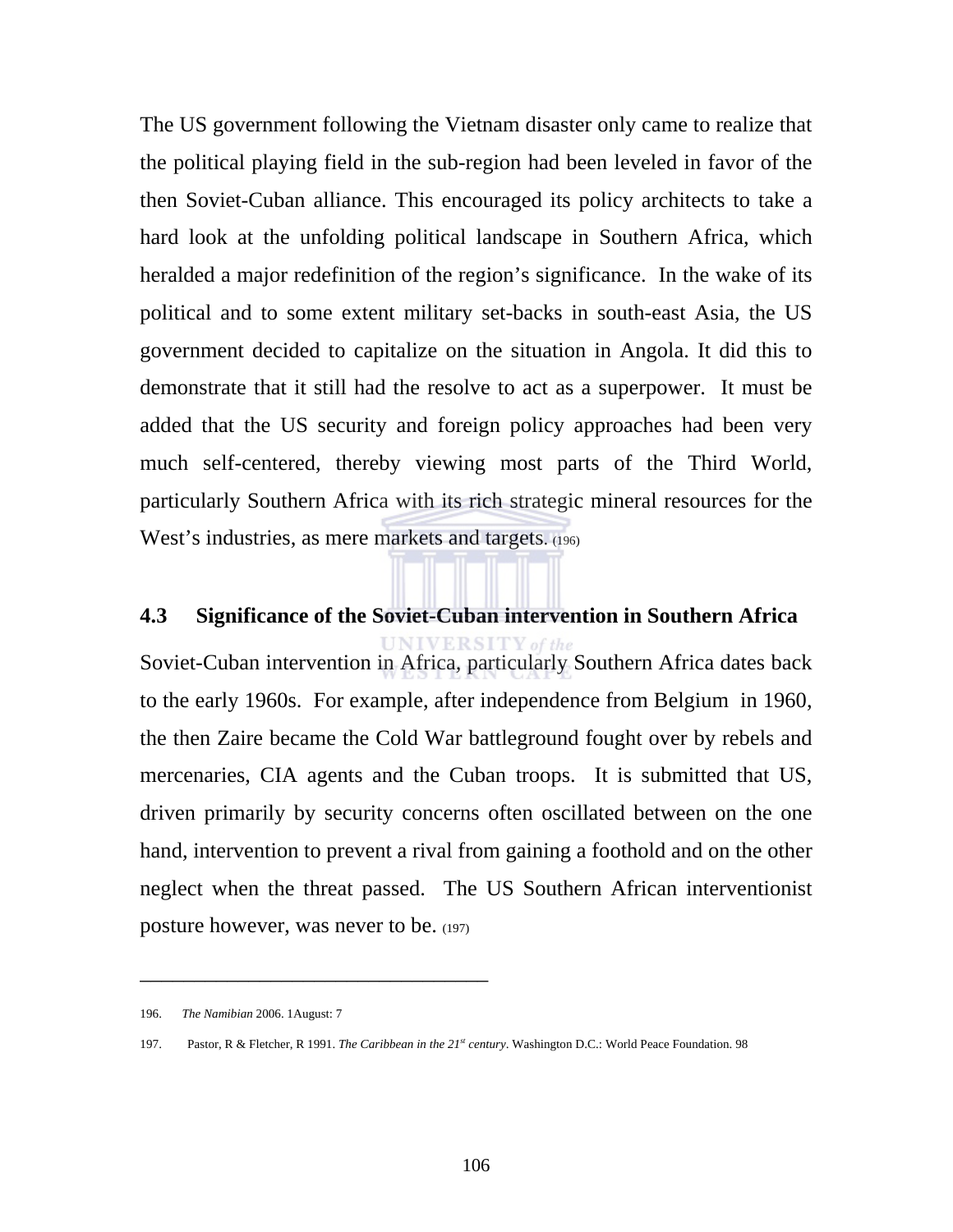The US government following the Vietnam disaster only came to realize that the political playing field in the sub-region had been leveled in favor of the then Soviet-Cuban alliance. This encouraged its policy architects to take a hard look at the unfolding political landscape in Southern Africa, which heralded a major redefinition of the region's significance. In the wake of its political and to some extent military set-backs in south-east Asia, the US government decided to capitalize on the situation in Angola. It did this to demonstrate that it still had the resolve to act as a superpower. It must be added that the US security and foreign policy approaches had been very much self-centered, thereby viewing most parts of the Third World, particularly Southern Africa with its rich strategic mineral resources for the West's industries, as mere markets and targets. (196)

### 4.3 Significance of the Soviet-Cuban intervention in Southern Africa

Soviet-Cuban intervention in Africa, particularly Southern Africa dates back to the early 1960s. For example, after independence from Belgium in 1960, the then Zaire became the Cold War battleground fought over by rebels and mercenaries, CIA agents and the Cuban troops. It is submitted that US, driven primarily by security concerns often oscillated between on the one hand, intervention to prevent a rival from gaining a foothold and on the other neglect when the threat passed. The US Southern African interventionist posture however, was never to be. (197)

---

196. *The Namibian* 2006. 1August: 7

197. Pastor, R & Fletcher, R 1991. *The Caribbean in the 21st century*. Washington D.C.: World Peace Foundation. 98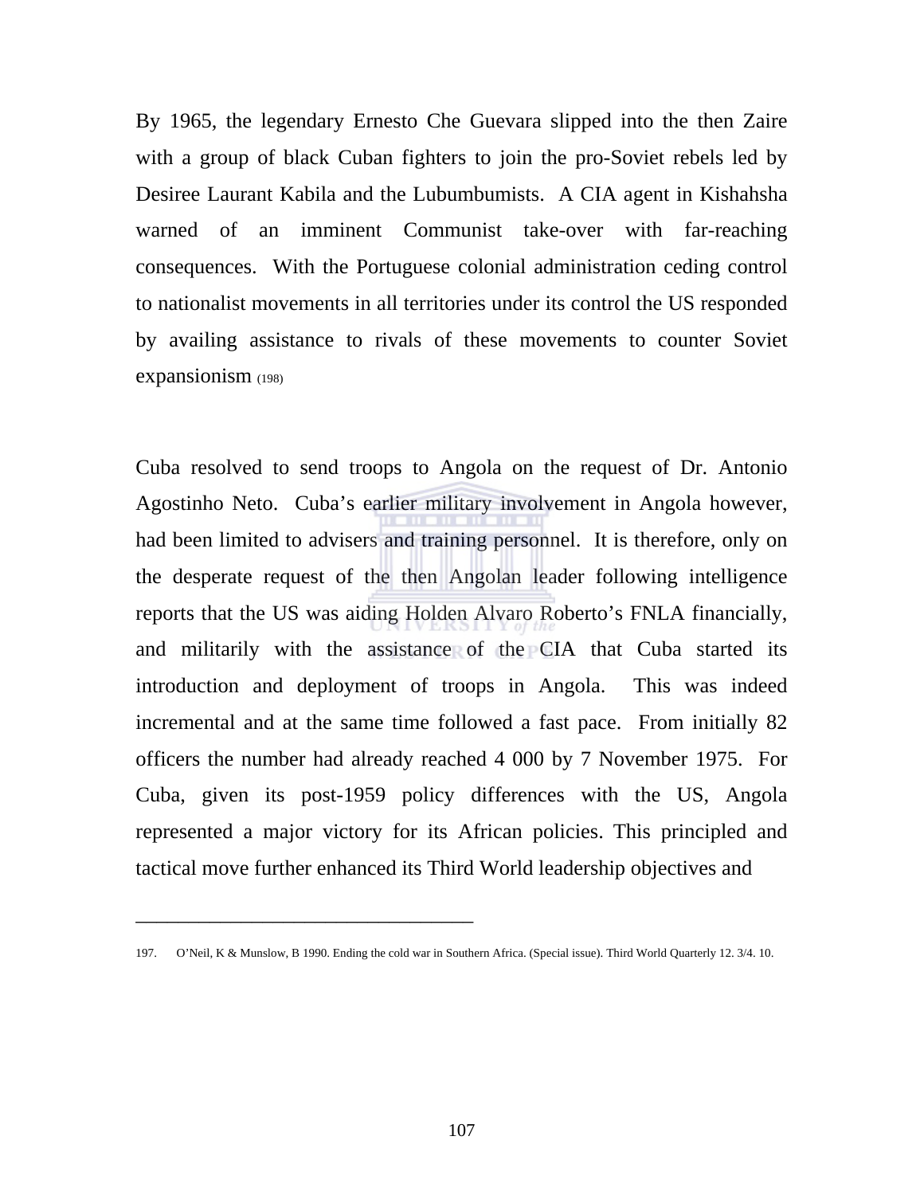By 1965, the legendary Ernesto Che Guevara slipped into the then Zaire with a group of black Cuban fighters to join the pro-Soviet rebels led by Desiree Laurant Kabila and the Lubumbumists. A CIA agent in Kishahsha warned of an imminent Communist take-over with far-reaching consequences. With the Portuguese colonial administration ceding control to nationalist movements in all territories under its control the US responded by availing assistance to rivals of these movements to counter Soviet expansionism (198)

Cuba resolved to send troops to Angola on the request of Dr. Antonio Agostinho Neto. Cuba's earlier military involvement in Angola however, had been limited to advisers and training personnel. It is therefore, only on the desperate request of the then Angolan leader following intelligence reports that the US was aiding Holden Alvaro Roberto's FNLA financially, and militarily with the assistance of the CIA that Cuba started its introduction and deployment of troops in Angola. This was indeed incremental and at the same time followed a fast pace. From initially 82 officers the number had already reached 4 000 by 7 November 1975. For Cuba, given its post-1959 policy differences with the US, Angola represented a major victory for its African policies. This principled and tactical move further enhanced its Third World leadership objectives and

---

197. O'Neil, K & Munslow, B 1990. Ending the cold war in Southern Africa. (Special issue). Third World Quarterly 12. 3/4. 10.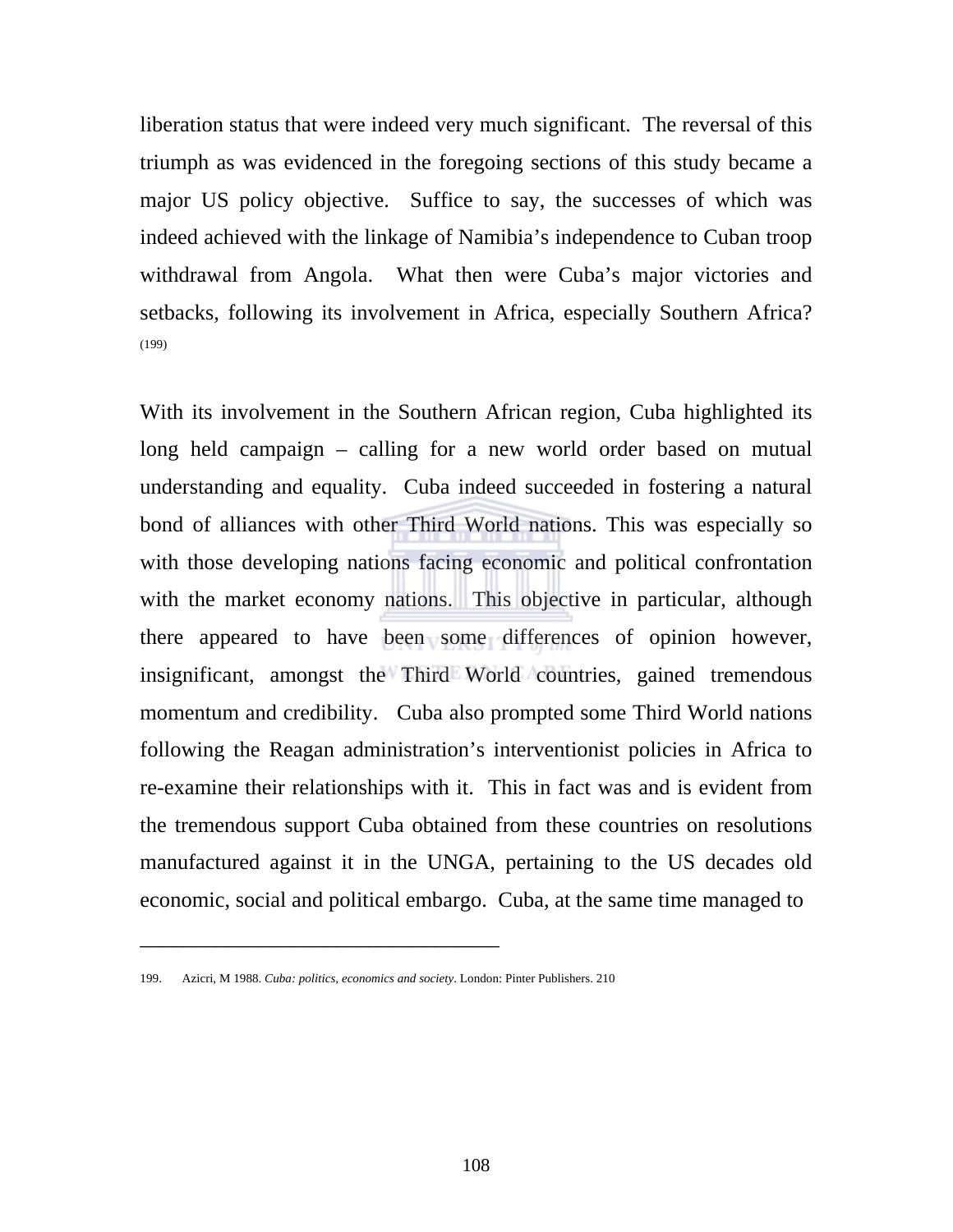liberation status that were indeed very much significant. The reversal of this triumph as was evidenced in the foregoing sections of this study became a major US policy objective. Suffice to say, the successes of which was indeed achieved with the linkage of Namibia's independence to Cuban troop withdrawal from Angola. What then were Cuba's major victories and setbacks, following its involvement in Africa, especially Southern Africa? (199)

With its involvement in the Southern African region, Cuba highlighted its long held campaign – calling for a new world order based on mutual understanding and equality. Cuba indeed succeeded in fostering a natural bond of alliances with other Third World nations. This was especially so with those developing nations facing economic and political confrontation with the market economy nations. This objective in particular, although there appeared to have been some differences of opinion however, insignificant, amongst the Third World countries, gained tremendous momentum and credibility. Cuba also prompted some Third World nations following the Reagan administration's interventionist policies in Africa to re-examine their relationships with it. This in fact was and is evident from the tremendous support Cuba obtained from these countries on resolutions manufactured against it in the UNGA, pertaining to the US decades old economic, social and political embargo. Cuba, at the same time managed to

---

199. Azicri, M 1988. *Cuba: politics, economics and society*. London: Pinter Publishers. 210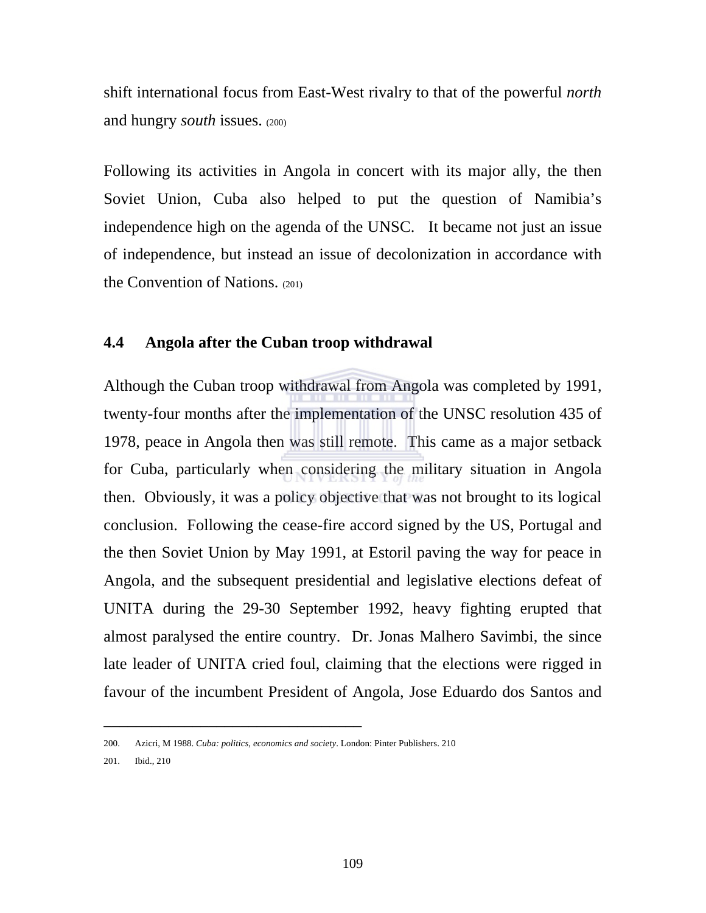shift international focus from East-West rivalry to that of the powerful *north* and hungry *south* issues. (200)

Following its activities in Angola in concert with its major ally, the then Soviet Union, Cuba also helped to put the question of Namibia's independence high on the agenda of the UNSC. It became not just an issue of independence, but instead an issue of decolonization in accordance with the Convention of Nations. (201)

### 4.4 Angola after the Cuban troop withdrawal

Although the Cuban troop withdrawal from Angola was completed by 1991, twenty-four months after the implementation of the UNSC resolution 435 of 1978, peace in Angola then was still remote. This came as a major setback for Cuba, particularly when considering the military situation in Angola then. Obviously, it was a policy objective that was not brought to its logical conclusion. Following the cease-fire accord signed by the US, Portugal and the then Soviet Union by May 1991, at Estoril paving the way for peace in Angola, and the subsequent presidential and legislative elections defeat of UNITA during the 29-30 September 1992, heavy fighting erupted that almost paralysed the entire country. Dr. Jonas Malhero Savimbi, the since late leader of UNITA cried foul, claiming that the elections were rigged in favour of the incumbent President of Angola, Jose Eduardo dos Santos and

---

200. Azicri, M 1988. *Cuba: politics, economics and society*. London: Pinter Publishers. 210

201. Ibid., 210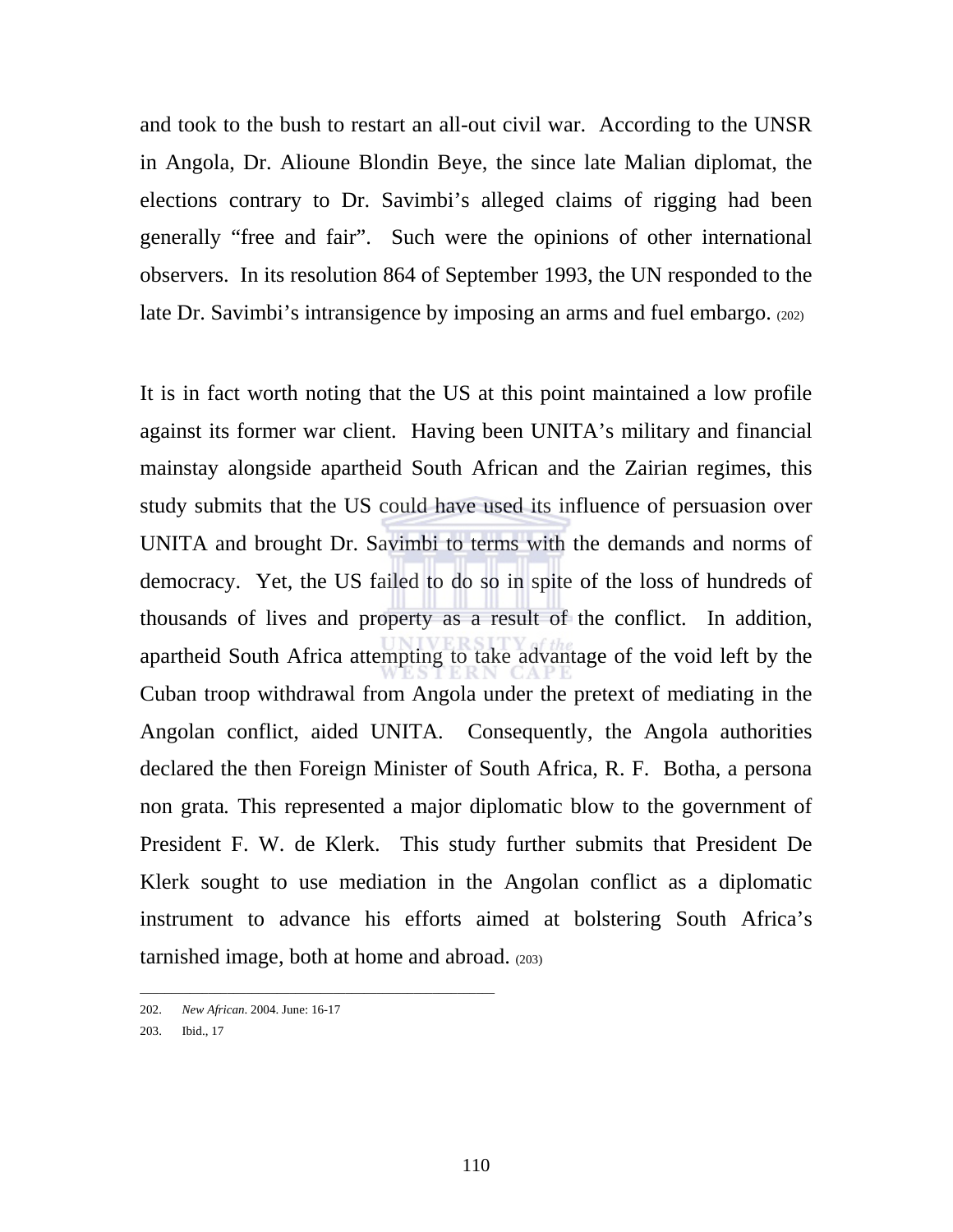and took to the bush to restart an all-out civil war. According to the UNSR in Angola, Dr. Alioune Blondin Beye, the since late Malian diplomat, the elections contrary to Dr. Savimbi's alleged claims of rigging had been generally "free and fair". Such were the opinions of other international observers. In its resolution 864 of September 1993, the UN responded to the late Dr. Savimbi's intransigence by imposing an arms and fuel embargo. (202)

It is in fact worth noting that the US at this point maintained a low profile against its former war client. Having been UNITA's military and financial mainstay alongside apartheid South African and the Zairian regimes, this study submits that the US could have used its influence of persuasion over UNITA and brought Dr. Savimbi to terms with the demands and norms of democracy. Yet, the US failed to do so in spite of the loss of hundreds of thousands of lives and property as a result of the conflict. In addition, apartheid South Africa attempting to take advantage of the void left by the Cuban troop withdrawal from Angola under the pretext of mediating in the Angolan conflict, aided UNITA. Consequently, the Angola authorities declared the then Foreign Minister of South Africa, R. F. Botha, a persona non grata. This represented a major diplomatic blow to the government of President F. W. de Klerk. This study further submits that President De Klerk sought to use mediation in the Angolan conflict as a diplomatic instrument to advance his efforts aimed at bolstering South Africa's tarnished image, both at home and abroad. (203)

---

202. *New African*. 2004. June: 16-17

203. Ibid., 17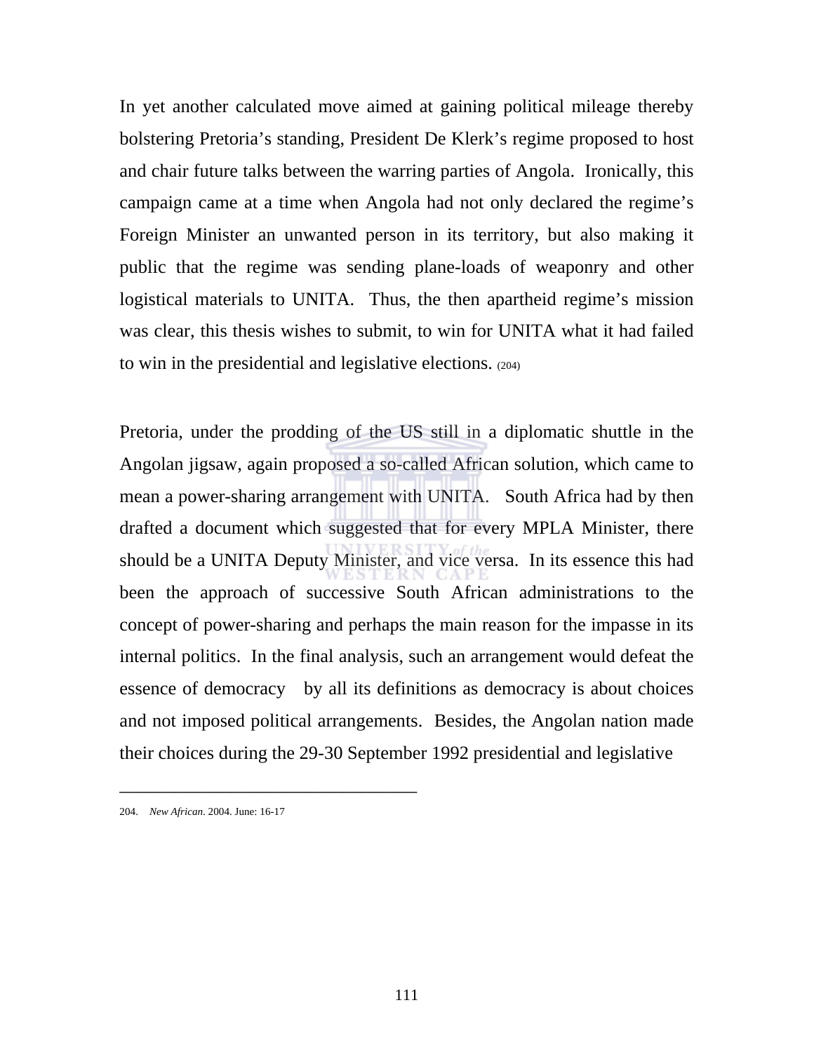In yet another calculated move aimed at gaining political mileage thereby bolstering Pretoria's standing, President De Klerk's regime proposed to host and chair future talks between the warring parties of Angola. Ironically, this campaign came at a time when Angola had not only declared the regime's Foreign Minister an unwanted person in its territory, but also making it public that the regime was sending plane-loads of weaponry and other logistical materials to UNITA. Thus, the then apartheid regime's mission was clear, this thesis wishes to submit, to win for UNITA what it had failed to win in the presidential and legislative elections. (204)

Pretoria, under the prodding of the US still in a diplomatic shuttle in the Angolan jigsaw, again proposed a so-called African solution, which came to mean a power-sharing arrangement with UNITA. South Africa had by then drafted a document which suggested that for every MPLA Minister, there should be a UNITA Deputy Minister, and vice versa. In its essence this had been the approach of successive South African administrations to the concept of power-sharing and perhaps the main reason for the impasse in its internal politics. In the final analysis, such an arrangement would defeat the essence of democracy by all its definitions as democracy is about choices and not imposed political arrangements. Besides, the Angolan nation made their choices during the 29-30 September 1992 presidential and legislative

---

204. *New African*. 2004. June: 16-17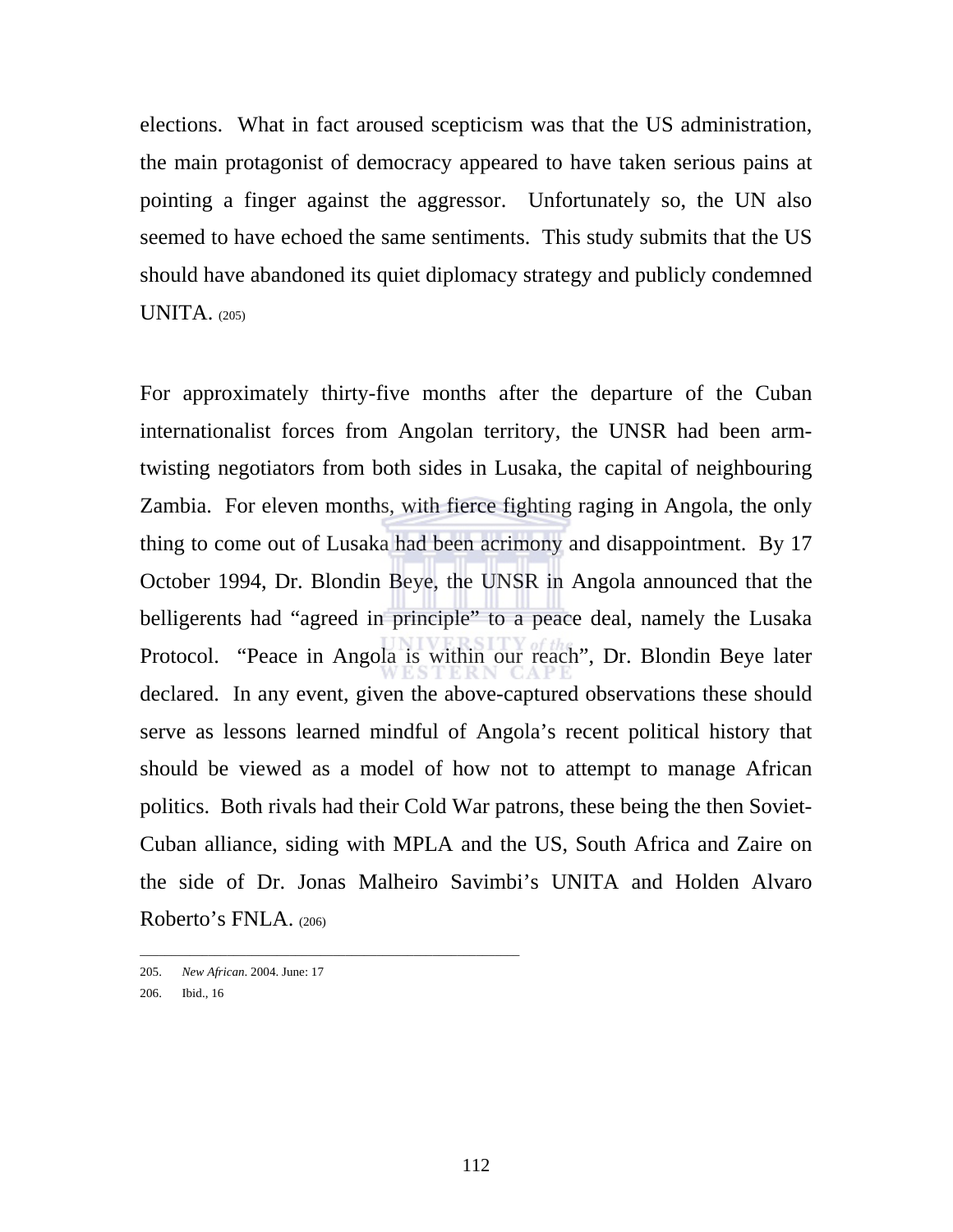elections. What in fact aroused scepticism was that the US administration, the main protagonist of democracy appeared to have taken serious pains at pointing a finger against the aggressor. Unfortunately so, the UN also seemed to have echoed the same sentiments. This study submits that the US should have abandoned its quiet diplomacy strategy and publicly condemned UNITA. (205)

For approximately thirty-five months after the departure of the Cuban internationalist forces from Angolan territory, the UNSR had been arm-twisting negotiators from both sides in Lusaka, the capital of neighbouring Zambia. For eleven months, with fierce fighting raging in Angola, the only thing to come out of Lusaka had been acrimony and disappointment. By 17 October 1994, Dr. Blondin Beye, the UNSR in Angola announced that the belligerents had "agreed in principle" to a peace deal, namely the Lusaka Protocol. "Peace in Angola is within our reach", Dr. Blondin Beye later declared. In any event, given the above-captured observations these should serve as lessons learned mindful of Angola's recent political history that should be viewed as a model of how not to attempt to manage African politics. Both rivals had their Cold War patrons, these being the then Soviet-Cuban alliance, siding with MPLA and the US, South Africa and Zaire on the side of Dr. Jonas Malheiro Savimbi's UNITA and Holden Alvaro Roberto's FNLA. (206)

---

205. *New African.* 2004. June: 17

206. Ibid., 16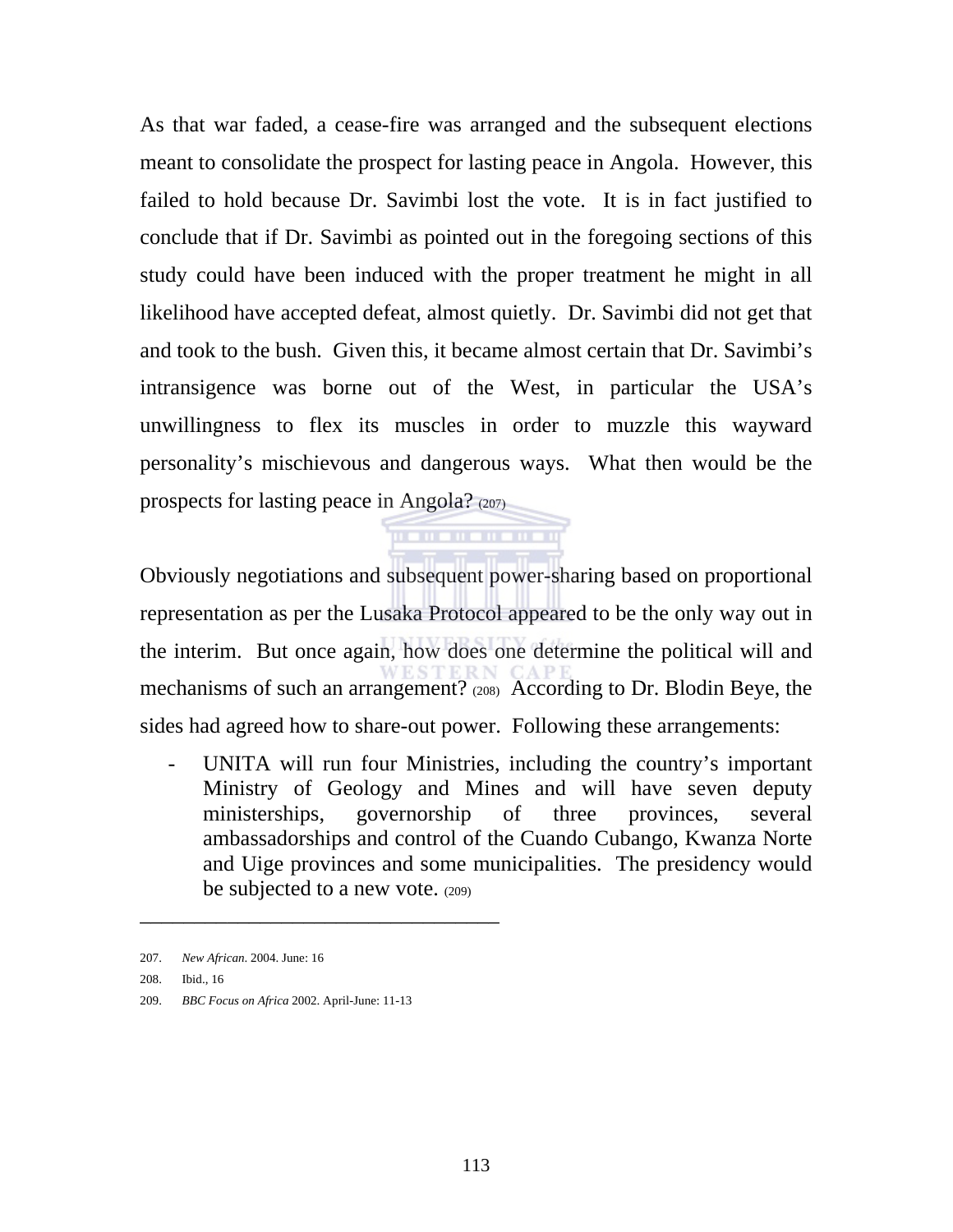As that war faded, a cease-fire was arranged and the subsequent elections meant to consolidate the prospect for lasting peace in Angola. However, this failed to hold because Dr. Savimbi lost the vote. It is in fact justified to conclude that if Dr. Savimbi as pointed out in the foregoing sections of this study could have been induced with the proper treatment he might in all likelihood have accepted defeat, almost quietly. Dr. Savimbi did not get that and took to the bush. Given this, it became almost certain that Dr. Savimbi's intransigence was borne out of the West, in particular the USA's unwillingness to flex its muscles in order to muzzle this wayward personality's mischievous and dangerous ways. What then would be the prospects for lasting peace in Angola? (207)

Obviously negotiations and subsequent power-sharing based on proportional representation as per the Lusaka Protocol appeared to be the only way out in the interim. But once again, how does one determine the political will and mechanisms of such an arrangement? (208) According to Dr. Blodin Beye, the sides had agreed how to share-out power. Following these arrangements:

- UNITA will run four Ministries, including the country's important Ministry of Geology and Mines and will have seven deputy ministerships, governorship of three provinces, several ambassadorships and control of the Cuando Cubango, Kwanza Norte and Uige provinces and some municipalities. The presidency would be subjected to a new vote. (209)

---

207. *New African*. 2004. June: 16
208. Ibid., 16
209. *BBC Focus on Africa* 2002. April-June: 11-13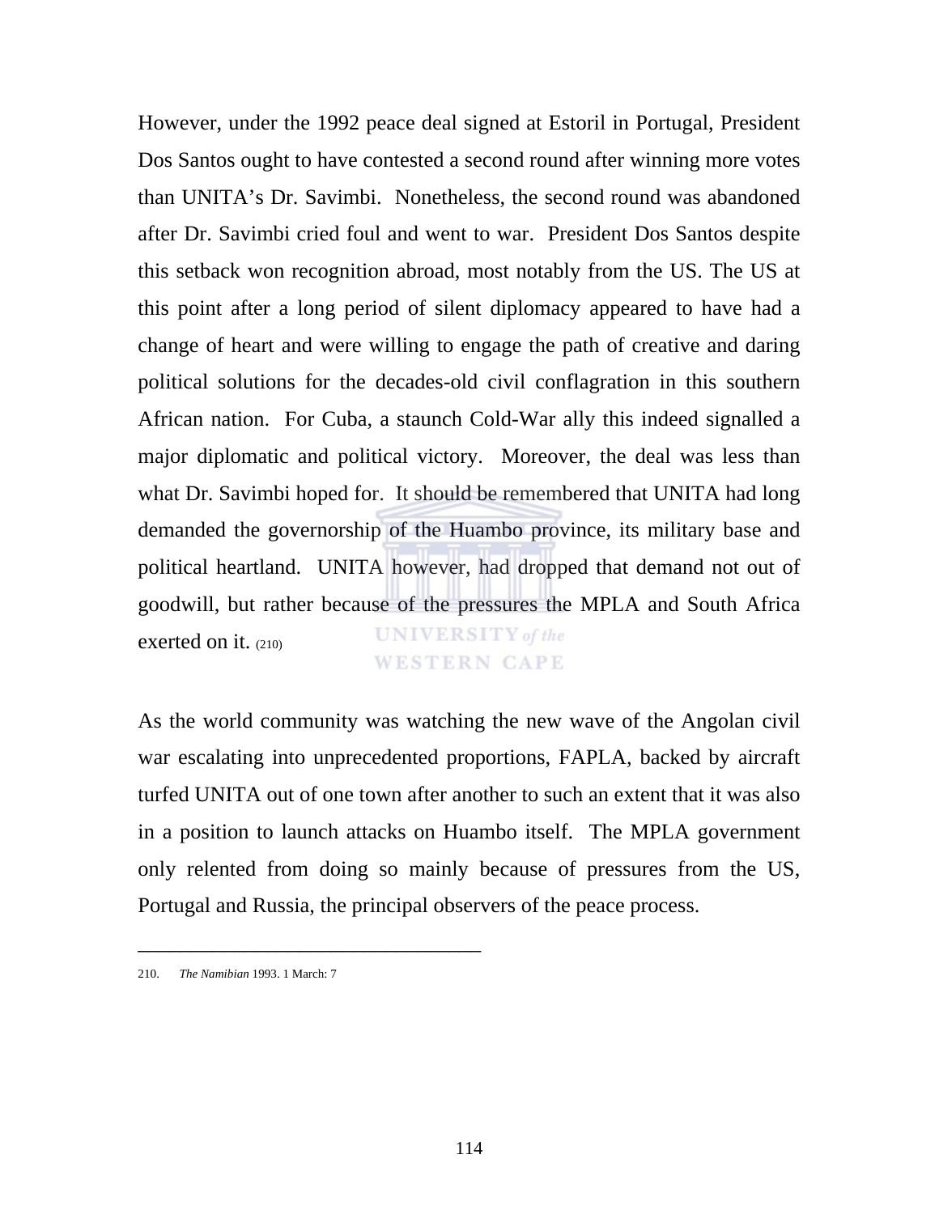However, under the 1992 peace deal signed at Estoril in Portugal, President Dos Santos ought to have contested a second round after winning more votes than UNITA's Dr. Savimbi. Nonetheless, the second round was abandoned after Dr. Savimbi cried foul and went to war. President Dos Santos despite this setback won recognition abroad, most notably from the US. The US at this point after a long period of silent diplomacy appeared to have had a change of heart and were willing to engage the path of creative and daring political solutions for the decades-old civil conflagration in this southern African nation. For Cuba, a staunch Cold-War ally this indeed signalled a major diplomatic and political victory. Moreover, the deal was less than what Dr. Savimbi hoped for. It should be remembered that UNITA had long demanded the governorship of the Huambo province, its military base and political heartland. UNITA however, had dropped that demand not out of goodwill, but rather because of the pressures the MPLA and South Africa exerted on it. (210)

As the world community was watching the new wave of the Angolan civil war escalating into unprecedented proportions, FAPLA, backed by aircraft turfed UNITA out of one town after another to such an extent that it was also in a position to launch attacks on Huambo itself. The MPLA government only relented from doing so mainly because of pressures from the US, Portugal and Russia, the principal observers of the peace process.

---

210. *The Namibian* 1993. 1 March: 7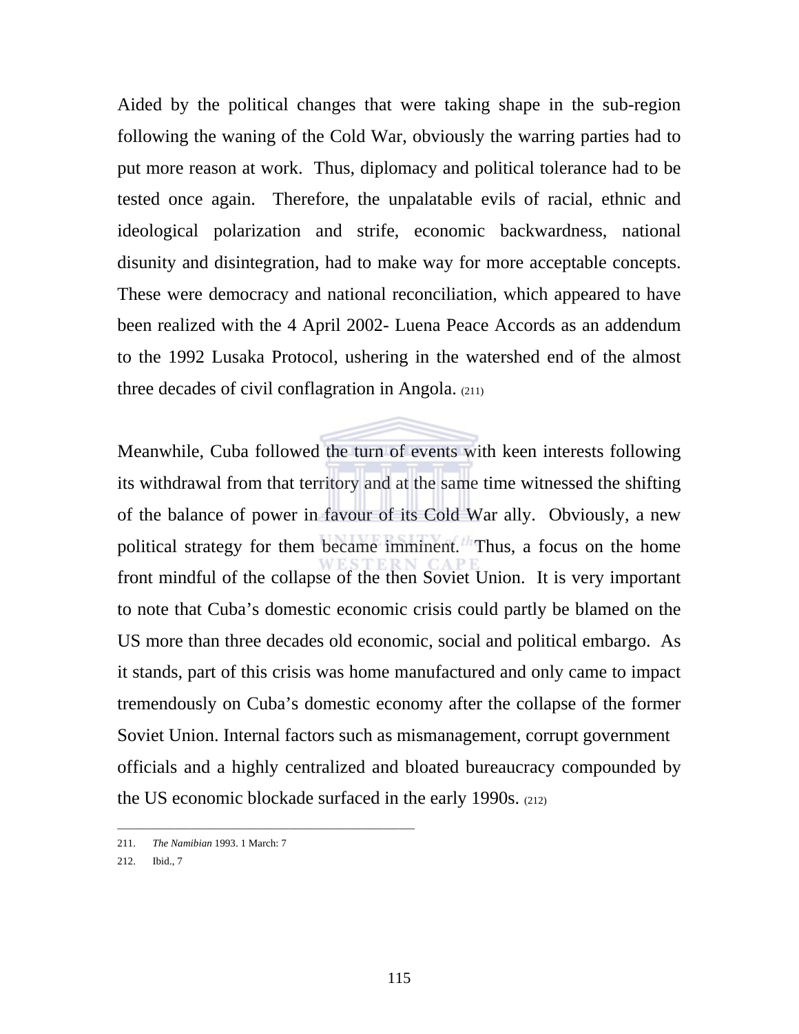Aided by the political changes that were taking shape in the sub-region following the waning of the Cold War, obviously the warring parties had to put more reason at work. Thus, diplomacy and political tolerance had to be tested once again. Therefore, the unpalatable evils of racial, ethnic and ideological polarization and strife, economic backwardness, national disunity and disintegration, had to make way for more acceptable concepts. These were democracy and national reconciliation, which appeared to have been realized with the 4 April 2002- Luena Peace Accords as an addendum to the 1992 Lusaka Protocol, ushering in the watershed end of the almost three decades of civil conflagration in Angola. (211)

Meanwhile, Cuba followed the turn of events with keen interests following its withdrawal from that territory and at the same time witnessed the shifting of the balance of power in favour of its Cold War ally. Obviously, a new political strategy for them became imminent. Thus, a focus on the home front mindful of the collapse of the then Soviet Union. It is very important to note that Cuba's domestic economic crisis could partly be blamed on the US more than three decades old economic, social and political embargo. As it stands, part of this crisis was home manufactured and only came to impact tremendously on Cuba's domestic economy after the collapse of the former Soviet Union. Internal factors such as mismanagement, corrupt government officials and a highly centralized and bloated bureaucracy compounded by the US economic blockade surfaced in the early 1990s. (212)

---

211. *The Namibian* 1993. 1 March: 7

212. Ibid., 7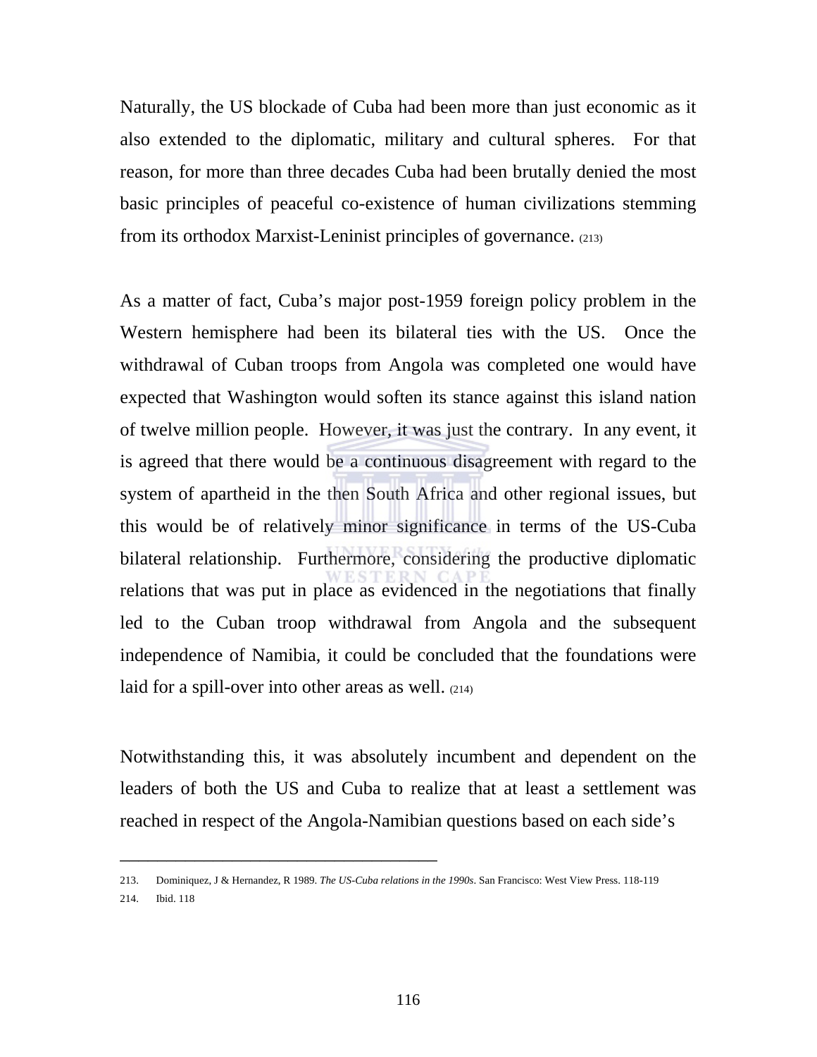Naturally, the US blockade of Cuba had been more than just economic as it also extended to the diplomatic, military and cultural spheres. For that reason, for more than three decades Cuba had been brutally denied the most basic principles of peaceful co-existence of human civilizations stemming from its orthodox Marxist-Leninist principles of governance. (213)

As a matter of fact, Cuba's major post-1959 foreign policy problem in the Western hemisphere had been its bilateral ties with the US. Once the withdrawal of Cuban troops from Angola was completed one would have expected that Washington would soften its stance against this island nation of twelve million people. However, it was just the contrary. In any event, it is agreed that there would be a continuous disagreement with regard to the system of apartheid in the then South Africa and other regional issues, but this would be of relatively minor significance in terms of the US-Cuba bilateral relationship. Furthermore, considering the productive diplomatic relations that was put in place as evidenced in the negotiations that finally led to the Cuban troop withdrawal from Angola and the subsequent independence of Namibia, it could be concluded that the foundations were laid for a spill-over into other areas as well. (214)

Notwithstanding this, it was absolutely incumbent and dependent on the leaders of both the US and Cuba to realize that at least a settlement was reached in respect of the Angola-Namibian questions based on each side's

---

213. Dominiquez, J & Hernandez, R 1989. *The US-Cuba relations in the 1990s*. San Francisco: West View Press. 118-119
214. Ibid. 118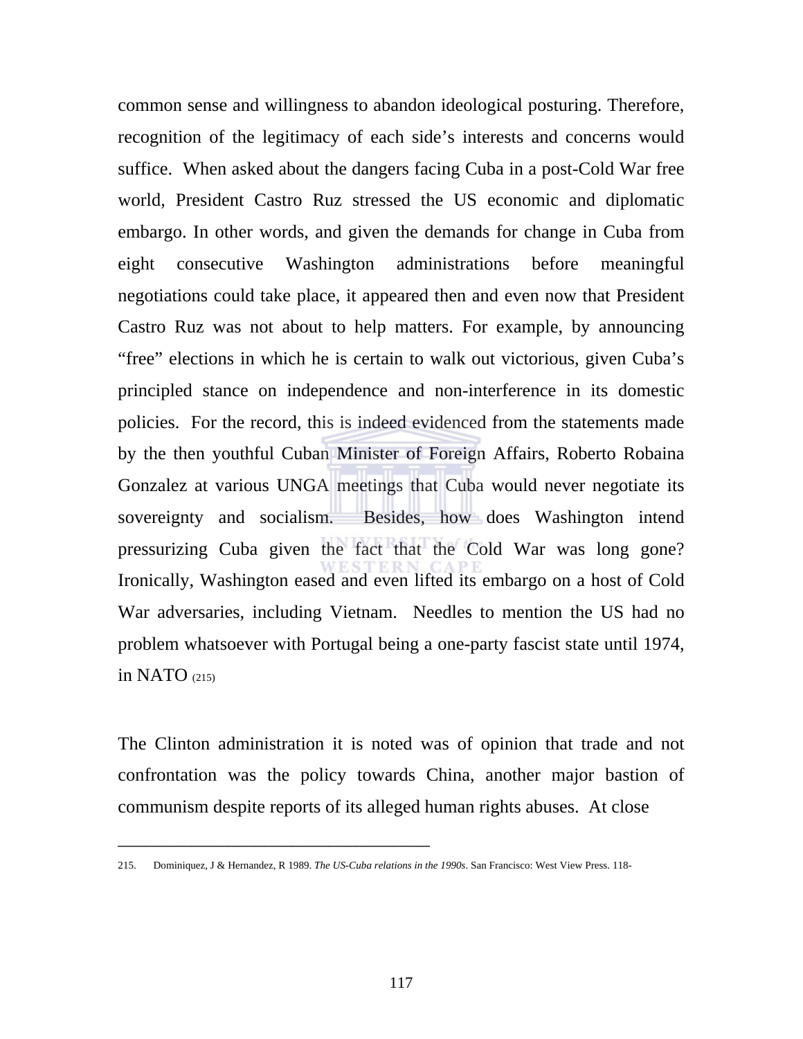common sense and willingness to abandon ideological posturing. Therefore, recognition of the legitimacy of each side's interests and concerns would suffice. When asked about the dangers facing Cuba in a post-Cold War free world, President Castro Ruz stressed the US economic and diplomatic embargo. In other words, and given the demands for change in Cuba from eight consecutive Washington administrations before meaningful negotiations could take place, it appeared then and even now that President Castro Ruz was not about to help matters. For example, by announcing "free" elections in which he is certain to walk out victorious, given Cuba's principled stance on independence and non-interference in its domestic policies. For the record, this is indeed evidenced from the statements made by the then youthful Cuban Minister of Foreign Affairs, Roberto Robaina Gonzalez at various UNGA meetings that Cuba would never negotiate its sovereignty and socialism. Besides, how does Washington intend pressurizing Cuba given the fact that the Cold War was long gone? Ironically, Washington eased and even lifted its embargo on a host of Cold War adversaries, including Vietnam. Needles to mention the US had no problem whatsoever with Portugal being a one-party fascist state until 1974, in NATO (215)

The Clinton administration it is noted was of opinion that trade and not confrontation was the policy towards China, another major bastion of communism despite reports of its alleged human rights abuses. At close

---

215. Dominiquez, J & Hernandez, R 1989. *The US-Cuba relations in the 1990s*. San Francisco: West View Press. 118-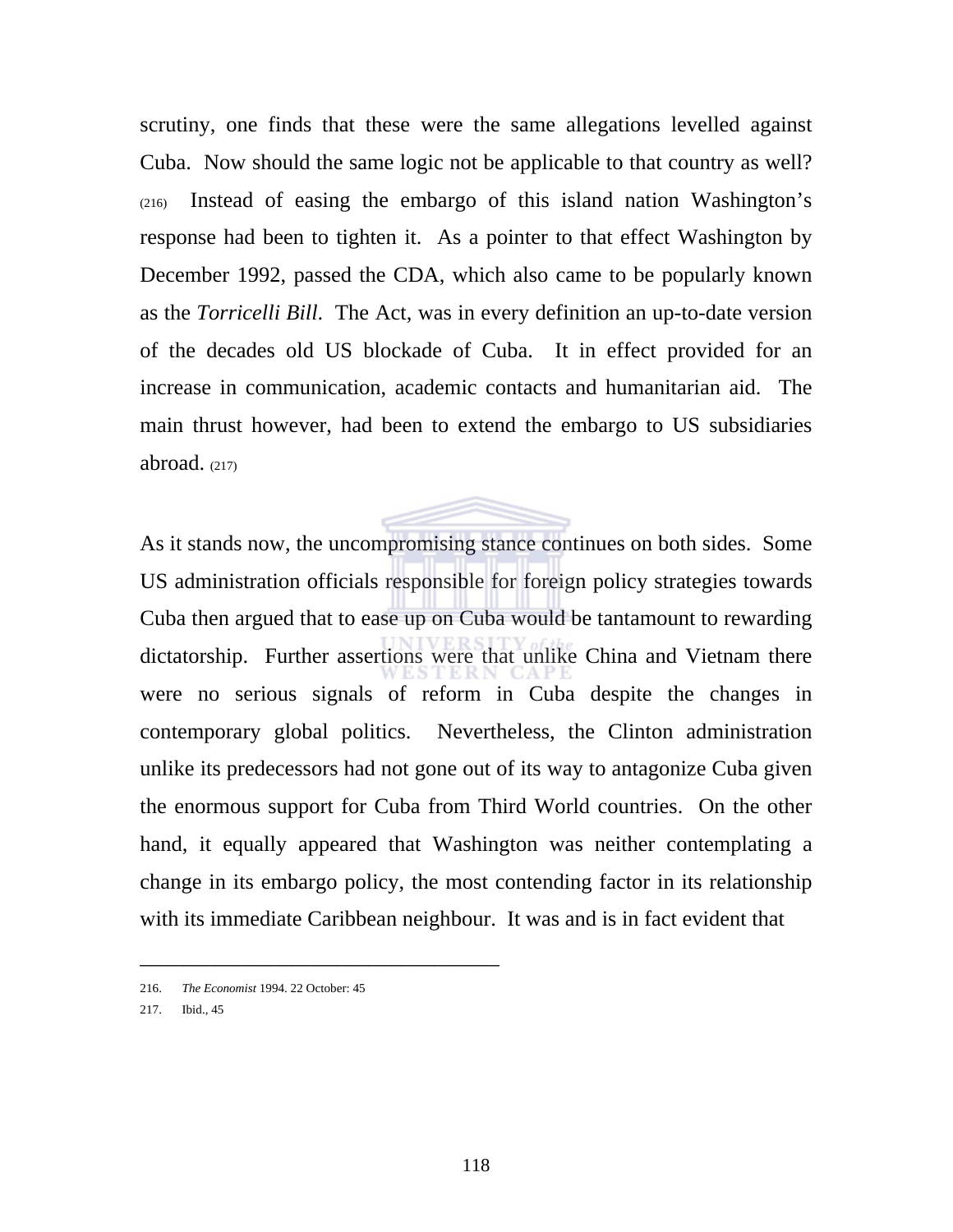scrutiny, one finds that these were the same allegations levelled against Cuba. Now should the same logic not be applicable to that country as well? (216) Instead of easing the embargo of this island nation Washington's response had been to tighten it. As a pointer to that effect Washington by December 1992, passed the CDA, which also came to be popularly known as the *Torricelli Bill*. The Act, was in every definition an up-to-date version of the decades old US blockade of Cuba. It in effect provided for an increase in communication, academic contacts and humanitarian aid. The main thrust however, had been to extend the embargo to US subsidiaries abroad. (217)

As it stands now, the uncompromising stance continues on both sides. Some US administration officials responsible for foreign policy strategies towards Cuba then argued that to ease up on Cuba would be tantamount to rewarding dictatorship. Further assertions were that unlike China and Vietnam there were no serious signals of reform in Cuba despite the changes in contemporary global politics. Nevertheless, the Clinton administration unlike its predecessors had not gone out of its way to antagonize Cuba given the enormous support for Cuba from Third World countries. On the other hand, it equally appeared that Washington was neither contemplating a change in its embargo policy, the most contending factor in its relationship with its immediate Caribbean neighbour. It was and is in fact evident that

---

216. *The Economist* 1994. 22 October: 45

217. Ibid., 45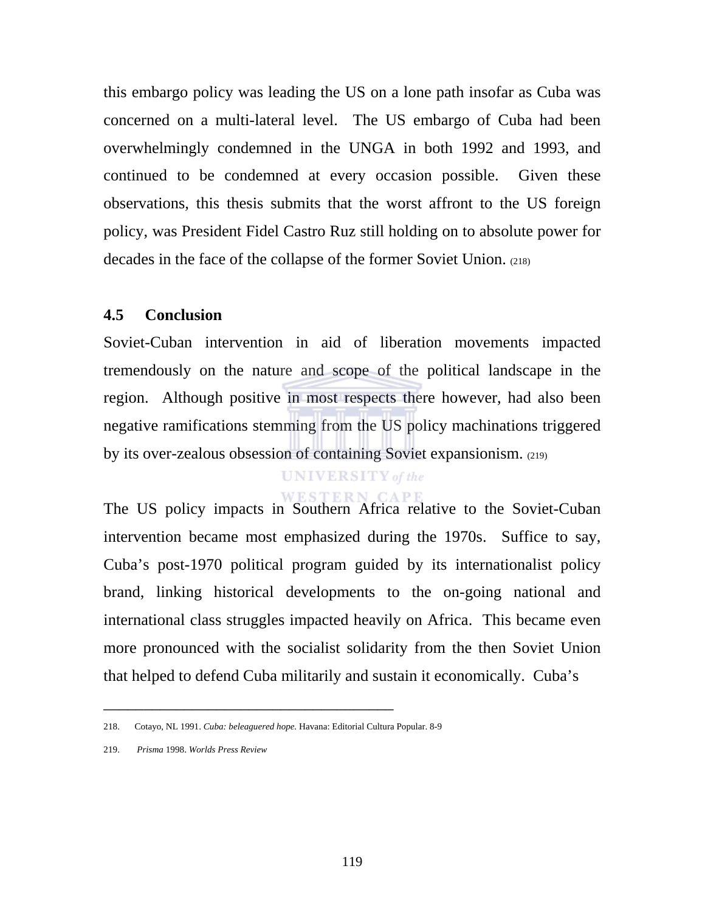this embargo policy was leading the US on a lone path insofar as Cuba was concerned on a multi-lateral level. The US embargo of Cuba had been overwhelmingly condemned in the UNGA in both 1992 and 1993, and continued to be condemned at every occasion possible. Given these observations, this thesis submits that the worst affront to the US foreign policy, was President Fidel Castro Ruz still holding on to absolute power for decades in the face of the collapse of the former Soviet Union. (218)

## 4.5 Conclusion

Soviet-Cuban intervention in aid of liberation movements impacted tremendously on the nature and scope of the political landscape in the region. Although positive in most respects there however, had also been negative ramifications stemming from the US policy machinations triggered by its over-zealous obsession of containing Soviet expansionism. (219)

The US policy impacts in Southern Africa relative to the Soviet-Cuban intervention became most emphasized during the 1970s. Suffice to say, Cuba's post-1970 political program guided by its internationalist policy brand, linking historical developments to the on-going national and international class struggles impacted heavily on Africa. This became even more pronounced with the socialist solidarity from the then Soviet Union that helped to defend Cuba militarily and sustain it economically. Cuba's

---

218. Cotayo, NL 1991. *Cuba: beleaguered hope.* Havana: Editorial Cultura Popular. 8-9

219. *Prisma* 1998. *Worlds Press Review*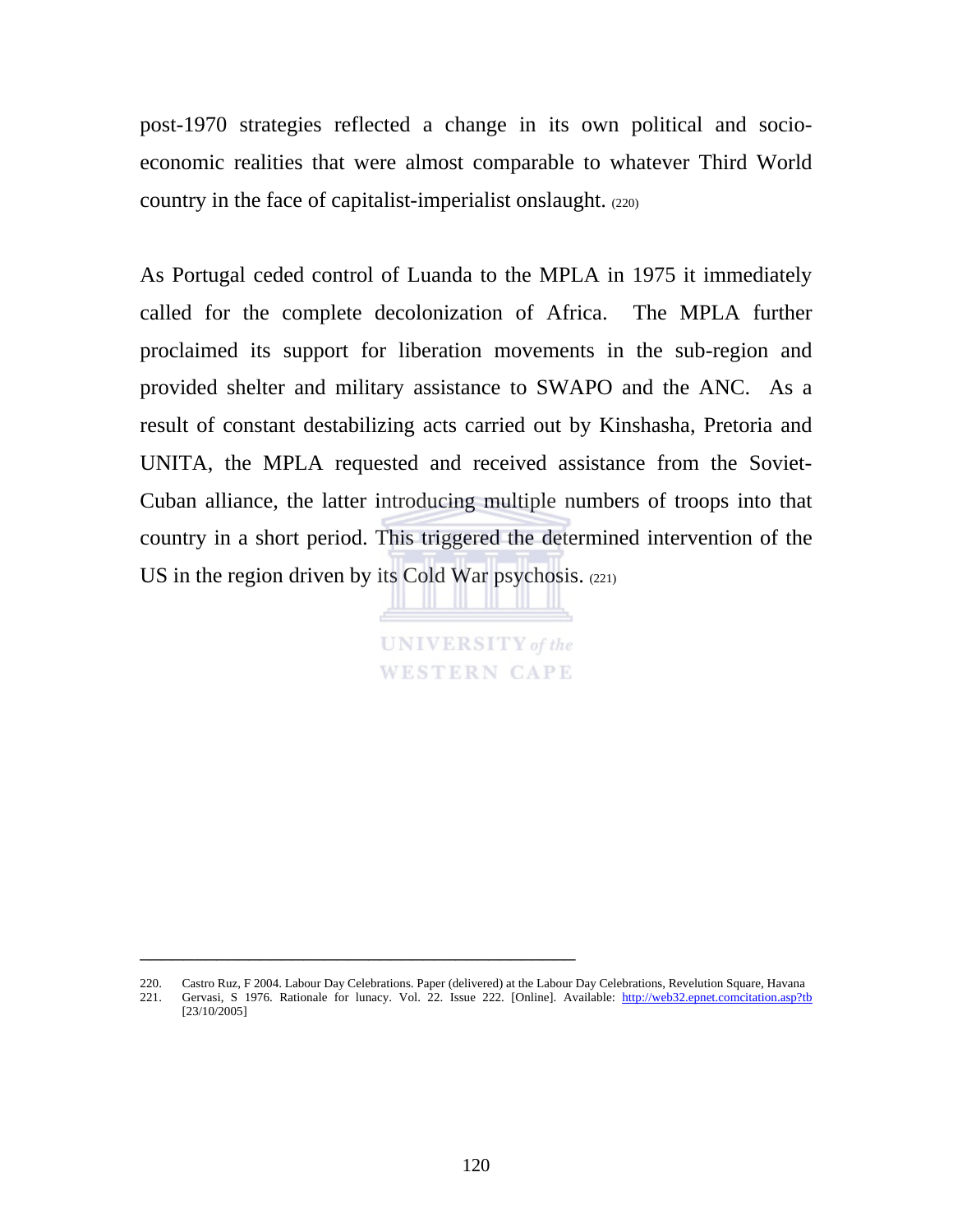post-1970 strategies reflected a change in its own political and socio-economic realities that were almost comparable to whatever Third World country in the face of capitalist-imperialist onslaught. (220)

As Portugal ceded control of Luanda to the MPLA in 1975 it immediately called for the complete decolonization of Africa. The MPLA further proclaimed its support for liberation movements in the sub-region and provided shelter and military assistance to SWAPO and the ANC. As a result of constant destabilizing acts carried out by Kinshasha, Pretoria and UNITA, the MPLA requested and received assistance from the Soviet-Cuban alliance, the latter introducing multiple numbers of troops into that country in a short period. This triggered the determined intervention of the US in the region driven by its Cold War psychosis. (221)

---

220. Castro Ruz, F 2004. Labour Day Celebrations. Paper (delivered) at the Labour Day Celebrations, Revelution Square, Havana
221. Gervasi, S 1976. Rationale for lunacy. Vol. 22. Issue 222. [Online]. Available: http://web32.epnet.comcitation.asp?tb [23/10/2005]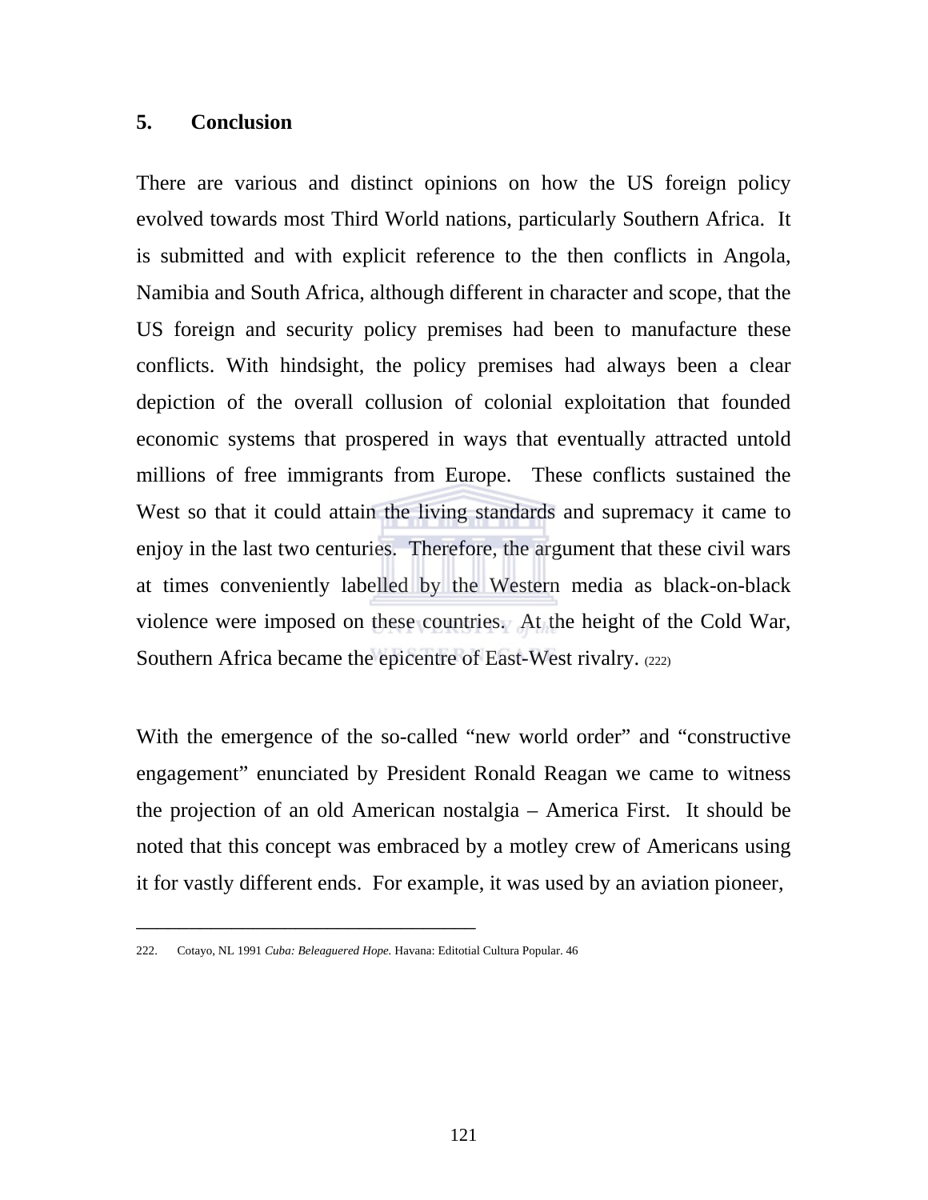## 5. Conclusion

There are various and distinct opinions on how the US foreign policy evolved towards most Third World nations, particularly Southern Africa. It is submitted and with explicit reference to the then conflicts in Angola, Namibia and South Africa, although different in character and scope, that the US foreign and security policy premises had been to manufacture these conflicts. With hindsight, the policy premises had always been a clear depiction of the overall collusion of colonial exploitation that founded economic systems that prospered in ways that eventually attracted untold millions of free immigrants from Europe. These conflicts sustained the West so that it could attain the living standards and supremacy it came to enjoy in the last two centuries. Therefore, the argument that these civil wars at times conveniently labelled by the Western media as black-on-black violence were imposed on these countries. At the height of the Cold War, Southern Africa became the epicentre of East-West rivalry. (222)

With the emergence of the so-called "new world order" and "constructive engagement" enunciated by President Ronald Reagan we came to witness the projection of an old American nostalgia – America First. It should be noted that this concept was embraced by a motley crew of Americans using it for vastly different ends. For example, it was used by an aviation pioneer,

---

222. Cotayo, NL 1991 *Cuba: Beleaguered Hope.* Havana: Editotial Cultura Popular. 46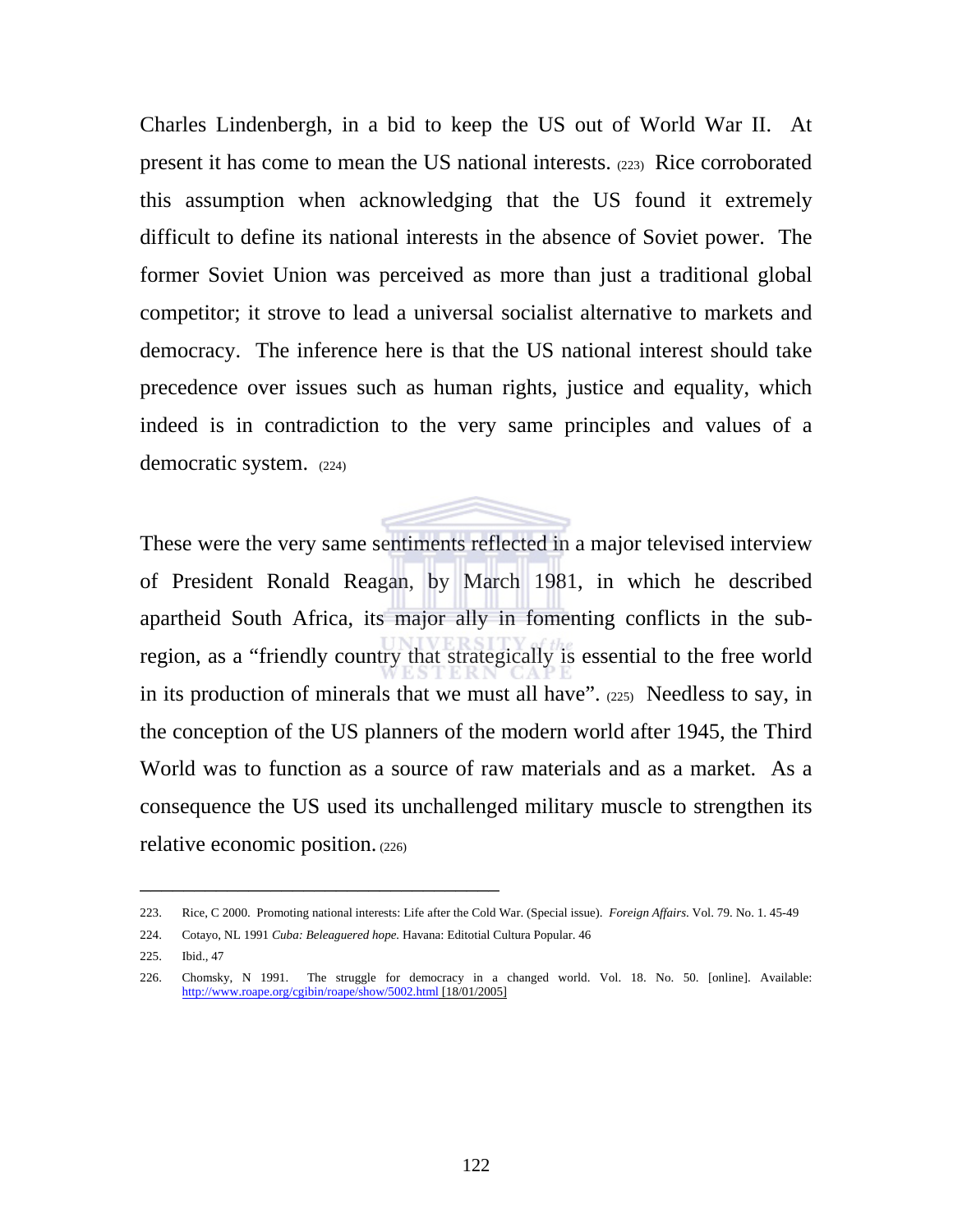Charles Lindenbergh, in a bid to keep the US out of World War II. At present it has come to mean the US national interests. (223) Rice corroborated this assumption when acknowledging that the US found it extremely difficult to define its national interests in the absence of Soviet power. The former Soviet Union was perceived as more than just a traditional global competitor; it strove to lead a universal socialist alternative to markets and democracy. The inference here is that the US national interest should take precedence over issues such as human rights, justice and equality, which indeed is in contradiction to the very same principles and values of a democratic system. (224)

These were the very same sentiments reflected in a major televised interview of President Ronald Reagan, by March 1981, in which he described apartheid South Africa, its major ally in fomenting conflicts in the sub-region, as a "friendly country that strategically is essential to the free world in its production of minerals that we must all have". (225) Needless to say, in the conception of the US planners of the modern world after 1945, the Third World was to function as a source of raw materials and as a market. As a consequence the US used its unchallenged military muscle to strengthen its relative economic position. (226)

---

223. Rice, C 2000. Promoting national interests: Life after the Cold War. (Special issue). *Foreign Affairs*. Vol. 79. No. 1. 45-49

224. Cotayo, NL 1991 *Cuba: Beleaguered hope.* Havana: Editotial Cultura Popular. 46

225. Ibid., 47

226. Chomsky, N 1991. The struggle for democracy in a changed world. Vol. 18. No. 50. [online]. Available: http://www.roape.org/cgibin/roape/show/5002.html [18/01/2005]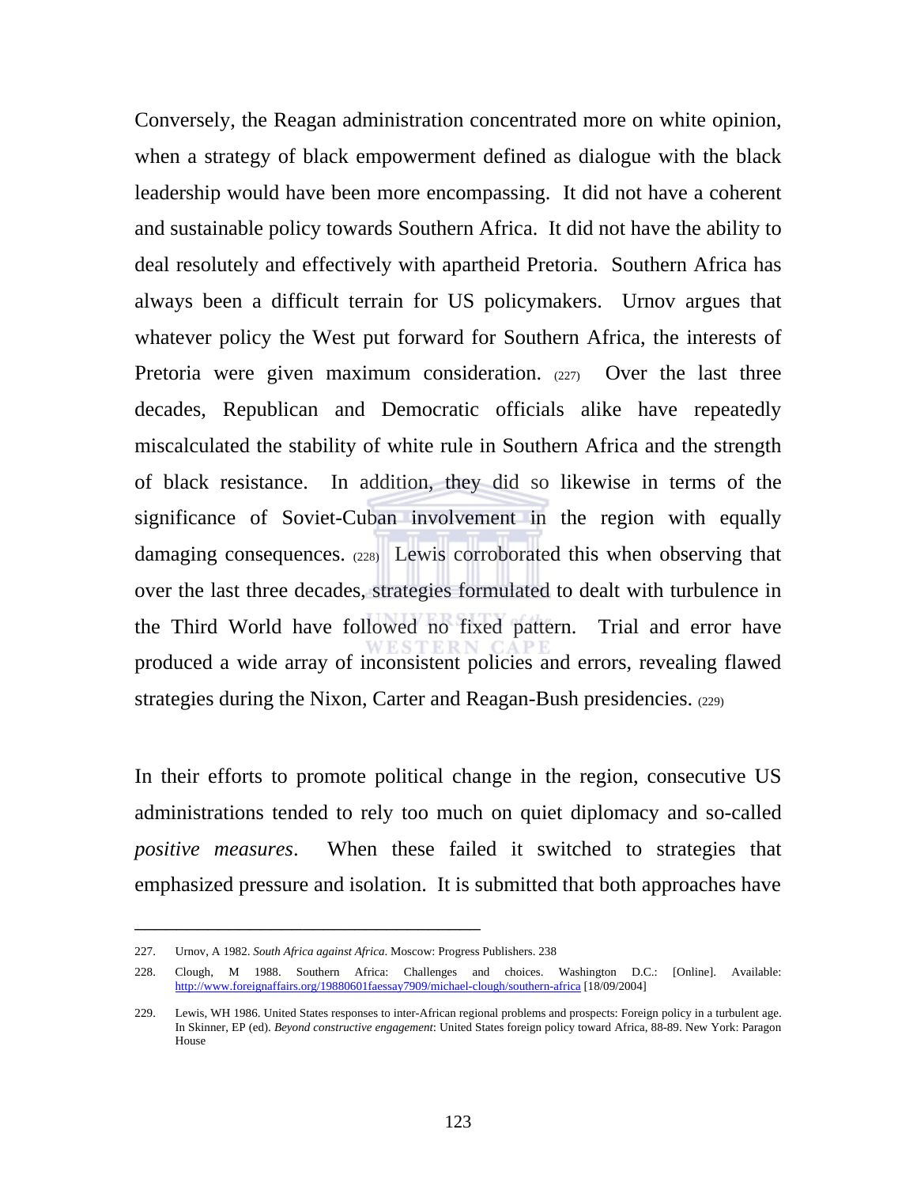Conversely, the Reagan administration concentrated more on white opinion, when a strategy of black empowerment defined as dialogue with the black leadership would have been more encompassing. It did not have a coherent and sustainable policy towards Southern Africa. It did not have the ability to deal resolutely and effectively with apartheid Pretoria. Southern Africa has always been a difficult terrain for US policymakers. Urnov argues that whatever policy the West put forward for Southern Africa, the interests of Pretoria were given maximum consideration. (227) Over the last three decades, Republican and Democratic officials alike have repeatedly miscalculated the stability of white rule in Southern Africa and the strength of black resistance. In addition, they did so likewise in terms of the significance of Soviet-Cuban involvement in the region with equally damaging consequences. (228) Lewis corroborated this when observing that over the last three decades, strategies formulated to dealt with turbulence in the Third World have followed no fixed pattern. Trial and error have produced a wide array of inconsistent policies and errors, revealing flawed strategies during the Nixon, Carter and Reagan-Bush presidencies. (229)

In their efforts to promote political change in the region, consecutive US administrations tended to rely too much on quiet diplomacy and so-called *positive measures*. When these failed it switched to strategies that emphasized pressure and isolation. It is submitted that both approaches have

---

227. Urnov, A 1982. *South Africa against Africa*. Moscow: Progress Publishers. 238

228. Clough, M 1988. Southern Africa: Challenges and choices. Washington D.C.: [Online]. Available: http://www.foreignaffairs.org/19880601faessay7909/michael-clough/southern-africa [18/09/2004]

229. Lewis, WH 1986. United States responses to inter-African regional problems and prospects: Foreign policy in a turbulent age. In Skinner, EP (ed). *Beyond constructive engagement*: United States foreign policy toward Africa, 88-89. New York: Paragon House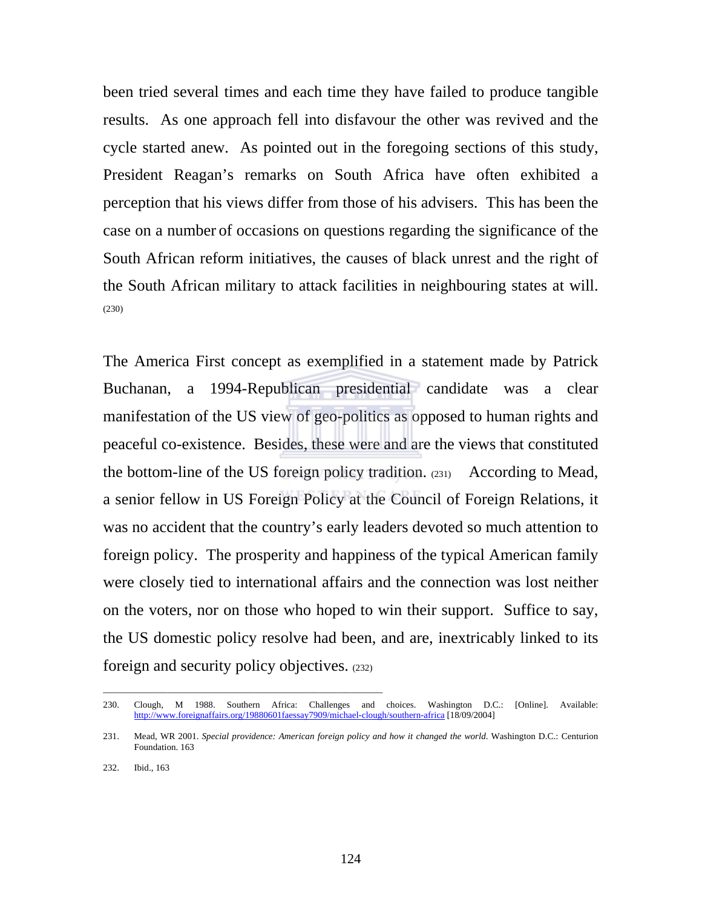been tried several times and each time they have failed to produce tangible results. As one approach fell into disfavour the other was revived and the cycle started anew. As pointed out in the foregoing sections of this study, President Reagan's remarks on South Africa have often exhibited a perception that his views differ from those of his advisers. This has been the case on a number of occasions on questions regarding the significance of the South African reform initiatives, the causes of black unrest and the right of the South African military to attack facilities in neighbouring states at will. (230)

The America First concept as exemplified in a statement made by Patrick Buchanan, a 1994-Republican presidential candidate was a clear manifestation of the US view of geo-politics as opposed to human rights and peaceful co-existence. Besides, these were and are the views that constituted the bottom-line of the US foreign policy tradition. (231) According to Mead, a senior fellow in US Foreign Policy at the Council of Foreign Relations, it was no accident that the country's early leaders devoted so much attention to foreign policy. The prosperity and happiness of the typical American family were closely tied to international affairs and the connection was lost neither on the voters, nor on those who hoped to win their support. Suffice to say, the US domestic policy resolve had been, and are, inextricably linked to its foreign and security policy objectives. (232)

---

230. Clough, M 1988. Southern Africa: Challenges and choices. Washington D.C.: [Online]. Available: http://www.foreignaffairs.org/19880601faessay7909/michael-clough/southern-africa [18/09/2004]

231. Mead, WR 2001. *Special providence: American foreign policy and how it changed the world.* Washington D.C.: Centurion Foundation. 163

232. Ibid., 163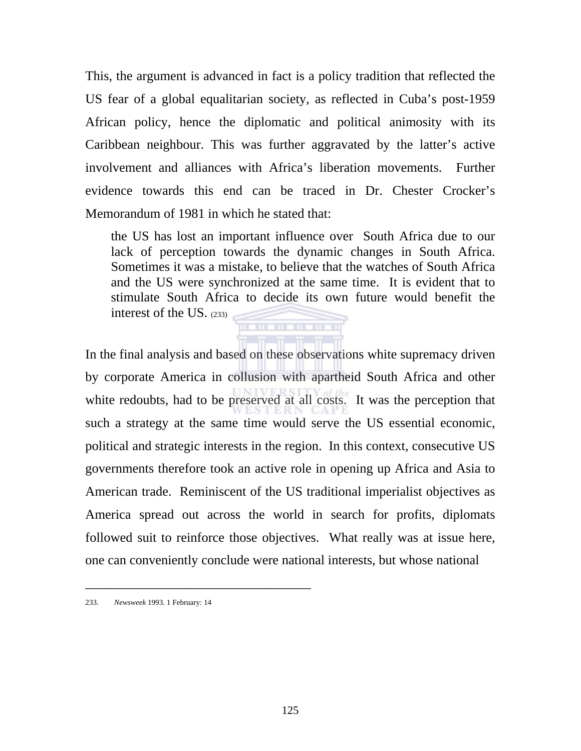This, the argument is advanced in fact is a policy tradition that reflected the US fear of a global equalitarian society, as reflected in Cuba's post-1959 African policy, hence the diplomatic and political animosity with its Caribbean neighbour. This was further aggravated by the latter's active involvement and alliances with Africa's liberation movements. Further evidence towards this end can be traced in Dr. Chester Crocker's Memorandum of 1981 in which he stated that:

> the US has lost an important influence over South Africa due to our lack of perception towards the dynamic changes in South Africa. Sometimes it was a mistake, to believe that the watches of South Africa and the US were synchronized at the same time. It is evident that to stimulate South Africa to decide its own future would benefit the interest of the US. (233)

In the final analysis and based on these observations white supremacy driven by corporate America in collusion with apartheid South Africa and other white redoubts, had to be preserved at all costs. It was the perception that such a strategy at the same time would serve the US essential economic, political and strategic interests in the region. In this context, consecutive US governments therefore took an active role in opening up Africa and Asia to American trade. Reminiscent of the US traditional imperialist objectives as America spread out across the world in search for profits, diplomats followed suit to reinforce those objectives. What really was at issue here, one can conveniently conclude were national interests, but whose national

---

233. *Newsweek* 1993. 1 February: 14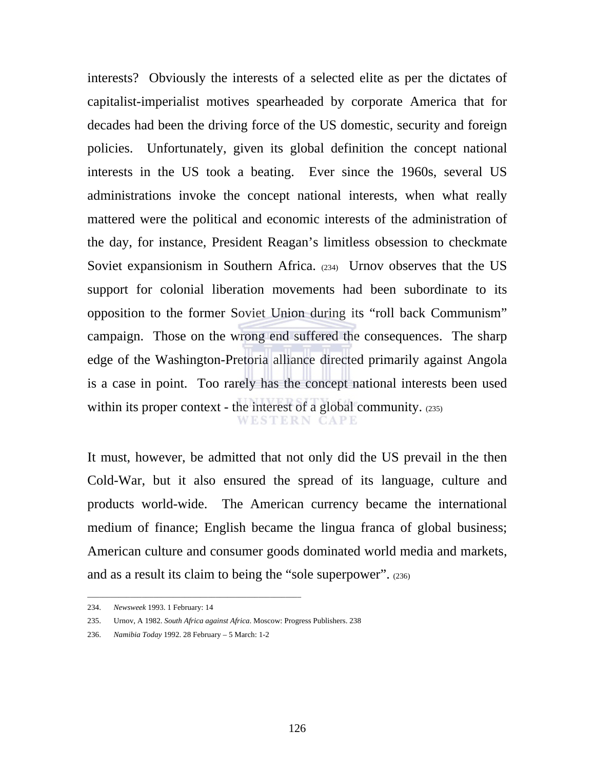interests? Obviously the interests of a selected elite as per the dictates of capitalist-imperialist motives spearheaded by corporate America that for decades had been the driving force of the US domestic, security and foreign policies. Unfortunately, given its global definition the concept national interests in the US took a beating. Ever since the 1960s, several US administrations invoke the concept national interests, when what really mattered were the political and economic interests of the administration of the day, for instance, President Reagan's limitless obsession to checkmate Soviet expansionism in Southern Africa. (234) Urnov observes that the US support for colonial liberation movements had been subordinate to its opposition to the former Soviet Union during its "roll back Communism" campaign. Those on the wrong end suffered the consequences. The sharp edge of the Washington-Pretoria alliance directed primarily against Angola is a case in point. Too rarely has the concept national interests been used within its proper context - the interest of a global community. (235)

It must, however, be admitted that not only did the US prevail in the then Cold-War, but it also ensured the spread of its language, culture and products world-wide. The American currency became the international medium of finance; English became the lingua franca of global business; American culture and consumer goods dominated world media and markets, and as a result its claim to being the "sole superpower". (236)

---

234. *Newsweek* 1993. 1 February: 14

235. Urnov, A 1982. *South Africa against Africa*. Moscow: Progress Publishers. 238

236. *Namibia Today* 1992. 28 February – 5 March: 1-2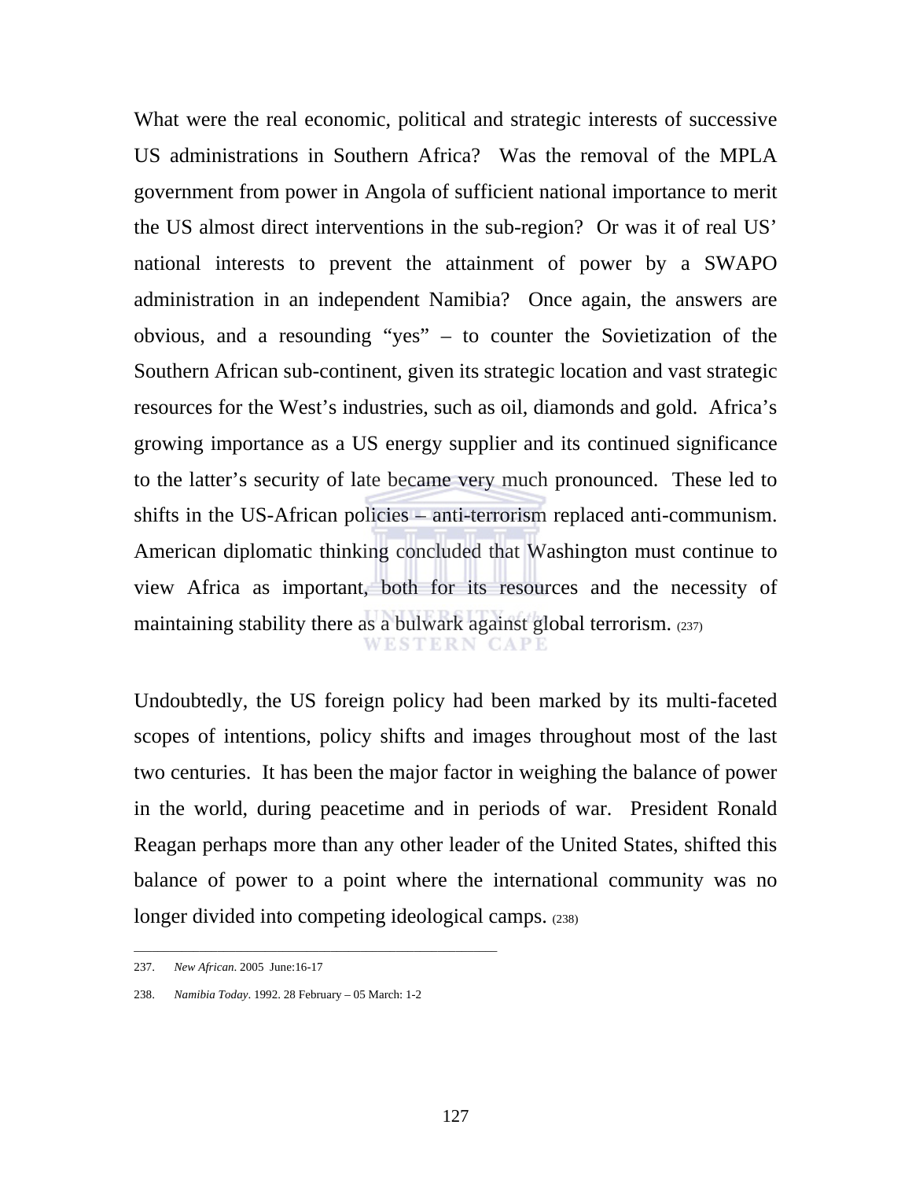What were the real economic, political and strategic interests of successive US administrations in Southern Africa? Was the removal of the MPLA government from power in Angola of sufficient national importance to merit the US almost direct interventions in the sub-region? Or was it of real US' national interests to prevent the attainment of power by a SWAPO administration in an independent Namibia? Once again, the answers are obvious, and a resounding "yes" – to counter the Sovietization of the Southern African sub-continent, given its strategic location and vast strategic resources for the West's industries, such as oil, diamonds and gold. Africa's growing importance as a US energy supplier and its continued significance to the latter's security of late became very much pronounced. These led to shifts in the US-African policies – anti-terrorism replaced anti-communism. American diplomatic thinking concluded that Washington must continue to view Africa as important, both for its resources and the necessity of maintaining stability there as a bulwark against global terrorism. (237)

Undoubtedly, the US foreign policy had been marked by its multi-faceted scopes of intentions, policy shifts and images throughout most of the last two centuries. It has been the major factor in weighing the balance of power in the world, during peacetime and in periods of war. President Ronald Reagan perhaps more than any other leader of the United States, shifted this balance of power to a point where the international community was no longer divided into competing ideological camps. (238)

---

237. *New African*. 2005 June:16-17

238. *Namibia Today*. 1992. 28 February – 05 March: 1-2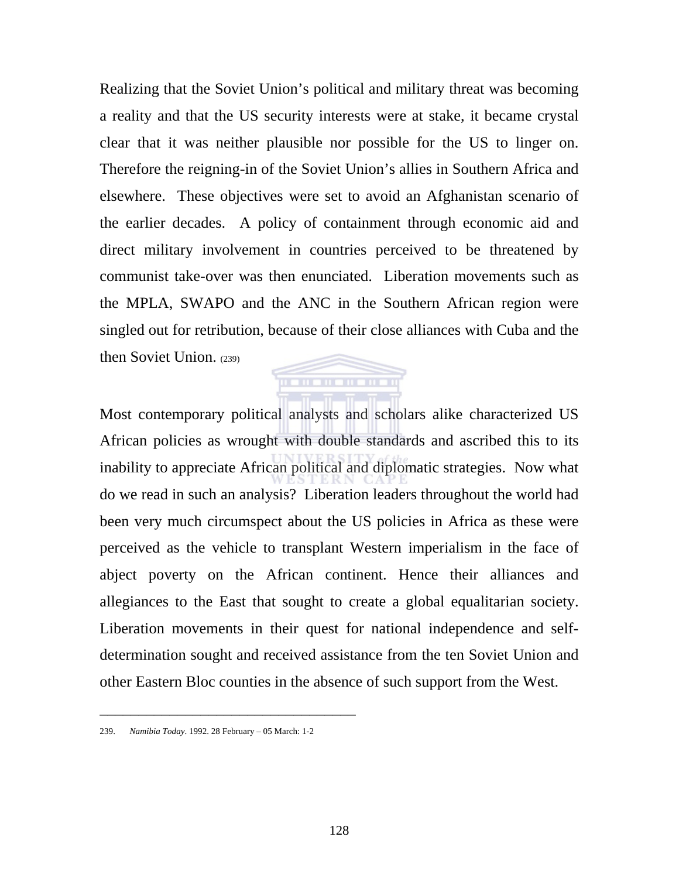Realizing that the Soviet Union's political and military threat was becoming a reality and that the US security interests were at stake, it became crystal clear that it was neither plausible nor possible for the US to linger on. Therefore the reigning-in of the Soviet Union's allies in Southern Africa and elsewhere. These objectives were set to avoid an Afghanistan scenario of the earlier decades. A policy of containment through economic aid and direct military involvement in countries perceived to be threatened by communist take-over was then enunciated. Liberation movements such as the MPLA, SWAPO and the ANC in the Southern African region were singled out for retribution, because of their close alliances with Cuba and the then Soviet Union. (239)

Most contemporary political analysts and scholars alike characterized US African policies as wrought with double standards and ascribed this to its inability to appreciate African political and diplomatic strategies. Now what do we read in such an analysis? Liberation leaders throughout the world had been very much circumspect about the US policies in Africa as these were perceived as the vehicle to transplant Western imperialism in the face of abject poverty on the African continent. Hence their alliances and allegiances to the East that sought to create a global equalitarian society. Liberation movements in their quest for national independence and self-determination sought and received assistance from the ten Soviet Union and other Eastern Bloc counties in the absence of such support from the West.

---

239. *Namibia Today*. 1992. 28 February – 05 March: 1-2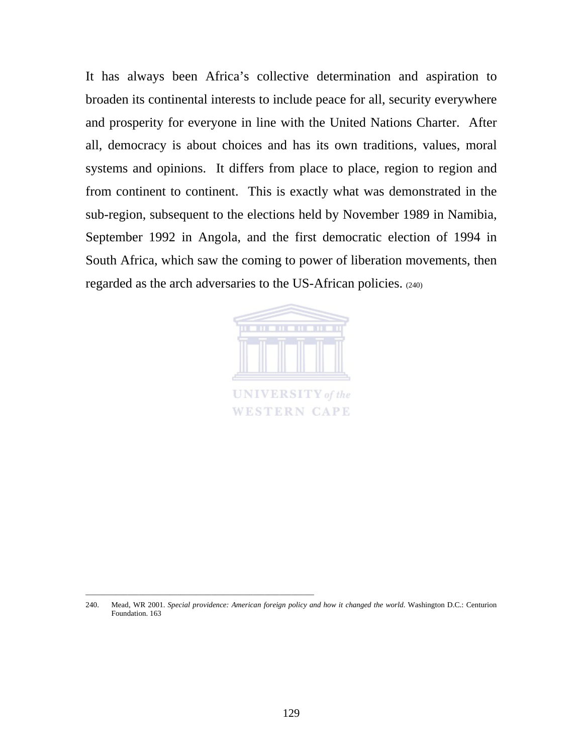It has always been Africa's collective determination and aspiration to broaden its continental interests to include peace for all, security everywhere and prosperity for everyone in line with the United Nations Charter. After all, democracy is about choices and has its own traditions, values, moral systems and opinions. It differs from place to place, region to region and from continent to continent. This is exactly what was demonstrated in the sub-region, subsequent to the elections held by November 1989 in Namibia, September 1992 in Angola, and the first democratic election of 1994 in South Africa, which saw the coming to power of liberation movements, then regarded as the arch adversaries to the US-African policies. (240)

---

240. Mead, WR 2001. *Special providence: American foreign policy and how it changed the world*. Washington D.C.: Centurion Foundation. 163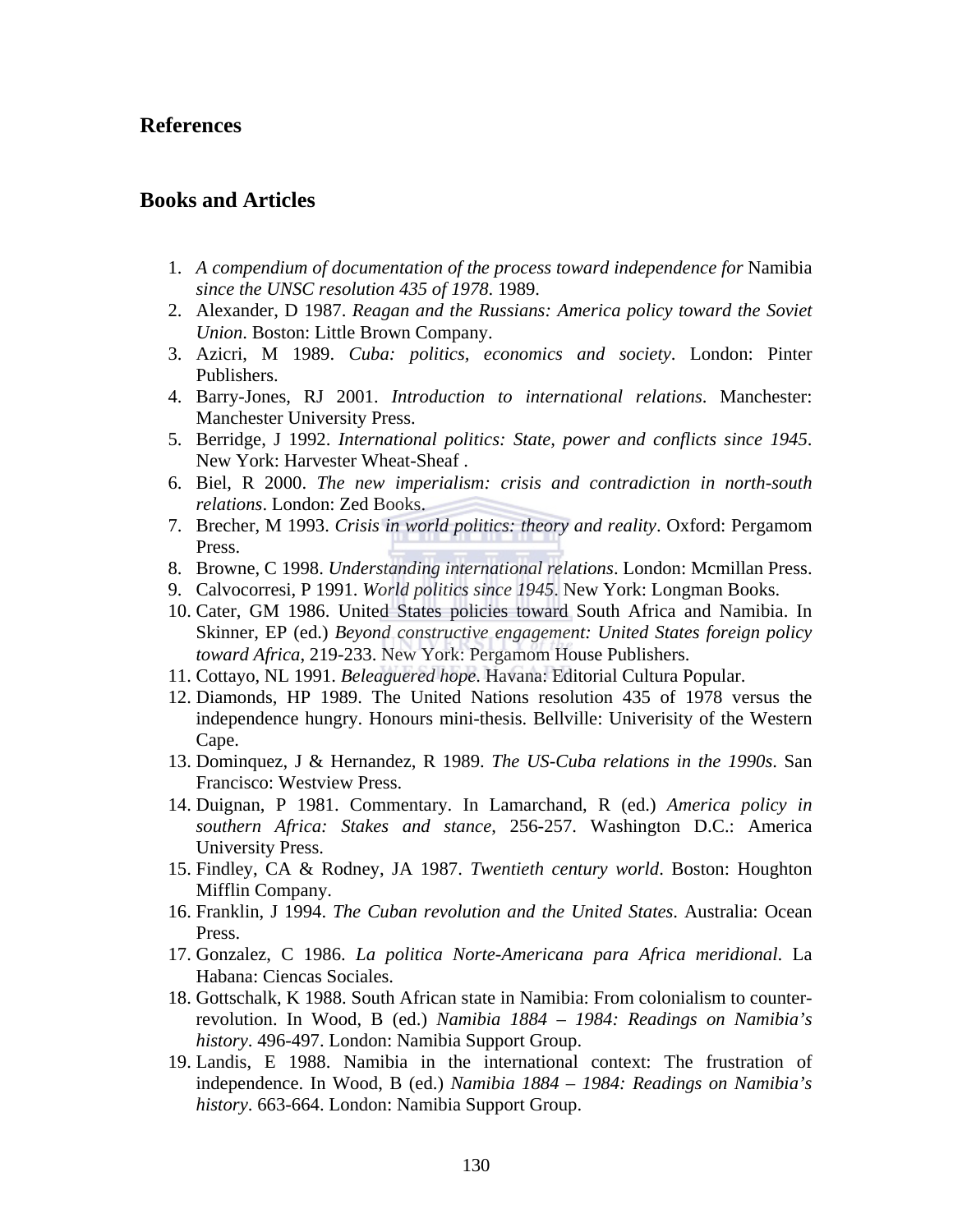## References

### Books and Articles

1. *A compendium of documentation of the process toward independence for* Namibia *since the UNSC resolution 435 of 1978*. 1989.
2. Alexander, D 1987. *Reagan and the Russians: America policy toward the Soviet Union*. Boston: Little Brown Company.
3. Azicri, M 1989. *Cuba: politics, economics and society*. London: Pinter Publishers.
4. Barry-Jones, RJ 2001. *Introduction to international relations*. Manchester: Manchester University Press.
5. Berridge, J 1992. *International politics: State, power and conflicts since 1945*. New York: Harvester Wheat-Sheaf .
6. Biel, R 2000. *The new imperialism: crisis and contradiction in north-south relations*. London: Zed Books.
7. Brecher, M 1993. *Crisis in world politics: theory and reality*. Oxford: Pergamom Press.
8. Browne, C 1998. *Understanding international relations*. London: Mcmillan Press.
9. Calvocorresi, P 1991. *World politics since 1945*. New York: Longman Books.
10. Cater, GM 1986. United States policies toward South Africa and Namibia. In Skinner, EP (ed.) *Beyond constructive engagement: United States foreign policy toward Africa*, 219-233. New York: Pergamom House Publishers.
11. Cottayo, NL 1991. *Beleaguered hope*. Havana: Editorial Cultura Popular.
12. Diamonds, HP 1989. The United Nations resolution 435 of 1978 versus the independence hungry. Honours mini-thesis. Bellville: Univerisity of the Western Cape.
13. Dominquez, J & Hernandez, R 1989. *The US-Cuba relations in the 1990s*. San Francisco: Westview Press.
14. Duignan, P 1981. Commentary. In Lamarchand, R (ed.) *America policy in southern Africa: Stakes and stance*, 256-257. Washington D.C.: America University Press.
15. Findley, CA & Rodney, JA 1987. *Twentieth century world*. Boston: Houghton Mifflin Company.
16. Franklin, J 1994. *The Cuban revolution and the United States*. Australia: Ocean Press.
17. Gonzalez, C 1986. *La politica Norte-Americana para Africa meridional*. La Habana: Ciencas Sociales.
18. Gottschalk, K 1988. South African state in Namibia: From colonialism to counter-revolution. In Wood, B (ed.) *Namibia 1884 – 1984: Readings on Namibia's history*. 496-497. London: Namibia Support Group.
19. Landis, E 1988. Namibia in the international context: The frustration of independence. In Wood, B (ed.) *Namibia 1884 – 1984: Readings on Namibia's history*. 663-664. London: Namibia Support Group.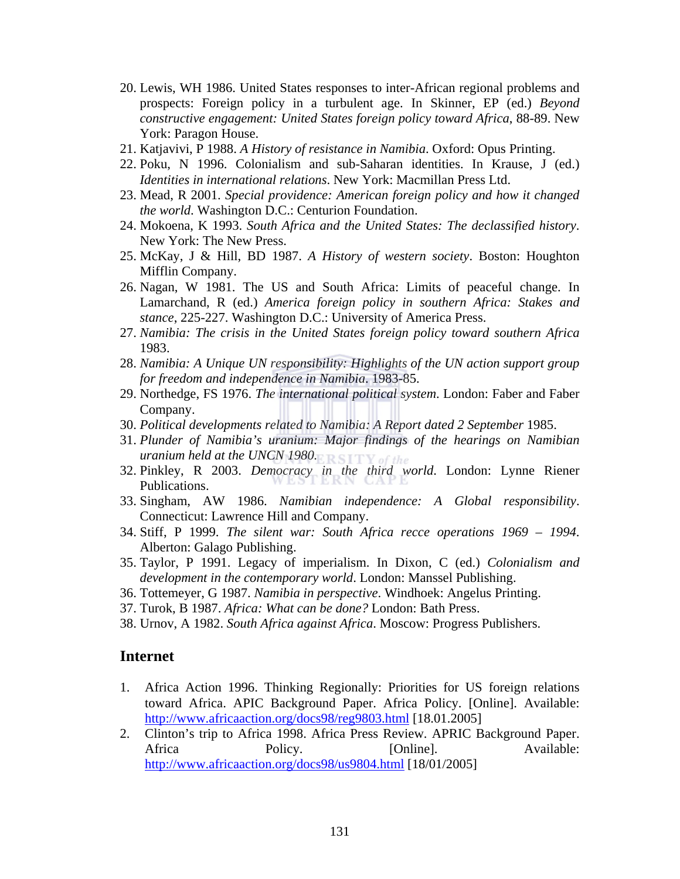20. Lewis, WH 1986. United States responses to inter-African regional problems and prospects: Foreign policy in a turbulent age. In Skinner, EP (ed.) *Beyond constructive engagement: United States foreign policy toward Africa*, 88-89. New York: Paragon House.
21. Katjavivi, P 1988. *A History of resistance in Namibia*. Oxford: Opus Printing.
22. Poku, N 1996. Colonialism and sub-Saharan identities. In Krause, J (ed.) *Identities in international relations*. New York: Macmillan Press Ltd.
23. Mead, R 2001. *Special providence: American foreign policy and how it changed the world*. Washington D.C.: Centurion Foundation.
24. Mokoena, K 1993. *South Africa and the United States: The declassified history*. New York: The New Press.
25. McKay, J & Hill, BD 1987. *A History of western society*. Boston: Houghton Mifflin Company.
26. Nagan, W 1981. The US and South Africa: Limits of peaceful change. In Lamarchand, R (ed.) *America foreign policy in southern Africa: Stakes and stance*, 225-227. Washington D.C.: University of America Press.
27. *Namibia: The crisis in the United States foreign policy toward southern Africa* 1983.
28. *Namibia: A Unique UN responsibility: Highlights of the UN action support group for freedom and independence in Namibia*. 1983-85.
29. Northedge, FS 1976. *The international political system*. London: Faber and Faber Company.
30. *Political developments related to Namibia: A Report dated 2 September* 1985.
31. *Plunder of Namibia's uranium: Major findings of the hearings on Namibian uranium held at the UNCN 1980.*
32. Pinkley, R 2003. *Democracy in the third world*. London: Lynne Riener Publications.
33. Singham, AW 1986. *Namibian independence: A Global responsibility*. Connecticut: Lawrence Hill and Company.
34. Stiff, P 1999. *The silent war: South Africa recce operations 1969 – 1994*. Alberton: Galago Publishing.
35. Taylor, P 1991. Legacy of imperialism. In Dixon, C (ed.) *Colonialism and development in the contemporary world*. London: Manssel Publishing.
36. Tottemeyer, G 1987. *Namibia in perspective*. Windhoek: Angelus Printing.
37. Turok, B 1987. *Africa: What can be done?* London: Bath Press.
38. Urnov, A 1982. *South Africa against Africa*. Moscow: Progress Publishers.

## Internet

1. Africa Action 1996. Thinking Regionally: Priorities for US foreign relations toward Africa. APIC Background Paper. Africa Policy. [Online]. Available: http://www.africaaction.org/docs98/reg9803.html [18.01.2005]
2. Clinton's trip to Africa 1998. Africa Press Review. APRIC Background Paper. Africa Policy. [Online]. Available: http://www.africaaction.org/docs98/us9804.html [18/01/2005]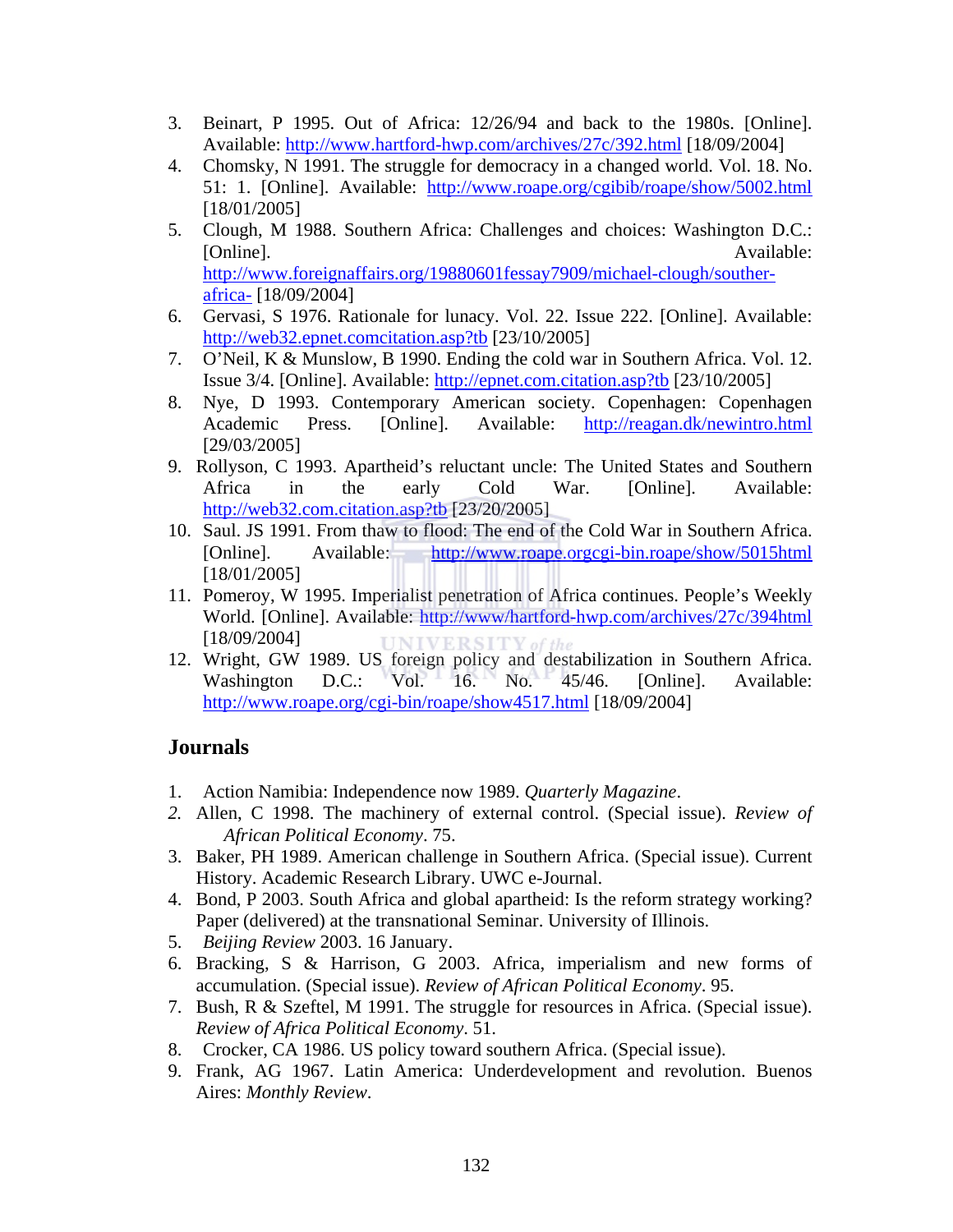3. Beinart, P 1995. Out of Africa: 12/26/94 and back to the 1980s. [Online]. Available: http://www.hartford-hwp.com/archives/27c/392.html [18/09/2004]
4. Chomsky, N 1991. The struggle for democracy in a changed world. Vol. 18. No. 51: 1. [Online]. Available: http://www.roape.org/cgibib/roape/show/5002.html [18/01/2005]
5. Clough, M 1988. Southern Africa: Challenges and choices: Washington D.C.: [Online]. Available: http://www.foreignaffairs.org/19880601fessay7909/michael-clough/souther-africa- [18/09/2004]
6. Gervasi, S 1976. Rationale for lunacy. Vol. 22. Issue 222. [Online]. Available: http://web32.epnet.comcitation.asp?tb [23/10/2005]
7. O'Neil, K & Munslow, B 1990. Ending the cold war in Southern Africa. Vol. 12. Issue 3/4. [Online]. Available: http://epnet.com.citation.asp?tb [23/10/2005]
8. Nye, D 1993. Contemporary American society. Copenhagen: Copenhagen Academic Press. [Online]. Available: http://reagan.dk/newintro.html [29/03/2005]
9. Rollyson, C 1993. Apartheid's reluctant uncle: The United States and Southern Africa in the early Cold War. [Online]. Available: http://web32.com.citation.asp?tb [23/20/2005]
10. Saul. JS 1991. From thaw to flood: The end of the Cold War in Southern Africa. [Online]. Available: http://www.roape.orgcgi-bin.roape/show/5015html [18/01/2005]
11. Pomeroy, W 1995. Imperialist penetration of Africa continues. People's Weekly World. [Online]. Available: http://www/hartford-hwp.com/archives/27c/394html [18/09/2004]
12. Wright, GW 1989. US foreign policy and destabilization in Southern Africa. Washington D.C.: Vol. 16. No. 45/46. [Online]. Available: http://www.roape.org/cgi-bin/roape/show4517.html [18/09/2004]

## Journals

1. Action Namibia: Independence now 1989. *Quarterly Magazine*.
2. Allen, C 1998. The machinery of external control. (Special issue). *Review of African Political Economy*. 75.
3. Baker, PH 1989. American challenge in Southern Africa. (Special issue). Current History. Academic Research Library. UWC e-Journal.
4. Bond, P 2003. South Africa and global apartheid: Is the reform strategy working? Paper (delivered) at the transnational Seminar. University of Illinois.
5. *Beijing Review* 2003. 16 January.
6. Bracking, S & Harrison, G 2003. Africa, imperialism and new forms of accumulation. (Special issue). *Review of African Political Economy*. 95.
7. Bush, R & Szeftel, M 1991. The struggle for resources in Africa. (Special issue). *Review of Africa Political Economy*. 51.
8. Crocker, CA 1986. US policy toward southern Africa. (Special issue).
9. Frank, AG 1967. Latin America: Underdevelopment and revolution. Buenos Aires: *Monthly Review*.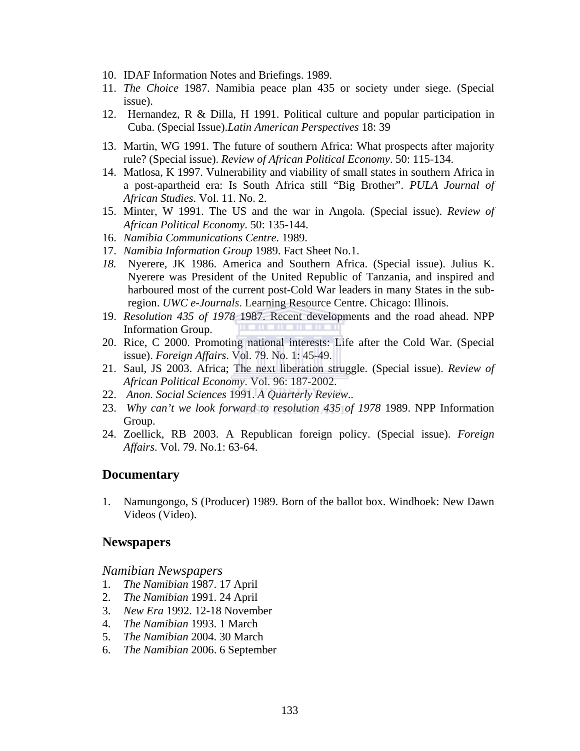10. IDAF Information Notes and Briefings. 1989.
11. *The Choice* 1987. Namibia peace plan 435 or society under siege. (Special issue).
12. Hernandez, R & Dilla, H 1991. Political culture and popular participation in Cuba. (Special Issue).*Latin American Perspectives* 18: 39
13. Martin, WG 1991. The future of southern Africa: What prospects after majority rule? (Special issue). *Review of African Political Economy*. 50: 115-134.
14. Matlosa, K 1997. Vulnerability and viability of small states in southern Africa in a post-apartheid era: Is South Africa still "Big Brother". *PULA Journal of African Studies*. Vol. 11. No. 2.
15. Minter, W 1991. The US and the war in Angola. (Special issue). *Review of African Political Economy*. 50: 135-144.
16. *Namibia Communications Centre*. 1989.
17. *Namibia Information Group* 1989. Fact Sheet No.1.
18. Nyerere, JK 1986. America and Southern Africa. (Special issue). Julius K. Nyerere was President of the United Republic of Tanzania, and inspired and harboured most of the current post-Cold War leaders in many States in the sub-region. *UWC e-Journals*. Learning Resource Centre. Chicago: Illinois.
19. *Resolution 435 of 1978* 1987. Recent developments and the road ahead. NPP Information Group.
20. Rice, C 2000. Promoting national interests: Life after the Cold War. (Special issue). *Foreign Affairs*. Vol. 79. No. 1: 45-49.
21. Saul, JS 2003. Africa; The next liberation struggle. (Special issue). *Review of African Political Economy*. Vol. 96: 187-2002.
22. *Anon. Social Sciences* 1991. *A Quarterly Review*..
23. *Why can't we look forward to resolution 435 of 1978* 1989. NPP Information Group.
24. Zoellick, RB 2003. A Republican foreign policy. (Special issue). *Foreign Affairs*. Vol. 79. No.1: 63-64.

## Documentary

1. Namungongo, S (Producer) 1989. Born of the ballot box. Windhoek: New Dawn Videos (Video).

## Newspapers

### *Namibian Newspapers*

1. *The Namibian* 1987. 17 April
2. *The Namibian* 1991. 24 April
3. *New Era* 1992. 12-18 November
4. *The Namibian* 1993. 1 March
5. *The Namibian* 2004. 30 March
6. *The Namibian* 2006. 6 September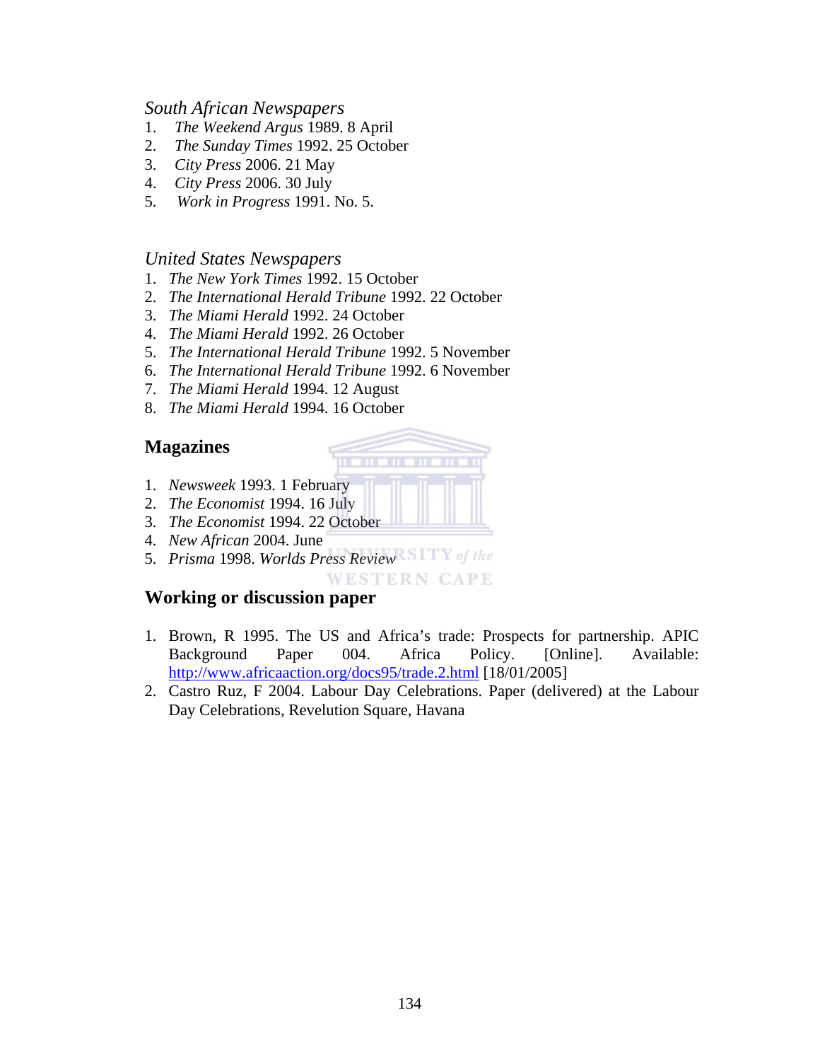*South African Newspapers*

1. *The Weekend Argus* 1989. 8 April
2. *The Sunday Times* 1992. 25 October
3. *City Press* 2006. 21 May
4. *City Press* 2006. 30 July
5. *Work in Progress* 1991. No. 5.

*United States Newspapers*

1. *The New York Times* 1992. 15 October
2. *The International Herald Tribune* 1992. 22 October
3. *The Miami Herald* 1992. 24 October
4. *The Miami Herald* 1992. 26 October
5. *The International Herald Tribune* 1992. 5 November
6. *The International Herald Tribune* 1992. 6 November
7. *The Miami Herald* 1994. 12 August
8. *The Miami Herald* 1994. 16 October

## Magazines

1. *Newsweek* 1993. 1 February
2. *The Economist* 1994. 16 July
3. *The Economist* 1994. 22 October
4. *New African* 2004. June
5. *Prisma* 1998. *Worlds Press Review*

## Working or discussion paper

1. Brown, R 1995. The US and Africa's trade: Prospects for partnership. APIC Background Paper 004. Africa Policy. [Online]. Available: http://www.africaaction.org/docs95/trade.2.html [18/01/2005]
2. Castro Ruz, F 2004. Labour Day Celebrations. Paper (delivered) at the Labour Day Celebrations, Revelution Square, Havana